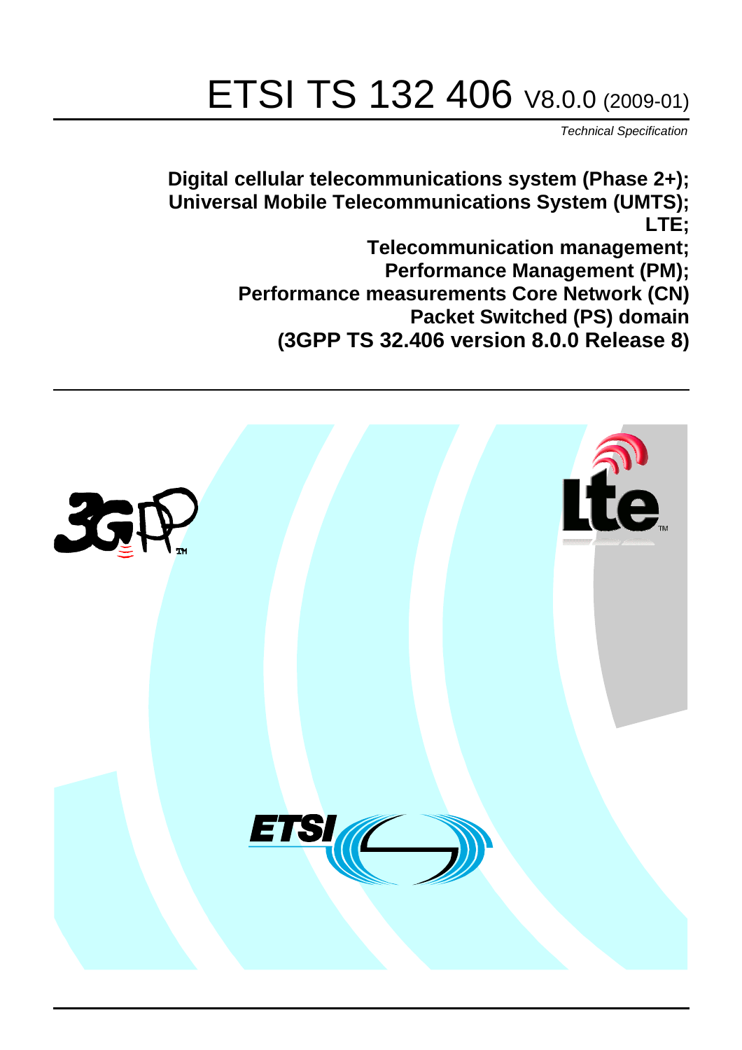# ETSI TS 132 406 V8.0.0 (2009-01)

*Technical Specification*

**Digital cellular telecommunications system (Phase 2+);
Universal Mobile Telecommunications System (UMTS);
LTE;
Telecommunication management;
Performance Management (PM);
Performance measurements Core Network (CN)
Packet Switched (PS) domain
(3GPP TS 32.406 version 8.0.0 Release 8)**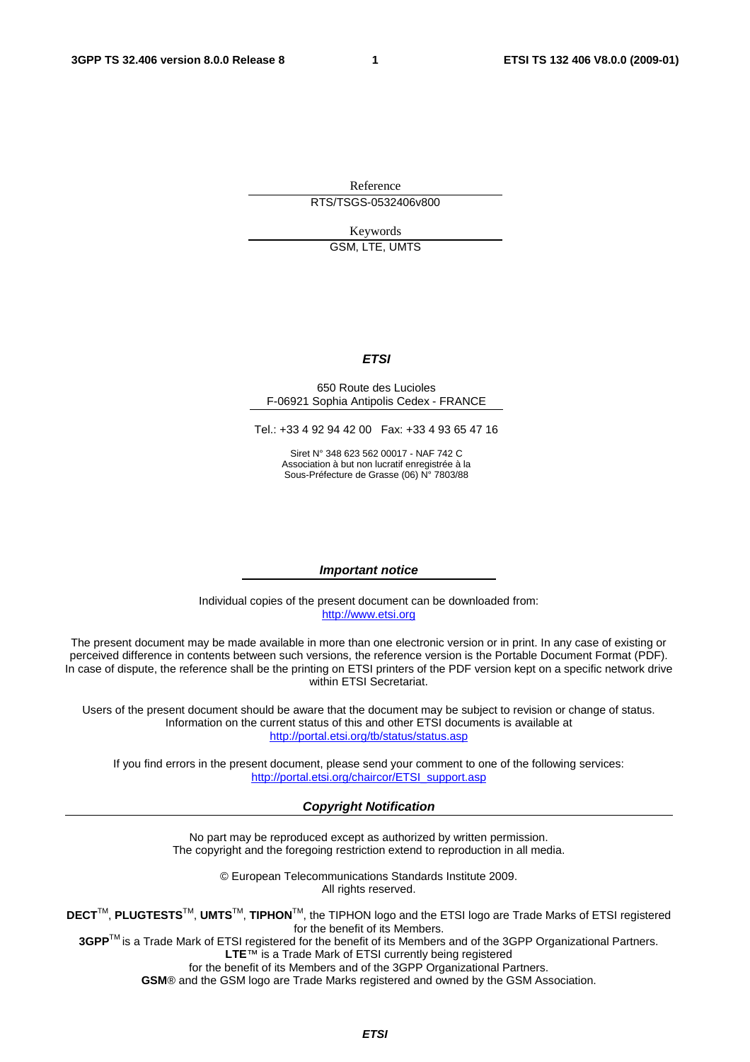Reference

RTS/TSGS-0532406v800

Keywords

GSM, LTE, UMTS

***ETSI***

650 Route des Lucioles
F-06921 Sophia Antipolis Cedex - FRANCE

Tel.: +33 4 92 94 42 00   Fax: +33 4 93 65 47 16

Siret N° 348 623 562 00017 - NAF 742 C
Association à but non lucratif enregistrée à la
Sous-Préfecture de Grasse (06) N° 7803/88

***Important notice***

Individual copies of the present document can be downloaded from:
http://www.etsi.org

The present document may be made available in more than one electronic version or in print. In any case of existing or perceived difference in contents between such versions, the reference version is the Portable Document Format (PDF). In case of dispute, the reference shall be the printing on ETSI printers of the PDF version kept on a specific network drive within ETSI Secretariat.

Users of the present document should be aware that the document may be subject to revision or change of status. Information on the current status of this and other ETSI documents is available at
http://portal.etsi.org/tb/status/status.asp

If you find errors in the present document, please send your comment to one of the following services:
http://portal.etsi.org/chaircor/ETSI_support.asp

***Copyright Notification***

No part may be reproduced except as authorized by written permission.
The copyright and the foregoing restriction extend to reproduction in all media.

© European Telecommunications Standards Institute 2009.
All rights reserved.

**DECT**™, **PLUGTESTS**™, **UMTS**™, **TIPHON**™, the TIPHON logo and the ETSI logo are Trade Marks of ETSI registered for the benefit of its Members.
**3GPP**™ is a Trade Mark of ETSI registered for the benefit of its Members and of the 3GPP Organizational Partners.
**LTE**™ is a Trade Mark of ETSI currently being registered
for the benefit of its Members and of the 3GPP Organizational Partners.
**GSM**® and the GSM logo are Trade Marks registered and owned by the GSM Association.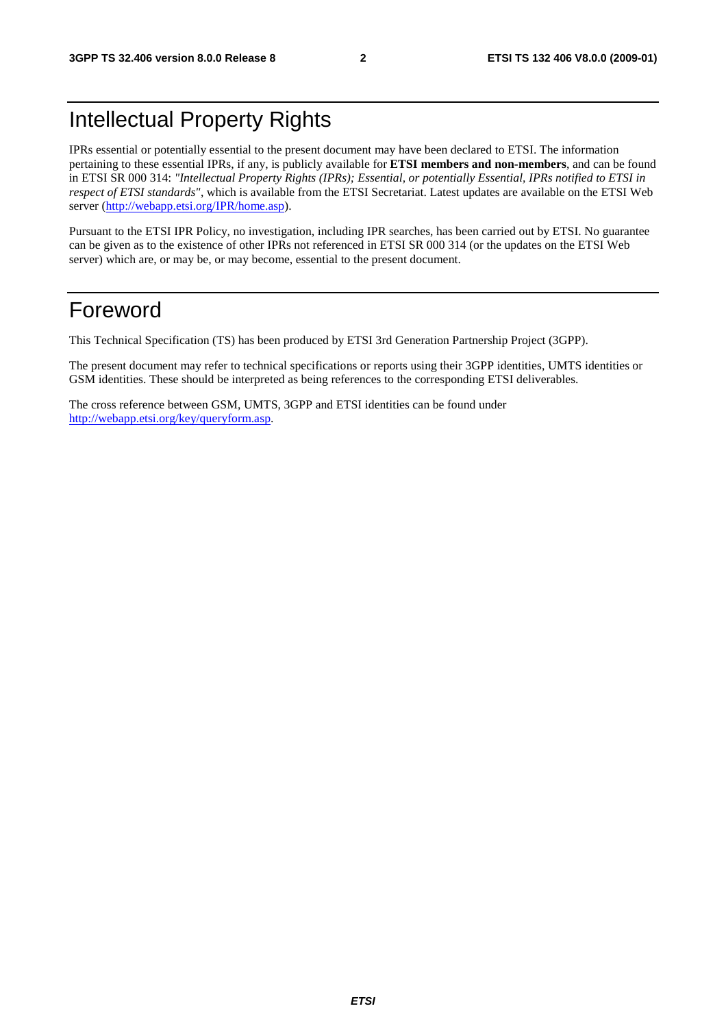# Intellectual Property Rights

IPRs essential or potentially essential to the present document may have been declared to ETSI. The information pertaining to these essential IPRs, if any, is publicly available for **ETSI members and non-members**, and can be found in ETSI SR 000 314: *"Intellectual Property Rights (IPRs); Essential, or potentially Essential, IPRs notified to ETSI in respect of ETSI standards"*, which is available from the ETSI Secretariat. Latest updates are available on the ETSI Web server (http://webapp.etsi.org/IPR/home.asp).

Pursuant to the ETSI IPR Policy, no investigation, including IPR searches, has been carried out by ETSI. No guarantee can be given as to the existence of other IPRs not referenced in ETSI SR 000 314 (or the updates on the ETSI Web server) which are, or may be, or may become, essential to the present document.

# Foreword

This Technical Specification (TS) has been produced by ETSI 3rd Generation Partnership Project (3GPP).

The present document may refer to technical specifications or reports using their 3GPP identities, UMTS identities or GSM identities. These should be interpreted as being references to the corresponding ETSI deliverables.

The cross reference between GSM, UMTS, 3GPP and ETSI identities can be found under http://webapp.etsi.org/key/queryform.asp.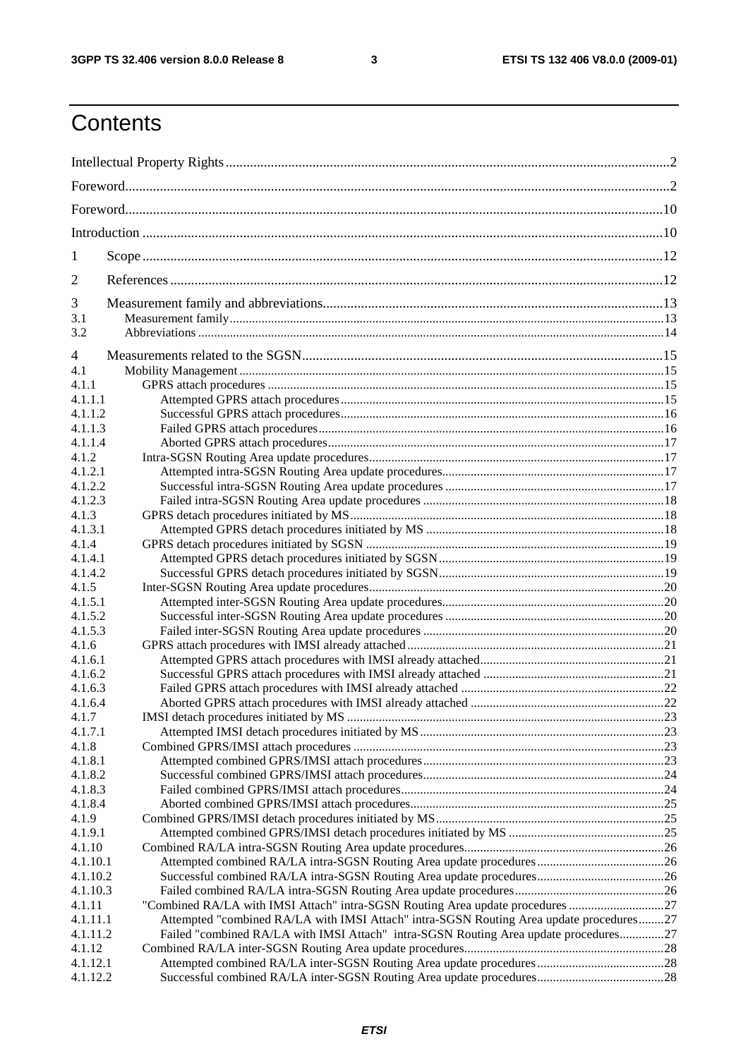# Contents

Intellectual Property Rights ..... 2
Foreword ..... 2
Foreword ..... 10
Introduction ..... 10

1 Scope ..... 12
2 References ..... 12
3 Measurement family and abbreviations ..... 13
3.1 Measurement family ..... 13
3.2 Abbreviations ..... 14
4 Measurements related to the SGSN ..... 15
4.1 Mobility Management ..... 15
4.1.1 GPRS attach procedures ..... 15
4.1.1.1 Attempted GPRS attach procedures ..... 15
4.1.1.2 Successful GPRS attach procedures ..... 16
4.1.1.3 Failed GPRS attach procedures ..... 16
4.1.1.4 Aborted GPRS attach procedures ..... 17
4.1.2 Intra-SGSN Routing Area update procedures ..... 17
4.1.2.1 Attempted intra-SGSN Routing Area update procedures ..... 17
4.1.2.2 Successful intra-SGSN Routing Area update procedures ..... 17
4.1.2.3 Failed intra-SGSN Routing Area update procedures ..... 18
4.1.3 GPRS detach procedures initiated by MS ..... 18
4.1.3.1 Attempted GPRS detach procedures initiated by MS ..... 18
4.1.4 GPRS detach procedures initiated by SGSN ..... 19
4.1.4.1 Attempted GPRS detach procedures initiated by SGSN ..... 19
4.1.4.2 Successful GPRS detach procedures initiated by SGSN ..... 19
4.1.5 Inter-SGSN Routing Area update procedures ..... 20
4.1.5.1 Attempted inter-SGSN Routing Area update procedures ..... 20
4.1.5.2 Successful inter-SGSN Routing Area update procedures ..... 20
4.1.5.3 Failed inter-SGSN Routing Area update procedures ..... 20
4.1.6 GPRS attach procedures with IMSI already attached ..... 21
4.1.6.1 Attempted GPRS attach procedures with IMSI already attached ..... 21
4.1.6.2 Successful GPRS attach procedures with IMSI already attached ..... 21
4.1.6.3 Failed GPRS attach procedures with IMSI already attached ..... 22
4.1.6.4 Aborted GPRS attach procedures with IMSI already attached ..... 22
4.1.7 IMSI detach procedures initiated by MS ..... 23
4.1.7.1 Attempted IMSI detach procedures initiated by MS ..... 23
4.1.8 Combined GPRS/IMSI attach procedures ..... 23
4.1.8.1 Attempted combined GPRS/IMSI attach procedures ..... 23
4.1.8.2 Successful combined GPRS/IMSI attach procedures ..... 24
4.1.8.3 Failed combined GPRS/IMSI attach procedures ..... 24
4.1.8.4 Aborted combined GPRS/IMSI attach procedures ..... 25
4.1.9 Combined GPRS/IMSI detach procedures initiated by MS ..... 25
4.1.9.1 Attempted combined GPRS/IMSI detach procedures initiated by MS ..... 25
4.1.10 Combined RA/LA intra-SGSN Routing Area update procedures ..... 26
4.1.10.1 Attempted combined RA/LA intra-SGSN Routing Area update procedures ..... 26
4.1.10.2 Successful combined RA/LA intra-SGSN Routing Area update procedures ..... 26
4.1.10.3 Failed combined RA/LA intra-SGSN Routing Area update procedures ..... 26
4.1.11 "Combined RA/LA with IMSI Attach" intra-SGSN Routing Area update procedures ..... 27
4.1.11.1 Attempted "combined RA/LA with IMSI Attach" intra-SGSN Routing Area update procedures ..... 27
4.1.11.2 Failed "combined RA/LA with IMSI Attach" intra-SGSN Routing Area update procedures ..... 27
4.1.12 Combined RA/LA inter-SGSN Routing Area update procedures ..... 28
4.1.12.1 Attempted combined RA/LA inter-SGSN Routing Area update procedures ..... 28
4.1.12.2 Successful combined RA/LA inter-SGSN Routing Area update procedures ..... 28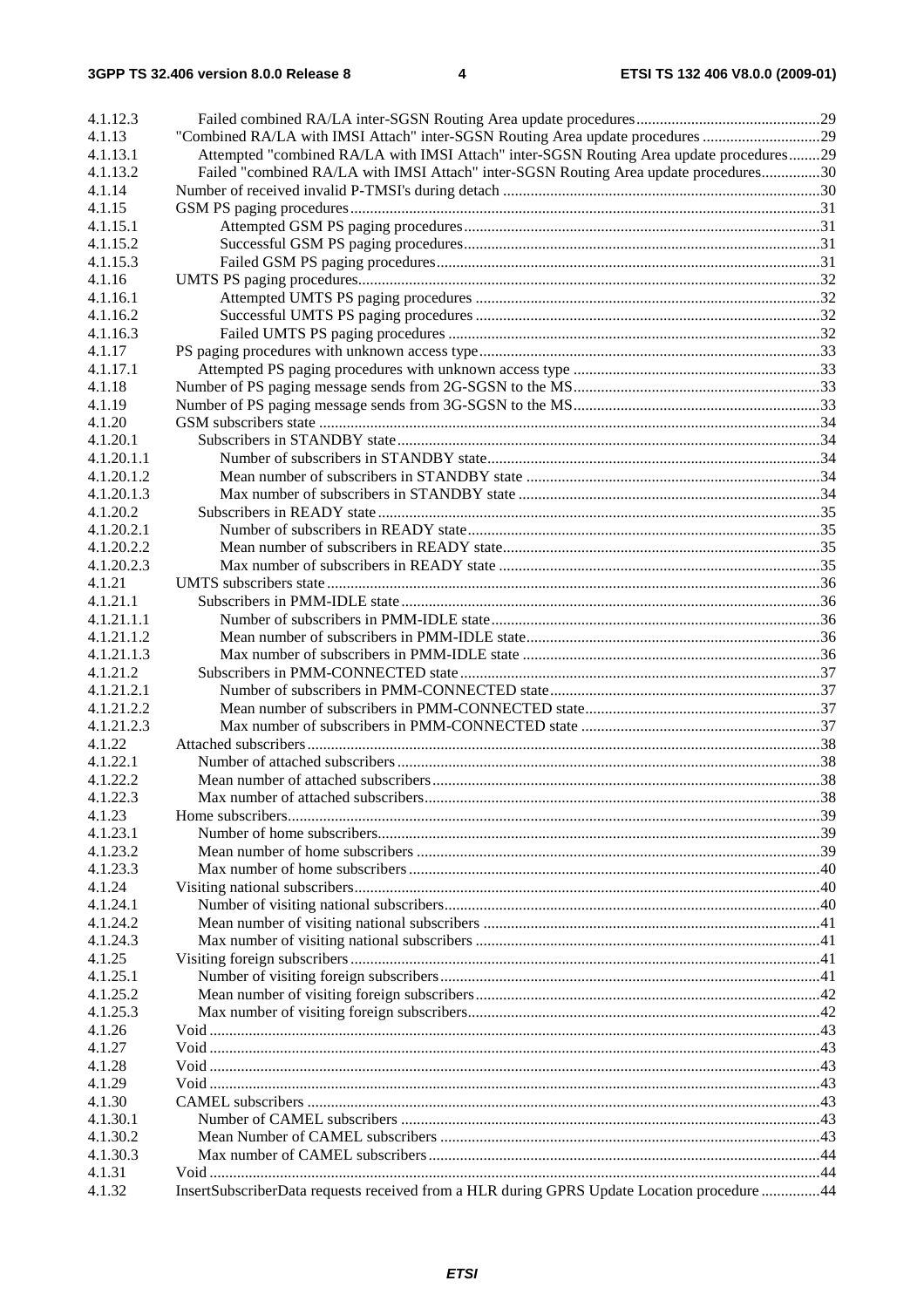4.1.12.3 Failed combined RA/LA inter-SGSN Routing Area update procedures ....29
4.1.13 "Combined RA/LA with IMSI Attach" inter-SGSN Routing Area update procedures ....29
4.1.13.1 Attempted "combined RA/LA with IMSI Attach" inter-SGSN Routing Area update procedures ....29
4.1.13.2 Failed "combined RA/LA with IMSI Attach" inter-SGSN Routing Area update procedures ....30
4.1.14 Number of received invalid P-TMSI's during detach ....30
4.1.15 GSM PS paging procedures ....31
4.1.15.1 Attempted GSM PS paging procedures ....31
4.1.15.2 Successful GSM PS paging procedures ....31
4.1.15.3 Failed GSM PS paging procedures ....31
4.1.16 UMTS PS paging procedures ....32
4.1.16.1 Attempted UMTS PS paging procedures ....32
4.1.16.2 Successful UMTS PS paging procedures ....32
4.1.16.3 Failed UMTS PS paging procedures ....32
4.1.17 PS paging procedures with unknown access type ....33
4.1.17.1 Attempted PS paging procedures with unknown access type ....33
4.1.18 Number of PS paging message sends from 2G-SGSN to the MS ....33
4.1.19 Number of PS paging message sends from 3G-SGSN to the MS ....33
4.1.20 GSM subscribers state ....34
4.1.20.1 Subscribers in STANDBY state ....34
4.1.20.1.1 Number of subscribers in STANDBY state ....34
4.1.20.1.2 Mean number of subscribers in STANDBY state ....34
4.1.20.1.3 Max number of subscribers in STANDBY state ....34
4.1.20.2 Subscribers in READY state ....35
4.1.20.2.1 Number of subscribers in READY state ....35
4.1.20.2.2 Mean number of subscribers in READY state ....35
4.1.20.2.3 Max number of subscribers in READY state ....35
4.1.21 UMTS subscribers state ....36
4.1.21.1 Subscribers in PMM-IDLE state ....36
4.1.21.1.1 Number of subscribers in PMM-IDLE state ....36
4.1.21.1.2 Mean number of subscribers in PMM-IDLE state ....36
4.1.21.1.3 Max number of subscribers in PMM-IDLE state ....36
4.1.21.2 Subscribers in PMM-CONNECTED state ....37
4.1.21.2.1 Number of subscribers in PMM-CONNECTED state ....37
4.1.21.2.2 Mean number of subscribers in PMM-CONNECTED state ....37
4.1.21.2.3 Max number of subscribers in PMM-CONNECTED state ....37
4.1.22 Attached subscribers ....38
4.1.22.1 Number of attached subscribers ....38
4.1.22.2 Mean number of attached subscribers ....38
4.1.22.3 Max number of attached subscribers ....38
4.1.23 Home subscribers ....39
4.1.23.1 Number of home subscribers ....39
4.1.23.2 Mean number of home subscribers ....39
4.1.23.3 Max number of home subscribers ....40
4.1.24 Visiting national subscribers ....40
4.1.24.1 Number of visiting national subscribers ....40
4.1.24.2 Mean number of visiting national subscribers ....41
4.1.24.3 Max number of visiting national subscribers ....41
4.1.25 Visiting foreign subscribers ....41
4.1.25.1 Number of visiting foreign subscribers ....41
4.1.25.2 Mean number of visiting foreign subscribers ....42
4.1.25.3 Max number of visiting foreign subscribers ....42
4.1.26 Void ....43
4.1.27 Void ....43
4.1.28 Void ....43
4.1.29 Void ....43
4.1.30 CAMEL subscribers ....43
4.1.30.1 Number of CAMEL subscribers ....43
4.1.30.2 Mean Number of CAMEL subscribers ....43
4.1.30.3 Max number of CAMEL subscribers ....44
4.1.31 Void ....44
4.1.32 InsertSubscriberData requests received from a HLR during GPRS Update Location procedure ....44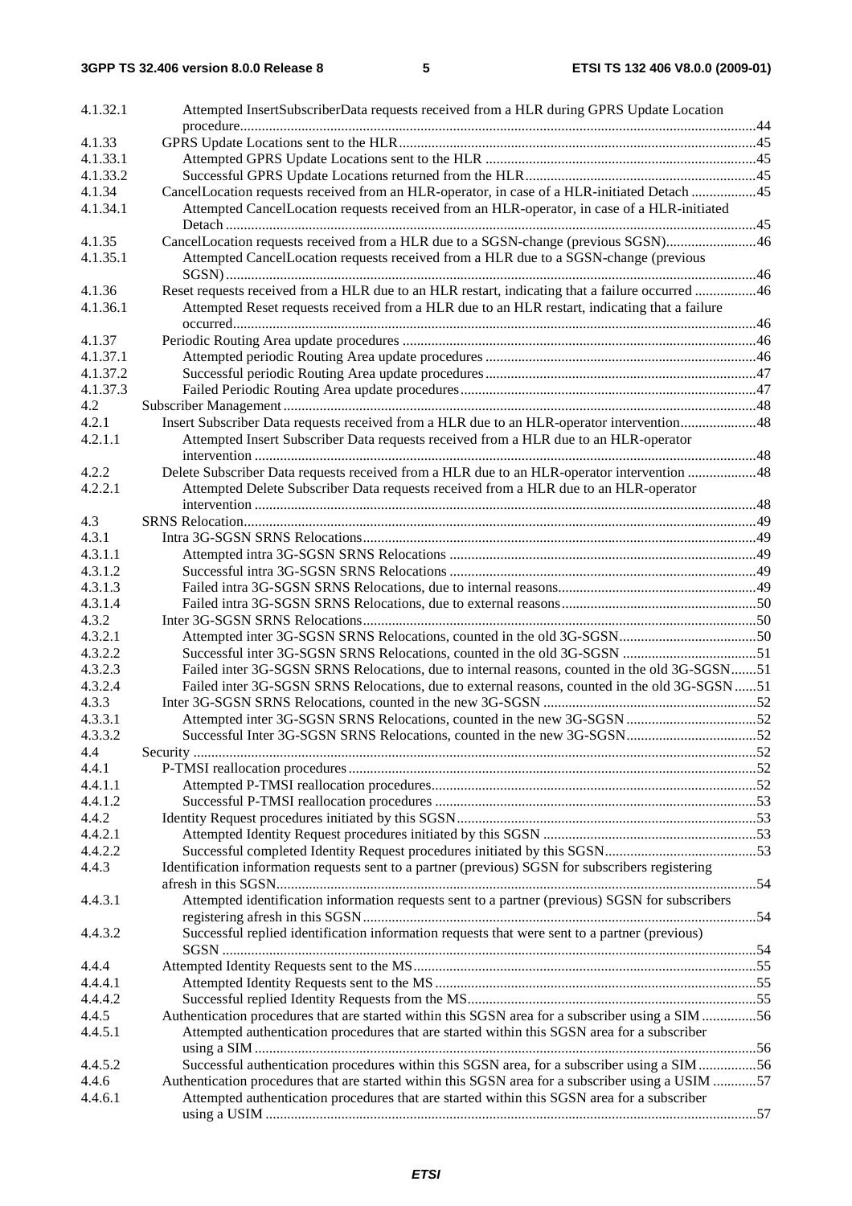4.1.32.1 Attempted InsertSubscriberData requests received from a HLR during GPRS Update Location procedure ....44
4.1.33 GPRS Update Locations sent to the HLR ....45
4.1.33.1 Attempted GPRS Update Locations sent to the HLR ....45
4.1.33.2 Successful GPRS Update Locations returned from the HLR ....45
4.1.34 CancelLocation requests received from an HLR-operator, in case of a HLR-initiated Detach ....45
4.1.34.1 Attempted CancelLocation requests received from an HLR-operator, in case of a HLR-initiated Detach ....45
4.1.35 CancelLocation requests received from a HLR due to a SGSN-change (previous SGSN) ....46
4.1.35.1 Attempted CancelLocation requests received from a HLR due to a SGSN-change (previous SGSN) ....46
4.1.36 Reset requests received from a HLR due to an HLR restart, indicating that a failure occurred ....46
4.1.36.1 Attempted Reset requests received from a HLR due to an HLR restart, indicating that a failure occurred ....46
4.1.37 Periodic Routing Area update procedures ....46
4.1.37.1 Attempted periodic Routing Area update procedures ....46
4.1.37.2 Successful periodic Routing Area update procedures ....47
4.1.37.3 Failed Periodic Routing Area update procedures ....47
4.2 Subscriber Management ....48
4.2.1 Insert Subscriber Data requests received from a HLR due to an HLR-operator intervention ....48
4.2.1.1 Attempted Insert Subscriber Data requests received from a HLR due to an HLR-operator intervention ....48
4.2.2 Delete Subscriber Data requests received from a HLR due to an HLR-operator intervention ....48
4.2.2.1 Attempted Delete Subscriber Data requests received from a HLR due to an HLR-operator intervention ....48
4.3 SRNS Relocation ....49
4.3.1 Intra 3G-SGSN SRNS Relocations ....49
4.3.1.1 Attempted intra 3G-SGSN SRNS Relocations ....49
4.3.1.2 Successful intra 3G-SGSN SRNS Relocations ....49
4.3.1.3 Failed intra 3G-SGSN SRNS Relocations, due to internal reasons ....49
4.3.1.4 Failed intra 3G-SGSN SRNS Relocations, due to external reasons ....50
4.3.2 Inter 3G-SGSN SRNS Relocations ....50
4.3.2.1 Attempted inter 3G-SGSN SRNS Relocations, counted in the old 3G-SGSN ....50
4.3.2.2 Successful inter 3G-SGSN SRNS Relocations, counted in the old 3G-SGSN ....51
4.3.2.3 Failed inter 3G-SGSN SRNS Relocations, due to internal reasons, counted in the old 3G-SGSN ....51
4.3.2.4 Failed inter 3G-SGSN SRNS Relocations, due to external reasons, counted in the old 3G-SGSN ....51
4.3.3 Inter 3G-SGSN SRNS Relocations, counted in the new 3G-SGSN ....52
4.3.3.1 Attempted inter 3G-SGSN SRNS Relocations, counted in the new 3G-SGSN ....52
4.3.3.2 Successful Inter 3G-SGSN SRNS Relocations, counted in the new 3G-SGSN ....52
4.4 Security ....52
4.4.1 P-TMSI reallocation procedures ....52
4.4.1.1 Attempted P-TMSI reallocation procedures ....52
4.4.1.2 Successful P-TMSI reallocation procedures ....53
4.4.2 Identity Request procedures initiated by this SGSN ....53
4.4.2.1 Attempted Identity Request procedures initiated by this SGSN ....53
4.4.2.2 Successful completed Identity Request procedures initiated by this SGSN ....53
4.4.3 Identification information requests sent to a partner (previous) SGSN for subscribers registering afresh in this SGSN ....54
4.4.3.1 Attempted identification information requests sent to a partner (previous) SGSN for subscribers registering afresh in this SGSN ....54
4.4.3.2 Successful replied identification information requests that were sent to a partner (previous) SGSN ....54
4.4.4 Attempted Identity Requests sent to the MS ....55
4.4.4.1 Attempted Identity Requests sent to the MS ....55
4.4.4.2 Successful replied Identity Requests from the MS ....55
4.4.5 Authentication procedures that are started within this SGSN area for a subscriber using a SIM ....56
4.4.5.1 Attempted authentication procedures that are started within this SGSN area for a subscriber using a SIM ....56
4.4.5.2 Successful authentication procedures within this SGSN area, for a subscriber using a SIM ....56
4.4.6 Authentication procedures that are started within this SGSN area for a subscriber using a USIM ....57
4.4.6.1 Attempted authentication procedures that are started within this SGSN area for a subscriber using a USIM ....57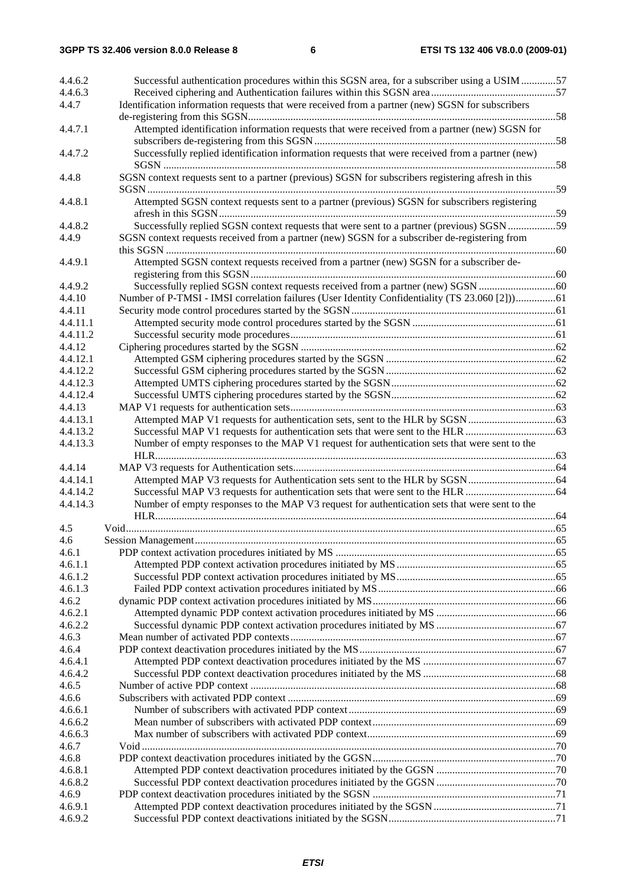4.4.6.2 Successful authentication procedures within this SGSN area, for a subscriber using a USIM .............57
4.4.6.3 Received ciphering and Authentication failures within this SGSN area ...............................................57
4.4.7 Identification information requests that were received from a partner (new) SGSN for subscribers de-registering from this SGSN...................................................................................................................58
4.4.7.1 Attempted identification information requests that were received from a partner (new) SGSN for subscribers de-registering from this SGSN ...........................................................................................58
4.4.7.2 Successfully replied identification information requests that were received from a partner (new) SGSN ...................................................................................................................................................58
4.4.8 SGSN context requests sent to a partner (previous) SGSN for subscribers registering afresh in this SGSN ........................................................................................................................................................59
4.4.8.1 Attempted SGSN context requests sent to a partner (previous) SGSN for subscribers registering afresh in this SGSN ..............................................................................................................................59
4.4.8.2 Successfully replied SGSN context requests that were sent to a partner (previous) SGSN ..................59
4.4.9 SGSN context requests received from a partner (new) SGSN for a subscriber de-registering from this SGSN ..................................................................................................................................................60
4.4.9.1 Attempted SGSN context requests received from a partner (new) SGSN for a subscriber de-registering from this SGSN ..................................................................................................................60
4.4.9.2 Successfully replied SGSN context requests received from a partner (new) SGSN .............................60
4.4.10 Number of P-TMSI - IMSI correlation failures (User Identity Confidentiality (TS 23.060 [2]))...............61
4.4.11 Security mode control procedures started by the SGSN .............................................................................61
4.4.11.1 Attempted security mode control procedures started by the SGSN ......................................................61
4.4.11.2 Successful security mode procedures....................................................................................................61
4.4.12 Ciphering procedures started by the SGSN ................................................................................................62
4.4.12.1 Attempted GSM ciphering procedures started by the SGSN ................................................................62
4.4.12.2 Successful GSM ciphering procedures started by the SGSN ................................................................62
4.4.12.3 Attempted UMTS ciphering procedures started by the SGSN ..............................................................62
4.4.12.4 Successful UMTS ciphering procedures started by the SGSN..............................................................62
4.4.13 MAP V1 requests for authentication sets....................................................................................................63
4.4.13.1 Attempted MAP V1 requests for authentication sets, sent to the HLR by SGSN .................................63
4.4.13.2 Successful MAP V1 requests for authentication sets that were sent to the HLR ..................................63
4.4.13.3 Number of empty responses to the MAP V1 request for authentication sets that were sent to the HLR.......................................................................................................................................................63
4.4.14 MAP V3 requests for Authentication sets...................................................................................................64
4.4.14.1 Attempted MAP V3 requests for Authentication sets sent to the HLR by SGSN .................................64
4.4.14.2 Successful MAP V3 requests for authentication sets that were sent to the HLR ..................................64
4.4.14.3 Number of empty responses to the MAP V3 request for authentication sets that were sent to the HLR.......................................................................................................................................................64
4.5 Void.................................................................................................................................................................65
4.6 Session Management.......................................................................................................................................65
4.6.1 PDP context activation procedures initiated by MS ...................................................................................65
4.6.1.1 Attempted PDP context activation procedures initiated by MS ............................................................65
4.6.1.2 Successful PDP context activation procedures initiated by MS............................................................65
4.6.1.3 Failed PDP context activation procedures initiated by MS...................................................................66
4.6.2 dynamic PDP context activation procedures initiated by MS.....................................................................66
4.6.2.1 Attempted dynamic PDP context activation procedures initiated by MS .............................................66
4.6.2.2 Successful dynamic PDP context activation procedures initiated by MS .............................................67
4.6.3 Mean number of activated PDP contexts....................................................................................................67
4.6.4 PDP context deactivation procedures initiated by the MS..........................................................................67
4.6.4.1 Attempted PDP context deactivation procedures initiated by the MS ..................................................67
4.6.4.2 Successful PDP context deactivation procedures initiated by the MS ..................................................68
4.6.5 Number of active PDP context ...................................................................................................................68
4.6.6 Subscribers with activated PDP context .....................................................................................................69
4.6.6.1 Number of subscribers with activated PDP context..............................................................................69
4.6.6.2 Mean number of subscribers with activated PDP context.....................................................................69
4.6.6.3 Max number of subscribers with activated PDP context.......................................................................69
4.6.7 Void ............................................................................................................................................................70
4.6.8 PDP context deactivation procedures initiated by the GGSN.....................................................................70
4.6.8.1 Attempted PDP context deactivation procedures initiated by the GGSN .............................................70
4.6.8.2 Successful PDP context deactivation procedures initiated by the GGSN .............................................70
4.6.9 PDP context deactivation procedures initiated by the SGSN .....................................................................71
4.6.9.1 Attempted PDP context deactivation procedures initiated by the SGSN ..............................................71
4.6.9.2 Successful PDP context deactivations initiated by the SGSN...............................................................71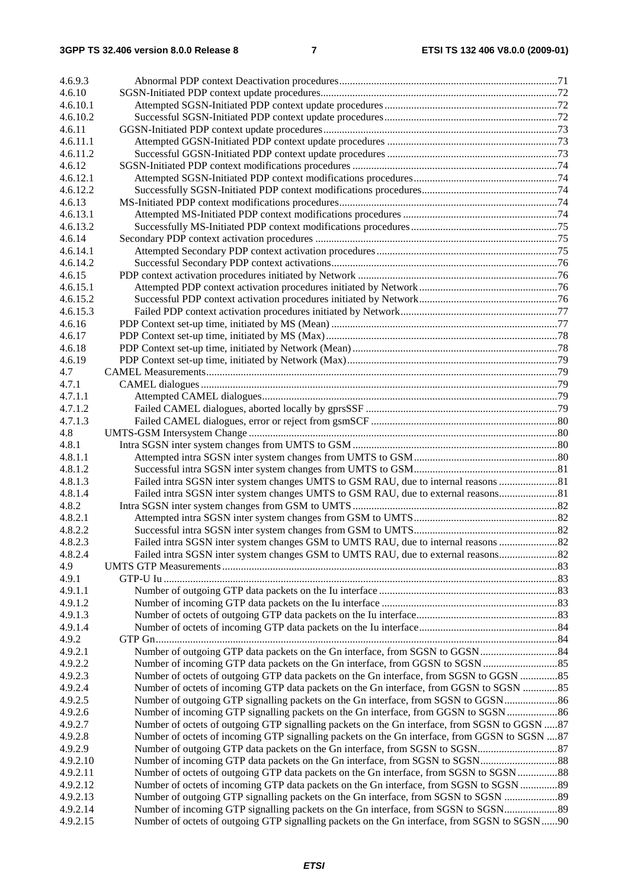4.6.9.3 Abnormal PDP context Deactivation procedures ....71
4.6.10 SGSN-Initiated PDP context update procedures ....72
4.6.10.1 Attempted SGSN-Initiated PDP context update procedures ....72
4.6.10.2 Successful SGSN-Initiated PDP context update procedures ....72
4.6.11 GGSN-Initiated PDP context update procedures ....73
4.6.11.1 Attempted GGSN-Initiated PDP context update procedures ....73
4.6.11.2 Successful GGSN-Initiated PDP context update procedures ....73
4.6.12 SGSN-Initiated PDP context modifications procedures ....74
4.6.12.1 Attempted SGSN-Initiated PDP context modifications procedures ....74
4.6.12.2 Successfully SGSN-Initiated PDP context modifications procedures ....74
4.6.13 MS-Initiated PDP context modifications procedures ....74
4.6.13.1 Attempted MS-Initiated PDP context modifications procedures ....74
4.6.13.2 Successfully MS-Initiated PDP context modifications procedures ....75
4.6.14 Secondary PDP context activation procedures ....75
4.6.14.1 Attempted Secondary PDP context activation procedures ....75
4.6.14.2 Successful Secondary PDP context activations ....76
4.6.15 PDP context activation procedures initiated by Network ....76
4.6.15.1 Attempted PDP context activation procedures initiated by Network ....76
4.6.15.2 Successful PDP context activation procedures initiated by Network ....76
4.6.15.3 Failed PDP context activation procedures initiated by Network ....77
4.6.16 PDP Context set-up time, initiated by MS (Mean) ....77
4.6.17 PDP Context set-up time, initiated by MS (Max) ....78
4.6.18 PDP Context set-up time, initiated by Network (Mean) ....78
4.6.19 PDP Context set-up time, initiated by Network (Max) ....79
4.7 CAMEL Measurements ....79
4.7.1 CAMEL dialogues ....79
4.7.1.1 Attempted CAMEL dialogues ....79
4.7.1.2 Failed CAMEL dialogues, aborted locally by gprsSSF ....79
4.7.1.3 Failed CAMEL dialogues, error or reject from gsmSCF ....80
4.8 UMTS-GSM Intersystem Change ....80
4.8.1 Intra SGSN inter system changes from UMTS to GSM ....80
4.8.1.1 Attempted intra SGSN inter system changes from UMTS to GSM ....80
4.8.1.2 Successful intra SGSN inter system changes from UMTS to GSM ....81
4.8.1.3 Failed intra SGSN inter system changes UMTS to GSM RAU, due to internal reasons ....81
4.8.1.4 Failed intra SGSN inter system changes UMTS to GSM RAU, due to external reasons ....81
4.8.2 Intra SGSN inter system changes from GSM to UMTS ....82
4.8.2.1 Attempted intra SGSN inter system changes from GSM to UMTS ....82
4.8.2.2 Successful intra SGSN inter system changes from GSM to UMTS ....82
4.8.2.3 Failed intra SGSN inter system changes GSM to UMTS RAU, due to internal reasons ....82
4.8.2.4 Failed intra SGSN inter system changes GSM to UMTS RAU, due to external reasons ....82
4.9 UMTS GTP Measurements ....83
4.9.1 GTP-U Iu ....83
4.9.1.1 Number of outgoing GTP data packets on the Iu interface ....83
4.9.1.2 Number of incoming GTP data packets on the Iu interface ....83
4.9.1.3 Number of octets of outgoing GTP data packets on the Iu interface ....83
4.9.1.4 Number of octets of incoming GTP data packets on the Iu interface ....84
4.9.2 GTP Gn ....84
4.9.2.1 Number of outgoing GTP data packets on the Gn interface, from SGSN to GGSN ....84
4.9.2.2 Number of incoming GTP data packets on the Gn interface, from GGSN to SGSN ....85
4.9.2.3 Number of octets of outgoing GTP data packets on the Gn interface, from SGSN to GGSN ....85
4.9.2.4 Number of octets of incoming GTP data packets on the Gn interface, from GGSN to SGSN ....85
4.9.2.5 Number of outgoing GTP signalling packets on the Gn interface, from SGSN to GGSN ....86
4.9.2.6 Number of incoming GTP signalling packets on the Gn interface, from GGSN to SGSN ....86
4.9.2.7 Number of octets of outgoing GTP signalling packets on the Gn interface, from SGSN to GGSN ....87
4.9.2.8 Number of octets of incoming GTP signalling packets on the Gn interface, from GGSN to SGSN ....87
4.9.2.9 Number of outgoing GTP data packets on the Gn interface, from SGSN to SGSN ....87
4.9.2.10 Number of incoming GTP data packets on the Gn interface, from SGSN to SGSN ....88
4.9.2.11 Number of octets of outgoing GTP data packets on the Gn interface, from SGSN to SGSN ....88
4.9.2.12 Number of octets of incoming GTP data packets on the Gn interface, from SGSN to SGSN ....89
4.9.2.13 Number of outgoing GTP signalling packets on the Gn interface, from SGSN to SGSN ....89
4.9.2.14 Number of incoming GTP signalling packets on the Gn interface, from SGSN to SGSN ....89
4.9.2.15 Number of octets of outgoing GTP signalling packets on the Gn interface, from SGSN to SGSN ....90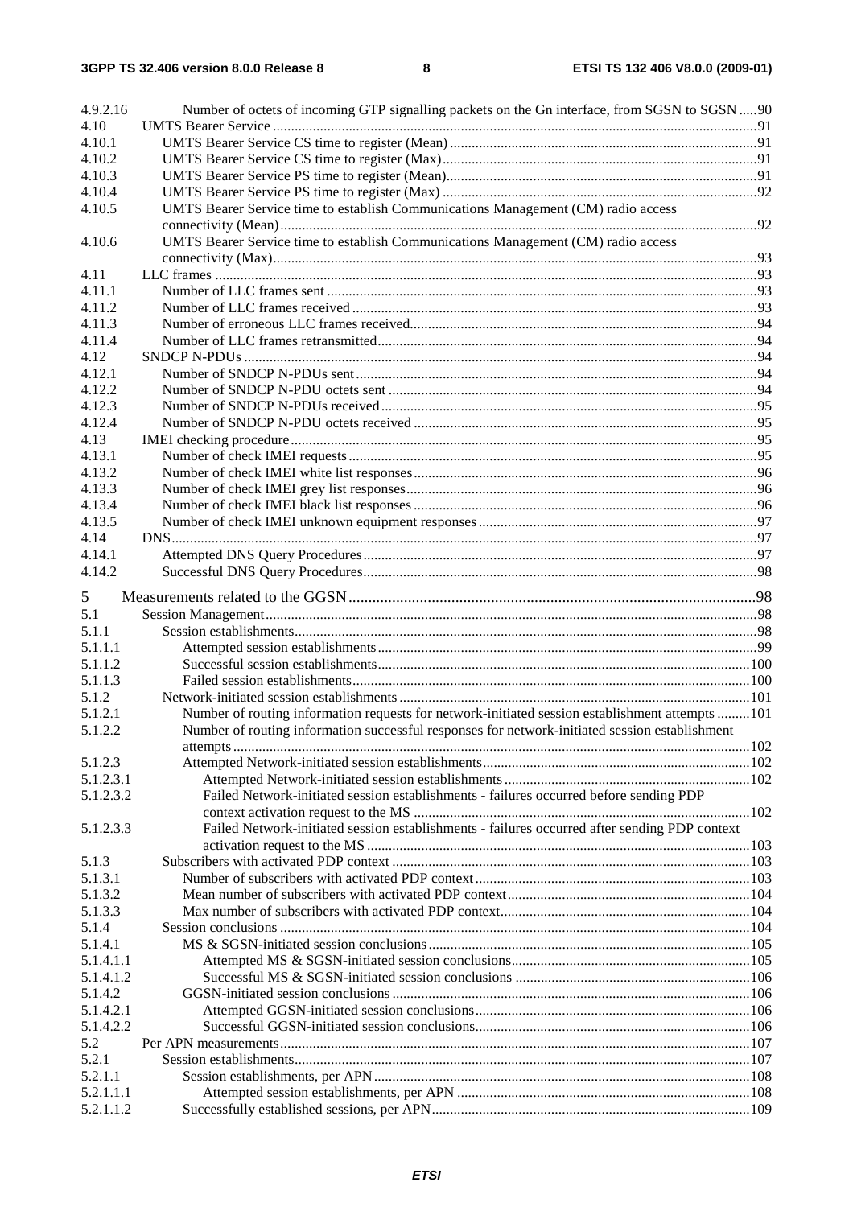| | | |
|---|---|---|
| 4.9.2.16 | Number of octets of incoming GTP signalling packets on the Gn interface, from SGSN to SGSN | 90 |
| 4.10 | UMTS Bearer Service | 91 |
| 4.10.1 | UMTS Bearer Service CS time to register (Mean) | 91 |
| 4.10.2 | UMTS Bearer Service CS time to register (Max) | 91 |
| 4.10.3 | UMTS Bearer Service PS time to register (Mean) | 91 |
| 4.10.4 | UMTS Bearer Service PS time to register (Max) | 92 |
| 4.10.5 | UMTS Bearer Service time to establish Communications Management (CM) radio access connectivity (Mean) | 92 |
| 4.10.6 | UMTS Bearer Service time to establish Communications Management (CM) radio access connectivity (Max) | 93 |
| 4.11 | LLC frames | 93 |
| 4.11.1 | Number of LLC frames sent | 93 |
| 4.11.2 | Number of LLC frames received | 93 |
| 4.11.3 | Number of erroneous LLC frames received | 94 |
| 4.11.4 | Number of LLC frames retransmitted | 94 |
| 4.12 | SNDCP N-PDUs | 94 |
| 4.12.1 | Number of SNDCP N-PDUs sent | 94 |
| 4.12.2 | Number of SNDCP N-PDU octets sent | 94 |
| 4.12.3 | Number of SNDCP N-PDUs received | 95 |
| 4.12.4 | Number of SNDCP N-PDU octets received | 95 |
| 4.13 | IMEI checking procedure | 95 |
| 4.13.1 | Number of check IMEI requests | 95 |
| 4.13.2 | Number of check IMEI white list responses | 96 |
| 4.13.3 | Number of check IMEI grey list responses | 96 |
| 4.13.4 | Number of check IMEI black list responses | 96 |
| 4.13.5 | Number of check IMEI unknown equipment responses | 97 |
| 4.14 | DNS | 97 |
| 4.14.1 | Attempted DNS Query Procedures | 97 |
| 4.14.2 | Successful DNS Query Procedures | 98 |
| 5 | Measurements related to the GGSN | 98 |
| 5.1 | Session Management | 98 |
| 5.1.1 | Session establishments | 98 |
| 5.1.1.1 | Attempted session establishments | 99 |
| 5.1.1.2 | Successful session establishments | 100 |
| 5.1.1.3 | Failed session establishments | 100 |
| 5.1.2 | Network-initiated session establishments | 101 |
| 5.1.2.1 | Number of routing information requests for network-initiated session establishment attempts | 101 |
| 5.1.2.2 | Number of routing information successful responses for network-initiated session establishment attempts | 102 |
| 5.1.2.3 | Attempted Network-initiated session establishments | 102 |
| 5.1.2.3.1 | Attempted Network-initiated session establishments | 102 |
| 5.1.2.3.2 | Failed Network-initiated session establishments - failures occurred before sending PDP context activation request to the MS | 102 |
| 5.1.2.3.3 | Failed Network-initiated session establishments - failures occurred after sending PDP context activation request to the MS | 103 |
| 5.1.3 | Subscribers with activated PDP context | 103 |
| 5.1.3.1 | Number of subscribers with activated PDP context | 103 |
| 5.1.3.2 | Mean number of subscribers with activated PDP context | 104 |
| 5.1.3.3 | Max number of subscribers with activated PDP context | 104 |
| 5.1.4 | Session conclusions | 104 |
| 5.1.4.1 | MS & SGSN-initiated session conclusions | 105 |
| 5.1.4.1.1 | Attempted MS & SGSN-initiated session conclusions | 105 |
| 5.1.4.1.2 | Successful MS & SGSN-initiated session conclusions | 106 |
| 5.1.4.2 | GGSN-initiated session conclusions | 106 |
| 5.1.4.2.1 | Attempted GGSN-initiated session conclusions | 106 |
| 5.1.4.2.2 | Successful GGSN-initiated session conclusions | 106 |
| 5.2 | Per APN measurements | 107 |
| 5.2.1 | Session establishments | 107 |
| 5.2.1.1 | Session establishments, per APN | 108 |
| 5.2.1.1.1 | Attempted session establishments, per APN | 108 |
| 5.2.1.1.2 | Successfully established sessions, per APN | 109 |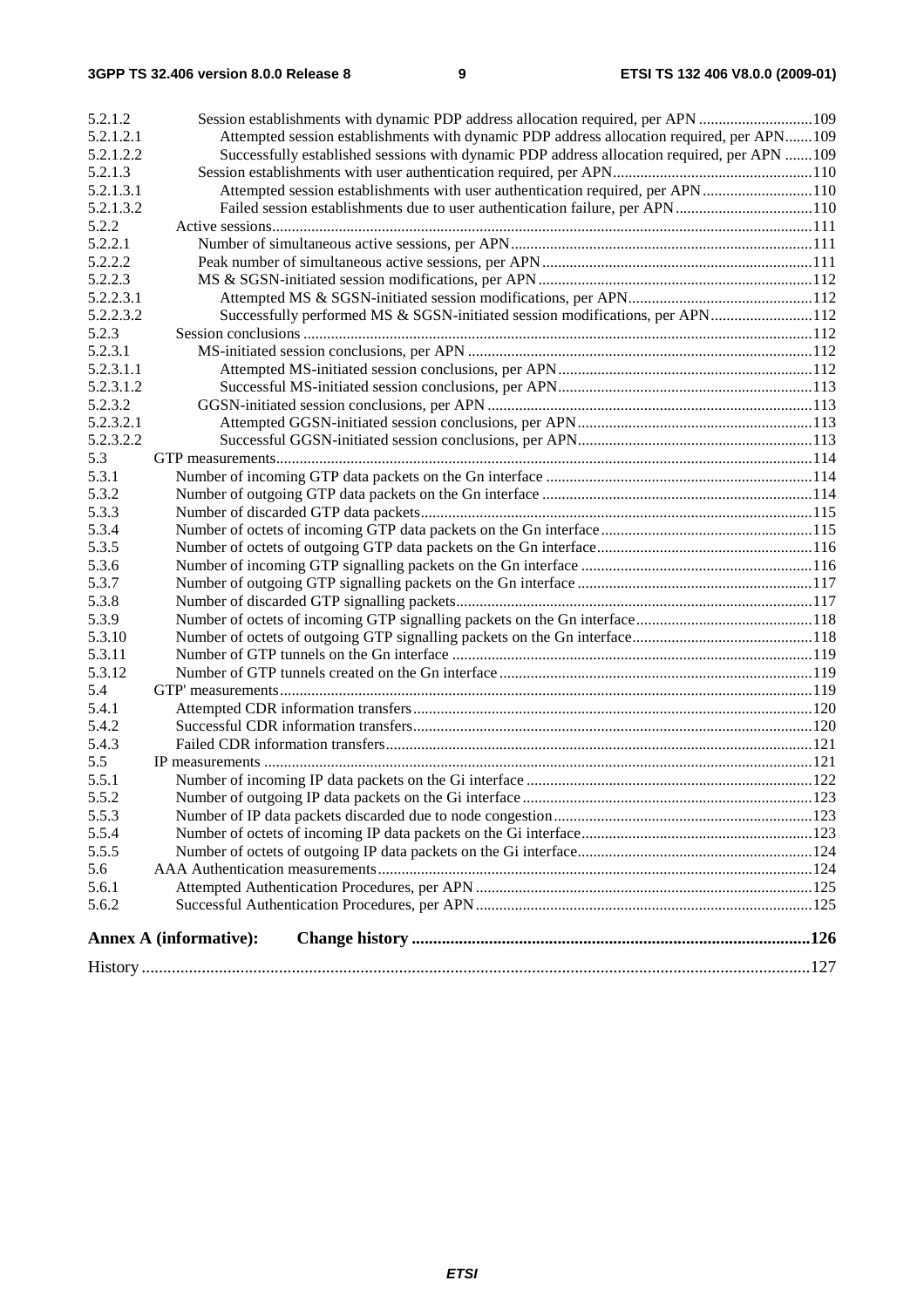5.2.1.2 Session establishments with dynamic PDP address allocation required, per APN ....109
5.2.1.2.1 Attempted session establishments with dynamic PDP address allocation required, per APN....109
5.2.1.2.2 Successfully established sessions with dynamic PDP address allocation required, per APN ....109
5.2.1.3 Session establishments with user authentication required, per APN....110
5.2.1.3.1 Attempted session establishments with user authentication required, per APN....110
5.2.1.3.2 Failed session establishments due to user authentication failure, per APN....110
5.2.2 Active sessions....111
5.2.2.1 Number of simultaneous active sessions, per APN....111
5.2.2.2 Peak number of simultaneous active sessions, per APN....111
5.2.2.3 MS & SGSN-initiated session modifications, per APN....112
5.2.2.3.1 Attempted MS & SGSN-initiated session modifications, per APN....112
5.2.2.3.2 Successfully performed MS & SGSN-initiated session modifications, per APN....112
5.2.3 Session conclusions ....112
5.2.3.1 MS-initiated session conclusions, per APN ....112
5.2.3.1.1 Attempted MS-initiated session conclusions, per APN....112
5.2.3.1.2 Successful MS-initiated session conclusions, per APN....113
5.2.3.2 GGSN-initiated session conclusions, per APN ....113
5.2.3.2.1 Attempted GGSN-initiated session conclusions, per APN....113
5.2.3.2.2 Successful GGSN-initiated session conclusions, per APN....113
5.3 GTP measurements....114
5.3.1 Number of incoming GTP data packets on the Gn interface ....114
5.3.2 Number of outgoing GTP data packets on the Gn interface ....114
5.3.3 Number of discarded GTP data packets....115
5.3.4 Number of octets of incoming GTP data packets on the Gn interface....115
5.3.5 Number of octets of outgoing GTP data packets on the Gn interface....116
5.3.6 Number of incoming GTP signalling packets on the Gn interface ....116
5.3.7 Number of outgoing GTP signalling packets on the Gn interface ....117
5.3.8 Number of discarded GTP signalling packets....117
5.3.9 Number of octets of incoming GTP signalling packets on the Gn interface....118
5.3.10 Number of octets of outgoing GTP signalling packets on the Gn interface....118
5.3.11 Number of GTP tunnels on the Gn interface ....119
5.3.12 Number of GTP tunnels created on the Gn interface ....119
5.4 GTP' measurements....119
5.4.1 Attempted CDR information transfers....120
5.4.2 Successful CDR information transfers....120
5.4.3 Failed CDR information transfers....121
5.5 IP measurements ....121
5.5.1 Number of incoming IP data packets on the Gi interface ....122
5.5.2 Number of outgoing IP data packets on the Gi interface ....123
5.5.3 Number of IP data packets discarded due to node congestion....123
5.5.4 Number of octets of incoming IP data packets on the Gi interface....123
5.5.5 Number of octets of outgoing IP data packets on the Gi interface....124
5.6 AAA Authentication measurements....124
5.6.1 Attempted Authentication Procedures, per APN ....125
5.6.2 Successful Authentication Procedures, per APN ....125

**Annex A (informative): Change history ....126**

History ....127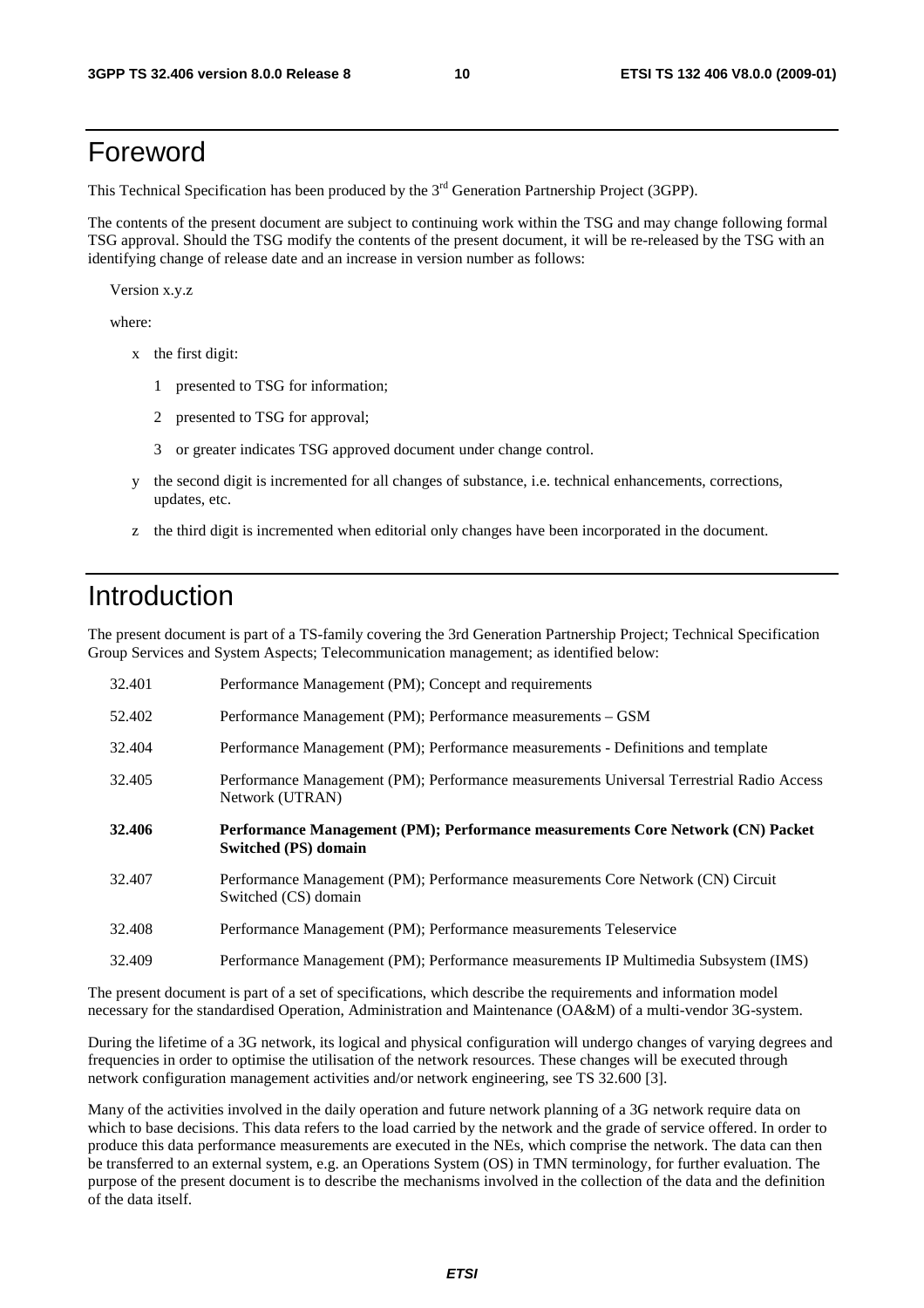# Foreword

This Technical Specification has been produced by the 3rd Generation Partnership Project (3GPP).

The contents of the present document are subject to continuing work within the TSG and may change following formal TSG approval. Should the TSG modify the contents of the present document, it will be re-released by the TSG with an identifying change of release date and an increase in version number as follows:

Version x.y.z

where:

- x the first digit:
  - 1 presented to TSG for information;
  - 2 presented to TSG for approval;
  - 3 or greater indicates TSG approved document under change control.
- y the second digit is incremented for all changes of substance, i.e. technical enhancements, corrections, updates, etc.
- z the third digit is incremented when editorial only changes have been incorporated in the document.

# Introduction

The present document is part of a TS-family covering the 3rd Generation Partnership Project; Technical Specification Group Services and System Aspects; Telecommunication management; as identified below:

| | |
|---|---|
| 32.401 | Performance Management (PM); Concept and requirements |
| 52.402 | Performance Management (PM); Performance measurements – GSM |
| 32.404 | Performance Management (PM); Performance measurements - Definitions and template |
| 32.405 | Performance Management (PM); Performance measurements Universal Terrestrial Radio Access Network (UTRAN) |
| **32.406** | **Performance Management (PM); Performance measurements Core Network (CN) Packet Switched (PS) domain** |
| 32.407 | Performance Management (PM); Performance measurements Core Network (CN) Circuit Switched (CS) domain |
| 32.408 | Performance Management (PM); Performance measurements Teleservice |
| 32.409 | Performance Management (PM); Performance measurements IP Multimedia Subsystem (IMS) |

The present document is part of a set of specifications, which describe the requirements and information model necessary for the standardised Operation, Administration and Maintenance (OA&M) of a multi-vendor 3G-system.

During the lifetime of a 3G network, its logical and physical configuration will undergo changes of varying degrees and frequencies in order to optimise the utilisation of the network resources. These changes will be executed through network configuration management activities and/or network engineering, see TS 32.600 [3].

Many of the activities involved in the daily operation and future network planning of a 3G network require data on which to base decisions. This data refers to the load carried by the network and the grade of service offered. In order to produce this data performance measurements are executed in the NEs, which comprise the network. The data can then be transferred to an external system, e.g. an Operations System (OS) in TMN terminology, for further evaluation. The purpose of the present document is to describe the mechanisms involved in the collection of the data and the definition of the data itself.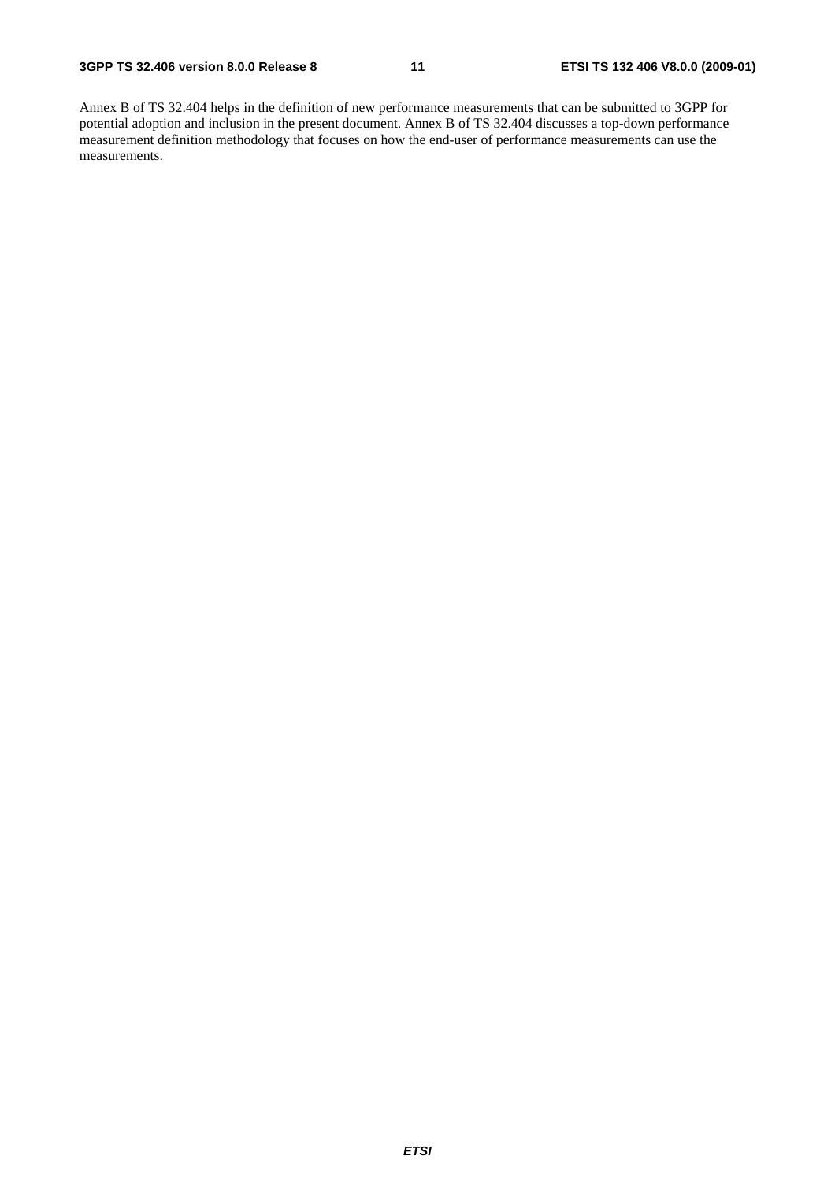Annex B of TS 32.404 helps in the definition of new performance measurements that can be submitted to 3GPP for potential adoption and inclusion in the present document. Annex B of TS 32.404 discusses a top-down performance measurement definition methodology that focuses on how the end-user of performance measurements can use the measurements.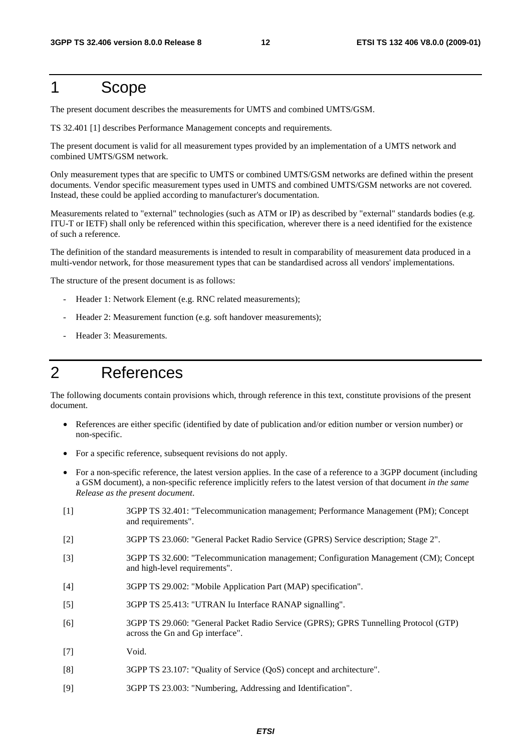# 1 Scope

The present document describes the measurements for UMTS and combined UMTS/GSM.

TS 32.401 [1] describes Performance Management concepts and requirements.

The present document is valid for all measurement types provided by an implementation of a UMTS network and combined UMTS/GSM network.

Only measurement types that are specific to UMTS or combined UMTS/GSM networks are defined within the present documents. Vendor specific measurement types used in UMTS and combined UMTS/GSM networks are not covered. Instead, these could be applied according to manufacturer's documentation.

Measurements related to "external" technologies (such as ATM or IP) as described by "external" standards bodies (e.g. ITU-T or IETF) shall only be referenced within this specification, wherever there is a need identified for the existence of such a reference.

The definition of the standard measurements is intended to result in comparability of measurement data produced in a multi-vendor network, for those measurement types that can be standardised across all vendors' implementations.

The structure of the present document is as follows:

- Header 1: Network Element (e.g. RNC related measurements);
- Header 2: Measurement function (e.g. soft handover measurements);
- Header 3: Measurements.

# 2 References

The following documents contain provisions which, through reference in this text, constitute provisions of the present document.

- References are either specific (identified by date of publication and/or edition number or version number) or non-specific.
- For a specific reference, subsequent revisions do not apply.
- For a non-specific reference, the latest version applies. In the case of a reference to a 3GPP document (including a GSM document), a non-specific reference implicitly refers to the latest version of that document *in the same Release as the present document*.

[1] 3GPP TS 32.401: "Telecommunication management; Performance Management (PM); Concept and requirements".

[2] 3GPP TS 23.060: "General Packet Radio Service (GPRS) Service description; Stage 2".

[3] 3GPP TS 32.600: "Telecommunication management; Configuration Management (CM); Concept and high-level requirements".

[4] 3GPP TS 29.002: "Mobile Application Part (MAP) specification".

[5] 3GPP TS 25.413: "UTRAN Iu Interface RANAP signalling".

[6] 3GPP TS 29.060: "General Packet Radio Service (GPRS); GPRS Tunnelling Protocol (GTP) across the Gn and Gp interface".

[7] Void.

[8] 3GPP TS 23.107: "Quality of Service (QoS) concept and architecture".

[9] 3GPP TS 23.003: "Numbering, Addressing and Identification".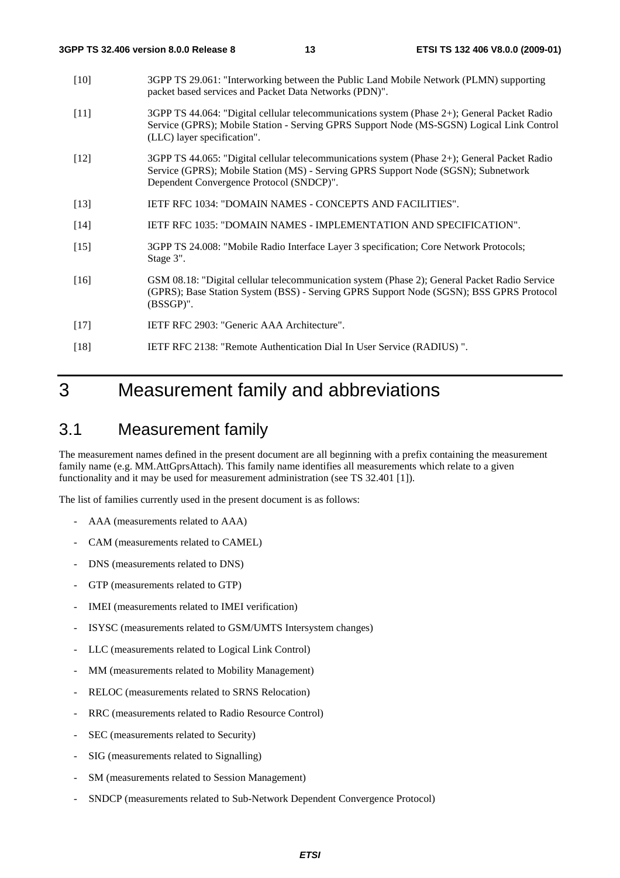[10] 3GPP TS 29.061: "Interworking between the Public Land Mobile Network (PLMN) supporting packet based services and Packet Data Networks (PDN)".

[11] 3GPP TS 44.064: "Digital cellular telecommunications system (Phase 2+); General Packet Radio Service (GPRS); Mobile Station - Serving GPRS Support Node (MS-SGSN) Logical Link Control (LLC) layer specification".

[12] 3GPP TS 44.065: "Digital cellular telecommunications system (Phase 2+); General Packet Radio Service (GPRS); Mobile Station (MS) - Serving GPRS Support Node (SGSN); Subnetwork Dependent Convergence Protocol (SNDCP)".

[13] IETF RFC 1034: "DOMAIN NAMES - CONCEPTS AND FACILITIES".

[14] IETF RFC 1035: "DOMAIN NAMES - IMPLEMENTATION AND SPECIFICATION".

[15] 3GPP TS 24.008: "Mobile Radio Interface Layer 3 specification; Core Network Protocols; Stage 3".

[16] GSM 08.18: "Digital cellular telecommunication system (Phase 2); General Packet Radio Service (GPRS); Base Station System (BSS) - Serving GPRS Support Node (SGSN); BSS GPRS Protocol (BSSGP)".

[17] IETF RFC 2903: "Generic AAA Architecture".

[18] IETF RFC 2138: "Remote Authentication Dial In User Service (RADIUS) ".

# 3 Measurement family and abbreviations

## 3.1 Measurement family

The measurement names defined in the present document are all beginning with a prefix containing the measurement family name (e.g. MM.AttGprsAttach). This family name identifies all measurements which relate to a given functionality and it may be used for measurement administration (see TS 32.401 [1]).

The list of families currently used in the present document is as follows:

- AAA (measurements related to AAA)
- CAM (measurements related to CAMEL)
- DNS (measurements related to DNS)
- GTP (measurements related to GTP)
- IMEI (measurements related to IMEI verification)
- ISYSC (measurements related to GSM/UMTS Intersystem changes)
- LLC (measurements related to Logical Link Control)
- MM (measurements related to Mobility Management)
- RELOC (measurements related to SRNS Relocation)
- RRC (measurements related to Radio Resource Control)
- SEC (measurements related to Security)
- SIG (measurements related to Signalling)
- SM (measurements related to Session Management)
- SNDCP (measurements related to Sub-Network Dependent Convergence Protocol)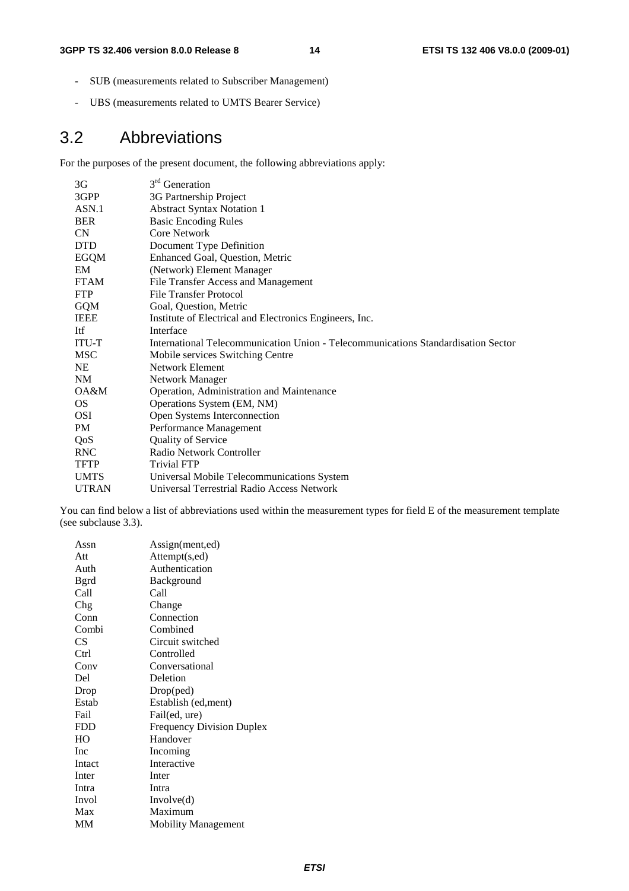- SUB (measurements related to Subscriber Management)
- UBS (measurements related to UMTS Bearer Service)

## 3.2 Abbreviations

For the purposes of the present document, the following abbreviations apply:

| | |
|---|---|
| 3G | 3rd Generation |
| 3GPP | 3G Partnership Project |
| ASN.1 | Abstract Syntax Notation 1 |
| BER | Basic Encoding Rules |
| CN | Core Network |
| DTD | Document Type Definition |
| EGQM | Enhanced Goal, Question, Metric |
| EM | (Network) Element Manager |
| FTAM | File Transfer Access and Management |
| FTP | File Transfer Protocol |
| GQM | Goal, Question, Metric |
| IEEE | Institute of Electrical and Electronics Engineers, Inc. |
| Itf | Interface |
| ITU-T | International Telecommunication Union - Telecommunications Standardisation Sector |
| MSC | Mobile services Switching Centre |
| NE | Network Element |
| NM | Network Manager |
| OA&M | Operation, Administration and Maintenance |
| OS | Operations System (EM, NM) |
| OSI | Open Systems Interconnection |
| PM | Performance Management |
| QoS | Quality of Service |
| RNC | Radio Network Controller |
| TFTP | Trivial FTP |
| UMTS | Universal Mobile Telecommunications System |
| UTRAN | Universal Terrestrial Radio Access Network |

You can find below a list of abbreviations used within the measurement types for field E of the measurement template (see subclause 3.3).

| | |
|---|---|
| Assn | Assign(ment,ed) |
| Att | Attempt(s,ed) |
| Auth | Authentication |
| Bgrd | Background |
| Call | Call |
| Chg | Change |
| Conn | Connection |
| Combi | Combined |
| CS | Circuit switched |
| Ctrl | Controlled |
| Conv | Conversational |
| Del | Deletion |
| Drop | Drop(ped) |
| Estab | Establish (ed,ment) |
| Fail | Fail(ed, ure) |
| FDD | Frequency Division Duplex |
| HO | Handover |
| Inc | Incoming |
| Intact | Interactive |
| Inter | Inter |
| Intra | Intra |
| Invol | Involve(d) |
| Max | Maximum |
| MM | Mobility Management |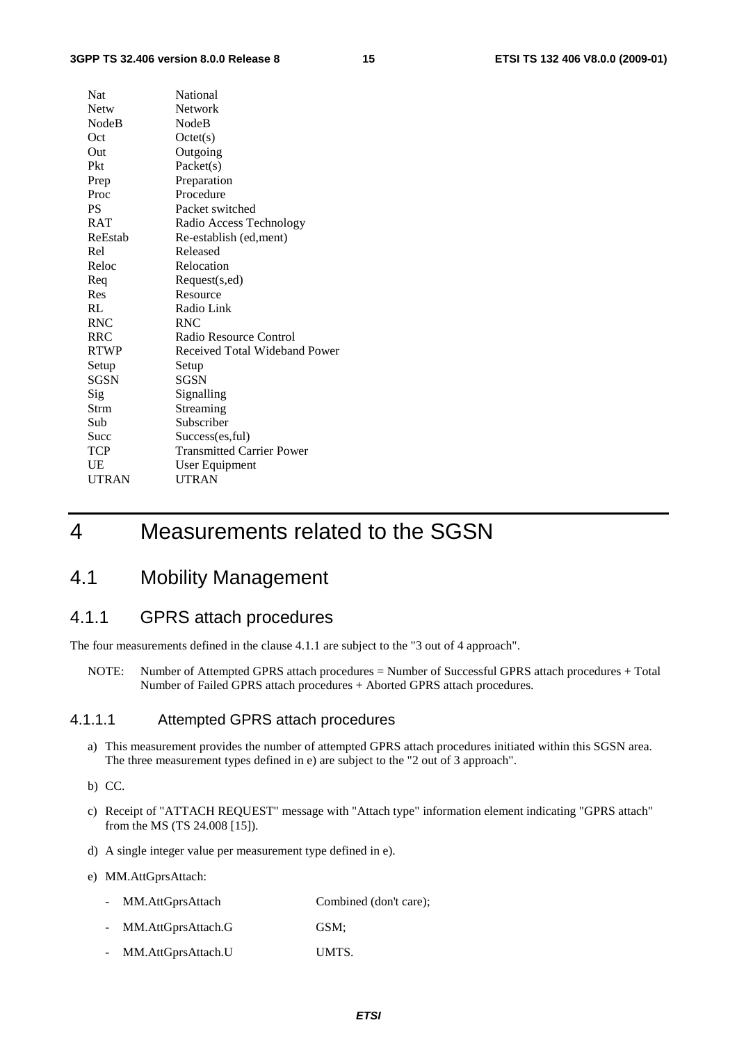| | |
|---|---|
| Nat | National |
| Netw | Network |
| NodeB | NodeB |
| Oct | Octet(s) |
| Out | Outgoing |
| Pkt | Packet(s) |
| Prep | Preparation |
| Proc | Procedure |
| PS | Packet switched |
| RAT | Radio Access Technology |
| ReEstab | Re-establish (ed,ment) |
| Rel | Released |
| Reloc | Relocation |
| Req | Request(s,ed) |
| Res | Resource |
| RL | Radio Link |
| RNC | RNC |
| RRC | Radio Resource Control |
| RTWP | Received Total Wideband Power |
| Setup | Setup |
| SGSN | SGSN |
| Sig | Signalling |
| Strm | Streaming |
| Sub | Subscriber |
| Succ | Success(es,ful) |
| TCP | Transmitted Carrier Power |
| UE | User Equipment |
| UTRAN | UTRAN |

# 4 Measurements related to the SGSN

## 4.1 Mobility Management

### 4.1.1 GPRS attach procedures

The four measurements defined in the clause 4.1.1 are subject to the "3 out of 4 approach".

NOTE: Number of Attempted GPRS attach procedures = Number of Successful GPRS attach procedures + Total Number of Failed GPRS attach procedures + Aborted GPRS attach procedures.

#### 4.1.1.1 Attempted GPRS attach procedures

a) This measurement provides the number of attempted GPRS attach procedures initiated within this SGSN area. The three measurement types defined in e) are subject to the "2 out of 3 approach".

b) CC.

c) Receipt of "ATTACH REQUEST" message with "Attach type" information element indicating "GPRS attach" from the MS (TS 24.008 [15]).

d) A single integer value per measurement type defined in e).

e) MM.AttGprsAttach:

- MM.AttGprsAttach Combined (don't care);
- MM.AttGprsAttach.G GSM;
- MM.AttGprsAttach.U UMTS.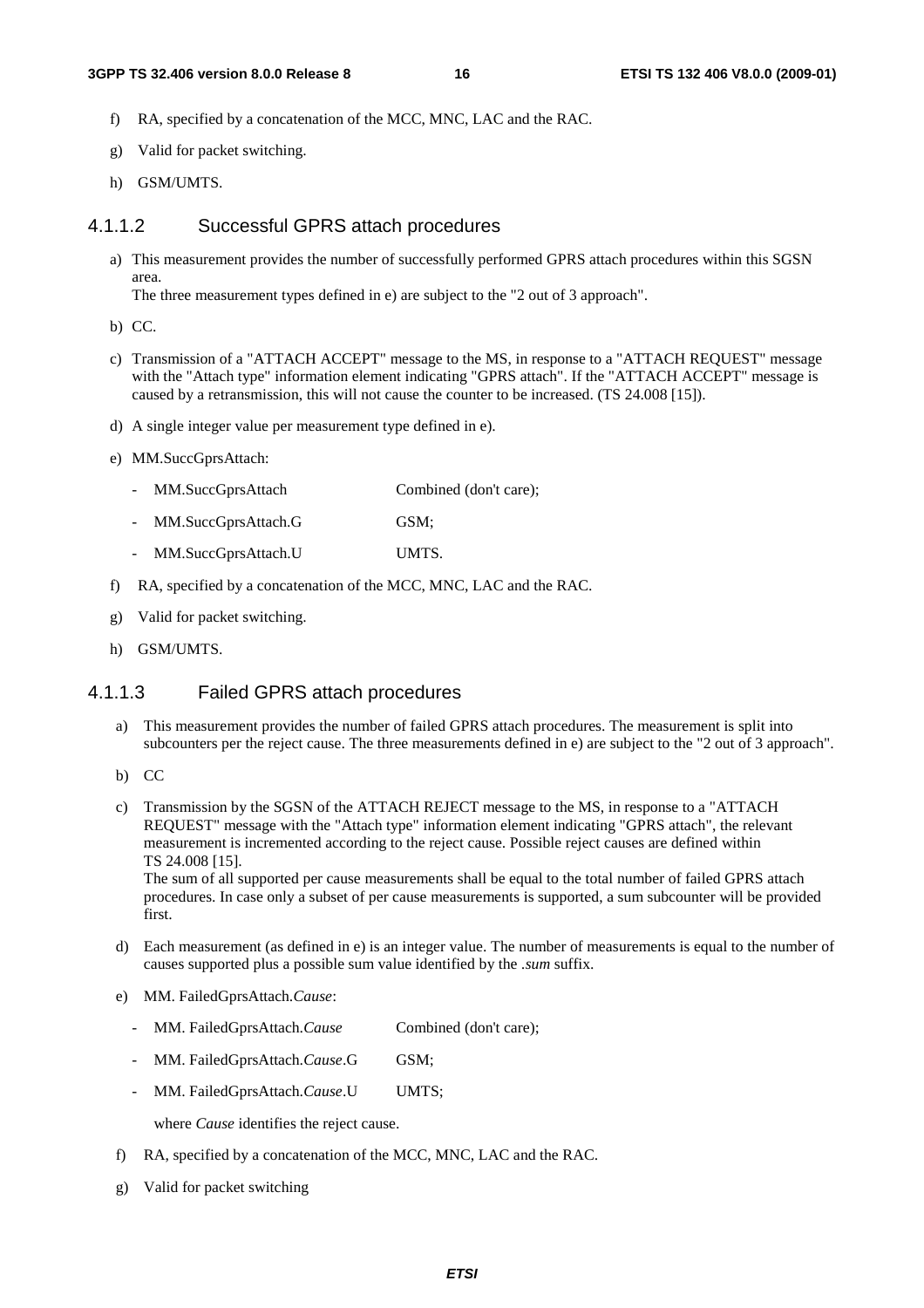f) RA, specified by a concatenation of the MCC, MNC, LAC and the RAC.

g) Valid for packet switching.

h) GSM/UMTS.

#### 4.1.1.2 Successful GPRS attach procedures

a) This measurement provides the number of successfully performed GPRS attach procedures within this SGSN area.
The three measurement types defined in e) are subject to the "2 out of 3 approach".

b) CC.

c) Transmission of a "ATTACH ACCEPT" message to the MS, in response to a "ATTACH REQUEST" message with the "Attach type" information element indicating "GPRS attach". If the "ATTACH ACCEPT" message is caused by a retransmission, this will not cause the counter to be increased. (TS 24.008 [15]).

d) A single integer value per measurement type defined in e).

e) MM.SuccGprsAttach:

- MM.SuccGprsAttach Combined (don't care);
- MM.SuccGprsAttach.G GSM;
- MM.SuccGprsAttach.U UMTS.

f) RA, specified by a concatenation of the MCC, MNC, LAC and the RAC.

g) Valid for packet switching.

h) GSM/UMTS.

#### 4.1.1.3 Failed GPRS attach procedures

a) This measurement provides the number of failed GPRS attach procedures. The measurement is split into subcounters per the reject cause. The three measurements defined in e) are subject to the "2 out of 3 approach".

b) CC

c) Transmission by the SGSN of the ATTACH REJECT message to the MS, in response to a "ATTACH REQUEST" message with the "Attach type" information element indicating "GPRS attach", the relevant measurement is incremented according to the reject cause. Possible reject causes are defined within TS 24.008 [15].
The sum of all supported per cause measurements shall be equal to the total number of failed GPRS attach procedures. In case only a subset of per cause measurements is supported, a sum subcounter will be provided first.

d) Each measurement (as defined in e) is an integer value. The number of measurements is equal to the number of causes supported plus a possible sum value identified by the *.sum* suffix.

e) MM. FailedGprsAttach.*Cause*:

- MM. FailedGprsAttach.*Cause* Combined (don't care);
- MM. FailedGprsAttach.*Cause*.G GSM;
- MM. FailedGprsAttach.*Cause*.U UMTS;

  where *Cause* identifies the reject cause.

f) RA, specified by a concatenation of the MCC, MNC, LAC and the RAC.

g) Valid for packet switching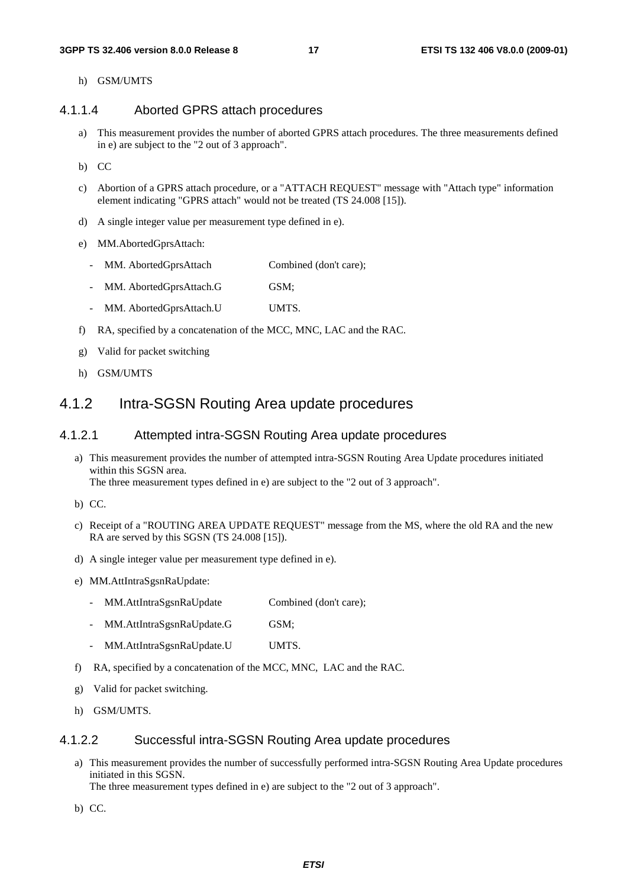h) GSM/UMTS

#### 4.1.1.4 Aborted GPRS attach procedures

a) This measurement provides the number of aborted GPRS attach procedures. The three measurements defined in e) are subject to the "2 out of 3 approach".

b) CC

c) Abortion of a GPRS attach procedure, or a "ATTACH REQUEST" message with "Attach type" information element indicating "GPRS attach" would not be treated (TS 24.008 [15]).

d) A single integer value per measurement type defined in e).

e) MM.AbortedGprsAttach:

- MM. AbortedGprsAttach Combined (don't care);
- MM. AbortedGprsAttach.G GSM;
- MM. AbortedGprsAttach.U UMTS.

f) RA, specified by a concatenation of the MCC, MNC, LAC and the RAC.

g) Valid for packet switching

h) GSM/UMTS

### 4.1.2 Intra-SGSN Routing Area update procedures

#### 4.1.2.1 Attempted intra-SGSN Routing Area update procedures

a) This measurement provides the number of attempted intra-SGSN Routing Area Update procedures initiated within this SGSN area.
The three measurement types defined in e) are subject to the "2 out of 3 approach".

b) CC.

c) Receipt of a "ROUTING AREA UPDATE REQUEST" message from the MS, where the old RA and the new RA are served by this SGSN (TS 24.008 [15]).

d) A single integer value per measurement type defined in e).

e) MM.AttIntraSgsnRaUpdate:

- MM.AttIntraSgsnRaUpdate Combined (don't care);
- MM.AttIntraSgsnRaUpdate.G GSM;
- MM.AttIntraSgsnRaUpdate.U UMTS.

f) RA, specified by a concatenation of the MCC, MNC, LAC and the RAC.

g) Valid for packet switching.

h) GSM/UMTS.

#### 4.1.2.2 Successful intra-SGSN Routing Area update procedures

a) This measurement provides the number of successfully performed intra-SGSN Routing Area Update procedures initiated in this SGSN.
The three measurement types defined in e) are subject to the "2 out of 3 approach".

b) CC.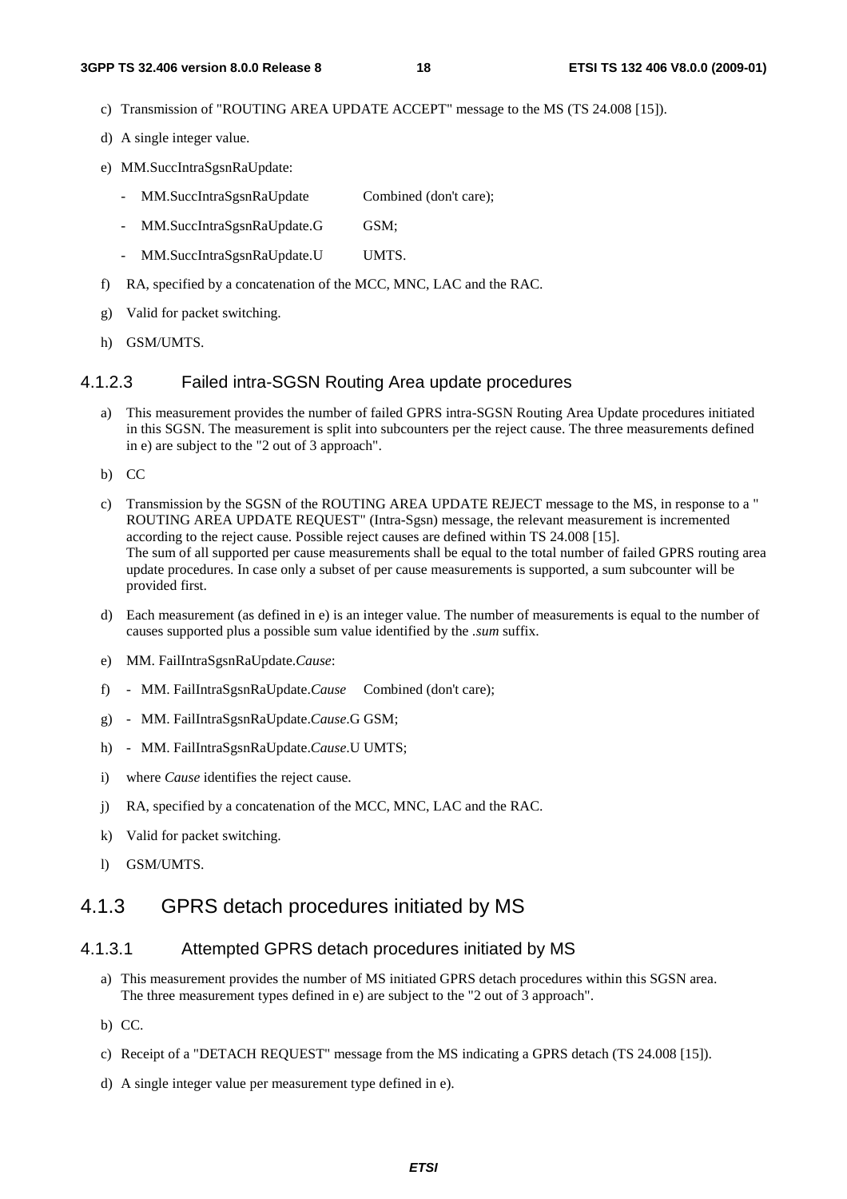c) Transmission of "ROUTING AREA UPDATE ACCEPT" message to the MS (TS 24.008 [15]).

d) A single integer value.

e) MM.SuccIntraSgsnRaUpdate:

- MM.SuccIntraSgsnRaUpdate Combined (don't care);
- MM.SuccIntraSgsnRaUpdate.G GSM;
- MM.SuccIntraSgsnRaUpdate.U UMTS.

f) RA, specified by a concatenation of the MCC, MNC, LAC and the RAC.

g) Valid for packet switching.

h) GSM/UMTS.

#### 4.1.2.3 Failed intra-SGSN Routing Area update procedures

a) This measurement provides the number of failed GPRS intra-SGSN Routing Area Update procedures initiated in this SGSN. The measurement is split into subcounters per the reject cause. The three measurements defined in e) are subject to the "2 out of 3 approach".

b) CC

c) Transmission by the SGSN of the ROUTING AREA UPDATE REJECT message to the MS, in response to a " ROUTING AREA UPDATE REQUEST" (Intra-Sgsn) message, the relevant measurement is incremented according to the reject cause. Possible reject causes are defined within TS 24.008 [15].
The sum of all supported per cause measurements shall be equal to the total number of failed GPRS routing area update procedures. In case only a subset of per cause measurements is supported, a sum subcounter will be provided first.

d) Each measurement (as defined in e) is an integer value. The number of measurements is equal to the number of causes supported plus a possible sum value identified by the *.sum* suffix.

e) MM. FailIntraSgsnRaUpdate.*Cause*:

f) - MM. FailIntraSgsnRaUpdate.*Cause* Combined (don't care);

g) - MM. FailIntraSgsnRaUpdate.*Cause*.G GSM;

h) - MM. FailIntraSgsnRaUpdate.*Cause*.U UMTS;

i) where *Cause* identifies the reject cause.

j) RA, specified by a concatenation of the MCC, MNC, LAC and the RAC.

k) Valid for packet switching.

l) GSM/UMTS.

### 4.1.3 GPRS detach procedures initiated by MS

#### 4.1.3.1 Attempted GPRS detach procedures initiated by MS

a) This measurement provides the number of MS initiated GPRS detach procedures within this SGSN area. The three measurement types defined in e) are subject to the "2 out of 3 approach".

b) CC.

c) Receipt of a "DETACH REQUEST" message from the MS indicating a GPRS detach (TS 24.008 [15]).

d) A single integer value per measurement type defined in e).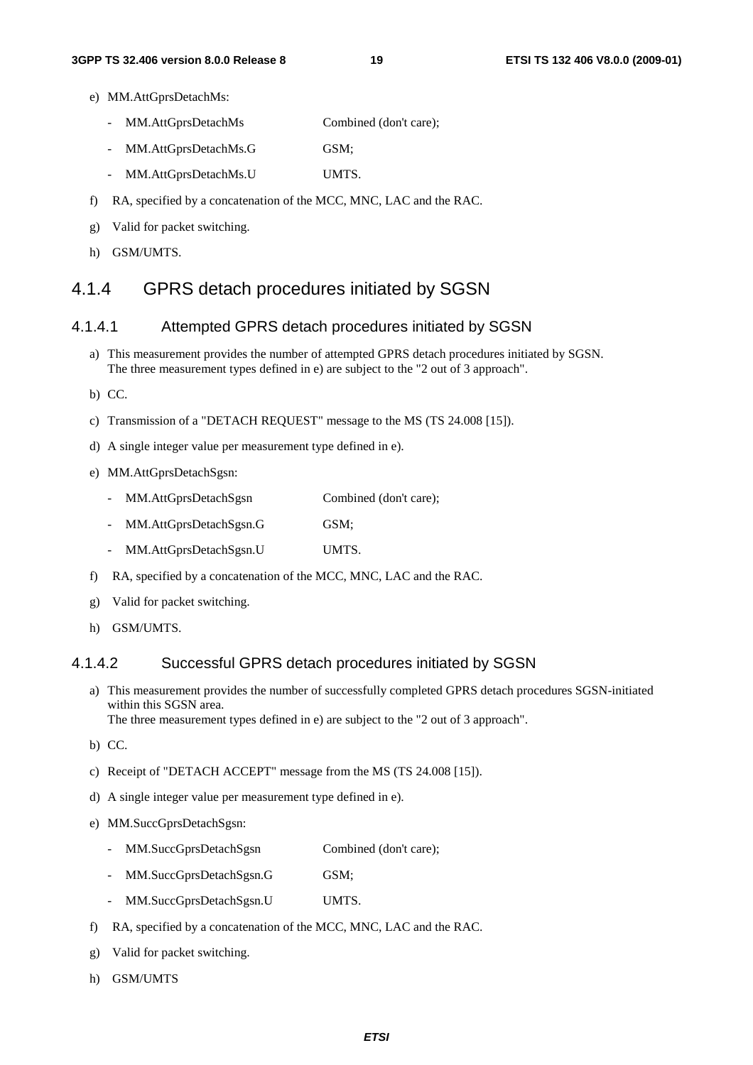e) MM.AttGprsDetachMs:

- MM.AttGprsDetachMs Combined (don't care);
- MM.AttGprsDetachMs.G GSM;
- MM.AttGprsDetachMs.U UMTS.

f) RA, specified by a concatenation of the MCC, MNC, LAC and the RAC.

g) Valid for packet switching.

h) GSM/UMTS.

### 4.1.4 GPRS detach procedures initiated by SGSN

#### 4.1.4.1 Attempted GPRS detach procedures initiated by SGSN

a) This measurement provides the number of attempted GPRS detach procedures initiated by SGSN.
The three measurement types defined in e) are subject to the "2 out of 3 approach".

b) CC.

c) Transmission of a "DETACH REQUEST" message to the MS (TS 24.008 [15]).

d) A single integer value per measurement type defined in e).

e) MM.AttGprsDetachSgsn:

- MM.AttGprsDetachSgsn Combined (don't care);
- MM.AttGprsDetachSgsn.G GSM;
- MM.AttGprsDetachSgsn.U UMTS.

f) RA, specified by a concatenation of the MCC, MNC, LAC and the RAC.

g) Valid for packet switching.

h) GSM/UMTS.

#### 4.1.4.2 Successful GPRS detach procedures initiated by SGSN

a) This measurement provides the number of successfully completed GPRS detach procedures SGSN-initiated within this SGSN area.
The three measurement types defined in e) are subject to the "2 out of 3 approach".

b) CC.

c) Receipt of "DETACH ACCEPT" message from the MS (TS 24.008 [15]).

d) A single integer value per measurement type defined in e).

e) MM.SuccGprsDetachSgsn:

- MM.SuccGprsDetachSgsn Combined (don't care);
- MM.SuccGprsDetachSgsn.G GSM;
- MM.SuccGprsDetachSgsn.U UMTS.

f) RA, specified by a concatenation of the MCC, MNC, LAC and the RAC.

g) Valid for packet switching.

h) GSM/UMTS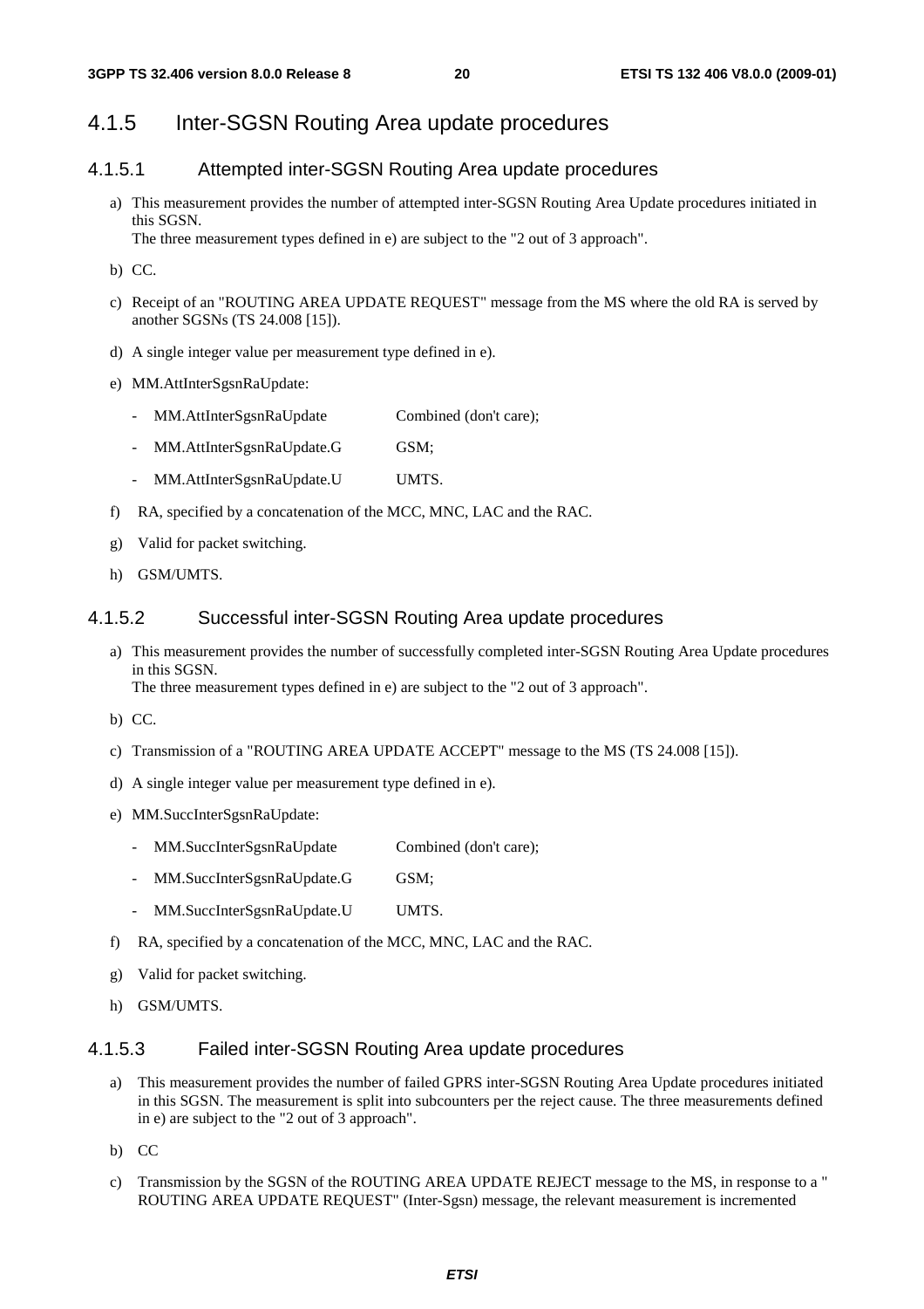## 4.1.5 Inter-SGSN Routing Area update procedures

### 4.1.5.1 Attempted inter-SGSN Routing Area update procedures

a) This measurement provides the number of attempted inter-SGSN Routing Area Update procedures initiated in this SGSN.
The three measurement types defined in e) are subject to the "2 out of 3 approach".

b) CC.

c) Receipt of an "ROUTING AREA UPDATE REQUEST" message from the MS where the old RA is served by another SGSNs (TS 24.008 [15]).

d) A single integer value per measurement type defined in e).

e) MM.AttInterSgsnRaUpdate:

- MM.AttInterSgsnRaUpdate Combined (don't care);
- MM.AttInterSgsnRaUpdate.G GSM;
- MM.AttInterSgsnRaUpdate.U UMTS.

f) RA, specified by a concatenation of the MCC, MNC, LAC and the RAC.

g) Valid for packet switching.

h) GSM/UMTS.

### 4.1.5.2 Successful inter-SGSN Routing Area update procedures

a) This measurement provides the number of successfully completed inter-SGSN Routing Area Update procedures in this SGSN.
The three measurement types defined in e) are subject to the "2 out of 3 approach".

b) CC.

c) Transmission of a "ROUTING AREA UPDATE ACCEPT" message to the MS (TS 24.008 [15]).

d) A single integer value per measurement type defined in e).

e) MM.SuccInterSgsnRaUpdate:

- MM.SuccInterSgsnRaUpdate Combined (don't care);
- MM.SuccInterSgsnRaUpdate.G GSM;
- MM.SuccInterSgsnRaUpdate.U UMTS.

f) RA, specified by a concatenation of the MCC, MNC, LAC and the RAC.

g) Valid for packet switching.

h) GSM/UMTS.

### 4.1.5.3 Failed inter-SGSN Routing Area update procedures

a) This measurement provides the number of failed GPRS inter-SGSN Routing Area Update procedures initiated in this SGSN. The measurement is split into subcounters per the reject cause. The three measurements defined in e) are subject to the "2 out of 3 approach".

b) CC

c) Transmission by the SGSN of the ROUTING AREA UPDATE REJECT message to the MS, in response to a " ROUTING AREA UPDATE REQUEST" (Inter-Sgsn) message, the relevant measurement is incremented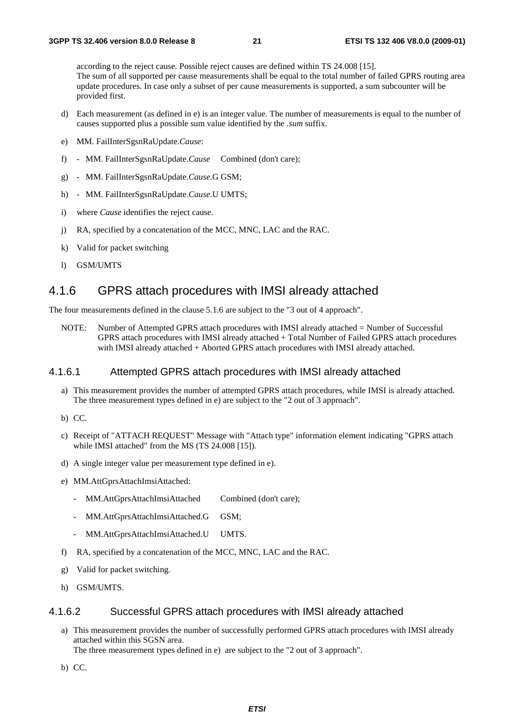according to the reject cause. Possible reject causes are defined within TS 24.008 [15].
The sum of all supported per cause measurements shall be equal to the total number of failed GPRS routing area update procedures. In case only a subset of per cause measurements is supported, a sum subcounter will be provided first.

d) Each measurement (as defined in e) is an integer value. The number of measurements is equal to the number of causes supported plus a possible sum value identified by the *.sum* suffix.

e) MM. FailInterSgsnRaUpdate.*Cause*:

f) - MM. FailInterSgsnRaUpdate.*Cause* Combined (don't care);

g) - MM. FailInterSgsnRaUpdate.*Cause*.G GSM;

h) - MM. FailInterSgsnRaUpdate.*Cause*.U UMTS;

i) where *Cause* identifies the reject cause.

j) RA, specified by a concatenation of the MCC, MNC, LAC and the RAC.

k) Valid for packet switching

l) GSM/UMTS

## 4.1.6 GPRS attach procedures with IMSI already attached

The four measurements defined in the clause 5.1.6 are subject to the "3 out of 4 approach".

NOTE: Number of Attempted GPRS attach procedures with IMSI already attached = Number of Successful GPRS attach procedures with IMSI already attached + Total Number of Failed GPRS attach procedures with IMSI already attached + Aborted GPRS attach procedures with IMSI already attached.

### 4.1.6.1 Attempted GPRS attach procedures with IMSI already attached

a) This measurement provides the number of attempted GPRS attach procedures, while IMSI is already attached. The three measurement types defined in e) are subject to the "2 out of 3 approach".

b) CC.

c) Receipt of "ATTACH REQUEST" Message with "Attach type" information element indicating "GPRS attach while IMSI attached" from the MS (TS 24.008 [15]).

d) A single integer value per measurement type defined in e).

e) MM.AttGprsAttachImsiAttached:

   - MM.AttGprsAttachImsiAttached Combined (don't care);
   - MM.AttGprsAttachImsiAttached.G GSM;
   - MM.AttGprsAttachImsiAttached.U UMTS.

f) RA, specified by a concatenation of the MCC, MNC, LAC and the RAC.

g) Valid for packet switching.

h) GSM/UMTS.

### 4.1.6.2 Successful GPRS attach procedures with IMSI already attached

a) This measurement provides the number of successfully performed GPRS attach procedures with IMSI already attached within this SGSN area.
The three measurement types defined in e) are subject to the "2 out of 3 approach".

b) CC.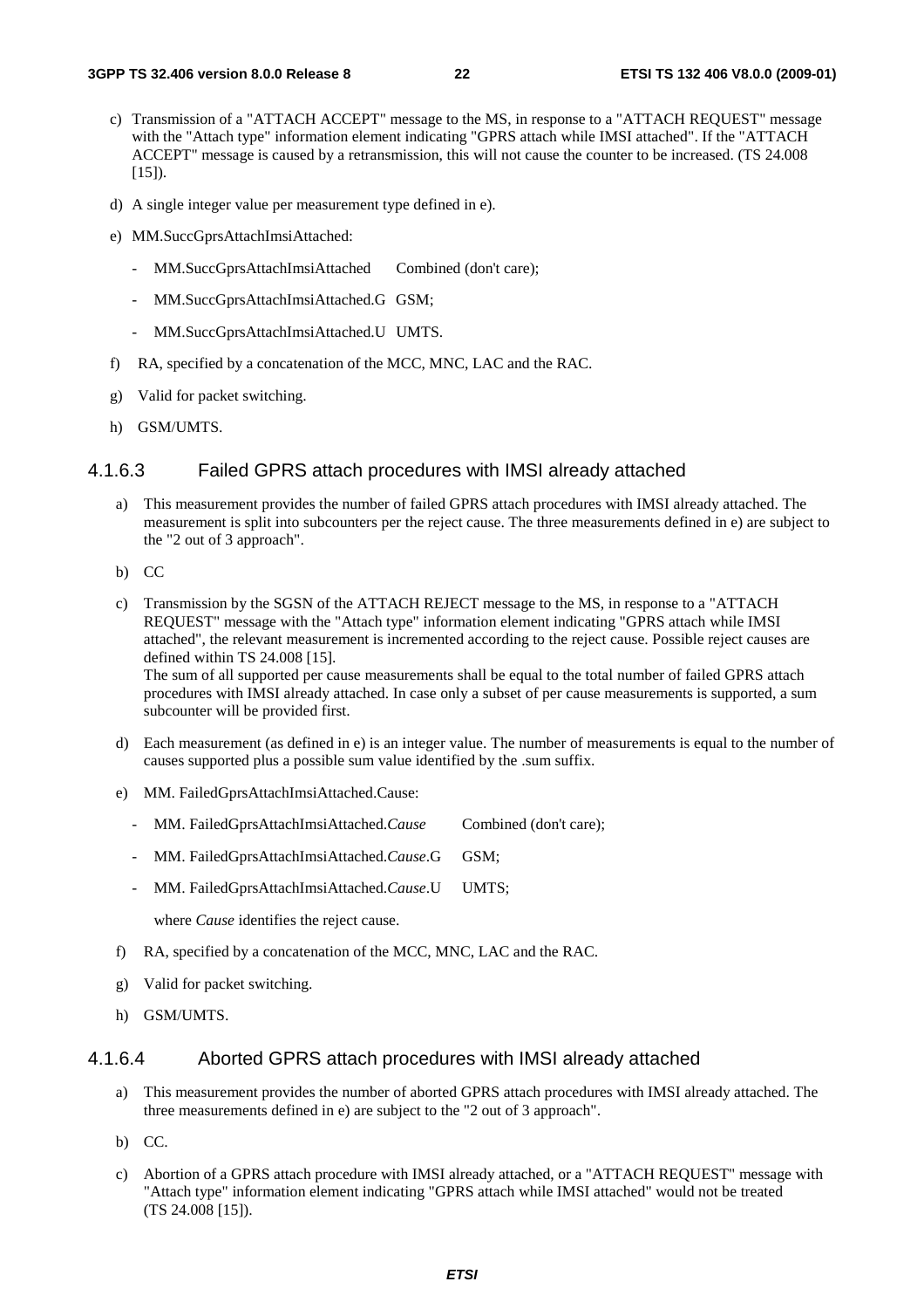c) Transmission of a "ATTACH ACCEPT" message to the MS, in response to a "ATTACH REQUEST" message with the "Attach type" information element indicating "GPRS attach while IMSI attached". If the "ATTACH ACCEPT" message is caused by a retransmission, this will not cause the counter to be increased. (TS 24.008 [15]).

d) A single integer value per measurement type defined in e).

e) MM.SuccGprsAttachImsiAttached:

- MM.SuccGprsAttachImsiAttached Combined (don't care);
- MM.SuccGprsAttachImsiAttached.G GSM;
- MM.SuccGprsAttachImsiAttached.U UMTS.

f) RA, specified by a concatenation of the MCC, MNC, LAC and the RAC.

g) Valid for packet switching.

h) GSM/UMTS.

#### 4.1.6.3 Failed GPRS attach procedures with IMSI already attached

a) This measurement provides the number of failed GPRS attach procedures with IMSI already attached. The measurement is split into subcounters per the reject cause. The three measurements defined in e) are subject to the "2 out of 3 approach".

b) CC

c) Transmission by the SGSN of the ATTACH REJECT message to the MS, in response to a "ATTACH REQUEST" message with the "Attach type" information element indicating "GPRS attach while IMSI attached", the relevant measurement is incremented according to the reject cause. Possible reject causes are defined within TS 24.008 [15].
The sum of all supported per cause measurements shall be equal to the total number of failed GPRS attach procedures with IMSI already attached. In case only a subset of per cause measurements is supported, a sum subcounter will be provided first.

d) Each measurement (as defined in e) is an integer value. The number of measurements is equal to the number of causes supported plus a possible sum value identified by the .sum suffix.

e) MM. FailedGprsAttachImsiAttached.Cause:

- MM. FailedGprsAttachImsiAttached.*Cause* Combined (don't care);
- MM. FailedGprsAttachImsiAttached.*Cause*.G GSM;
- MM. FailedGprsAttachImsiAttached.*Cause*.U UMTS;

where *Cause* identifies the reject cause.

f) RA, specified by a concatenation of the MCC, MNC, LAC and the RAC.

g) Valid for packet switching.

h) GSM/UMTS.

#### 4.1.6.4 Aborted GPRS attach procedures with IMSI already attached

a) This measurement provides the number of aborted GPRS attach procedures with IMSI already attached. The three measurements defined in e) are subject to the "2 out of 3 approach".

b) CC.

c) Abortion of a GPRS attach procedure with IMSI already attached, or a "ATTACH REQUEST" message with "Attach type" information element indicating "GPRS attach while IMSI attached" would not be treated (TS 24.008 [15]).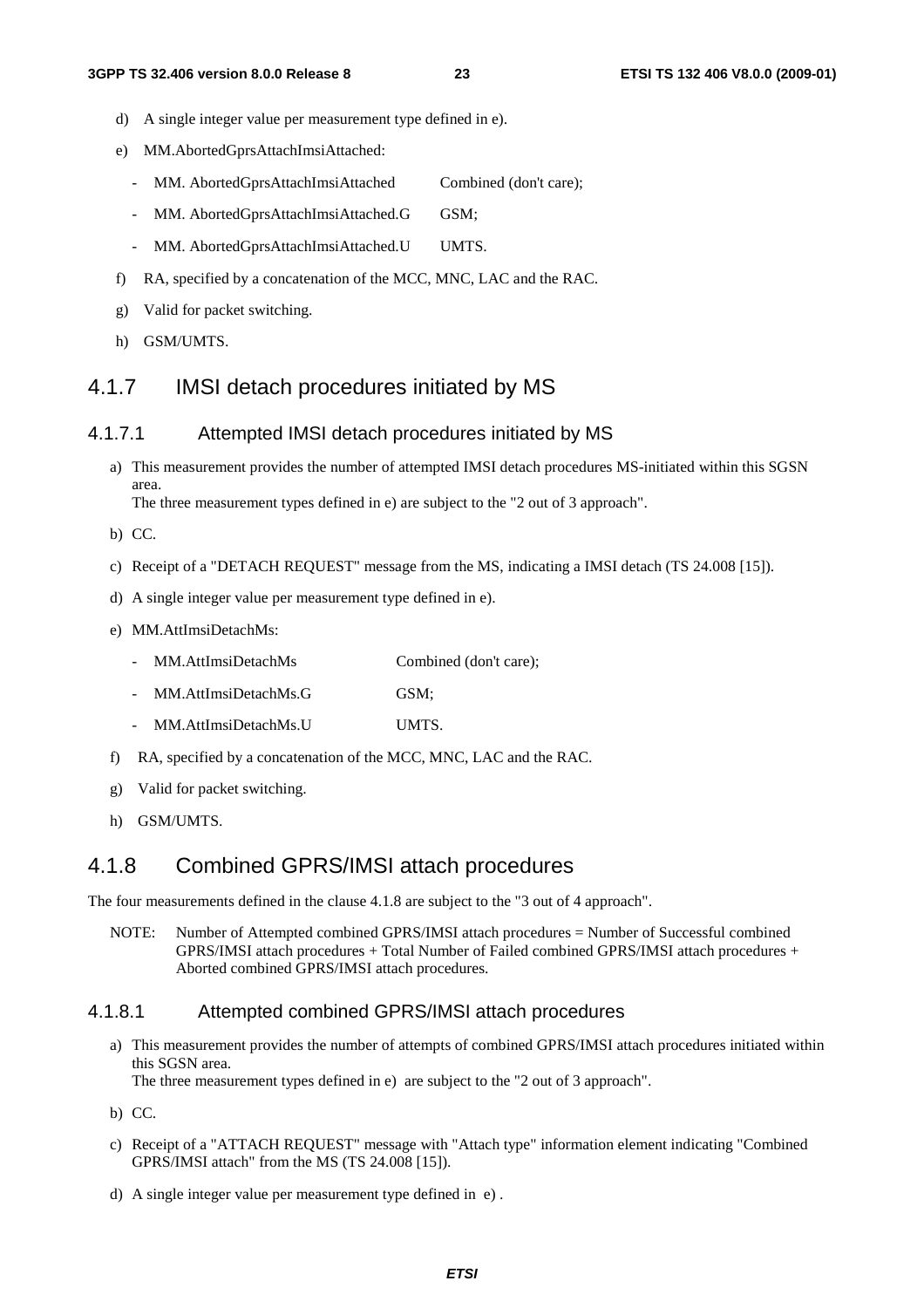d) A single integer value per measurement type defined in e).

e) MM.AbortedGprsAttachImsiAttached:

- MM. AbortedGprsAttachImsiAttached Combined (don't care);
- MM. AbortedGprsAttachImsiAttached.G GSM;
- MM. AbortedGprsAttachImsiAttached.U UMTS.

f) RA, specified by a concatenation of the MCC, MNC, LAC and the RAC.

g) Valid for packet switching.

h) GSM/UMTS.

## 4.1.7 IMSI detach procedures initiated by MS

### 4.1.7.1 Attempted IMSI detach procedures initiated by MS

a) This measurement provides the number of attempted IMSI detach procedures MS-initiated within this SGSN area.
The three measurement types defined in e) are subject to the "2 out of 3 approach".

b) CC.

c) Receipt of a "DETACH REQUEST" message from the MS, indicating a IMSI detach (TS 24.008 [15]).

d) A single integer value per measurement type defined in e).

e) MM.AttImsiDetachMs:

- MM.AttImsiDetachMs Combined (don't care);
- MM.AttImsiDetachMs.G GSM;
- MM.AttImsiDetachMs.U UMTS.

f) RA, specified by a concatenation of the MCC, MNC, LAC and the RAC.

g) Valid for packet switching.

h) GSM/UMTS.

## 4.1.8 Combined GPRS/IMSI attach procedures

The four measurements defined in the clause 4.1.8 are subject to the "3 out of 4 approach".

NOTE: Number of Attempted combined GPRS/IMSI attach procedures = Number of Successful combined GPRS/IMSI attach procedures + Total Number of Failed combined GPRS/IMSI attach procedures + Aborted combined GPRS/IMSI attach procedures.

### 4.1.8.1 Attempted combined GPRS/IMSI attach procedures

a) This measurement provides the number of attempts of combined GPRS/IMSI attach procedures initiated within this SGSN area.
The three measurement types defined in e) are subject to the "2 out of 3 approach".

b) CC.

c) Receipt of a "ATTACH REQUEST" message with "Attach type" information element indicating "Combined GPRS/IMSI attach" from the MS (TS 24.008 [15]).

d) A single integer value per measurement type defined in e) .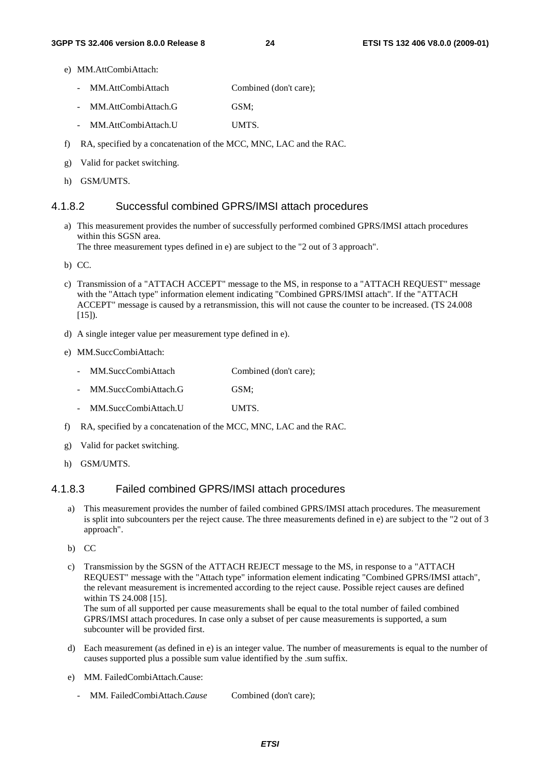e) MM.AttCombiAttach:

   - MM.AttCombiAttach Combined (don't care);
   - MM.AttCombiAttach.G GSM;
   - MM.AttCombiAttach.U UMTS.

f) RA, specified by a concatenation of the MCC, MNC, LAC and the RAC.

g) Valid for packet switching.

h) GSM/UMTS.

### 4.1.8.2 Successful combined GPRS/IMSI attach procedures

a) This measurement provides the number of successfully performed combined GPRS/IMSI attach procedures within this SGSN area.
   The three measurement types defined in e) are subject to the "2 out of 3 approach".

b) CC.

c) Transmission of a "ATTACH ACCEPT" message to the MS, in response to a "ATTACH REQUEST" message with the "Attach type" information element indicating "Combined GPRS/IMSI attach". If the "ATTACH ACCEPT" message is caused by a retransmission, this will not cause the counter to be increased. (TS 24.008 [15]).

d) A single integer value per measurement type defined in e).

e) MM.SuccCombiAttach:

   - MM.SuccCombiAttach Combined (don't care);
   - MM.SuccCombiAttach.G GSM;
   - MM.SuccCombiAttach.U UMTS.

f) RA, specified by a concatenation of the MCC, MNC, LAC and the RAC.

g) Valid for packet switching.

h) GSM/UMTS.

### 4.1.8.3 Failed combined GPRS/IMSI attach procedures

a) This measurement provides the number of failed combined GPRS/IMSI attach procedures. The measurement is split into subcounters per the reject cause. The three measurements defined in e) are subject to the "2 out of 3 approach".

b) CC

c) Transmission by the SGSN of the ATTACH REJECT message to the MS, in response to a "ATTACH REQUEST" message with the "Attach type" information element indicating "Combined GPRS/IMSI attach", the relevant measurement is incremented according to the reject cause. Possible reject causes are defined within TS 24.008 [15].
   The sum of all supported per cause measurements shall be equal to the total number of failed combined GPRS/IMSI attach procedures. In case only a subset of per cause measurements is supported, a sum subcounter will be provided first.

d) Each measurement (as defined in e) is an integer value. The number of measurements is equal to the number of causes supported plus a possible sum value identified by the .sum suffix.

e) MM. FailedCombiAttach.Cause:

   - MM. FailedCombiAttach.*Cause* Combined (don't care);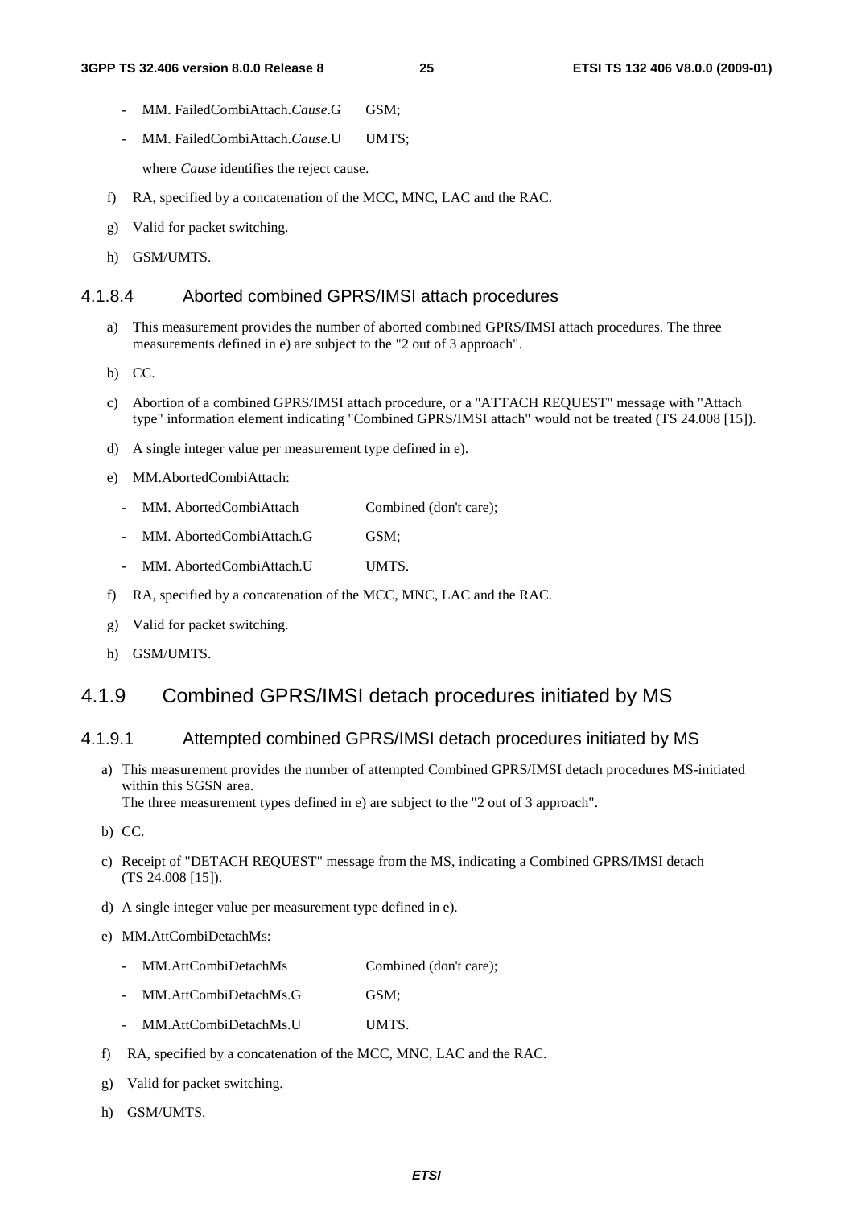- MM. FailedCombiAttach.*Cause*.G GSM;
- MM. FailedCombiAttach.*Cause*.U UMTS;

  where *Cause* identifies the reject cause.

f) RA, specified by a concatenation of the MCC, MNC, LAC and the RAC.

g) Valid for packet switching.

h) GSM/UMTS.

#### 4.1.8.4 Aborted combined GPRS/IMSI attach procedures

a) This measurement provides the number of aborted combined GPRS/IMSI attach procedures. The three measurements defined in e) are subject to the "2 out of 3 approach".

b) CC.

c) Abortion of a combined GPRS/IMSI attach procedure, or a "ATTACH REQUEST" message with "Attach type" information element indicating "Combined GPRS/IMSI attach" would not be treated (TS 24.008 [15]).

d) A single integer value per measurement type defined in e).

e) MM.AbortedCombiAttach:

- MM. AbortedCombiAttach Combined (don't care);
- MM. AbortedCombiAttach.G GSM;
- MM. AbortedCombiAttach.U UMTS.

f) RA, specified by a concatenation of the MCC, MNC, LAC and the RAC.

g) Valid for packet switching.

h) GSM/UMTS.

### 4.1.9 Combined GPRS/IMSI detach procedures initiated by MS

#### 4.1.9.1 Attempted combined GPRS/IMSI detach procedures initiated by MS

a) This measurement provides the number of attempted Combined GPRS/IMSI detach procedures MS-initiated within this SGSN area.
The three measurement types defined in e) are subject to the "2 out of 3 approach".

b) CC.

c) Receipt of "DETACH REQUEST" message from the MS, indicating a Combined GPRS/IMSI detach (TS 24.008 [15]).

d) A single integer value per measurement type defined in e).

e) MM.AttCombiDetachMs:

- MM.AttCombiDetachMs Combined (don't care);
- MM.AttCombiDetachMs.G GSM;
- MM.AttCombiDetachMs.U UMTS.

f) RA, specified by a concatenation of the MCC, MNC, LAC and the RAC.

g) Valid for packet switching.

h) GSM/UMTS.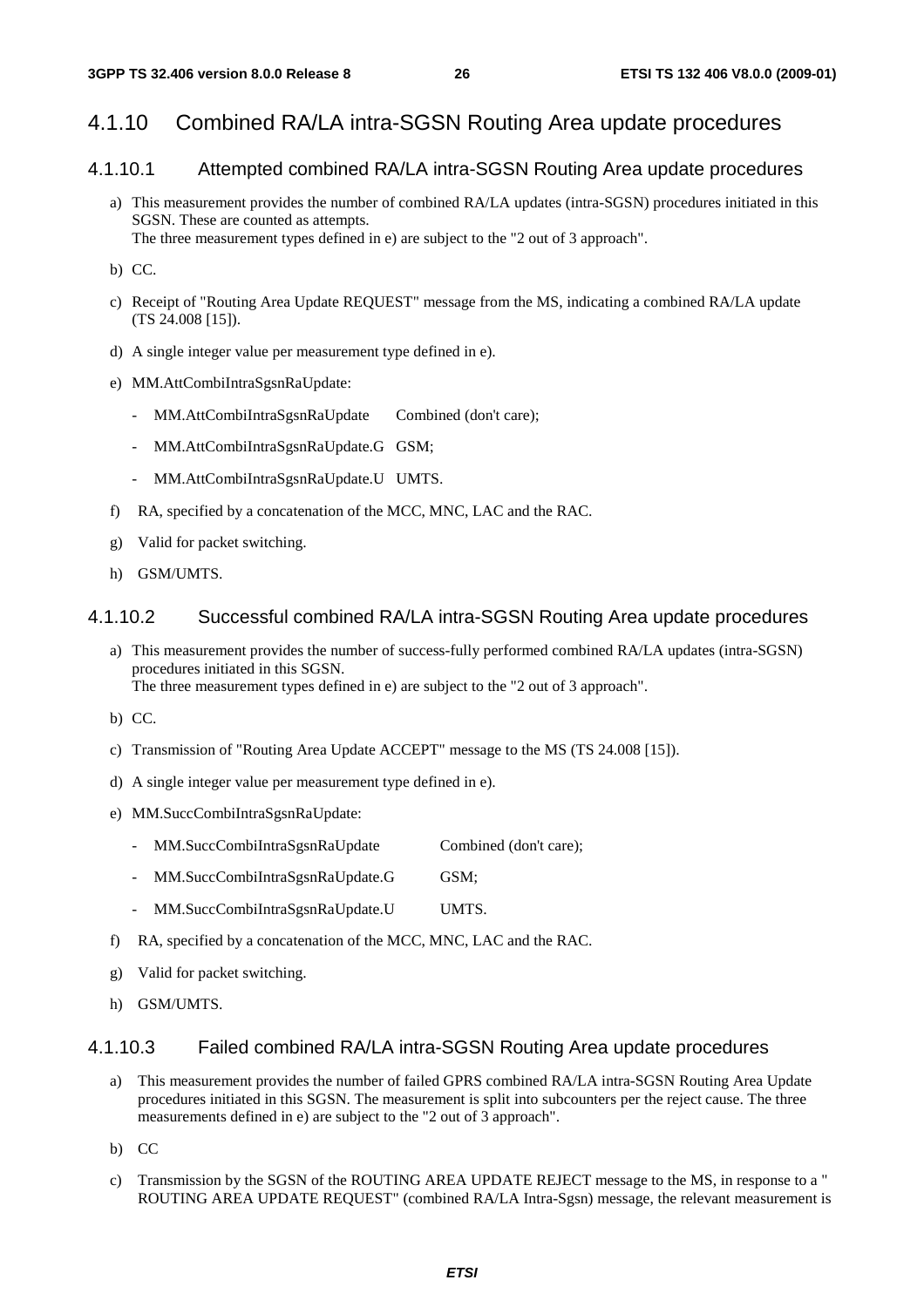## 4.1.10 Combined RA/LA intra-SGSN Routing Area update procedures

### 4.1.10.1 Attempted combined RA/LA intra-SGSN Routing Area update procedures

a) This measurement provides the number of combined RA/LA updates (intra-SGSN) procedures initiated in this SGSN. These are counted as attempts.
   The three measurement types defined in e) are subject to the "2 out of 3 approach".

b) CC.

c) Receipt of "Routing Area Update REQUEST" message from the MS, indicating a combined RA/LA update (TS 24.008 [15]).

d) A single integer value per measurement type defined in e).

e) MM.AttCombiIntraSgsnRaUpdate:

   - MM.AttCombiIntraSgsnRaUpdate Combined (don't care);
   - MM.AttCombiIntraSgsnRaUpdate.G GSM;
   - MM.AttCombiIntraSgsnRaUpdate.U UMTS.

f) RA, specified by a concatenation of the MCC, MNC, LAC and the RAC.

g) Valid for packet switching.

h) GSM/UMTS.

### 4.1.10.2 Successful combined RA/LA intra-SGSN Routing Area update procedures

a) This measurement provides the number of success-fully performed combined RA/LA updates (intra-SGSN) procedures initiated in this SGSN.
   The three measurement types defined in e) are subject to the "2 out of 3 approach".

b) CC.

c) Transmission of "Routing Area Update ACCEPT" message to the MS (TS 24.008 [15]).

d) A single integer value per measurement type defined in e).

e) MM.SuccCombiIntraSgsnRaUpdate:

   - MM.SuccCombiIntraSgsnRaUpdate Combined (don't care);
   - MM.SuccCombiIntraSgsnRaUpdate.G GSM;
   - MM.SuccCombiIntraSgsnRaUpdate.U UMTS.

f) RA, specified by a concatenation of the MCC, MNC, LAC and the RAC.

g) Valid for packet switching.

h) GSM/UMTS.

### 4.1.10.3 Failed combined RA/LA intra-SGSN Routing Area update procedures

a) This measurement provides the number of failed GPRS combined RA/LA intra-SGSN Routing Area Update procedures initiated in this SGSN. The measurement is split into subcounters per the reject cause. The three measurements defined in e) are subject to the "2 out of 3 approach".

b) CC

c) Transmission by the SGSN of the ROUTING AREA UPDATE REJECT message to the MS, in response to a " ROUTING AREA UPDATE REQUEST" (combined RA/LA Intra-Sgsn) message, the relevant measurement is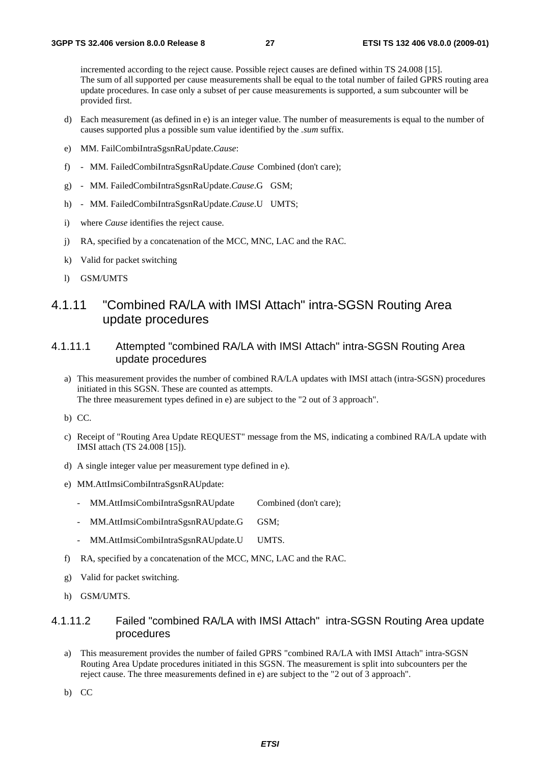incremented according to the reject cause. Possible reject causes are defined within TS 24.008 [15].
The sum of all supported per cause measurements shall be equal to the total number of failed GPRS routing area update procedures. In case only a subset of per cause measurements is supported, a sum subcounter will be provided first.

d) Each measurement (as defined in e) is an integer value. The number of measurements is equal to the number of causes supported plus a possible sum value identified by the *.sum* suffix.

e) MM. FailCombiIntraSgsnRaUpdate.*Cause*:

f) - MM. FailedCombiIntraSgsnRaUpdate.*Cause* Combined (don't care);

g) - MM. FailedCombiIntraSgsnRaUpdate.*Cause*.G GSM;

h) - MM. FailedCombiIntraSgsnRaUpdate.*Cause*.U UMTS;

i) where *Cause* identifies the reject cause.

j) RA, specified by a concatenation of the MCC, MNC, LAC and the RAC.

k) Valid for packet switching

l) GSM/UMTS

### 4.1.11 "Combined RA/LA with IMSI Attach" intra-SGSN Routing Area update procedures

#### 4.1.11.1 Attempted "combined RA/LA with IMSI Attach" intra-SGSN Routing Area update procedures

a) This measurement provides the number of combined RA/LA updates with IMSI attach (intra-SGSN) procedures initiated in this SGSN. These are counted as attempts.
The three measurement types defined in e) are subject to the "2 out of 3 approach".

b) CC.

c) Receipt of "Routing Area Update REQUEST" message from the MS, indicating a combined RA/LA update with IMSI attach (TS 24.008 [15]).

d) A single integer value per measurement type defined in e).

e) MM.AttImsiCombiIntraSgsnRAUpdate:

   - MM.AttImsiCombiIntraSgsnRAUpdate Combined (don't care);
   - MM.AttImsiCombiIntraSgsnRAUpdate.G GSM;
   - MM.AttImsiCombiIntraSgsnRAUpdate.U UMTS.

f) RA, specified by a concatenation of the MCC, MNC, LAC and the RAC.

g) Valid for packet switching.

h) GSM/UMTS.

#### 4.1.11.2 Failed "combined RA/LA with IMSI Attach" intra-SGSN Routing Area update procedures

a) This measurement provides the number of failed GPRS "combined RA/LA with IMSI Attach" intra-SGSN Routing Area Update procedures initiated in this SGSN. The measurement is split into subcounters per the reject cause. The three measurements defined in e) are subject to the "2 out of 3 approach".

b) CC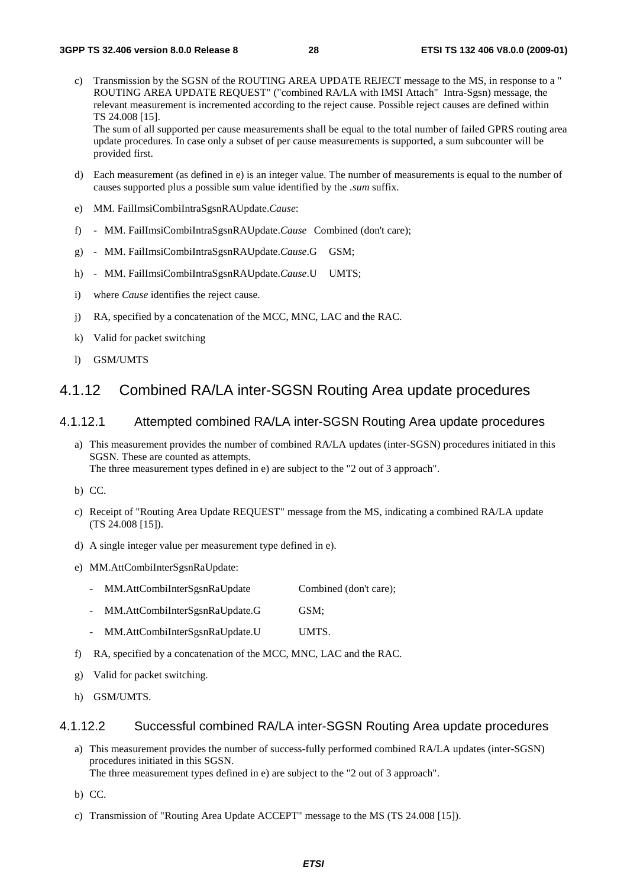c) Transmission by the SGSN of the ROUTING AREA UPDATE REJECT message to the MS, in response to a " ROUTING AREA UPDATE REQUEST" ("combined RA/LA with IMSI Attach" Intra-Sgsn) message, the relevant measurement is incremented according to the reject cause. Possible reject causes are defined within TS 24.008 [15].
   The sum of all supported per cause measurements shall be equal to the total number of failed GPRS routing area update procedures. In case only a subset of per cause measurements is supported, a sum subcounter will be provided first.

d) Each measurement (as defined in e) is an integer value. The number of measurements is equal to the number of causes supported plus a possible sum value identified by the *.sum* suffix.

e) MM. FailImsiCombiIntraSgsnRAUpdate.*Cause*:

f) - MM. FailImsiCombiIntraSgsnRAUpdate.*Cause* Combined (don't care);

g) - MM. FailImsiCombiIntraSgsnRAUpdate.*Cause*.G GSM;

h) - MM. FailImsiCombiIntraSgsnRAUpdate.*Cause*.U UMTS;

i) where *Cause* identifies the reject cause.

j) RA, specified by a concatenation of the MCC, MNC, LAC and the RAC.

k) Valid for packet switching

l) GSM/UMTS

## 4.1.12 Combined RA/LA inter-SGSN Routing Area update procedures

### 4.1.12.1 Attempted combined RA/LA inter-SGSN Routing Area update procedures

a) This measurement provides the number of combined RA/LA updates (inter-SGSN) procedures initiated in this SGSN. These are counted as attempts.
   The three measurement types defined in e) are subject to the "2 out of 3 approach".

b) CC.

c) Receipt of "Routing Area Update REQUEST" message from the MS, indicating a combined RA/LA update (TS 24.008 [15]).

d) A single integer value per measurement type defined in e).

e) MM.AttCombiInterSgsnRaUpdate:
   - MM.AttCombiInterSgsnRaUpdate Combined (don't care);
   - MM.AttCombiInterSgsnRaUpdate.G GSM;
   - MM.AttCombiInterSgsnRaUpdate.U UMTS.

f) RA, specified by a concatenation of the MCC, MNC, LAC and the RAC.

g) Valid for packet switching.

h) GSM/UMTS.

### 4.1.12.2 Successful combined RA/LA inter-SGSN Routing Area update procedures

a) This measurement provides the number of success-fully performed combined RA/LA updates (inter-SGSN) procedures initiated in this SGSN.
   The three measurement types defined in e) are subject to the "2 out of 3 approach".

b) CC.

c) Transmission of "Routing Area Update ACCEPT" message to the MS (TS 24.008 [15]).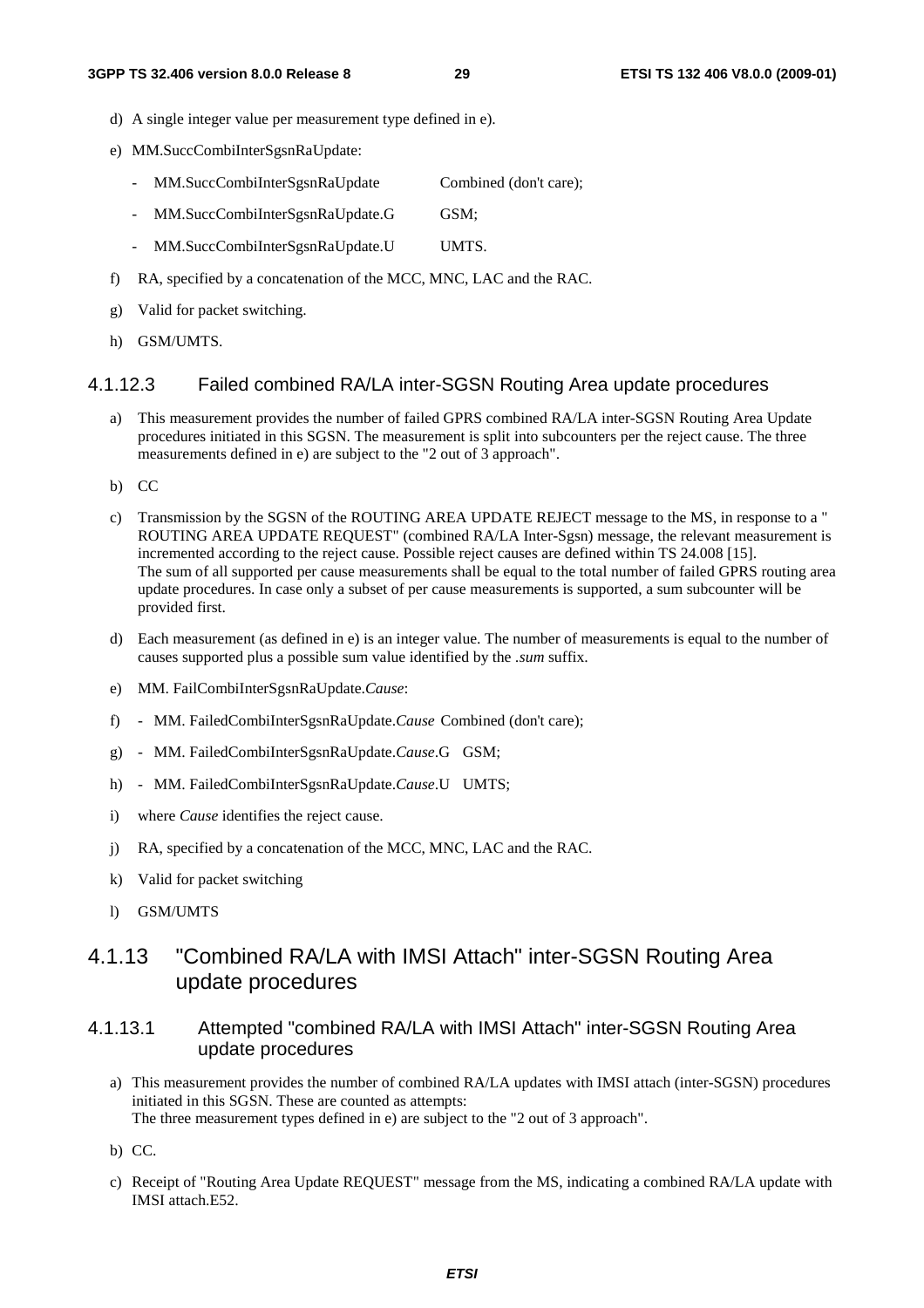d) A single integer value per measurement type defined in e).

e) MM.SuccCombiInterSgsnRaUpdate:

   - MM.SuccCombiInterSgsnRaUpdate Combined (don't care);
   - MM.SuccCombiInterSgsnRaUpdate.G GSM;
   - MM.SuccCombiInterSgsnRaUpdate.U UMTS.

f) RA, specified by a concatenation of the MCC, MNC, LAC and the RAC.

g) Valid for packet switching.

h) GSM/UMTS.

#### 4.1.12.3 Failed combined RA/LA inter-SGSN Routing Area update procedures

a) This measurement provides the number of failed GPRS combined RA/LA inter-SGSN Routing Area Update procedures initiated in this SGSN. The measurement is split into subcounters per the reject cause. The three measurements defined in e) are subject to the "2 out of 3 approach".

b) CC

c) Transmission by the SGSN of the ROUTING AREA UPDATE REJECT message to the MS, in response to a " ROUTING AREA UPDATE REQUEST" (combined RA/LA Inter-Sgsn) message, the relevant measurement is incremented according to the reject cause. Possible reject causes are defined within TS 24.008 [15].
   The sum of all supported per cause measurements shall be equal to the total number of failed GPRS routing area update procedures. In case only a subset of per cause measurements is supported, a sum subcounter will be provided first.

d) Each measurement (as defined in e) is an integer value. The number of measurements is equal to the number of causes supported plus a possible sum value identified by the *.sum* suffix.

e) MM. FailCombiInterSgsnRaUpdate.*Cause*:

f) - MM. FailedCombiInterSgsnRaUpdate.*Cause* Combined (don't care);

g) - MM. FailedCombiInterSgsnRaUpdate.*Cause*.G GSM;

h) - MM. FailedCombiInterSgsnRaUpdate.*Cause*.U UMTS;

i) where *Cause* identifies the reject cause.

j) RA, specified by a concatenation of the MCC, MNC, LAC and the RAC.

k) Valid for packet switching

l) GSM/UMTS

### 4.1.13 "Combined RA/LA with IMSI Attach" inter-SGSN Routing Area update procedures

#### 4.1.13.1 Attempted "combined RA/LA with IMSI Attach" inter-SGSN Routing Area update procedures

a) This measurement provides the number of combined RA/LA updates with IMSI attach (inter-SGSN) procedures initiated in this SGSN. These are counted as attempts:
   The three measurement types defined in e) are subject to the "2 out of 3 approach".

b) CC.

c) Receipt of "Routing Area Update REQUEST" message from the MS, indicating a combined RA/LA update with IMSI attach.E52.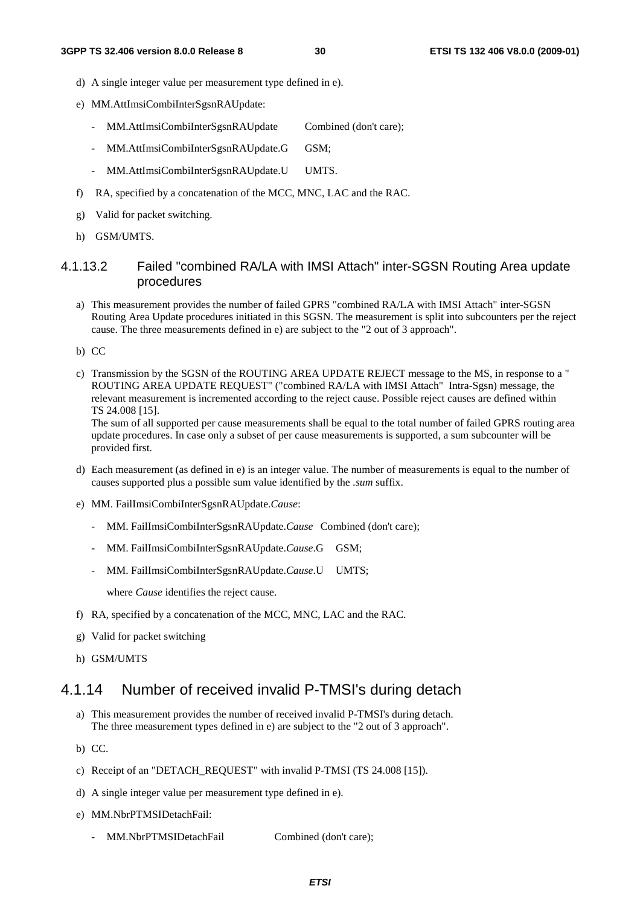d) A single integer value per measurement type defined in e).

e) MM.AttImsiCombiInterSgsnRAUpdate:

- MM.AttImsiCombiInterSgsnRAUpdate Combined (don't care);
- MM.AttImsiCombiInterSgsnRAUpdate.G GSM;
- MM.AttImsiCombiInterSgsnRAUpdate.U UMTS.

f) RA, specified by a concatenation of the MCC, MNC, LAC and the RAC.

g) Valid for packet switching.

h) GSM/UMTS.

#### 4.1.13.2 Failed "combined RA/LA with IMSI Attach" inter-SGSN Routing Area update procedures

a) This measurement provides the number of failed GPRS "combined RA/LA with IMSI Attach" inter-SGSN Routing Area Update procedures initiated in this SGSN. The measurement is split into subcounters per the reject cause. The three measurements defined in e) are subject to the "2 out of 3 approach".

b) CC

c) Transmission by the SGSN of the ROUTING AREA UPDATE REJECT message to the MS, in response to a " ROUTING AREA UPDATE REQUEST" ("combined RA/LA with IMSI Attach" Intra-Sgsn) message, the relevant measurement is incremented according to the reject cause. Possible reject causes are defined within TS 24.008 [15].
The sum of all supported per cause measurements shall be equal to the total number of failed GPRS routing area update procedures. In case only a subset of per cause measurements is supported, a sum subcounter will be provided first.

d) Each measurement (as defined in e) is an integer value. The number of measurements is equal to the number of causes supported plus a possible sum value identified by the *.sum* suffix.

e) MM. FailImsiCombiInterSgsnRAUpdate.*Cause*:

- MM. FailImsiCombiInterSgsnRAUpdate.*Cause* Combined (don't care);
- MM. FailImsiCombiInterSgsnRAUpdate.*Cause*.G GSM;
- MM. FailImsiCombiInterSgsnRAUpdate.*Cause*.U UMTS;

where *Cause* identifies the reject cause.

f) RA, specified by a concatenation of the MCC, MNC, LAC and the RAC.

g) Valid for packet switching

h) GSM/UMTS

### 4.1.14 Number of received invalid P-TMSI's during detach

a) This measurement provides the number of received invalid P-TMSI's during detach.
The three measurement types defined in e) are subject to the "2 out of 3 approach".

b) CC.

c) Receipt of an "DETACH_REQUEST" with invalid P-TMSI (TS 24.008 [15]).

d) A single integer value per measurement type defined in e).

e) MM.NbrPTMSIDetachFail:

- MM.NbrPTMSIDetachFail Combined (don't care);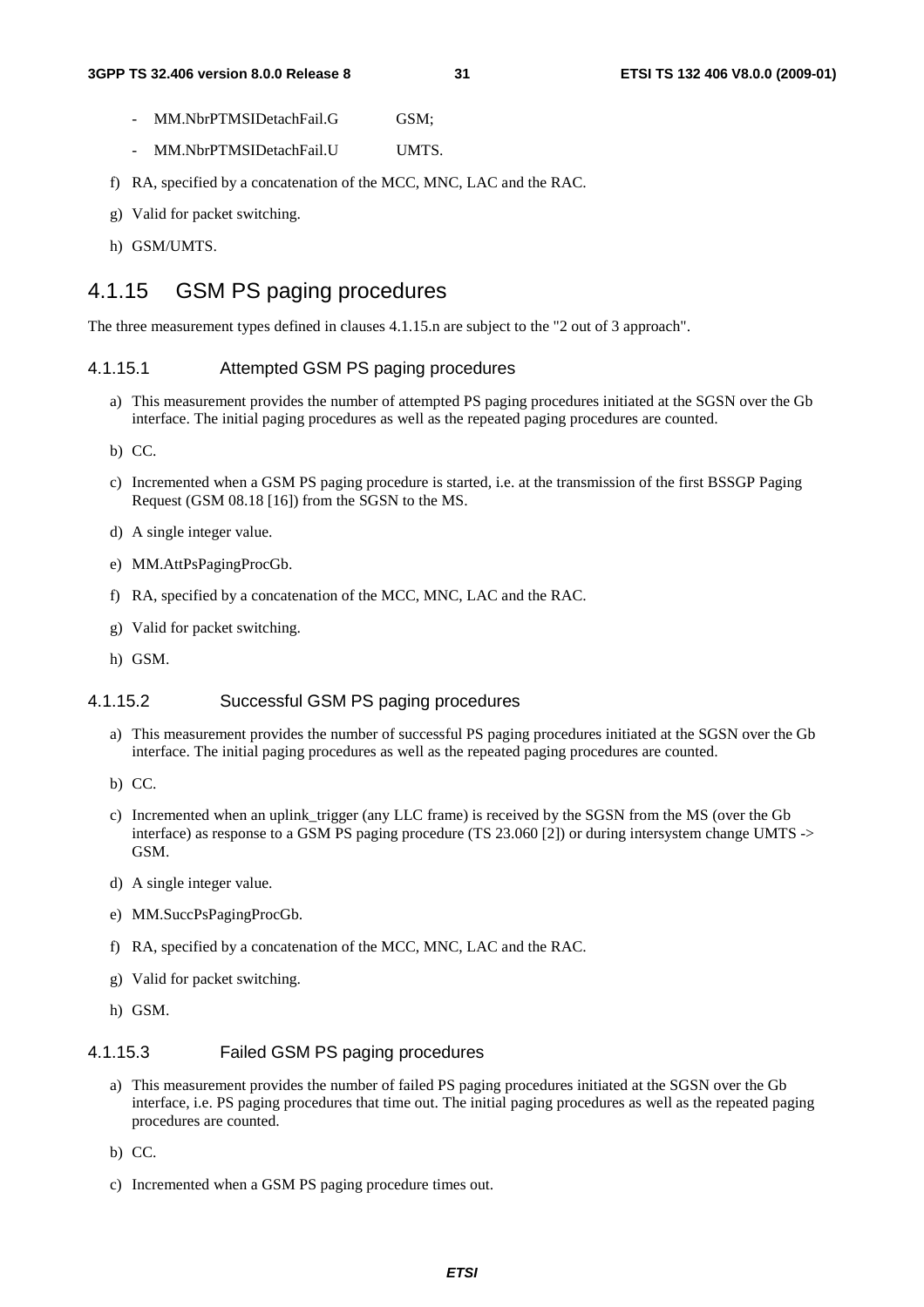- MM.NbrPTMSIDetachFail.G GSM;
- MM.NbrPTMSIDetachFail.U UMTS.

f) RA, specified by a concatenation of the MCC, MNC, LAC and the RAC.

g) Valid for packet switching.

h) GSM/UMTS.

## 4.1.15 GSM PS paging procedures

The three measurement types defined in clauses 4.1.15.n are subject to the "2 out of 3 approach".

### 4.1.15.1 Attempted GSM PS paging procedures

a) This measurement provides the number of attempted PS paging procedures initiated at the SGSN over the Gb interface. The initial paging procedures as well as the repeated paging procedures are counted.

b) CC.

c) Incremented when a GSM PS paging procedure is started, i.e. at the transmission of the first BSSGP Paging Request (GSM 08.18 [16]) from the SGSN to the MS.

d) A single integer value.

e) MM.AttPsPagingProcGb.

f) RA, specified by a concatenation of the MCC, MNC, LAC and the RAC.

g) Valid for packet switching.

h) GSM.

### 4.1.15.2 Successful GSM PS paging procedures

a) This measurement provides the number of successful PS paging procedures initiated at the SGSN over the Gb interface. The initial paging procedures as well as the repeated paging procedures are counted.

b) CC.

c) Incremented when an uplink_trigger (any LLC frame) is received by the SGSN from the MS (over the Gb interface) as response to a GSM PS paging procedure (TS 23.060 [2]) or during intersystem change UMTS -> GSM.

d) A single integer value.

e) MM.SuccPsPagingProcGb.

f) RA, specified by a concatenation of the MCC, MNC, LAC and the RAC.

g) Valid for packet switching.

h) GSM.

### 4.1.15.3 Failed GSM PS paging procedures

a) This measurement provides the number of failed PS paging procedures initiated at the SGSN over the Gb interface, i.e. PS paging procedures that time out. The initial paging procedures as well as the repeated paging procedures are counted.

b) CC.

c) Incremented when a GSM PS paging procedure times out.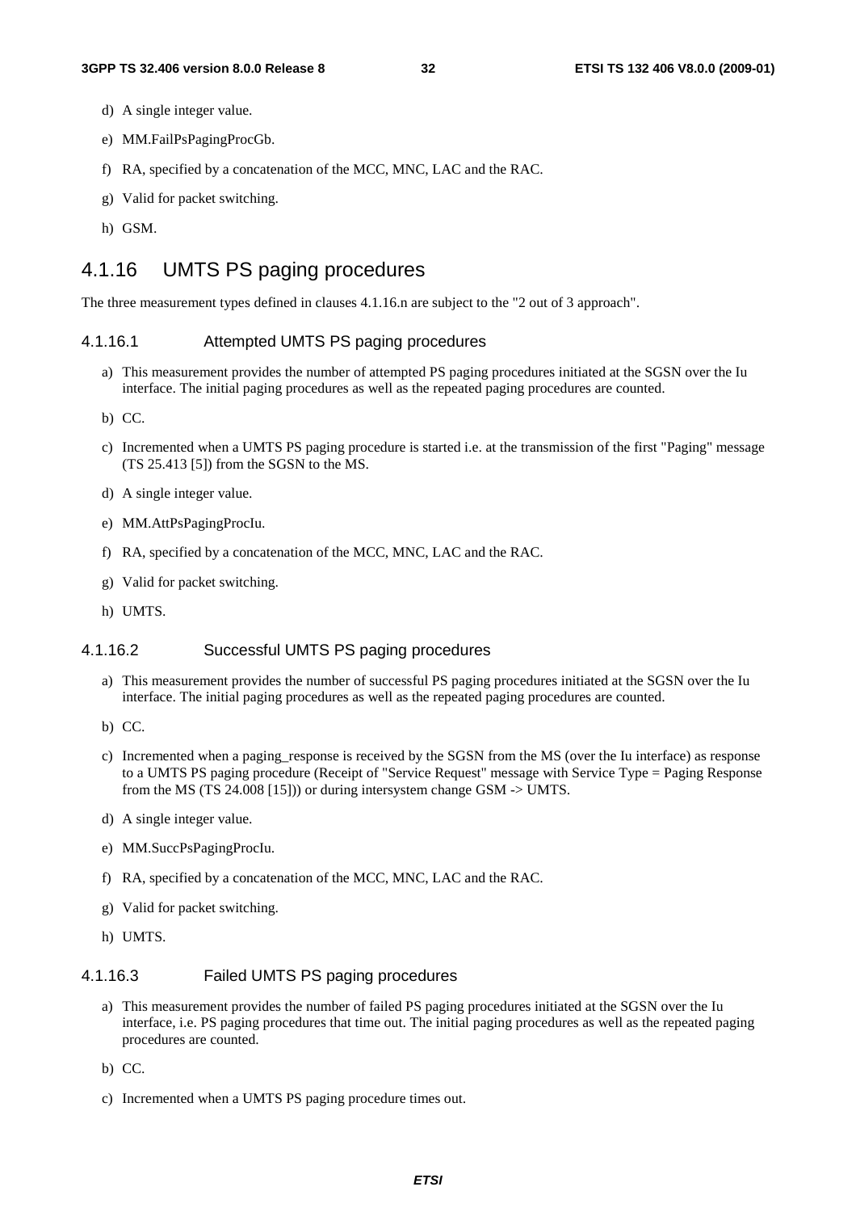d) A single integer value.

e) MM.FailPsPagingProcGb.

f) RA, specified by a concatenation of the MCC, MNC, LAC and the RAC.

g) Valid for packet switching.

h) GSM.

## 4.1.16 UMTS PS paging procedures

The three measurement types defined in clauses 4.1.16.n are subject to the "2 out of 3 approach".

### 4.1.16.1 Attempted UMTS PS paging procedures

a) This measurement provides the number of attempted PS paging procedures initiated at the SGSN over the Iu interface. The initial paging procedures as well as the repeated paging procedures are counted.

b) CC.

c) Incremented when a UMTS PS paging procedure is started i.e. at the transmission of the first "Paging" message (TS 25.413 [5]) from the SGSN to the MS.

d) A single integer value.

e) MM.AttPsPagingProcIu.

f) RA, specified by a concatenation of the MCC, MNC, LAC and the RAC.

g) Valid for packet switching.

h) UMTS.

### 4.1.16.2 Successful UMTS PS paging procedures

a) This measurement provides the number of successful PS paging procedures initiated at the SGSN over the Iu interface. The initial paging procedures as well as the repeated paging procedures are counted.

b) CC.

c) Incremented when a paging_response is received by the SGSN from the MS (over the Iu interface) as response to a UMTS PS paging procedure (Receipt of "Service Request" message with Service Type = Paging Response from the MS (TS 24.008 [15])) or during intersystem change GSM -> UMTS.

d) A single integer value.

e) MM.SuccPsPagingProcIu.

f) RA, specified by a concatenation of the MCC, MNC, LAC and the RAC.

g) Valid for packet switching.

h) UMTS.

### 4.1.16.3 Failed UMTS PS paging procedures

a) This measurement provides the number of failed PS paging procedures initiated at the SGSN over the Iu interface, i.e. PS paging procedures that time out. The initial paging procedures as well as the repeated paging procedures are counted.

b) CC.

c) Incremented when a UMTS PS paging procedure times out.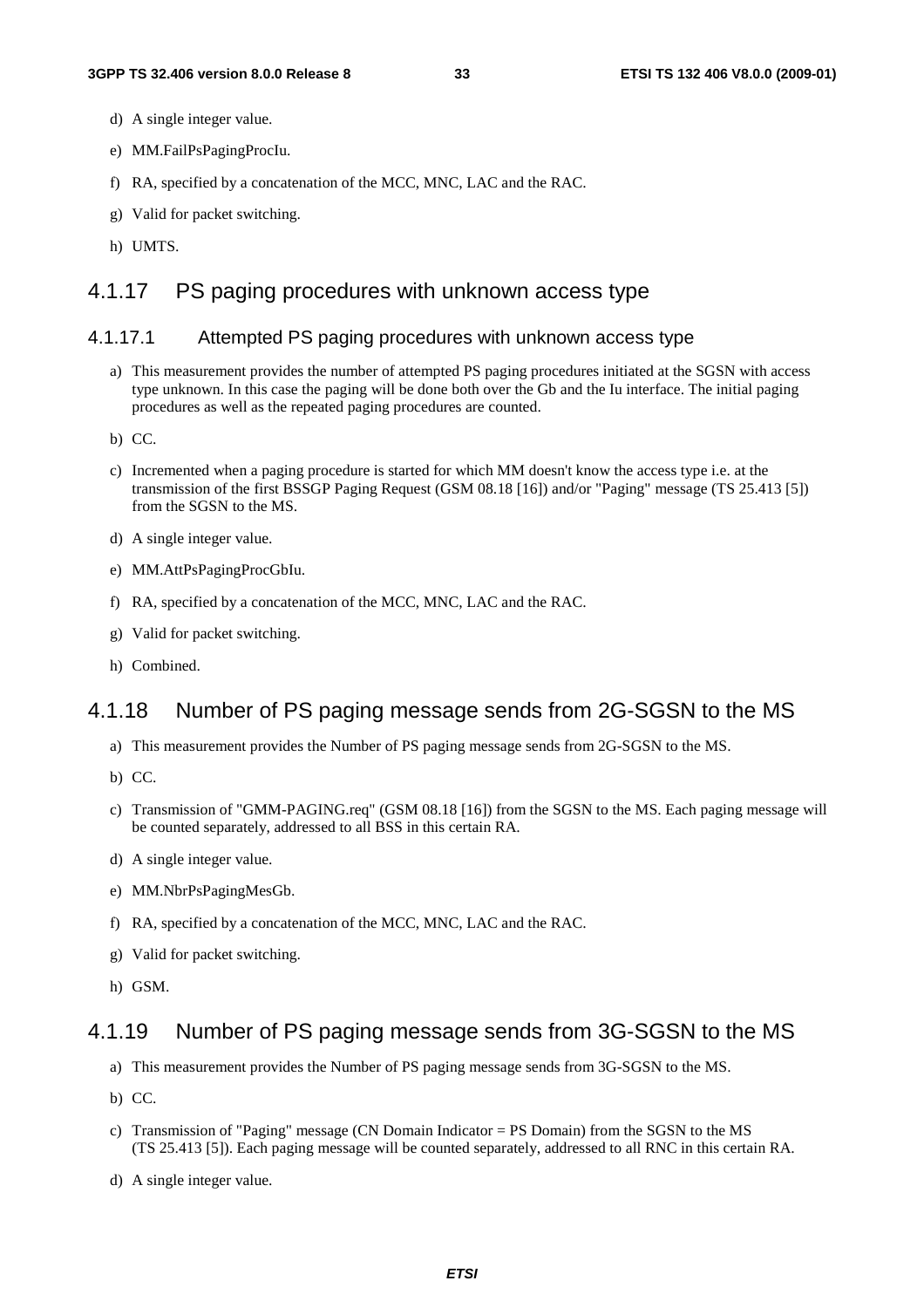d) A single integer value.

e) MM.FailPsPagingProcIu.

f) RA, specified by a concatenation of the MCC, MNC, LAC and the RAC.

g) Valid for packet switching.

h) UMTS.

## 4.1.17 PS paging procedures with unknown access type

### 4.1.17.1 Attempted PS paging procedures with unknown access type

a) This measurement provides the number of attempted PS paging procedures initiated at the SGSN with access type unknown. In this case the paging will be done both over the Gb and the Iu interface. The initial paging procedures as well as the repeated paging procedures are counted.

b) CC.

c) Incremented when a paging procedure is started for which MM doesn't know the access type i.e. at the transmission of the first BSSGP Paging Request (GSM 08.18 [16]) and/or "Paging" message (TS 25.413 [5]) from the SGSN to the MS.

d) A single integer value.

e) MM.AttPsPagingProcGbIu.

f) RA, specified by a concatenation of the MCC, MNC, LAC and the RAC.

g) Valid for packet switching.

h) Combined.

## 4.1.18 Number of PS paging message sends from 2G-SGSN to the MS

a) This measurement provides the Number of PS paging message sends from 2G-SGSN to the MS.

b) CC.

c) Transmission of "GMM-PAGING.req" (GSM 08.18 [16]) from the SGSN to the MS. Each paging message will be counted separately, addressed to all BSS in this certain RA.

d) A single integer value.

e) MM.NbrPsPagingMesGb.

f) RA, specified by a concatenation of the MCC, MNC, LAC and the RAC.

g) Valid for packet switching.

h) GSM.

## 4.1.19 Number of PS paging message sends from 3G-SGSN to the MS

a) This measurement provides the Number of PS paging message sends from 3G-SGSN to the MS.

b) CC.

c) Transmission of "Paging" message (CN Domain Indicator = PS Domain) from the SGSN to the MS (TS 25.413 [5]). Each paging message will be counted separately, addressed to all RNC in this certain RA.

d) A single integer value.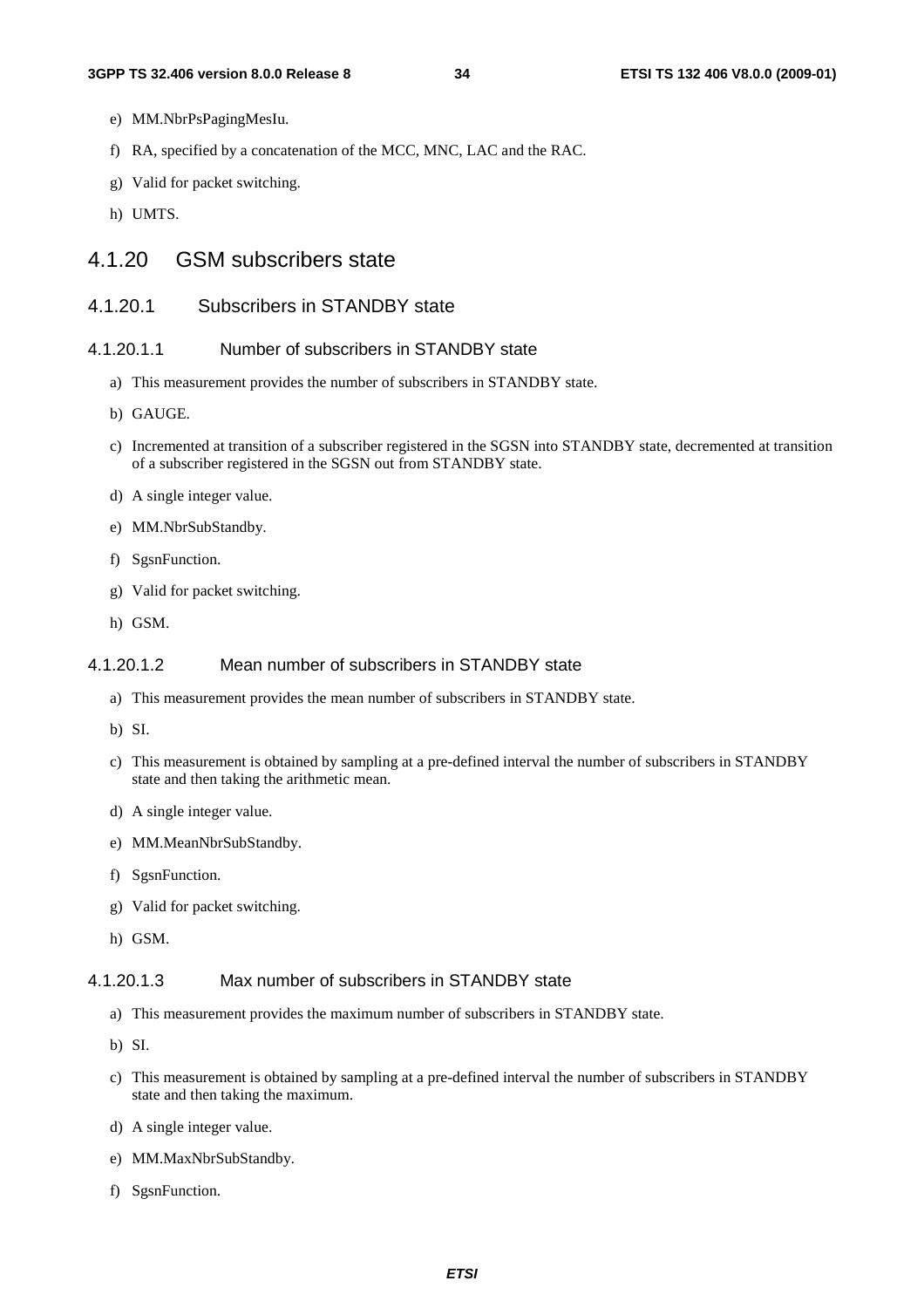e) MM.NbrPsPagingMesIu.

f) RA, specified by a concatenation of the MCC, MNC, LAC and the RAC.

g) Valid for packet switching.

h) UMTS.

## 4.1.20 GSM subscribers state

### 4.1.20.1 Subscribers in STANDBY state

#### 4.1.20.1.1 Number of subscribers in STANDBY state

a) This measurement provides the number of subscribers in STANDBY state.

b) GAUGE.

c) Incremented at transition of a subscriber registered in the SGSN into STANDBY state, decremented at transition of a subscriber registered in the SGSN out from STANDBY state.

d) A single integer value.

e) MM.NbrSubStandby.

f) SgsnFunction.

g) Valid for packet switching.

h) GSM.

#### 4.1.20.1.2 Mean number of subscribers in STANDBY state

a) This measurement provides the mean number of subscribers in STANDBY state.

b) SI.

c) This measurement is obtained by sampling at a pre-defined interval the number of subscribers in STANDBY state and then taking the arithmetic mean.

d) A single integer value.

e) MM.MeanNbrSubStandby.

f) SgsnFunction.

g) Valid for packet switching.

h) GSM.

#### 4.1.20.1.3 Max number of subscribers in STANDBY state

a) This measurement provides the maximum number of subscribers in STANDBY state.

b) SI.

c) This measurement is obtained by sampling at a pre-defined interval the number of subscribers in STANDBY state and then taking the maximum.

d) A single integer value.

e) MM.MaxNbrSubStandby.

f) SgsnFunction.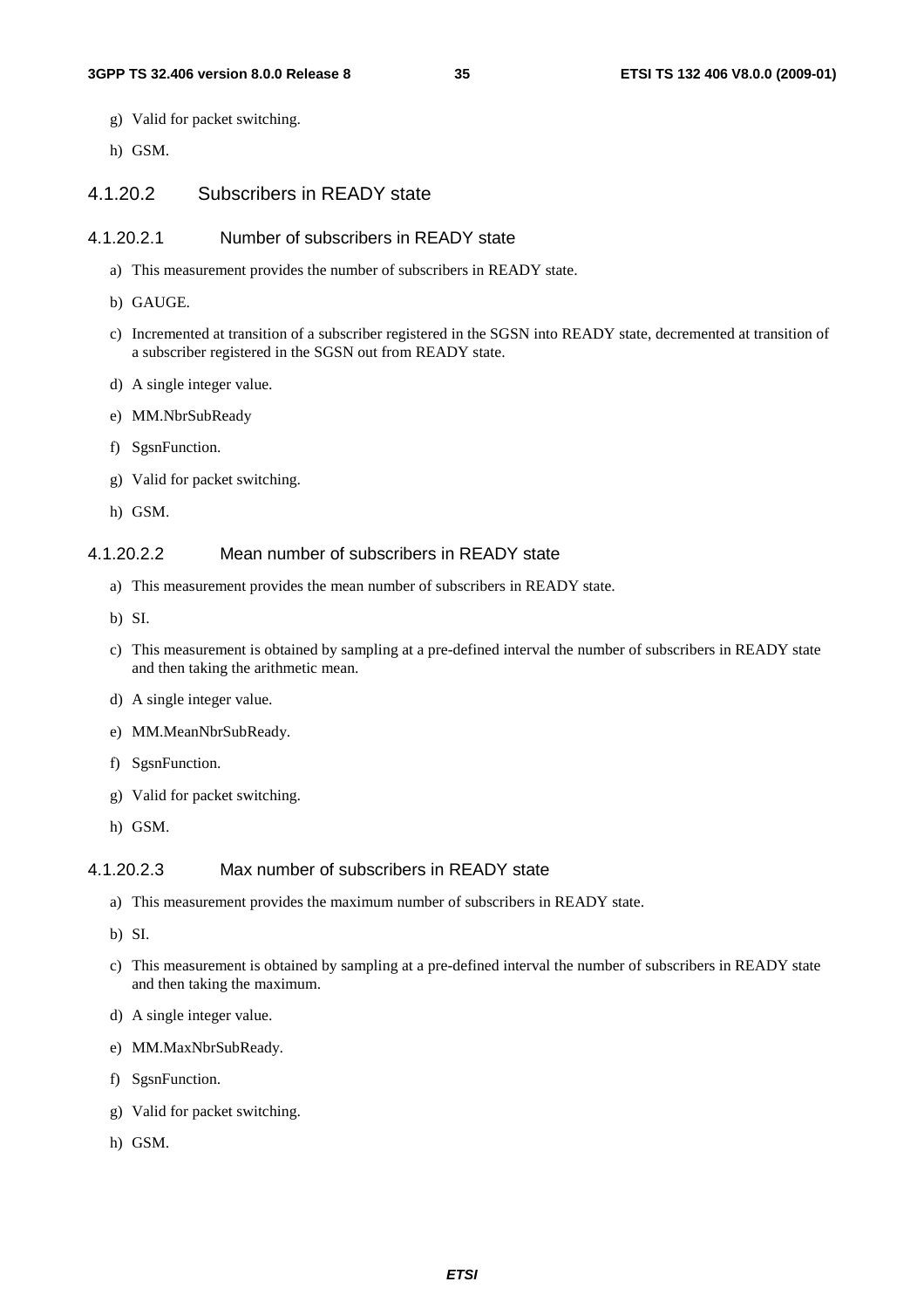g) Valid for packet switching.

h) GSM.

#### 4.1.20.2 Subscribers in READY state

##### 4.1.20.2.1 Number of subscribers in READY state

a) This measurement provides the number of subscribers in READY state.

b) GAUGE.

c) Incremented at transition of a subscriber registered in the SGSN into READY state, decremented at transition of a subscriber registered in the SGSN out from READY state.

d) A single integer value.

e) MM.NbrSubReady

f) SgsnFunction.

g) Valid for packet switching.

h) GSM.

##### 4.1.20.2.2 Mean number of subscribers in READY state

a) This measurement provides the mean number of subscribers in READY state.

b) SI.

c) This measurement is obtained by sampling at a pre-defined interval the number of subscribers in READY state and then taking the arithmetic mean.

d) A single integer value.

e) MM.MeanNbrSubReady.

f) SgsnFunction.

g) Valid for packet switching.

h) GSM.

##### 4.1.20.2.3 Max number of subscribers in READY state

a) This measurement provides the maximum number of subscribers in READY state.

b) SI.

c) This measurement is obtained by sampling at a pre-defined interval the number of subscribers in READY state and then taking the maximum.

d) A single integer value.

e) MM.MaxNbrSubReady.

f) SgsnFunction.

g) Valid for packet switching.

h) GSM.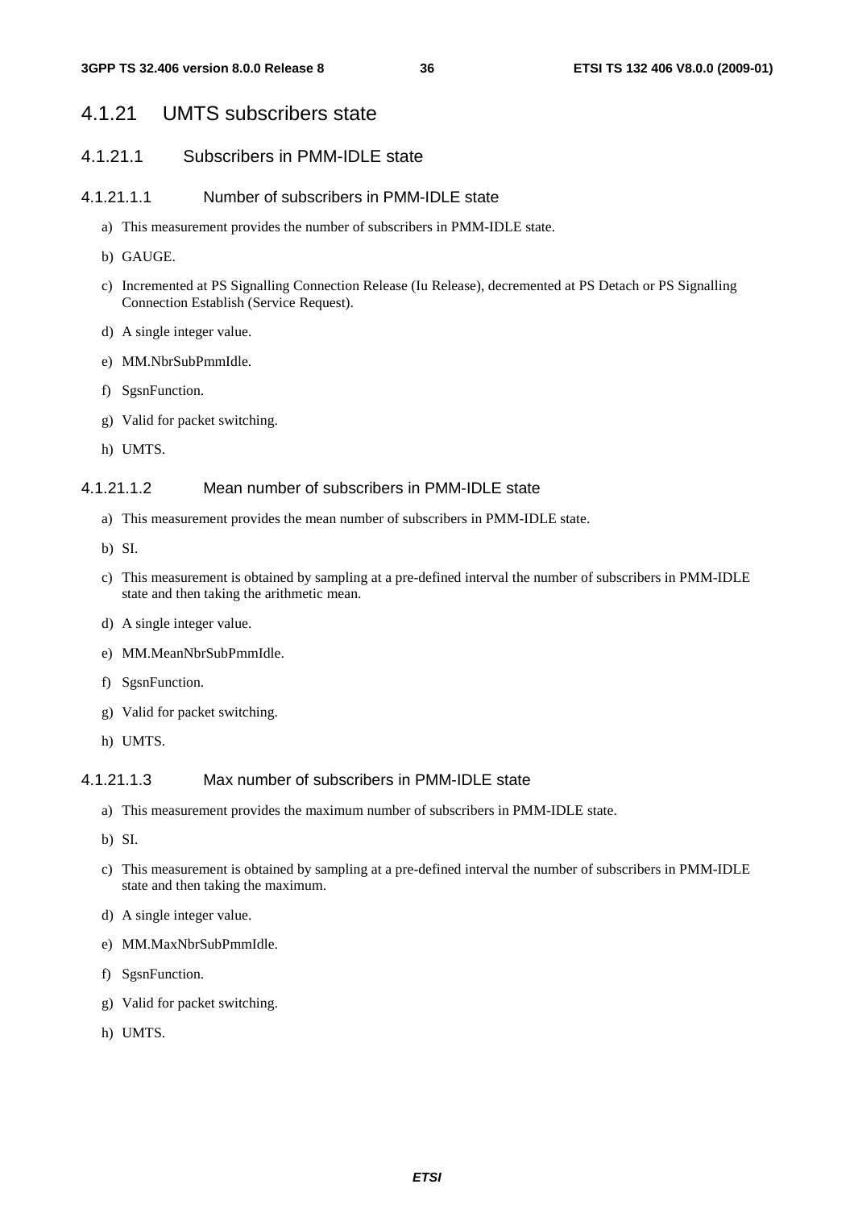## 4.1.21 UMTS subscribers state

### 4.1.21.1 Subscribers in PMM-IDLE state

#### 4.1.21.1.1 Number of subscribers in PMM-IDLE state

a) This measurement provides the number of subscribers in PMM-IDLE state.

b) GAUGE.

c) Incremented at PS Signalling Connection Release (Iu Release), decremented at PS Detach or PS Signalling Connection Establish (Service Request).

d) A single integer value.

e) MM.NbrSubPmmIdle.

f) SgsnFunction.

g) Valid for packet switching.

h) UMTS.

#### 4.1.21.1.2 Mean number of subscribers in PMM-IDLE state

a) This measurement provides the mean number of subscribers in PMM-IDLE state.

b) SI.

c) This measurement is obtained by sampling at a pre-defined interval the number of subscribers in PMM-IDLE state and then taking the arithmetic mean.

d) A single integer value.

e) MM.MeanNbrSubPmmIdle.

f) SgsnFunction.

g) Valid for packet switching.

h) UMTS.

#### 4.1.21.1.3 Max number of subscribers in PMM-IDLE state

a) This measurement provides the maximum number of subscribers in PMM-IDLE state.

b) SI.

c) This measurement is obtained by sampling at a pre-defined interval the number of subscribers in PMM-IDLE state and then taking the maximum.

d) A single integer value.

e) MM.MaxNbrSubPmmIdle.

f) SgsnFunction.

g) Valid for packet switching.

h) UMTS.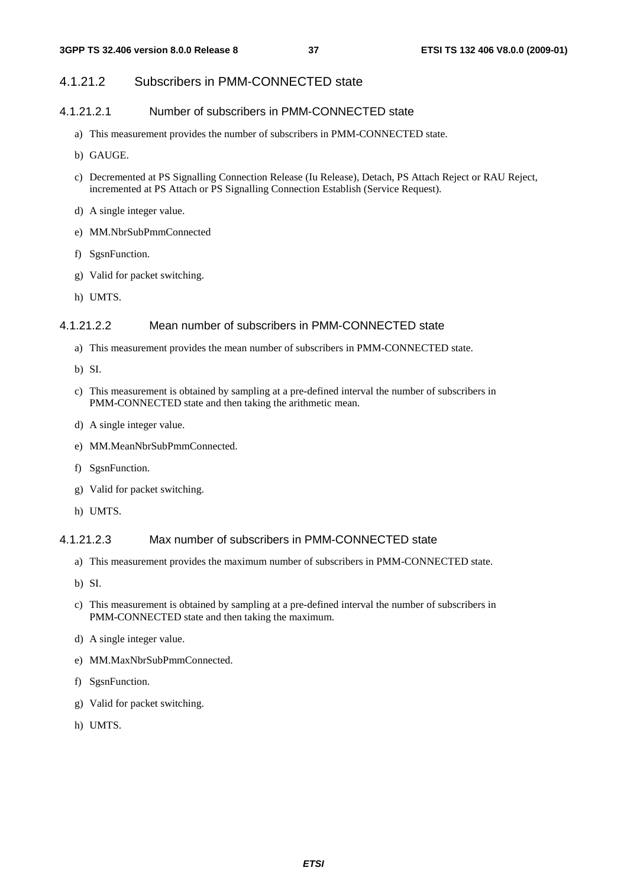#### 4.1.21.2 Subscribers in PMM-CONNECTED state

##### 4.1.21.2.1 Number of subscribers in PMM-CONNECTED state

a) This measurement provides the number of subscribers in PMM-CONNECTED state.

b) GAUGE.

c) Decremented at PS Signalling Connection Release (Iu Release), Detach, PS Attach Reject or RAU Reject, incremented at PS Attach or PS Signalling Connection Establish (Service Request).

d) A single integer value.

e) MM.NbrSubPmmConnected

f) SgsnFunction.

g) Valid for packet switching.

h) UMTS.

##### 4.1.21.2.2 Mean number of subscribers in PMM-CONNECTED state

a) This measurement provides the mean number of subscribers in PMM-CONNECTED state.

b) SI.

c) This measurement is obtained by sampling at a pre-defined interval the number of subscribers in PMM-CONNECTED state and then taking the arithmetic mean.

d) A single integer value.

e) MM.MeanNbrSubPmmConnected.

f) SgsnFunction.

g) Valid for packet switching.

h) UMTS.

##### 4.1.21.2.3 Max number of subscribers in PMM-CONNECTED state

a) This measurement provides the maximum number of subscribers in PMM-CONNECTED state.

b) SI.

c) This measurement is obtained by sampling at a pre-defined interval the number of subscribers in PMM-CONNECTED state and then taking the maximum.

d) A single integer value.

e) MM.MaxNbrSubPmmConnected.

f) SgsnFunction.

g) Valid for packet switching.

h) UMTS.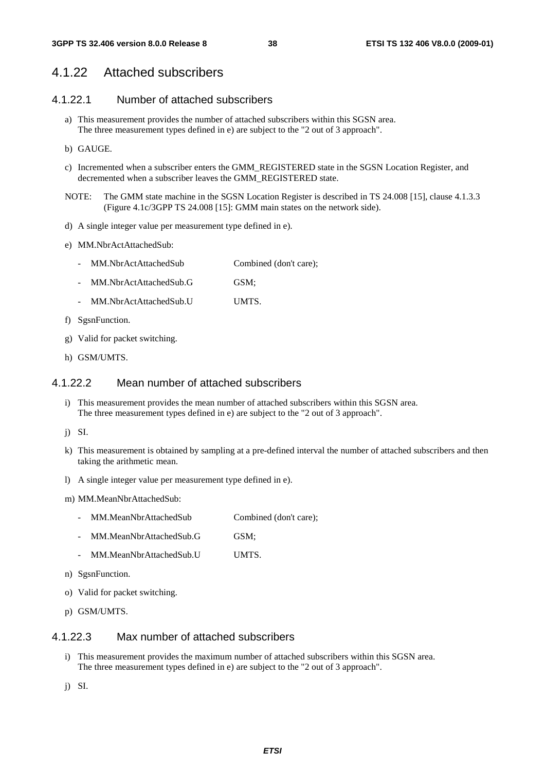## 4.1.22 Attached subscribers

### 4.1.22.1 Number of attached subscribers

a) This measurement provides the number of attached subscribers within this SGSN area.
The three measurement types defined in e) are subject to the "2 out of 3 approach".

b) GAUGE.

c) Incremented when a subscriber enters the GMM_REGISTERED state in the SGSN Location Register, and decremented when a subscriber leaves the GMM_REGISTERED state.

NOTE: The GMM state machine in the SGSN Location Register is described in TS 24.008 [15], clause 4.1.3.3 (Figure 4.1c/3GPP TS 24.008 [15]: GMM main states on the network side).

d) A single integer value per measurement type defined in e).

e) MM.NbrActAttachedSub:

- MM.NbrActAttachedSub Combined (don't care);
- MM.NbrActAttachedSub.G GSM;
- MM.NbrActAttachedSub.U UMTS.

f) SgsnFunction.

g) Valid for packet switching.

h) GSM/UMTS.

### 4.1.22.2 Mean number of attached subscribers

i) This measurement provides the mean number of attached subscribers within this SGSN area.
The three measurement types defined in e) are subject to the "2 out of 3 approach".

j) SI.

k) This measurement is obtained by sampling at a pre-defined interval the number of attached subscribers and then taking the arithmetic mean.

l) A single integer value per measurement type defined in e).

m) MM.MeanNbrAttachedSub:

- MM.MeanNbrAttachedSub Combined (don't care);
- MM.MeanNbrAttachedSub.G GSM;
- MM.MeanNbrAttachedSub.U UMTS.

n) SgsnFunction.

o) Valid for packet switching.

p) GSM/UMTS.

### 4.1.22.3 Max number of attached subscribers

i) This measurement provides the maximum number of attached subscribers within this SGSN area.
The three measurement types defined in e) are subject to the "2 out of 3 approach".

j) SI.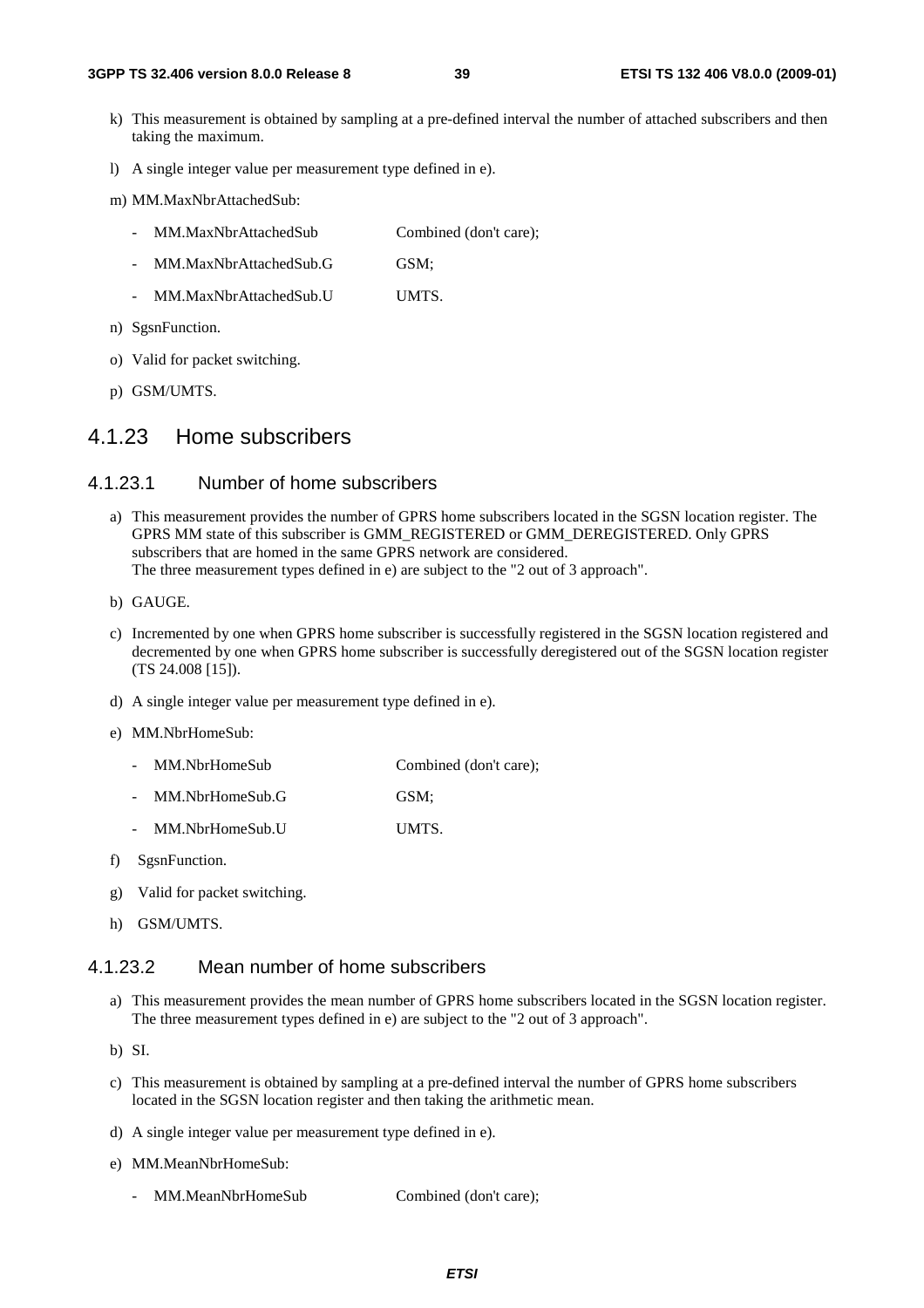k) This measurement is obtained by sampling at a pre-defined interval the number of attached subscribers and then taking the maximum.

l) A single integer value per measurement type defined in e).

m) MM.MaxNbrAttachedSub:

- MM.MaxNbrAttachedSub Combined (don't care);
- MM.MaxNbrAttachedSub.G GSM;
- MM.MaxNbrAttachedSub.U UMTS.

n) SgsnFunction.

o) Valid for packet switching.

p) GSM/UMTS.

## 4.1.23 Home subscribers

### 4.1.23.1 Number of home subscribers

a) This measurement provides the number of GPRS home subscribers located in the SGSN location register. The GPRS MM state of this subscriber is GMM_REGISTERED or GMM_DEREGISTERED. Only GPRS subscribers that are homed in the same GPRS network are considered.
The three measurement types defined in e) are subject to the "2 out of 3 approach".

b) GAUGE.

c) Incremented by one when GPRS home subscriber is successfully registered in the SGSN location registered and decremented by one when GPRS home subscriber is successfully deregistered out of the SGSN location register (TS 24.008 [15]).

d) A single integer value per measurement type defined in e).

e) MM.NbrHomeSub:

- MM.NbrHomeSub Combined (don't care);
- MM.NbrHomeSub.G GSM;
- MM.NbrHomeSub.U UMTS.

f) SgsnFunction.

g) Valid for packet switching.

h) GSM/UMTS.

### 4.1.23.2 Mean number of home subscribers

a) This measurement provides the mean number of GPRS home subscribers located in the SGSN location register. The three measurement types defined in e) are subject to the "2 out of 3 approach".

b) SI.

c) This measurement is obtained by sampling at a pre-defined interval the number of GPRS home subscribers located in the SGSN location register and then taking the arithmetic mean.

d) A single integer value per measurement type defined in e).

e) MM.MeanNbrHomeSub:

- MM.MeanNbrHomeSub Combined (don't care);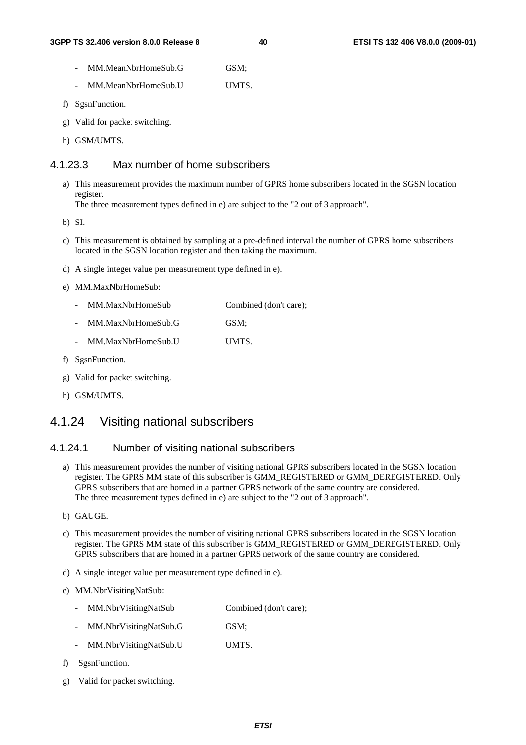- MM.MeanNbrHomeSub.G GSM;
- MM.MeanNbrHomeSub.U UMTS.

f) SgsnFunction.

g) Valid for packet switching.

h) GSM/UMTS.

#### 4.1.23.3 Max number of home subscribers

a) This measurement provides the maximum number of GPRS home subscribers located in the SGSN location register.
The three measurement types defined in e) are subject to the "2 out of 3 approach".

b) SI.

c) This measurement is obtained by sampling at a pre-defined interval the number of GPRS home subscribers located in the SGSN location register and then taking the maximum.

d) A single integer value per measurement type defined in e).

e) MM.MaxNbrHomeSub:

- MM.MaxNbrHomeSub Combined (don't care);
- MM.MaxNbrHomeSub.G GSM;
- MM.MaxNbrHomeSub.U UMTS.

f) SgsnFunction.

g) Valid for packet switching.

h) GSM/UMTS.

### 4.1.24 Visiting national subscribers

#### 4.1.24.1 Number of visiting national subscribers

a) This measurement provides the number of visiting national GPRS subscribers located in the SGSN location register. The GPRS MM state of this subscriber is GMM_REGISTERED or GMM_DEREGISTERED. Only GPRS subscribers that are homed in a partner GPRS network of the same country are considered.
The three measurement types defined in e) are subject to the "2 out of 3 approach".

b) GAUGE.

c) This measurement provides the number of visiting national GPRS subscribers located in the SGSN location register. The GPRS MM state of this subscriber is GMM_REGISTERED or GMM_DEREGISTERED. Only GPRS subscribers that are homed in a partner GPRS network of the same country are considered.

d) A single integer value per measurement type defined in e).

e) MM.NbrVisitingNatSub:

- MM.NbrVisitingNatSub Combined (don't care);
- MM.NbrVisitingNatSub.G GSM;
- MM.NbrVisitingNatSub.U UMTS.

f) SgsnFunction.

g) Valid for packet switching.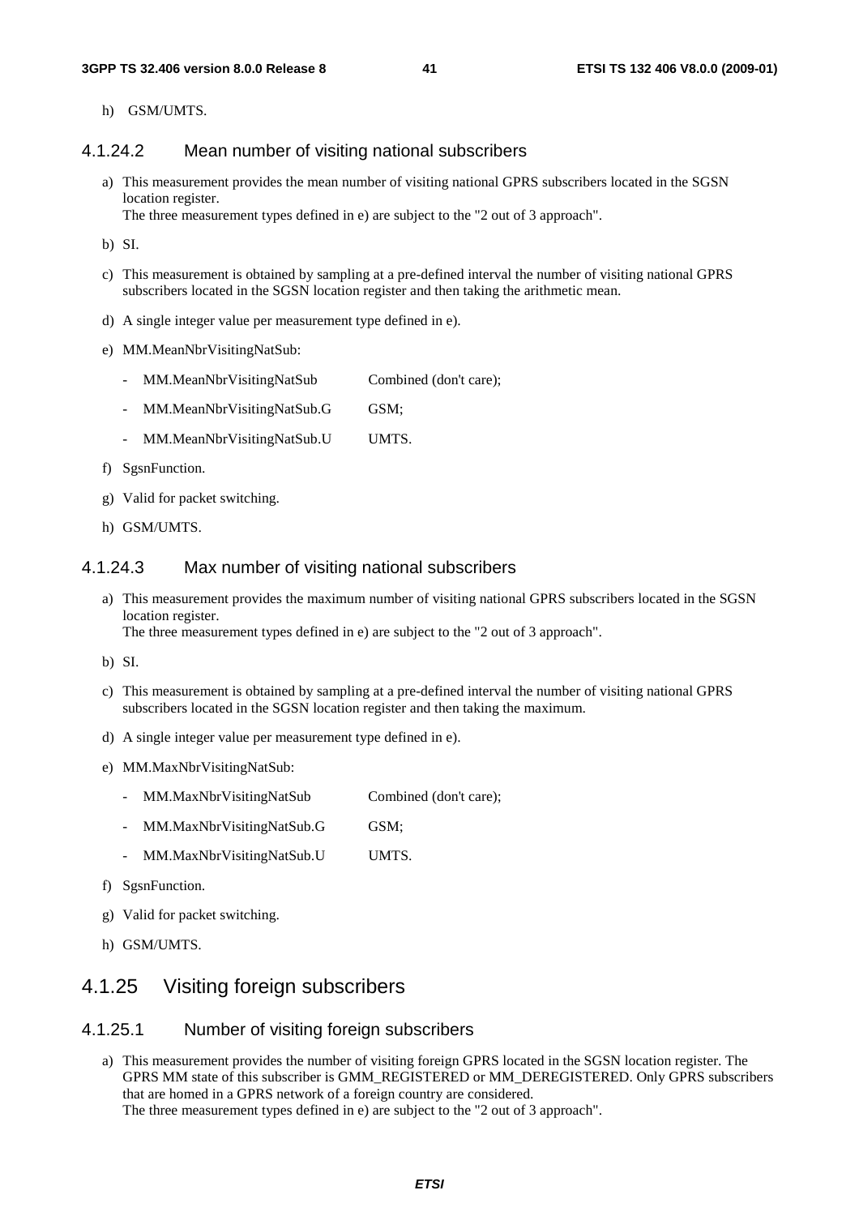h) GSM/UMTS.

#### 4.1.24.2 Mean number of visiting national subscribers

a) This measurement provides the mean number of visiting national GPRS subscribers located in the SGSN location register.
   The three measurement types defined in e) are subject to the "2 out of 3 approach".

b) SI.

c) This measurement is obtained by sampling at a pre-defined interval the number of visiting national GPRS subscribers located in the SGSN location register and then taking the arithmetic mean.

d) A single integer value per measurement type defined in e).

e) MM.MeanNbrVisitingNatSub:

   - MM.MeanNbrVisitingNatSub Combined (don't care);
   - MM.MeanNbrVisitingNatSub.G GSM;
   - MM.MeanNbrVisitingNatSub.U UMTS.

f) SgsnFunction.

g) Valid for packet switching.

h) GSM/UMTS.

#### 4.1.24.3 Max number of visiting national subscribers

a) This measurement provides the maximum number of visiting national GPRS subscribers located in the SGSN location register.
   The three measurement types defined in e) are subject to the "2 out of 3 approach".

b) SI.

c) This measurement is obtained by sampling at a pre-defined interval the number of visiting national GPRS subscribers located in the SGSN location register and then taking the maximum.

d) A single integer value per measurement type defined in e).

e) MM.MaxNbrVisitingNatSub:

   - MM.MaxNbrVisitingNatSub Combined (don't care);
   - MM.MaxNbrVisitingNatSub.G GSM;
   - MM.MaxNbrVisitingNatSub.U UMTS.

f) SgsnFunction.

g) Valid for packet switching.

h) GSM/UMTS.

### 4.1.25 Visiting foreign subscribers

#### 4.1.25.1 Number of visiting foreign subscribers

a) This measurement provides the number of visiting foreign GPRS located in the SGSN location register. The GPRS MM state of this subscriber is GMM_REGISTERED or MM_DEREGISTERED. Only GPRS subscribers that are homed in a GPRS network of a foreign country are considered.
   The three measurement types defined in e) are subject to the "2 out of 3 approach".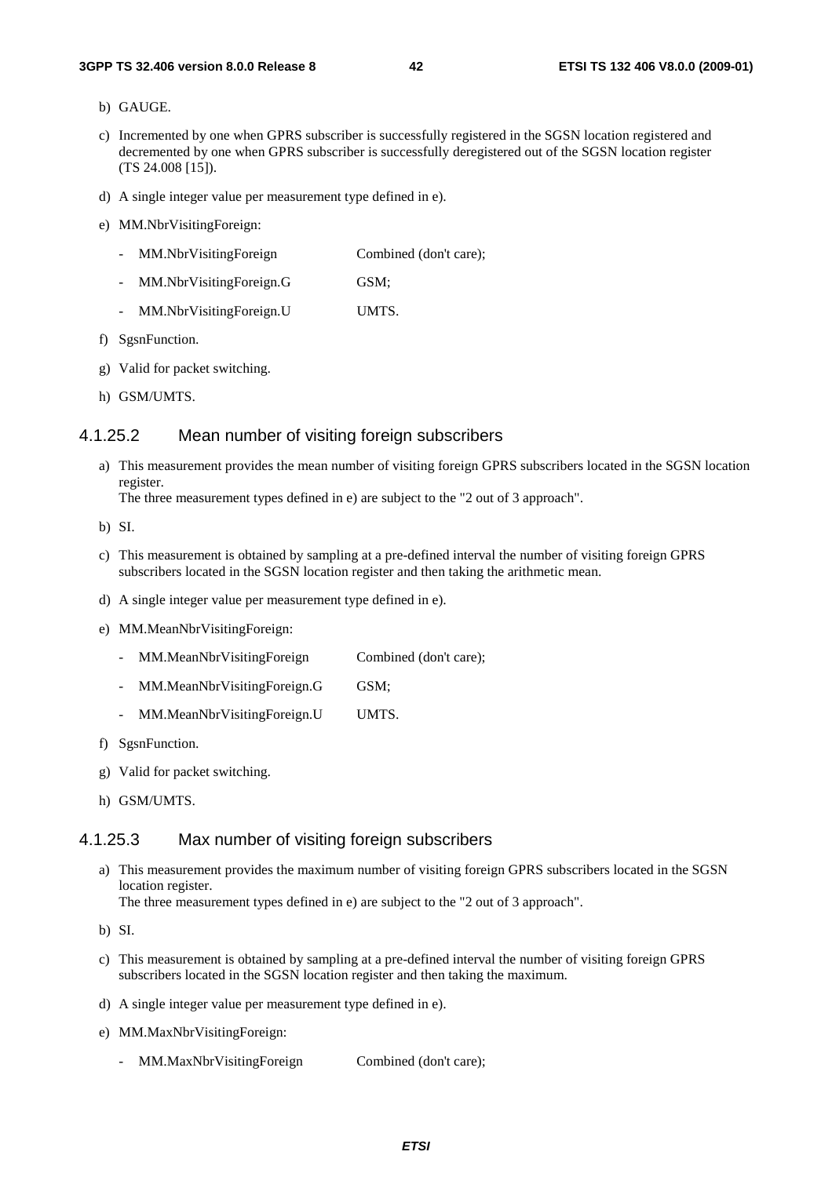b) GAUGE.

c) Incremented by one when GPRS subscriber is successfully registered in the SGSN location registered and decremented by one when GPRS subscriber is successfully deregistered out of the SGSN location register (TS 24.008 [15]).

d) A single integer value per measurement type defined in e).

e) MM.NbrVisitingForeign:

- MM.NbrVisitingForeign Combined (don't care);
- MM.NbrVisitingForeign.G GSM;
- MM.NbrVisitingForeign.U UMTS.

f) SgsnFunction.

g) Valid for packet switching.

h) GSM/UMTS.

#### 4.1.25.2 Mean number of visiting foreign subscribers

a) This measurement provides the mean number of visiting foreign GPRS subscribers located in the SGSN location register.
The three measurement types defined in e) are subject to the "2 out of 3 approach".

b) SI.

c) This measurement is obtained by sampling at a pre-defined interval the number of visiting foreign GPRS subscribers located in the SGSN location register and then taking the arithmetic mean.

d) A single integer value per measurement type defined in e).

e) MM.MeanNbrVisitingForeign:

- MM.MeanNbrVisitingForeign Combined (don't care);
- MM.MeanNbrVisitingForeign.G GSM;
- MM.MeanNbrVisitingForeign.U UMTS.

f) SgsnFunction.

g) Valid for packet switching.

h) GSM/UMTS.

#### 4.1.25.3 Max number of visiting foreign subscribers

a) This measurement provides the maximum number of visiting foreign GPRS subscribers located in the SGSN location register.
The three measurement types defined in e) are subject to the "2 out of 3 approach".

b) SI.

c) This measurement is obtained by sampling at a pre-defined interval the number of visiting foreign GPRS subscribers located in the SGSN location register and then taking the maximum.

d) A single integer value per measurement type defined in e).

e) MM.MaxNbrVisitingForeign:

- MM.MaxNbrVisitingForeign Combined (don't care);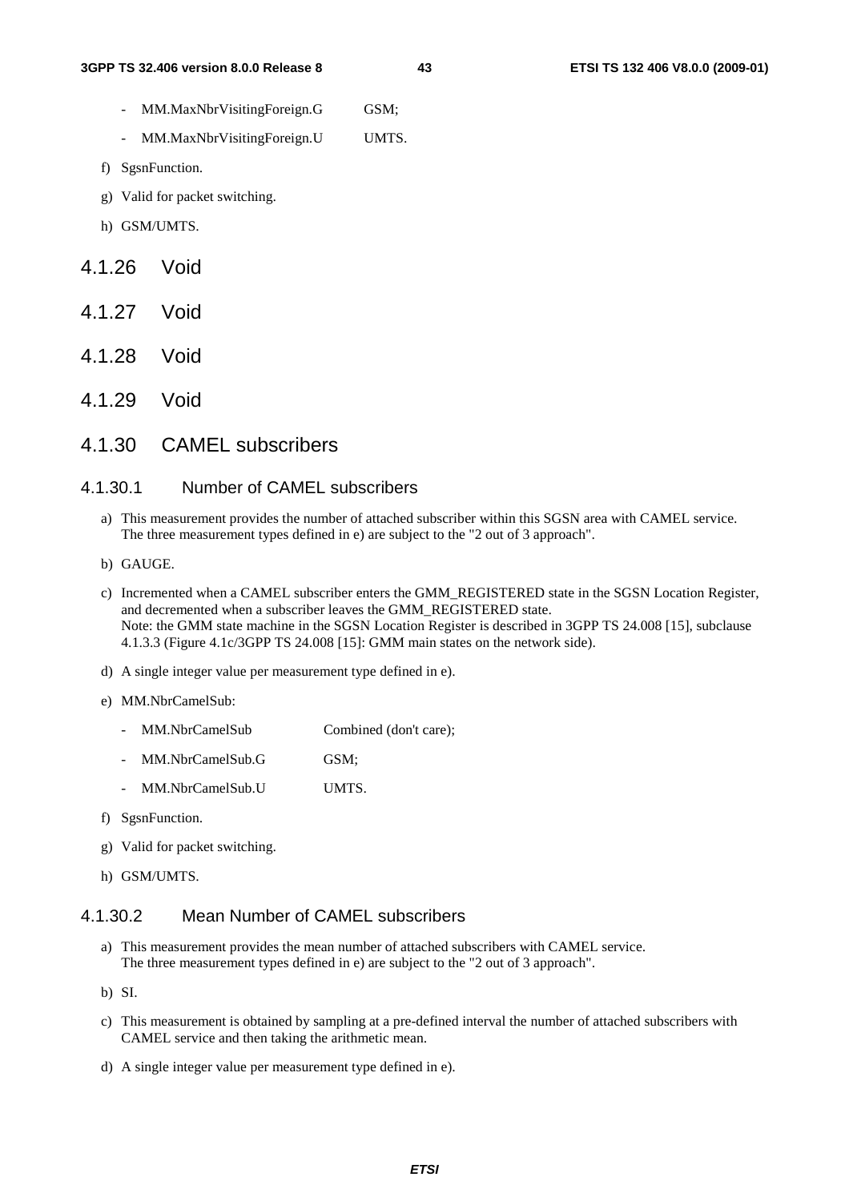- MM.MaxNbrVisitingForeign.G GSM;
- MM.MaxNbrVisitingForeign.U UMTS.

f) SgsnFunction.

g) Valid for packet switching.

h) GSM/UMTS.

## 4.1.26 Void

## 4.1.27 Void

## 4.1.28 Void

## 4.1.29 Void

## 4.1.30 CAMEL subscribers

### 4.1.30.1 Number of CAMEL subscribers

a) This measurement provides the number of attached subscriber within this SGSN area with CAMEL service. The three measurement types defined in e) are subject to the "2 out of 3 approach".

b) GAUGE.

c) Incremented when a CAMEL subscriber enters the GMM_REGISTERED state in the SGSN Location Register, and decremented when a subscriber leaves the GMM_REGISTERED state.
Note: the GMM state machine in the SGSN Location Register is described in 3GPP TS 24.008 [15], subclause 4.1.3.3 (Figure 4.1c/3GPP TS 24.008 [15]: GMM main states on the network side).

d) A single integer value per measurement type defined in e).

e) MM.NbrCamelSub:

- MM.NbrCamelSub Combined (don't care);
- MM.NbrCamelSub.G GSM;
- MM.NbrCamelSub.U UMTS.

f) SgsnFunction.

g) Valid for packet switching.

h) GSM/UMTS.

### 4.1.30.2 Mean Number of CAMEL subscribers

a) This measurement provides the mean number of attached subscribers with CAMEL service. The three measurement types defined in e) are subject to the "2 out of 3 approach".

b) SI.

c) This measurement is obtained by sampling at a pre-defined interval the number of attached subscribers with CAMEL service and then taking the arithmetic mean.

d) A single integer value per measurement type defined in e).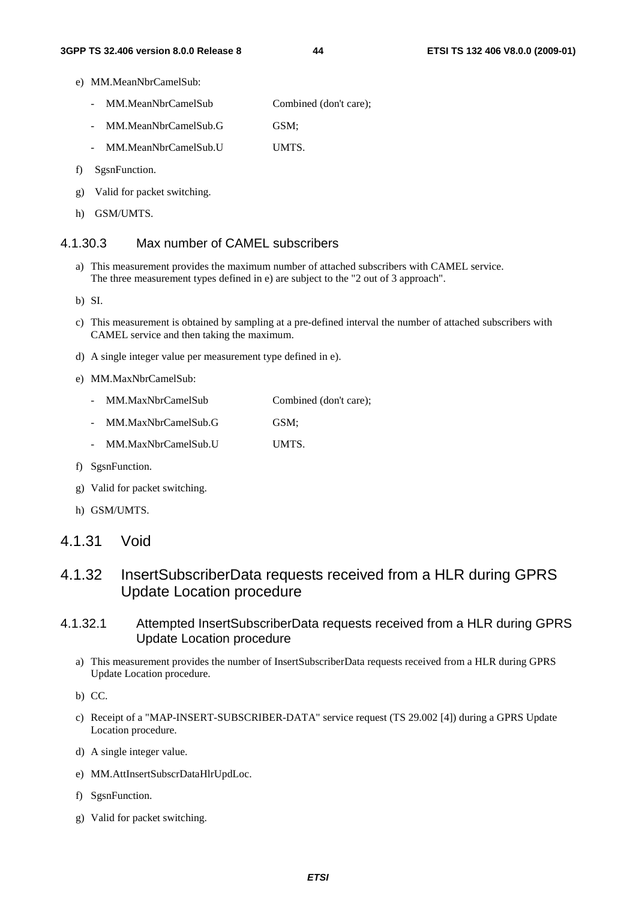e) MM.MeanNbrCamelSub:

- MM.MeanNbrCamelSub Combined (don't care);
- MM.MeanNbrCamelSub.G GSM;
- MM.MeanNbrCamelSub.U UMTS.

f) SgsnFunction.

g) Valid for packet switching.

h) GSM/UMTS.

#### 4.1.30.3 Max number of CAMEL subscribers

a) This measurement provides the maximum number of attached subscribers with CAMEL service.
The three measurement types defined in e) are subject to the "2 out of 3 approach".

b) SI.

c) This measurement is obtained by sampling at a pre-defined interval the number of attached subscribers with CAMEL service and then taking the maximum.

d) A single integer value per measurement type defined in e).

e) MM.MaxNbrCamelSub:

- MM.MaxNbrCamelSub Combined (don't care);
- MM.MaxNbrCamelSub.G GSM;
- MM.MaxNbrCamelSub.U UMTS.

f) SgsnFunction.

g) Valid for packet switching.

h) GSM/UMTS.

### 4.1.31 Void

### 4.1.32 InsertSubscriberData requests received from a HLR during GPRS Update Location procedure

#### 4.1.32.1 Attempted InsertSubscriberData requests received from a HLR during GPRS Update Location procedure

a) This measurement provides the number of InsertSubscriberData requests received from a HLR during GPRS Update Location procedure.

b) CC.

c) Receipt of a "MAP-INSERT-SUBSCRIBER-DATA" service request (TS 29.002 [4]) during a GPRS Update Location procedure.

d) A single integer value.

e) MM.AttInsertSubscrDataHlrUpdLoc.

f) SgsnFunction.

g) Valid for packet switching.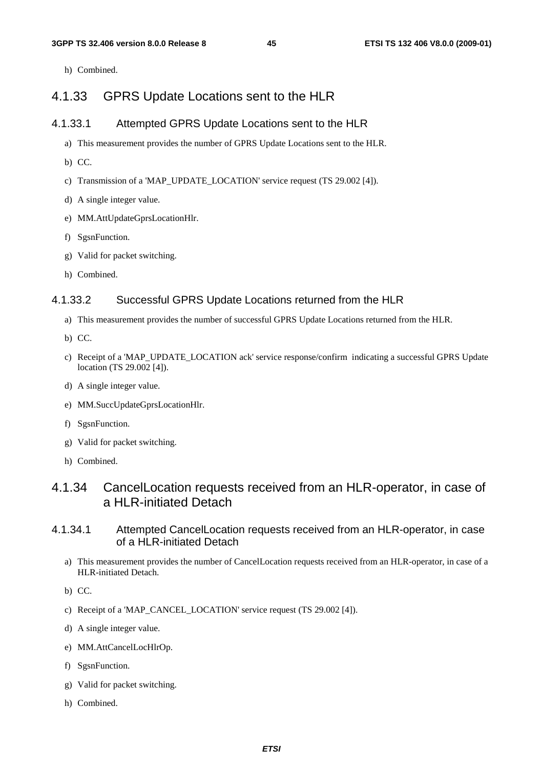h) Combined.

### 4.1.33 GPRS Update Locations sent to the HLR

#### 4.1.33.1 Attempted GPRS Update Locations sent to the HLR

a) This measurement provides the number of GPRS Update Locations sent to the HLR.

b) CC.

c) Transmission of a 'MAP_UPDATE_LOCATION' service request (TS 29.002 [4]).

d) A single integer value.

e) MM.AttUpdateGprsLocationHlr.

f) SgsnFunction.

g) Valid for packet switching.

h) Combined.

#### 4.1.33.2 Successful GPRS Update Locations returned from the HLR

a) This measurement provides the number of successful GPRS Update Locations returned from the HLR.

b) CC.

c) Receipt of a 'MAP_UPDATE_LOCATION ack' service response/confirm indicating a successful GPRS Update location (TS 29.002 [4]).

d) A single integer value.

e) MM.SuccUpdateGprsLocationHlr.

f) SgsnFunction.

g) Valid for packet switching.

h) Combined.

### 4.1.34 CancelLocation requests received from an HLR-operator, in case of a HLR-initiated Detach

#### 4.1.34.1 Attempted CancelLocation requests received from an HLR-operator, in case of a HLR-initiated Detach

a) This measurement provides the number of CancelLocation requests received from an HLR-operator, in case of a HLR-initiated Detach.

b) CC.

c) Receipt of a 'MAP_CANCEL_LOCATION' service request (TS 29.002 [4]).

d) A single integer value.

e) MM.AttCancelLocHlrOp.

f) SgsnFunction.

g) Valid for packet switching.

h) Combined.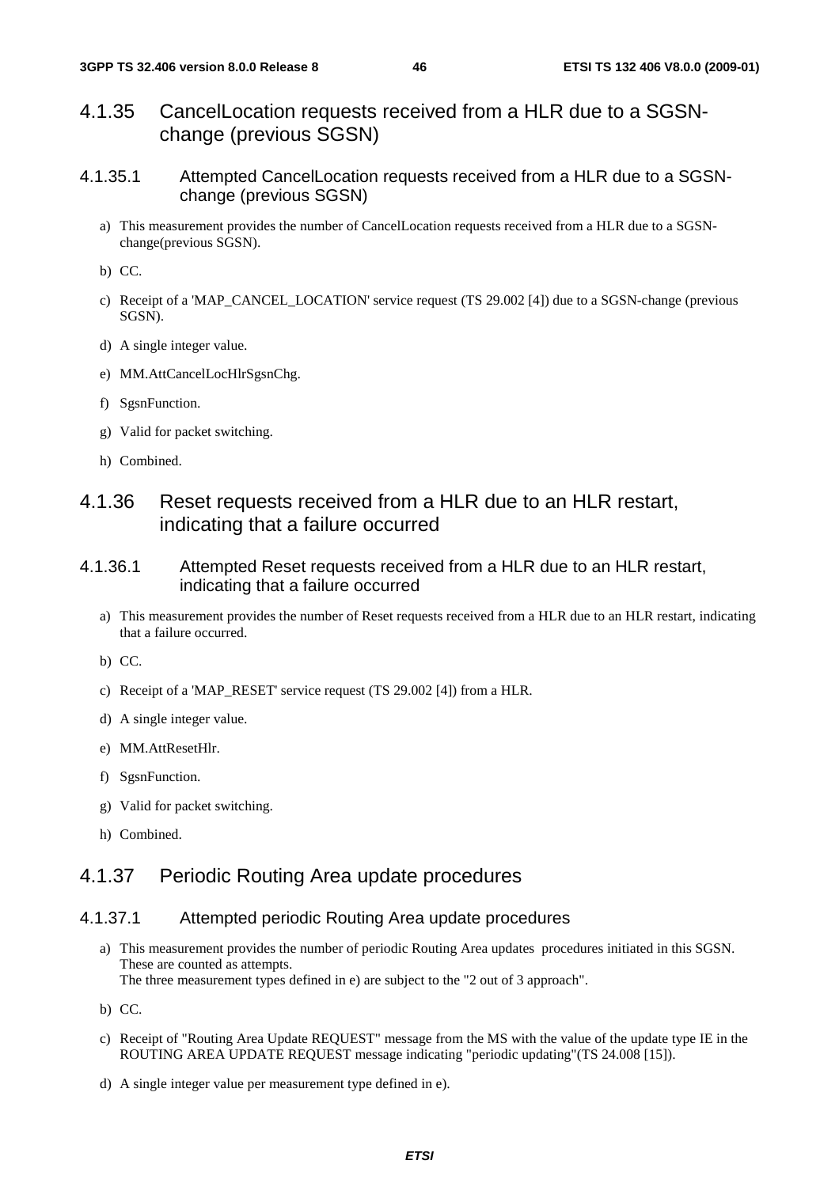## 4.1.35 CancelLocation requests received from a HLR due to a SGSN-change (previous SGSN)

### 4.1.35.1 Attempted CancelLocation requests received from a HLR due to a SGSN-change (previous SGSN)

a) This measurement provides the number of CancelLocation requests received from a HLR due to a SGSN-change(previous SGSN).

b) CC.

c) Receipt of a 'MAP_CANCEL_LOCATION' service request (TS 29.002 [4]) due to a SGSN-change (previous SGSN).

d) A single integer value.

e) MM.AttCancelLocHlrSgsnChg.

f) SgsnFunction.

g) Valid for packet switching.

h) Combined.

## 4.1.36 Reset requests received from a HLR due to an HLR restart, indicating that a failure occurred

### 4.1.36.1 Attempted Reset requests received from a HLR due to an HLR restart, indicating that a failure occurred

a) This measurement provides the number of Reset requests received from a HLR due to an HLR restart, indicating that a failure occurred.

b) CC.

c) Receipt of a 'MAP_RESET' service request (TS 29.002 [4]) from a HLR.

d) A single integer value.

e) MM.AttResetHlr.

f) SgsnFunction.

g) Valid for packet switching.

h) Combined.

## 4.1.37 Periodic Routing Area update procedures

### 4.1.37.1 Attempted periodic Routing Area update procedures

a) This measurement provides the number of periodic Routing Area updates procedures initiated in this SGSN. These are counted as attempts.
The three measurement types defined in e) are subject to the "2 out of 3 approach".

b) CC.

c) Receipt of "Routing Area Update REQUEST" message from the MS with the value of the update type IE in the ROUTING AREA UPDATE REQUEST message indicating "periodic updating"(TS 24.008 [15]).

d) A single integer value per measurement type defined in e).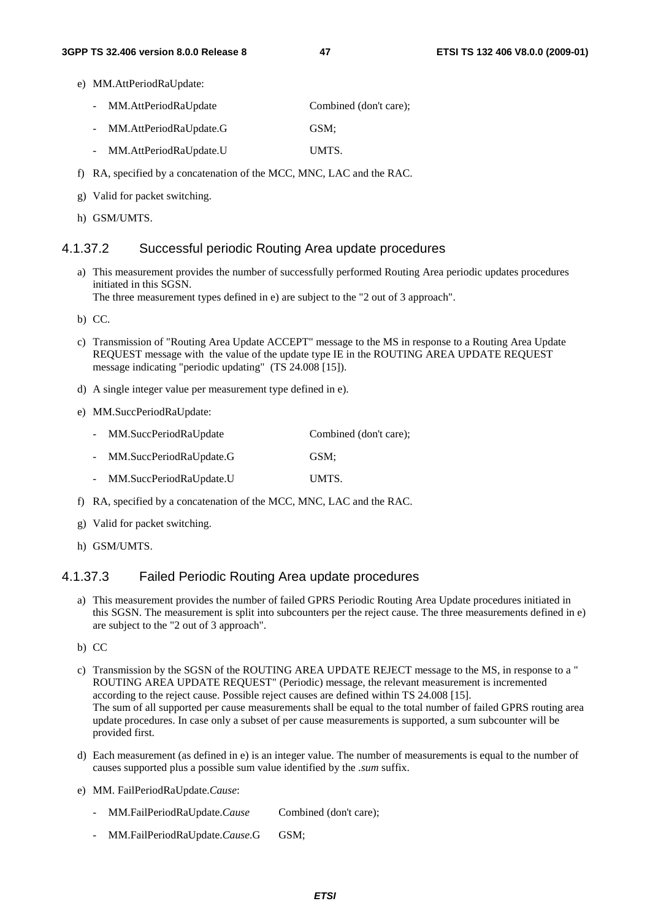e) MM.AttPeriodRaUpdate:

   - MM.AttPeriodRaUpdate		Combined (don't care);
   - MM.AttPeriodRaUpdate.G		GSM;
   - MM.AttPeriodRaUpdate.U		UMTS.

f) RA, specified by a concatenation of the MCC, MNC, LAC and the RAC.

g) Valid for packet switching.

h) GSM/UMTS.

### 4.1.37.2 Successful periodic Routing Area update procedures

a) This measurement provides the number of successfully performed Routing Area periodic updates procedures initiated in this SGSN.
   The three measurement types defined in e) are subject to the "2 out of 3 approach".

b) CC.

c) Transmission of "Routing Area Update ACCEPT" message to the MS in response to a Routing Area Update REQUEST message with the value of the update type IE in the ROUTING AREA UPDATE REQUEST message indicating "periodic updating" (TS 24.008 [15]).

d) A single integer value per measurement type defined in e).

e) MM.SuccPeriodRaUpdate:

   - MM.SuccPeriodRaUpdate		Combined (don't care);
   - MM.SuccPeriodRaUpdate.G		GSM;
   - MM.SuccPeriodRaUpdate.U		UMTS.

f) RA, specified by a concatenation of the MCC, MNC, LAC and the RAC.

g) Valid for packet switching.

h) GSM/UMTS.

### 4.1.37.3 Failed Periodic Routing Area update procedures

a) This measurement provides the number of failed GPRS Periodic Routing Area Update procedures initiated in this SGSN. The measurement is split into subcounters per the reject cause. The three measurements defined in e) are subject to the "2 out of 3 approach".

b) CC

c) Transmission by the SGSN of the ROUTING AREA UPDATE REJECT message to the MS, in response to a " ROUTING AREA UPDATE REQUEST" (Periodic) message, the relevant measurement is incremented according to the reject cause. Possible reject causes are defined within TS 24.008 [15].
   The sum of all supported per cause measurements shall be equal to the total number of failed GPRS routing area update procedures. In case only a subset of per cause measurements is supported, a sum subcounter will be provided first.

d) Each measurement (as defined in e) is an integer value. The number of measurements is equal to the number of causes supported plus a possible sum value identified by the *.sum* suffix.

e) MM. FailPeriodRaUpdate.*Cause*:

   - MM.FailPeriodRaUpdate.*Cause*		Combined (don't care);
   - MM.FailPeriodRaUpdate.*Cause*.G		GSM;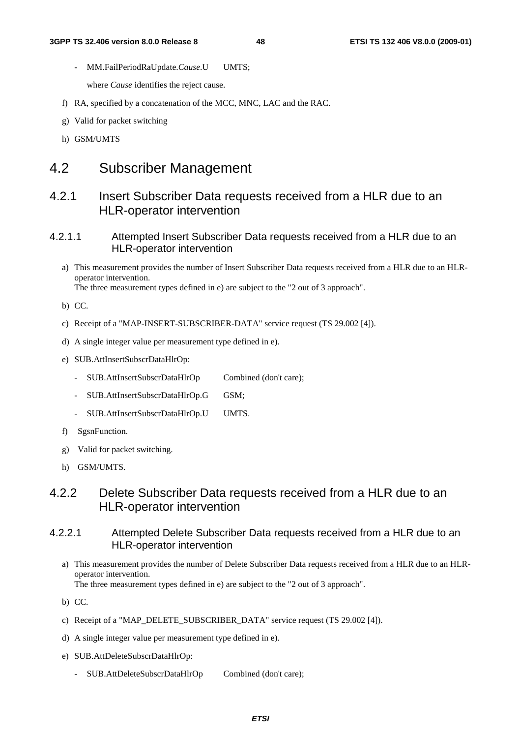- MM.FailPeriodRaUpdate.*Cause*.U UMTS;

  where *Cause* identifies the reject cause.

f) RA, specified by a concatenation of the MCC, MNC, LAC and the RAC.

g) Valid for packet switching

h) GSM/UMTS

# 4.2 Subscriber Management

## 4.2.1 Insert Subscriber Data requests received from a HLR due to an HLR-operator intervention

### 4.2.1.1 Attempted Insert Subscriber Data requests received from a HLR due to an HLR-operator intervention

a) This measurement provides the number of Insert Subscriber Data requests received from a HLR due to an HLR-operator intervention.
The three measurement types defined in e) are subject to the "2 out of 3 approach".

b) CC.

c) Receipt of a "MAP-INSERT-SUBSCRIBER-DATA" service request (TS 29.002 [4]).

d) A single integer value per measurement type defined in e).

e) SUB.AttInsertSubscrDataHlrOp:

  - SUB.AttInsertSubscrDataHlrOp Combined (don't care);
  - SUB.AttInsertSubscrDataHlrOp.G GSM;
  - SUB.AttInsertSubscrDataHlrOp.U UMTS.

f) SgsnFunction.

g) Valid for packet switching.

h) GSM/UMTS.

## 4.2.2 Delete Subscriber Data requests received from a HLR due to an HLR-operator intervention

### 4.2.2.1 Attempted Delete Subscriber Data requests received from a HLR due to an HLR-operator intervention

a) This measurement provides the number of Delete Subscriber Data requests received from a HLR due to an HLR-operator intervention.
The three measurement types defined in e) are subject to the "2 out of 3 approach".

b) CC.

c) Receipt of a "MAP_DELETE_SUBSCRIBER_DATA" service request (TS 29.002 [4]).

d) A single integer value per measurement type defined in e).

e) SUB.AttDeleteSubscrDataHlrOp:

  - SUB.AttDeleteSubscrDataHlrOp Combined (don't care);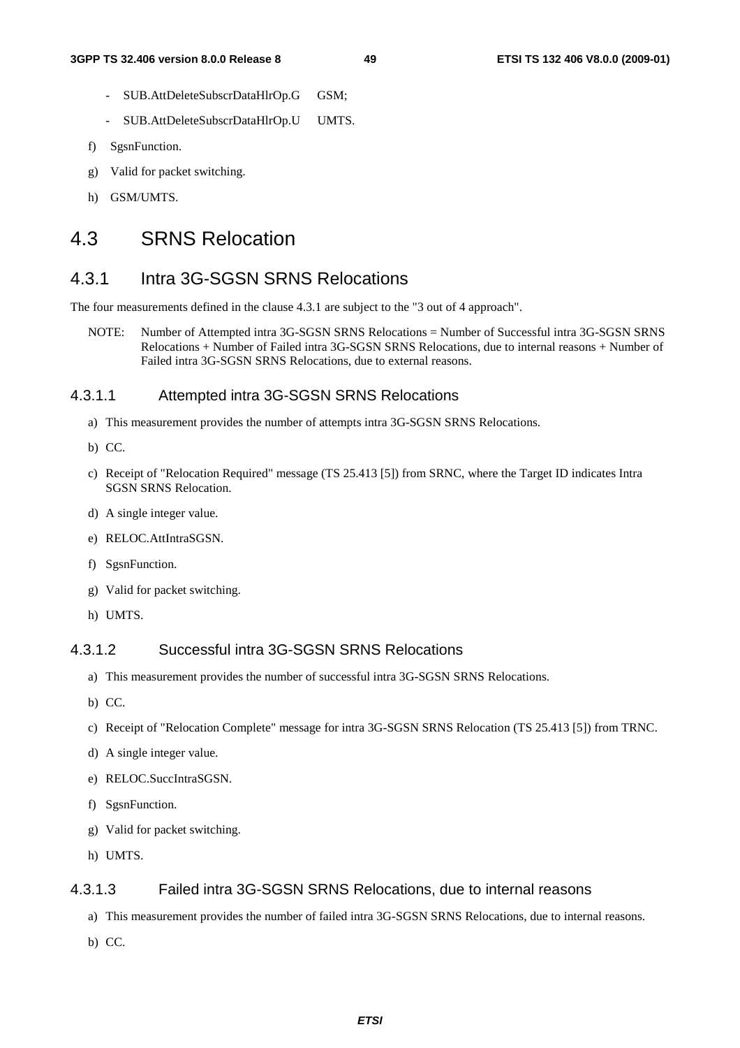- SUB.AttDeleteSubscrDataHlrOp.G GSM;
- SUB.AttDeleteSubscrDataHlrOp.U UMTS.

f) SgsnFunction.

g) Valid for packet switching.

h) GSM/UMTS.

## 4.3 SRNS Relocation

### 4.3.1 Intra 3G-SGSN SRNS Relocations

The four measurements defined in the clause 4.3.1 are subject to the "3 out of 4 approach".

NOTE: Number of Attempted intra 3G-SGSN SRNS Relocations = Number of Successful intra 3G-SGSN SRNS Relocations + Number of Failed intra 3G-SGSN SRNS Relocations, due to internal reasons + Number of Failed intra 3G-SGSN SRNS Relocations, due to external reasons.

#### 4.3.1.1 Attempted intra 3G-SGSN SRNS Relocations

a) This measurement provides the number of attempts intra 3G-SGSN SRNS Relocations.

b) CC.

c) Receipt of "Relocation Required" message (TS 25.413 [5]) from SRNC, where the Target ID indicates Intra SGSN SRNS Relocation.

d) A single integer value.

e) RELOC.AttIntraSGSN.

f) SgsnFunction.

g) Valid for packet switching.

h) UMTS.

#### 4.3.1.2 Successful intra 3G-SGSN SRNS Relocations

a) This measurement provides the number of successful intra 3G-SGSN SRNS Relocations.

b) CC.

c) Receipt of "Relocation Complete" message for intra 3G-SGSN SRNS Relocation (TS 25.413 [5]) from TRNC.

d) A single integer value.

e) RELOC.SuccIntraSGSN.

f) SgsnFunction.

g) Valid for packet switching.

h) UMTS.

#### 4.3.1.3 Failed intra 3G-SGSN SRNS Relocations, due to internal reasons

a) This measurement provides the number of failed intra 3G-SGSN SRNS Relocations, due to internal reasons.

b) CC.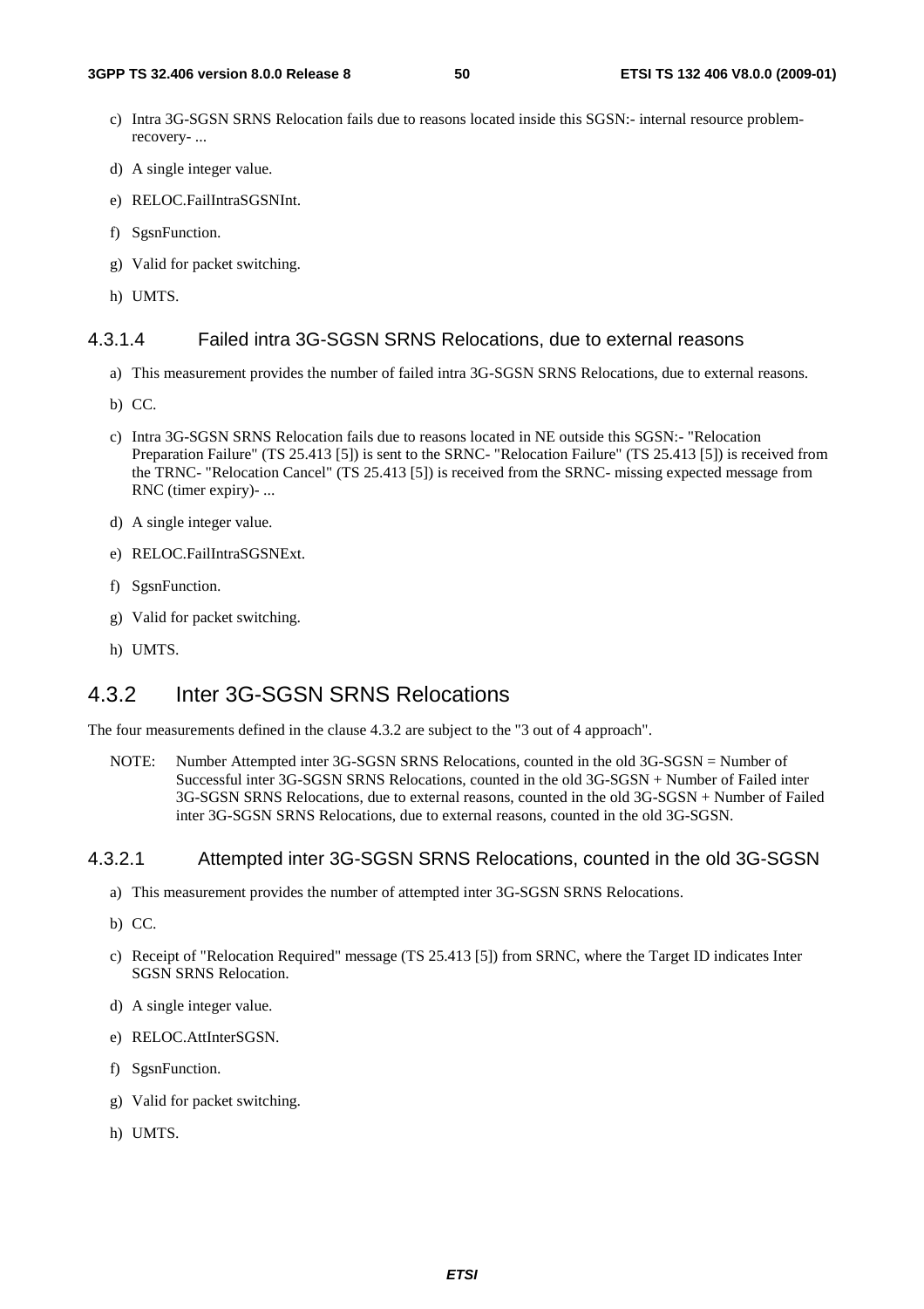c) Intra 3G-SGSN SRNS Relocation fails due to reasons located inside this SGSN:- internal resource problem- recovery- ...

d) A single integer value.

e) RELOC.FailIntraSGSNInt.

f) SgsnFunction.

g) Valid for packet switching.

h) UMTS.

#### 4.3.1.4 Failed intra 3G-SGSN SRNS Relocations, due to external reasons

a) This measurement provides the number of failed intra 3G-SGSN SRNS Relocations, due to external reasons.

b) CC.

c) Intra 3G-SGSN SRNS Relocation fails due to reasons located in NE outside this SGSN:- "Relocation Preparation Failure" (TS 25.413 [5]) is sent to the SRNC- "Relocation Failure" (TS 25.413 [5]) is received from the TRNC- "Relocation Cancel" (TS 25.413 [5]) is received from the SRNC- missing expected message from RNC (timer expiry)- ...

d) A single integer value.

e) RELOC.FailIntraSGSNExt.

f) SgsnFunction.

g) Valid for packet switching.

h) UMTS.

### 4.3.2 Inter 3G-SGSN SRNS Relocations

The four measurements defined in the clause 4.3.2 are subject to the "3 out of 4 approach".

NOTE: Number Attempted inter 3G-SGSN SRNS Relocations, counted in the old 3G-SGSN = Number of Successful inter 3G-SGSN SRNS Relocations, counted in the old 3G-SGSN + Number of Failed inter 3G-SGSN SRNS Relocations, due to external reasons, counted in the old 3G-SGSN + Number of Failed inter 3G-SGSN SRNS Relocations, due to external reasons, counted in the old 3G-SGSN.

#### 4.3.2.1 Attempted inter 3G-SGSN SRNS Relocations, counted in the old 3G-SGSN

a) This measurement provides the number of attempted inter 3G-SGSN SRNS Relocations.

b) CC.

c) Receipt of "Relocation Required" message (TS 25.413 [5]) from SRNC, where the Target ID indicates Inter SGSN SRNS Relocation.

d) A single integer value.

e) RELOC.AttInterSGSN.

f) SgsnFunction.

g) Valid for packet switching.

h) UMTS.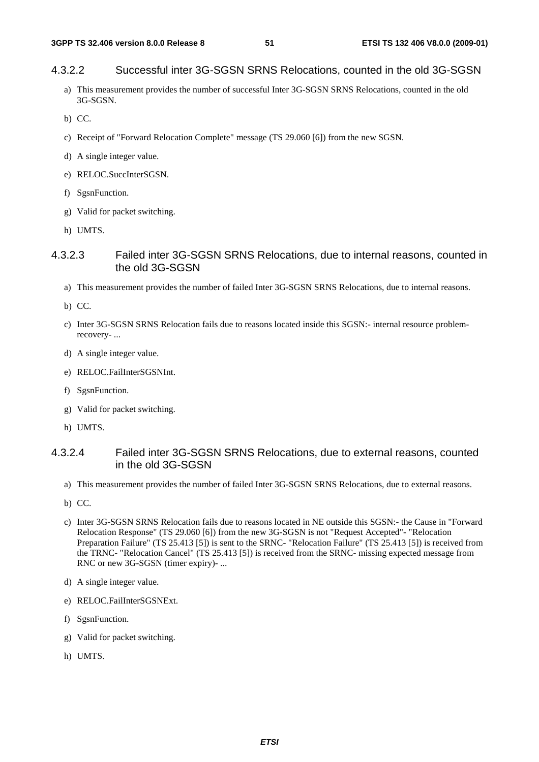#### 4.3.2.2 Successful inter 3G-SGSN SRNS Relocations, counted in the old 3G-SGSN

a) This measurement provides the number of successful Inter 3G-SGSN SRNS Relocations, counted in the old 3G-SGSN.

b) CC.

c) Receipt of "Forward Relocation Complete" message (TS 29.060 [6]) from the new SGSN.

d) A single integer value.

e) RELOC.SuccInterSGSN.

f) SgsnFunction.

g) Valid for packet switching.

h) UMTS.

#### 4.3.2.3 Failed inter 3G-SGSN SRNS Relocations, due to internal reasons, counted in the old 3G-SGSN

a) This measurement provides the number of failed Inter 3G-SGSN SRNS Relocations, due to internal reasons.

b) CC.

c) Inter 3G-SGSN SRNS Relocation fails due to reasons located inside this SGSN:- internal resource problem- recovery- ...

d) A single integer value.

e) RELOC.FailInterSGSNInt.

f) SgsnFunction.

g) Valid for packet switching.

h) UMTS.

#### 4.3.2.4 Failed inter 3G-SGSN SRNS Relocations, due to external reasons, counted in the old 3G-SGSN

a) This measurement provides the number of failed Inter 3G-SGSN SRNS Relocations, due to external reasons.

b) CC.

c) Inter 3G-SGSN SRNS Relocation fails due to reasons located in NE outside this SGSN:- the Cause in "Forward Relocation Response" (TS 29.060 [6]) from the new 3G-SGSN is not "Request Accepted"- "Relocation Preparation Failure" (TS 25.413 [5]) is sent to the SRNC- "Relocation Failure" (TS 25.413 [5]) is received from the TRNC- "Relocation Cancel" (TS 25.413 [5]) is received from the SRNC- missing expected message from RNC or new 3G-SGSN (timer expiry)- ...

d) A single integer value.

e) RELOC.FailInterSGSNExt.

f) SgsnFunction.

g) Valid for packet switching.

h) UMTS.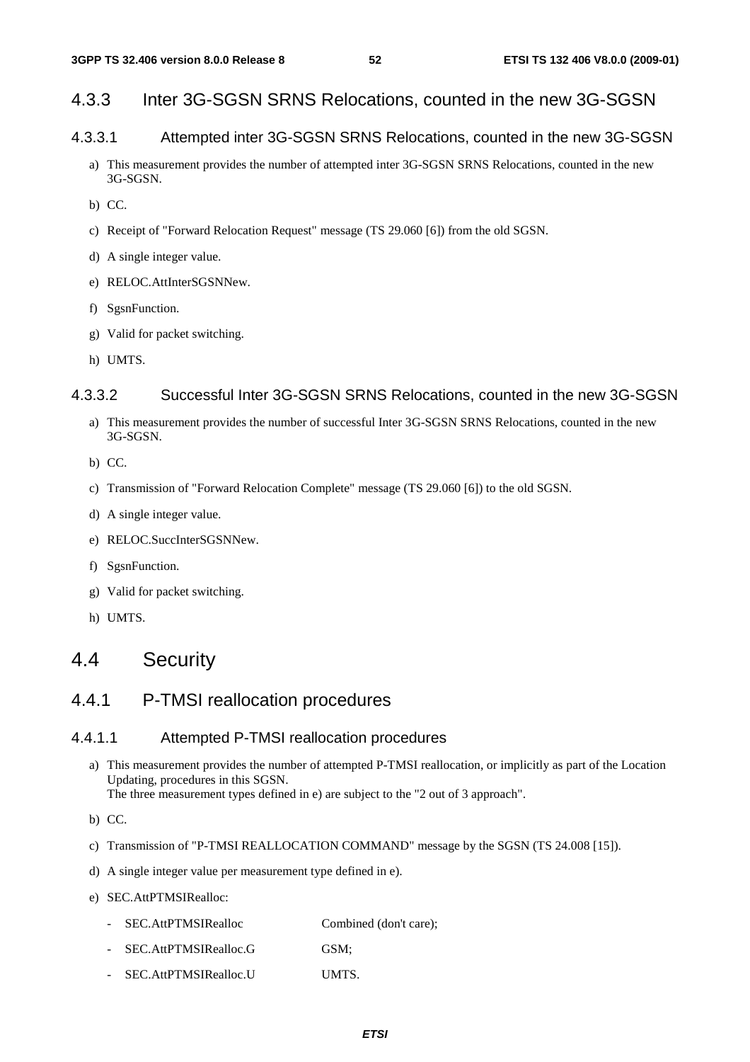### 4.3.3 Inter 3G-SGSN SRNS Relocations, counted in the new 3G-SGSN

#### 4.3.3.1 Attempted inter 3G-SGSN SRNS Relocations, counted in the new 3G-SGSN

a) This measurement provides the number of attempted inter 3G-SGSN SRNS Relocations, counted in the new 3G-SGSN.

b) CC.

c) Receipt of "Forward Relocation Request" message (TS 29.060 [6]) from the old SGSN.

d) A single integer value.

e) RELOC.AttInterSGSNNew.

f) SgsnFunction.

g) Valid for packet switching.

h) UMTS.

#### 4.3.3.2 Successful Inter 3G-SGSN SRNS Relocations, counted in the new 3G-SGSN

a) This measurement provides the number of successful Inter 3G-SGSN SRNS Relocations, counted in the new 3G-SGSN.

b) CC.

c) Transmission of "Forward Relocation Complete" message (TS 29.060 [6]) to the old SGSN.

d) A single integer value.

e) RELOC.SuccInterSGSNNew.

f) SgsnFunction.

g) Valid for packet switching.

h) UMTS.

## 4.4 Security

### 4.4.1 P-TMSI reallocation procedures

#### 4.4.1.1 Attempted P-TMSI reallocation procedures

a) This measurement provides the number of attempted P-TMSI reallocation, or implicitly as part of the Location Updating, procedures in this SGSN.
The three measurement types defined in e) are subject to the "2 out of 3 approach".

b) CC.

c) Transmission of "P-TMSI REALLOCATION COMMAND" message by the SGSN (TS 24.008 [15]).

d) A single integer value per measurement type defined in e).

e) SEC.AttPTMSIRealloc:

- SEC.AttPTMSIRealloc Combined (don't care);
- SEC.AttPTMSIRealloc.G GSM;
- SEC.AttPTMSIRealloc.U UMTS.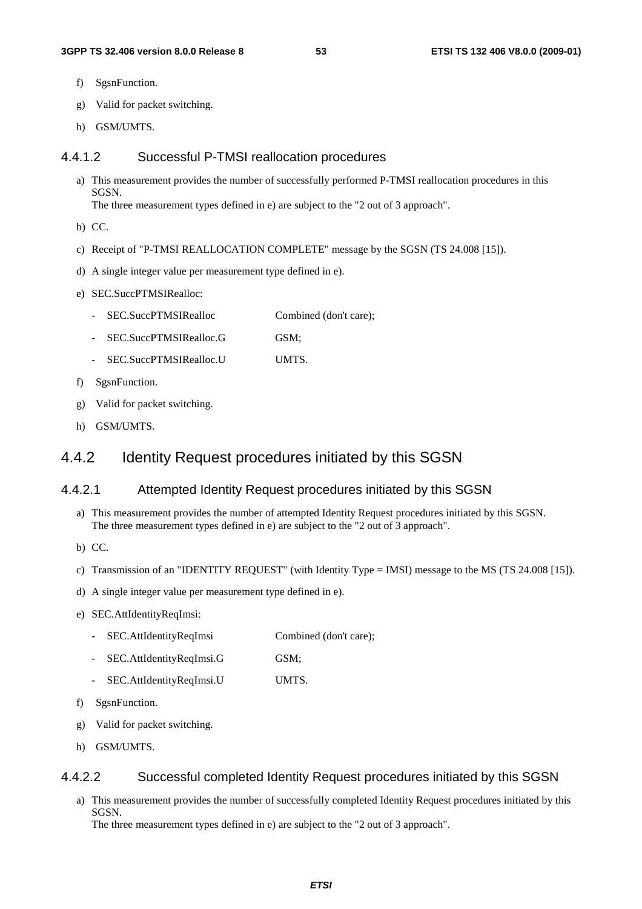f) SgsnFunction.

g) Valid for packet switching.

h) GSM/UMTS.

#### 4.4.1.2 Successful P-TMSI reallocation procedures

a) This measurement provides the number of successfully performed P-TMSI reallocation procedures in this SGSN.
The three measurement types defined in e) are subject to the "2 out of 3 approach".

b) CC.

c) Receipt of "P-TMSI REALLOCATION COMPLETE" message by the SGSN (TS 24.008 [15]).

d) A single integer value per measurement type defined in e).

e) SEC.SuccPTMSIRealloc:

- SEC.SuccPTMSIRealloc Combined (don't care);
- SEC.SuccPTMSIRealloc.G GSM;
- SEC.SuccPTMSIRealloc.U UMTS.

f) SgsnFunction.

g) Valid for packet switching.

h) GSM/UMTS.

### 4.4.2 Identity Request procedures initiated by this SGSN

#### 4.4.2.1 Attempted Identity Request procedures initiated by this SGSN

a) This measurement provides the number of attempted Identity Request procedures initiated by this SGSN.
The three measurement types defined in e) are subject to the "2 out of 3 approach".

b) CC.

c) Transmission of an "IDENTITY REQUEST" (with Identity Type = IMSI) message to the MS (TS 24.008 [15]).

d) A single integer value per measurement type defined in e).

e) SEC.AttIdentityReqImsi:

- SEC.AttIdentityReqImsi Combined (don't care);
- SEC.AttIdentityReqImsi.G GSM;
- SEC.AttIdentityReqImsi.U UMTS.

f) SgsnFunction.

g) Valid for packet switching.

h) GSM/UMTS.

#### 4.4.2.2 Successful completed Identity Request procedures initiated by this SGSN

a) This measurement provides the number of successfully completed Identity Request procedures initiated by this SGSN.
The three measurement types defined in e) are subject to the "2 out of 3 approach".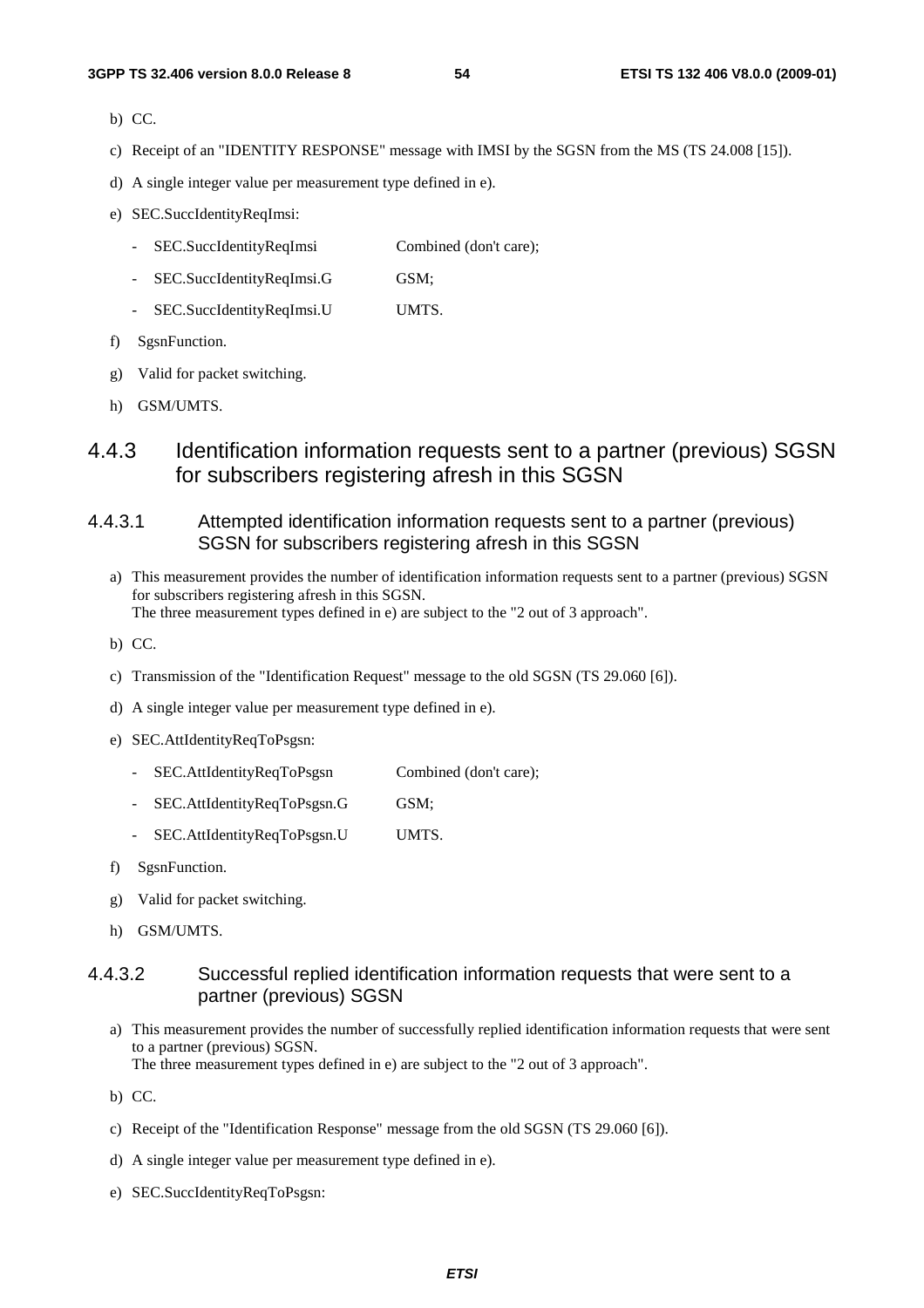b) CC.

c) Receipt of an "IDENTITY RESPONSE" message with IMSI by the SGSN from the MS (TS 24.008 [15]).

d) A single integer value per measurement type defined in e).

e) SEC.SuccIdentityReqImsi:

- SEC.SuccIdentityReqImsi Combined (don't care);
- SEC.SuccIdentityReqImsi.G GSM;
- SEC.SuccIdentityReqImsi.U UMTS.

f) SgsnFunction.

g) Valid for packet switching.

h) GSM/UMTS.

## 4.4.3 Identification information requests sent to a partner (previous) SGSN for subscribers registering afresh in this SGSN

### 4.4.3.1 Attempted identification information requests sent to a partner (previous) SGSN for subscribers registering afresh in this SGSN

a) This measurement provides the number of identification information requests sent to a partner (previous) SGSN for subscribers registering afresh in this SGSN.
The three measurement types defined in e) are subject to the "2 out of 3 approach".

b) CC.

c) Transmission of the "Identification Request" message to the old SGSN (TS 29.060 [6]).

d) A single integer value per measurement type defined in e).

e) SEC.AttIdentityReqToPsgsn:

- SEC.AttIdentityReqToPsgsn Combined (don't care);
- SEC.AttIdentityReqToPsgsn.G GSM;
- SEC.AttIdentityReqToPsgsn.U UMTS.

f) SgsnFunction.

g) Valid for packet switching.

h) GSM/UMTS.

### 4.4.3.2 Successful replied identification information requests that were sent to a partner (previous) SGSN

a) This measurement provides the number of successfully replied identification information requests that were sent to a partner (previous) SGSN.
The three measurement types defined in e) are subject to the "2 out of 3 approach".

b) CC.

c) Receipt of the "Identification Response" message from the old SGSN (TS 29.060 [6]).

d) A single integer value per measurement type defined in e).

e) SEC.SuccIdentityReqToPsgsn: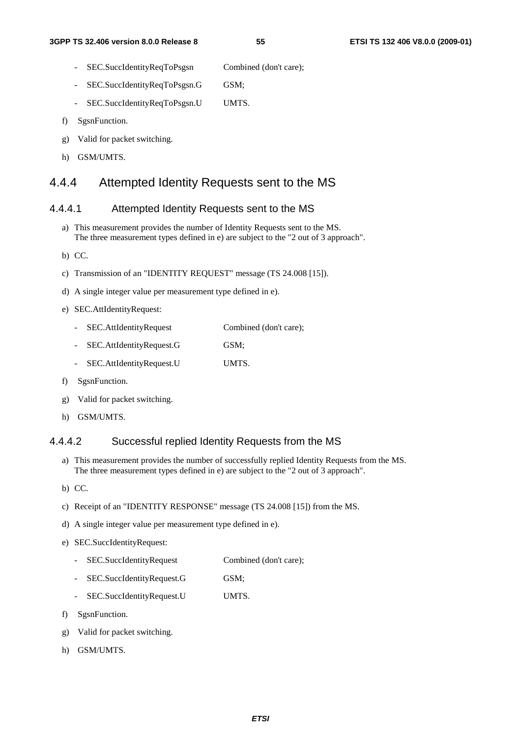- SEC.SuccIdentityReqToPsgsn Combined (don't care);
- SEC.SuccIdentityReqToPsgsn.G GSM;
- SEC.SuccIdentityReqToPsgsn.U UMTS.

f) SgsnFunction.

g) Valid for packet switching.

h) GSM/UMTS.

## 4.4.4 Attempted Identity Requests sent to the MS

### 4.4.4.1 Attempted Identity Requests sent to the MS

a) This measurement provides the number of Identity Requests sent to the MS.
The three measurement types defined in e) are subject to the "2 out of 3 approach".

b) CC.

c) Transmission of an "IDENTITY REQUEST" message (TS 24.008 [15]).

d) A single integer value per measurement type defined in e).

e) SEC.AttIdentityRequest:

- SEC.AttIdentityRequest Combined (don't care);
- SEC.AttIdentityRequest.G GSM;
- SEC.AttIdentityRequest.U UMTS.

f) SgsnFunction.

g) Valid for packet switching.

h) GSM/UMTS.

### 4.4.4.2 Successful replied Identity Requests from the MS

a) This measurement provides the number of successfully replied Identity Requests from the MS.
The three measurement types defined in e) are subject to the "2 out of 3 approach".

b) CC.

c) Receipt of an "IDENTITY RESPONSE" message (TS 24.008 [15]) from the MS.

d) A single integer value per measurement type defined in e).

e) SEC.SuccIdentityRequest:

- SEC.SuccIdentityRequest Combined (don't care);
- SEC.SuccIdentityRequest.G GSM;
- SEC.SuccIdentityRequest.U UMTS.

f) SgsnFunction.

g) Valid for packet switching.

h) GSM/UMTS.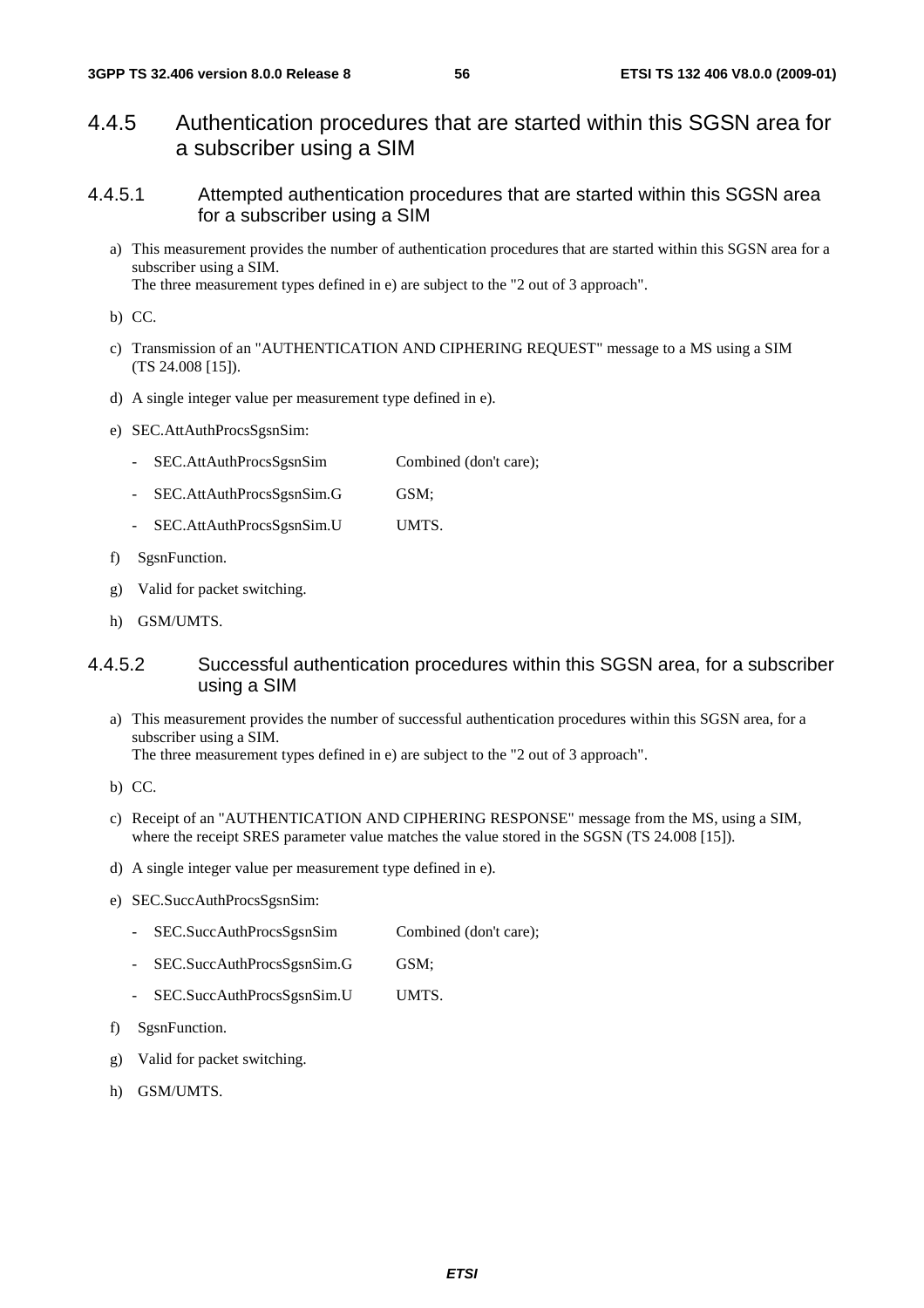## 4.4.5 Authentication procedures that are started within this SGSN area for a subscriber using a SIM

### 4.4.5.1 Attempted authentication procedures that are started within this SGSN area for a subscriber using a SIM

a) This measurement provides the number of authentication procedures that are started within this SGSN area for a subscriber using a SIM.
The three measurement types defined in e) are subject to the "2 out of 3 approach".

b) CC.

c) Transmission of an "AUTHENTICATION AND CIPHERING REQUEST" message to a MS using a SIM (TS 24.008 [15]).

d) A single integer value per measurement type defined in e).

e) SEC.AttAuthProcsSgsnSim:

- SEC.AttAuthProcsSgsnSim Combined (don't care);
- SEC.AttAuthProcsSgsnSim.G GSM;
- SEC.AttAuthProcsSgsnSim.U UMTS.

f) SgsnFunction.

g) Valid for packet switching.

h) GSM/UMTS.

### 4.4.5.2 Successful authentication procedures within this SGSN area, for a subscriber using a SIM

a) This measurement provides the number of successful authentication procedures within this SGSN area, for a subscriber using a SIM.
The three measurement types defined in e) are subject to the "2 out of 3 approach".

b) CC.

c) Receipt of an "AUTHENTICATION AND CIPHERING RESPONSE" message from the MS, using a SIM, where the receipt SRES parameter value matches the value stored in the SGSN (TS 24.008 [15]).

d) A single integer value per measurement type defined in e).

e) SEC.SuccAuthProcsSgsnSim:

- SEC.SuccAuthProcsSgsnSim Combined (don't care);
- SEC.SuccAuthProcsSgsnSim.G GSM;
- SEC.SuccAuthProcsSgsnSim.U UMTS.

f) SgsnFunction.

g) Valid for packet switching.

h) GSM/UMTS.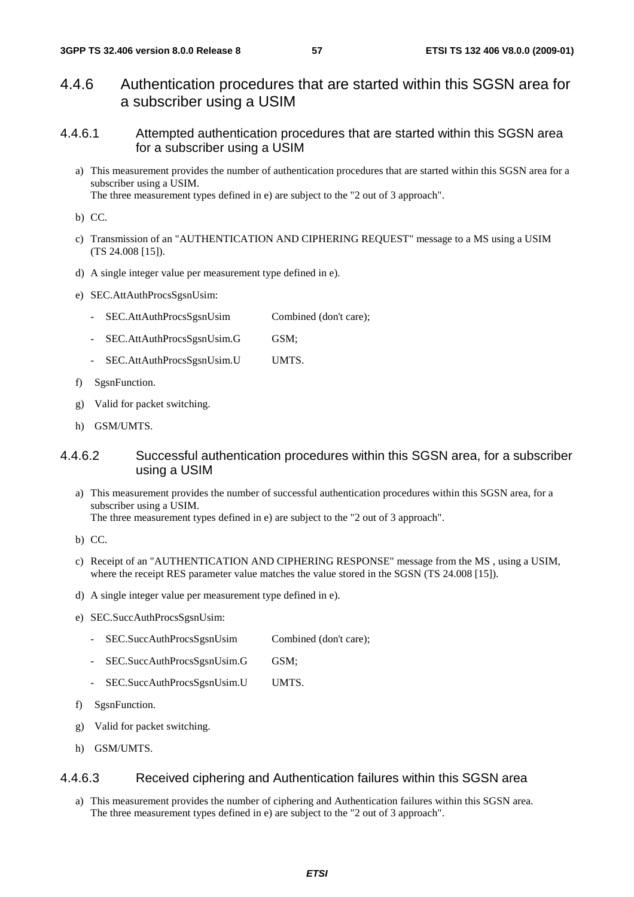## 4.4.6 Authentication procedures that are started within this SGSN area for a subscriber using a USIM

### 4.4.6.1 Attempted authentication procedures that are started within this SGSN area for a subscriber using a USIM

a) This measurement provides the number of authentication procedures that are started within this SGSN area for a subscriber using a USIM.
The three measurement types defined in e) are subject to the "2 out of 3 approach".

b) CC.

c) Transmission of an "AUTHENTICATION AND CIPHERING REQUEST" message to a MS using a USIM (TS 24.008 [15]).

d) A single integer value per measurement type defined in e).

e) SEC.AttAuthProcsSgsnUsim:

- SEC.AttAuthProcsSgsnUsim Combined (don't care);
- SEC.AttAuthProcsSgsnUsim.G GSM;
- SEC.AttAuthProcsSgsnUsim.U UMTS.

f) SgsnFunction.

g) Valid for packet switching.

h) GSM/UMTS.

### 4.4.6.2 Successful authentication procedures within this SGSN area, for a subscriber using a USIM

a) This measurement provides the number of successful authentication procedures within this SGSN area, for a subscriber using a USIM.
The three measurement types defined in e) are subject to the "2 out of 3 approach".

b) CC.

c) Receipt of an "AUTHENTICATION AND CIPHERING RESPONSE" message from the MS , using a USIM, where the receipt RES parameter value matches the value stored in the SGSN (TS 24.008 [15]).

d) A single integer value per measurement type defined in e).

e) SEC.SuccAuthProcsSgsnUsim:

- SEC.SuccAuthProcsSgsnUsim Combined (don't care);
- SEC.SuccAuthProcsSgsnUsim.G GSM;
- SEC.SuccAuthProcsSgsnUsim.U UMTS.

f) SgsnFunction.

g) Valid for packet switching.

h) GSM/UMTS.

### 4.4.6.3 Received ciphering and Authentication failures within this SGSN area

a) This measurement provides the number of ciphering and Authentication failures within this SGSN area.
The three measurement types defined in e) are subject to the "2 out of 3 approach".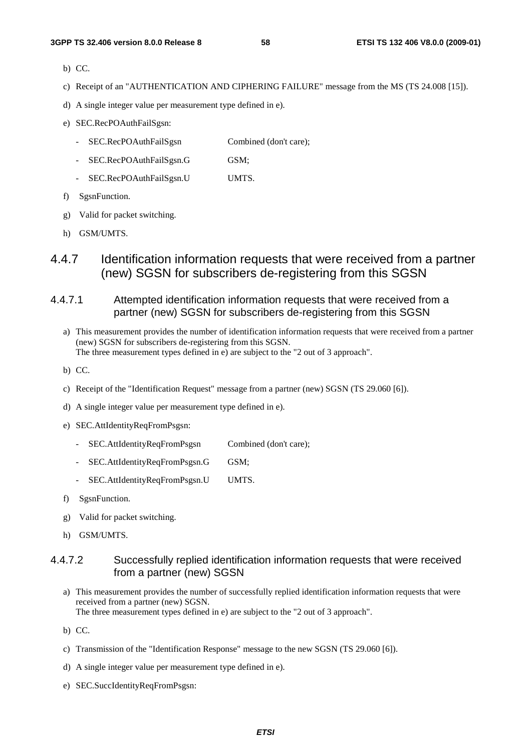b) CC.

c) Receipt of an "AUTHENTICATION AND CIPHERING FAILURE" message from the MS (TS 24.008 [15]).

d) A single integer value per measurement type defined in e).

e) SEC.RecPOAuthFailSgsn:

- SEC.RecPOAuthFailSgsn	Combined (don't care);
- SEC.RecPOAuthFailSgsn.G	GSM;
- SEC.RecPOAuthFailSgsn.U	UMTS.

f) SgsnFunction.

g) Valid for packet switching.

h) GSM/UMTS.

## 4.4.7 Identification information requests that were received from a partner (new) SGSN for subscribers de-registering from this SGSN

### 4.4.7.1 Attempted identification information requests that were received from a partner (new) SGSN for subscribers de-registering from this SGSN

a) This measurement provides the number of identification information requests that were received from a partner (new) SGSN for subscribers de-registering from this SGSN.
The three measurement types defined in e) are subject to the "2 out of 3 approach".

b) CC.

c) Receipt of the "Identification Request" message from a partner (new) SGSN (TS 29.060 [6]).

d) A single integer value per measurement type defined in e).

e) SEC.AttIdentityReqFromPsgsn:

- SEC.AttIdentityReqFromPsgsn	Combined (don't care);
- SEC.AttIdentityReqFromPsgsn.G	GSM;
- SEC.AttIdentityReqFromPsgsn.U	UMTS.

f) SgsnFunction.

g) Valid for packet switching.

h) GSM/UMTS.

### 4.4.7.2 Successfully replied identification information requests that were received from a partner (new) SGSN

a) This measurement provides the number of successfully replied identification information requests that were received from a partner (new) SGSN.
The three measurement types defined in e) are subject to the "2 out of 3 approach".

b) CC.

c) Transmission of the "Identification Response" message to the new SGSN (TS 29.060 [6]).

d) A single integer value per measurement type defined in e).

e) SEC.SuccIdentityReqFromPsgsn: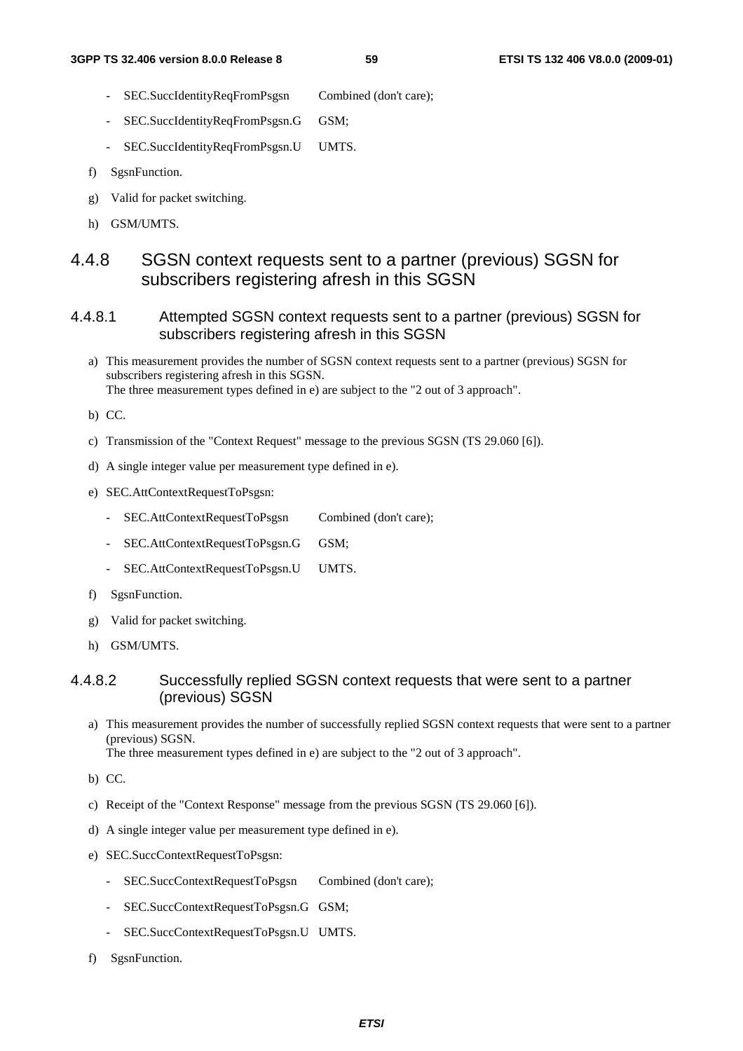- SEC.SuccIdentityReqFromPsgsn Combined (don't care);
- SEC.SuccIdentityReqFromPsgsn.G GSM;
- SEC.SuccIdentityReqFromPsgsn.U UMTS.

f) SgsnFunction.

g) Valid for packet switching.

h) GSM/UMTS.

### 4.4.8 SGSN context requests sent to a partner (previous) SGSN for subscribers registering afresh in this SGSN

#### 4.4.8.1 Attempted SGSN context requests sent to a partner (previous) SGSN for subscribers registering afresh in this SGSN

a) This measurement provides the number of SGSN context requests sent to a partner (previous) SGSN for subscribers registering afresh in this SGSN.
The three measurement types defined in e) are subject to the "2 out of 3 approach".

b) CC.

c) Transmission of the "Context Request" message to the previous SGSN (TS 29.060 [6]).

d) A single integer value per measurement type defined in e).

e) SEC.AttContextRequestToPsgsn:

- SEC.AttContextRequestToPsgsn Combined (don't care);
- SEC.AttContextRequestToPsgsn.G GSM;
- SEC.AttContextRequestToPsgsn.U UMTS.

f) SgsnFunction.

g) Valid for packet switching.

h) GSM/UMTS.

#### 4.4.8.2 Successfully replied SGSN context requests that were sent to a partner (previous) SGSN

a) This measurement provides the number of successfully replied SGSN context requests that were sent to a partner (previous) SGSN.
The three measurement types defined in e) are subject to the "2 out of 3 approach".

b) CC.

c) Receipt of the "Context Response" message from the previous SGSN (TS 29.060 [6]).

d) A single integer value per measurement type defined in e).

e) SEC.SuccContextRequestToPsgsn:

- SEC.SuccContextRequestToPsgsn Combined (don't care);
- SEC.SuccContextRequestToPsgsn.G GSM;
- SEC.SuccContextRequestToPsgsn.U UMTS.

f) SgsnFunction.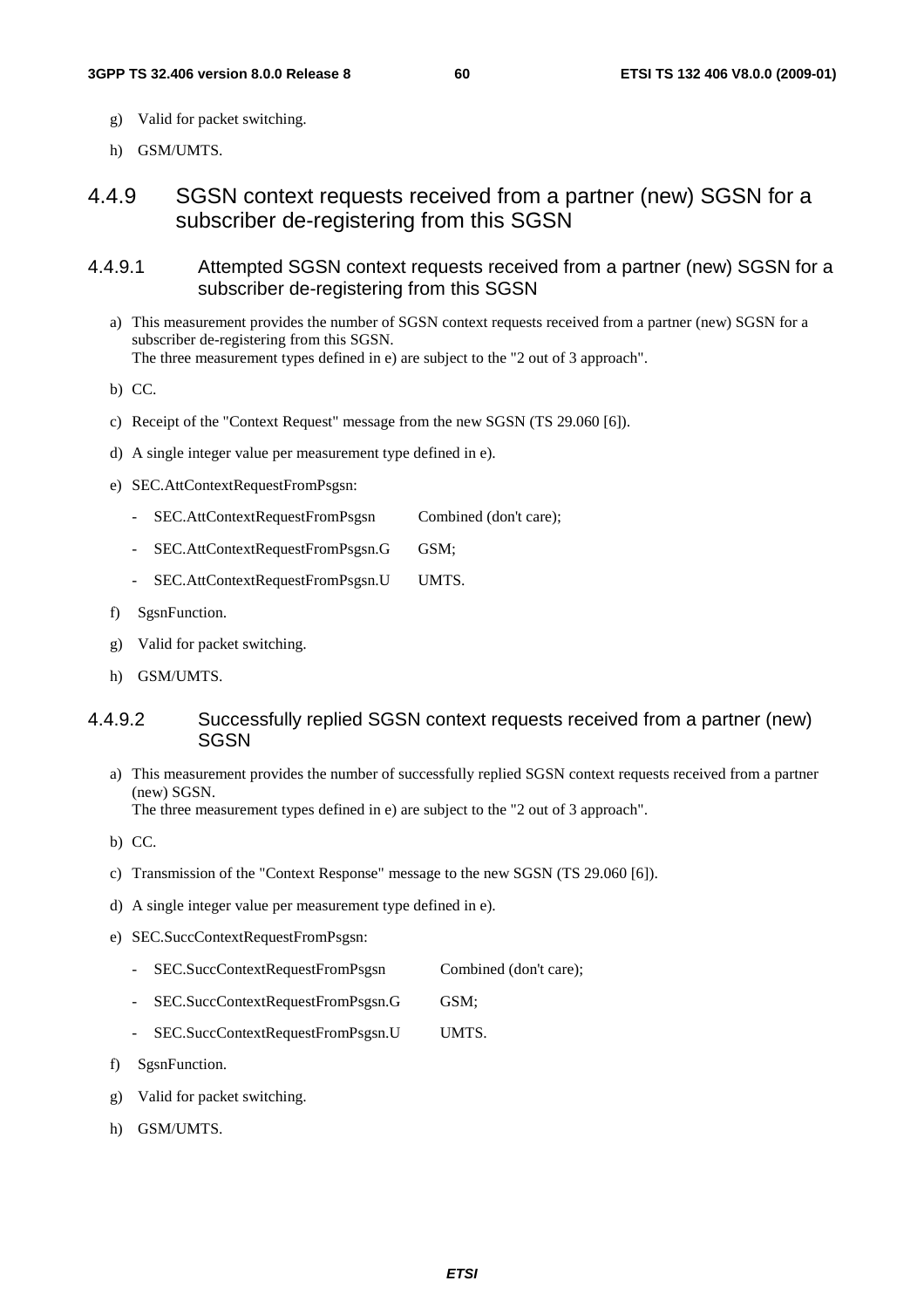g) Valid for packet switching.

h) GSM/UMTS.

### 4.4.9 SGSN context requests received from a partner (new) SGSN for a subscriber de-registering from this SGSN

#### 4.4.9.1 Attempted SGSN context requests received from a partner (new) SGSN for a subscriber de-registering from this SGSN

a) This measurement provides the number of SGSN context requests received from a partner (new) SGSN for a subscriber de-registering from this SGSN.
The three measurement types defined in e) are subject to the "2 out of 3 approach".

b) CC.

c) Receipt of the "Context Request" message from the new SGSN (TS 29.060 [6]).

d) A single integer value per measurement type defined in e).

e) SEC.AttContextRequestFromPsgsn:

- SEC.AttContextRequestFromPsgsn Combined (don't care);
- SEC.AttContextRequestFromPsgsn.G GSM;
- SEC.AttContextRequestFromPsgsn.U UMTS.

f) SgsnFunction.

g) Valid for packet switching.

h) GSM/UMTS.

#### 4.4.9.2 Successfully replied SGSN context requests received from a partner (new) SGSN

a) This measurement provides the number of successfully replied SGSN context requests received from a partner (new) SGSN.
The three measurement types defined in e) are subject to the "2 out of 3 approach".

b) CC.

c) Transmission of the "Context Response" message to the new SGSN (TS 29.060 [6]).

d) A single integer value per measurement type defined in e).

e) SEC.SuccContextRequestFromPsgsn:

- SEC.SuccContextRequestFromPsgsn Combined (don't care);
- SEC.SuccContextRequestFromPsgsn.G GSM;
- SEC.SuccContextRequestFromPsgsn.U UMTS.

f) SgsnFunction.

g) Valid for packet switching.

h) GSM/UMTS.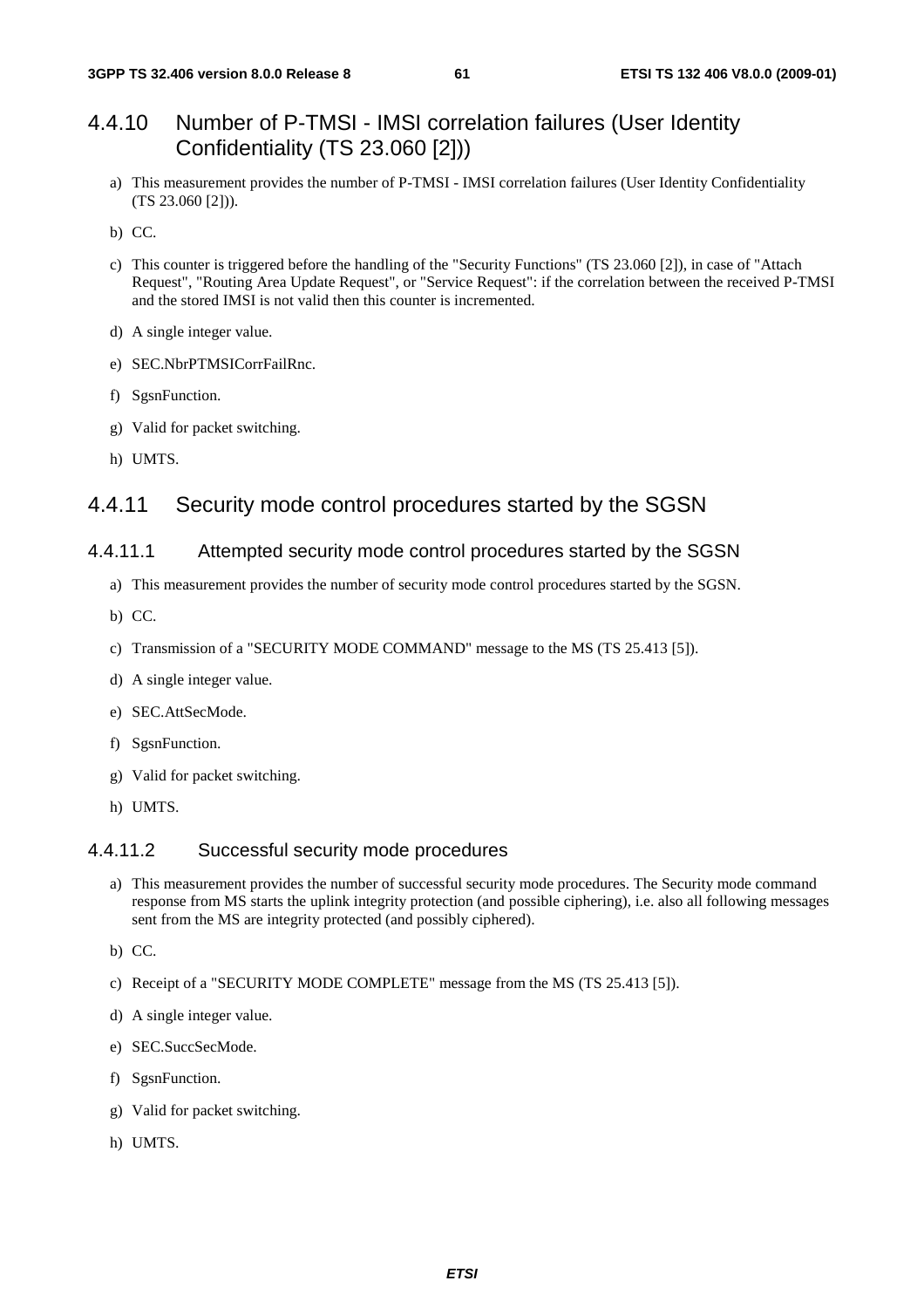## 4.4.10 Number of P-TMSI - IMSI correlation failures (User Identity Confidentiality (TS 23.060 [2]))

a) This measurement provides the number of P-TMSI - IMSI correlation failures (User Identity Confidentiality (TS 23.060 [2])).

b) CC.

c) This counter is triggered before the handling of the "Security Functions" (TS 23.060 [2]), in case of "Attach Request", "Routing Area Update Request", or "Service Request": if the correlation between the received P-TMSI and the stored IMSI is not valid then this counter is incremented.

d) A single integer value.

e) SEC.NbrPTMSICorrFailRnc.

f) SgsnFunction.

g) Valid for packet switching.

h) UMTS.

## 4.4.11 Security mode control procedures started by the SGSN

### 4.4.11.1 Attempted security mode control procedures started by the SGSN

a) This measurement provides the number of security mode control procedures started by the SGSN.

b) CC.

c) Transmission of a "SECURITY MODE COMMAND" message to the MS (TS 25.413 [5]).

d) A single integer value.

e) SEC.AttSecMode.

f) SgsnFunction.

g) Valid for packet switching.

h) UMTS.

### 4.4.11.2 Successful security mode procedures

a) This measurement provides the number of successful security mode procedures. The Security mode command response from MS starts the uplink integrity protection (and possible ciphering), i.e. also all following messages sent from the MS are integrity protected (and possibly ciphered).

b) CC.

c) Receipt of a "SECURITY MODE COMPLETE" message from the MS (TS 25.413 [5]).

d) A single integer value.

e) SEC.SuccSecMode.

f) SgsnFunction.

g) Valid for packet switching.

h) UMTS.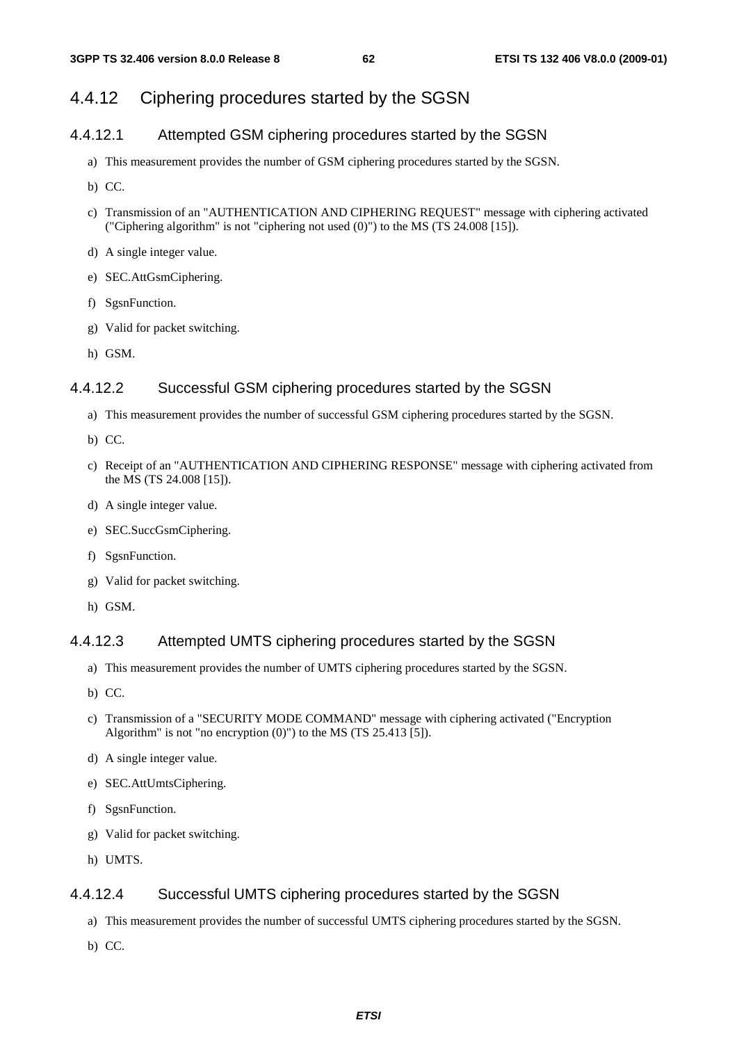### 4.4.12 Ciphering procedures started by the SGSN

#### 4.4.12.1 Attempted GSM ciphering procedures started by the SGSN

a) This measurement provides the number of GSM ciphering procedures started by the SGSN.

b) CC.

c) Transmission of an "AUTHENTICATION AND CIPHERING REQUEST" message with ciphering activated ("Ciphering algorithm" is not "ciphering not used (0)") to the MS (TS 24.008 [15]).

d) A single integer value.

e) SEC.AttGsmCiphering.

f) SgsnFunction.

g) Valid for packet switching.

h) GSM.

#### 4.4.12.2 Successful GSM ciphering procedures started by the SGSN

a) This measurement provides the number of successful GSM ciphering procedures started by the SGSN.

b) CC.

c) Receipt of an "AUTHENTICATION AND CIPHERING RESPONSE" message with ciphering activated from the MS (TS 24.008 [15]).

d) A single integer value.

e) SEC.SuccGsmCiphering.

f) SgsnFunction.

g) Valid for packet switching.

h) GSM.

#### 4.4.12.3 Attempted UMTS ciphering procedures started by the SGSN

a) This measurement provides the number of UMTS ciphering procedures started by the SGSN.

b) CC.

c) Transmission of a "SECURITY MODE COMMAND" message with ciphering activated ("Encryption Algorithm" is not "no encryption (0)") to the MS (TS 25.413 [5]).

d) A single integer value.

e) SEC.AttUmtsCiphering.

f) SgsnFunction.

g) Valid for packet switching.

h) UMTS.

#### 4.4.12.4 Successful UMTS ciphering procedures started by the SGSN

a) This measurement provides the number of successful UMTS ciphering procedures started by the SGSN.

b) CC.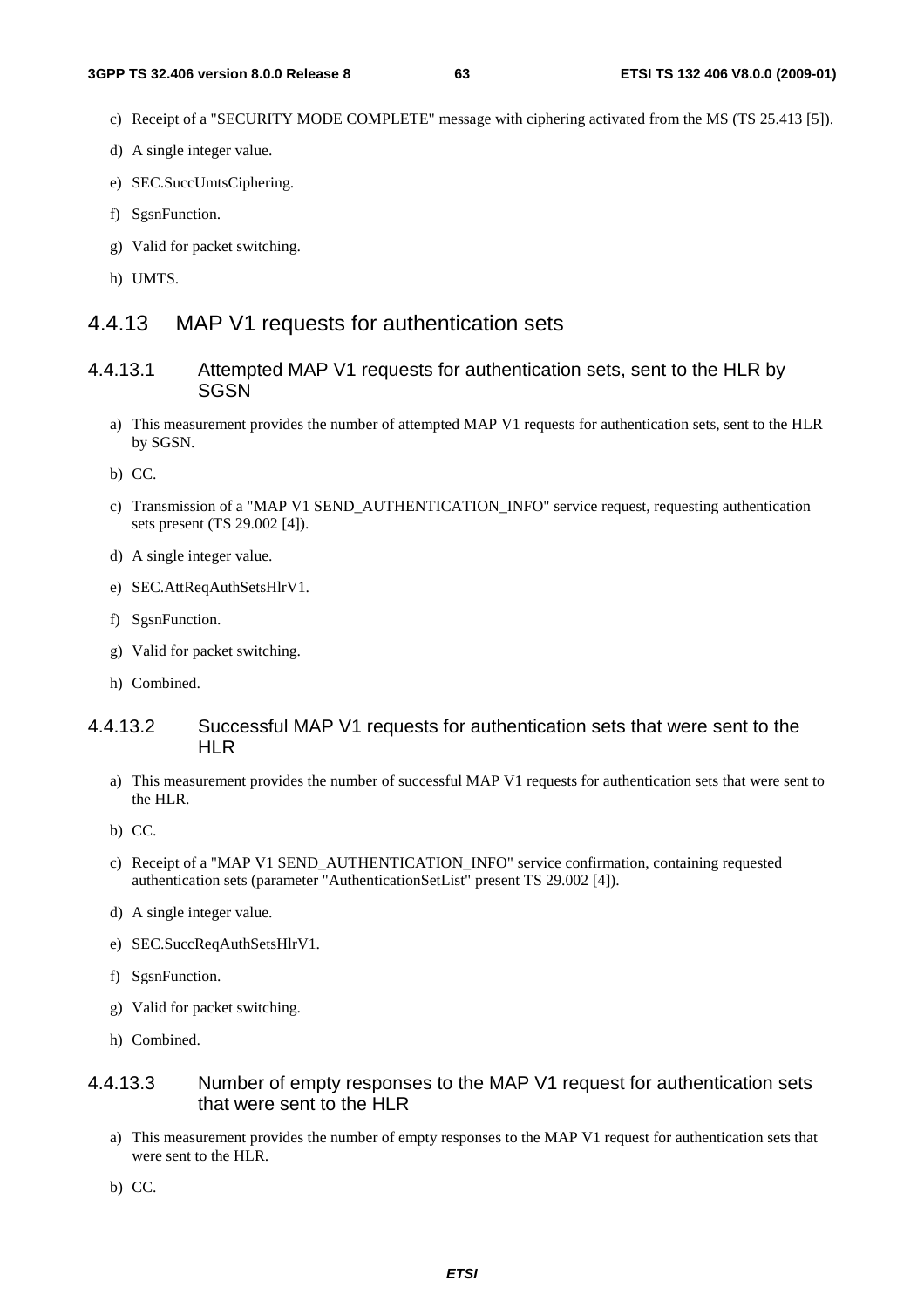c) Receipt of a "SECURITY MODE COMPLETE" message with ciphering activated from the MS (TS 25.413 [5]).

d) A single integer value.

e) SEC.SuccUmtsCiphering.

f) SgsnFunction.

g) Valid for packet switching.

h) UMTS.

### 4.4.13 MAP V1 requests for authentication sets

#### 4.4.13.1 Attempted MAP V1 requests for authentication sets, sent to the HLR by SGSN

a) This measurement provides the number of attempted MAP V1 requests for authentication sets, sent to the HLR by SGSN.

b) CC.

c) Transmission of a "MAP V1 SEND_AUTHENTICATION_INFO" service request, requesting authentication sets present (TS 29.002 [4]).

d) A single integer value.

e) SEC.AttReqAuthSetsHlrV1.

f) SgsnFunction.

g) Valid for packet switching.

h) Combined.

#### 4.4.13.2 Successful MAP V1 requests for authentication sets that were sent to the HLR

a) This measurement provides the number of successful MAP V1 requests for authentication sets that were sent to the HLR.

b) CC.

c) Receipt of a "MAP V1 SEND_AUTHENTICATION_INFO" service confirmation, containing requested authentication sets (parameter "AuthenticationSetList" present TS 29.002 [4]).

d) A single integer value.

e) SEC.SuccReqAuthSetsHlrV1.

f) SgsnFunction.

g) Valid for packet switching.

h) Combined.

#### 4.4.13.3 Number of empty responses to the MAP V1 request for authentication sets that were sent to the HLR

a) This measurement provides the number of empty responses to the MAP V1 request for authentication sets that were sent to the HLR.

b) CC.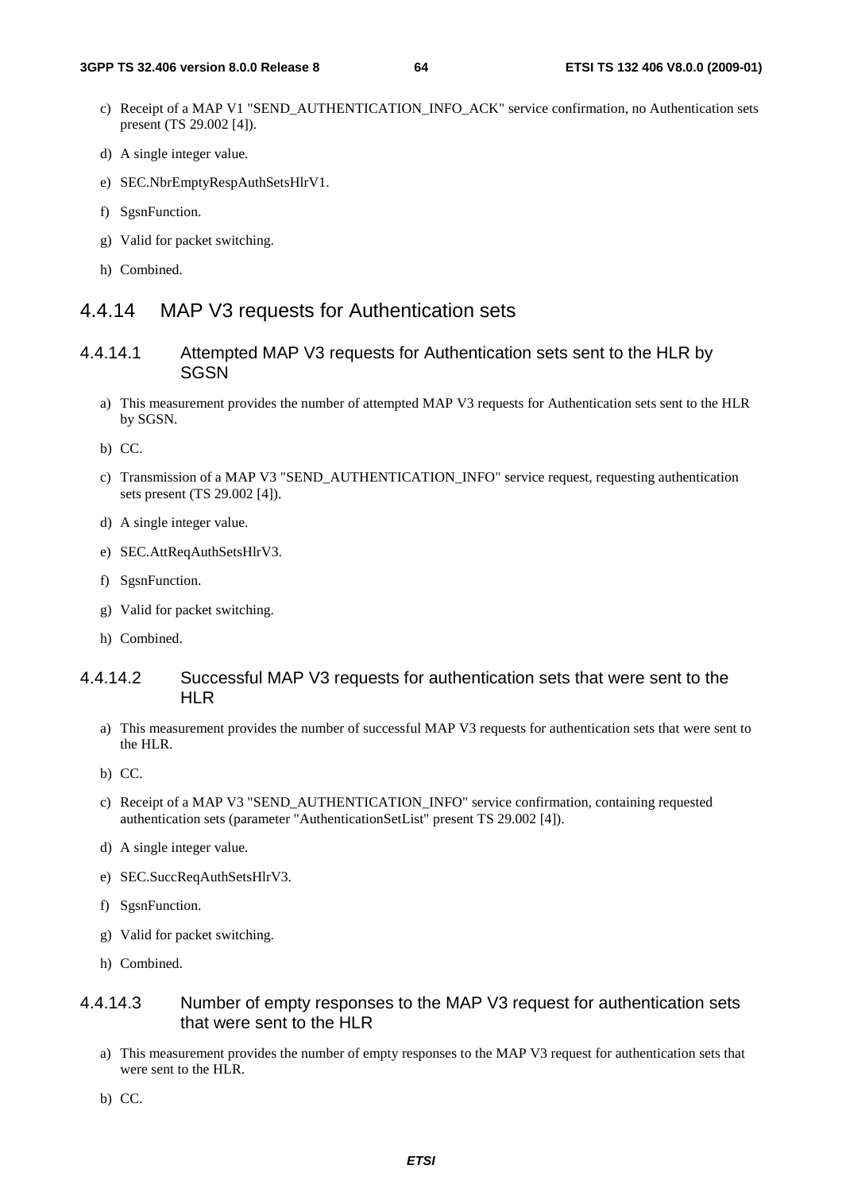c) Receipt of a MAP V1 "SEND_AUTHENTICATION_INFO_ACK" service confirmation, no Authentication sets present (TS 29.002 [4]).

d) A single integer value.

e) SEC.NbrEmptyRespAuthSetsHlrV1.

f) SgsnFunction.

g) Valid for packet switching.

h) Combined.

### 4.4.14 MAP V3 requests for Authentication sets

#### 4.4.14.1 Attempted MAP V3 requests for Authentication sets sent to the HLR by SGSN

a) This measurement provides the number of attempted MAP V3 requests for Authentication sets sent to the HLR by SGSN.

b) CC.

c) Transmission of a MAP V3 "SEND_AUTHENTICATION_INFO" service request, requesting authentication sets present (TS 29.002 [4]).

d) A single integer value.

e) SEC.AttReqAuthSetsHlrV3.

f) SgsnFunction.

g) Valid for packet switching.

h) Combined.

#### 4.4.14.2 Successful MAP V3 requests for authentication sets that were sent to the HLR

a) This measurement provides the number of successful MAP V3 requests for authentication sets that were sent to the HLR.

b) CC.

c) Receipt of a MAP V3 "SEND_AUTHENTICATION_INFO" service confirmation, containing requested authentication sets (parameter "AuthenticationSetList" present TS 29.002 [4]).

d) A single integer value.

e) SEC.SuccReqAuthSetsHlrV3.

f) SgsnFunction.

g) Valid for packet switching.

h) Combined.

#### 4.4.14.3 Number of empty responses to the MAP V3 request for authentication sets that were sent to the HLR

a) This measurement provides the number of empty responses to the MAP V3 request for authentication sets that were sent to the HLR.

b) CC.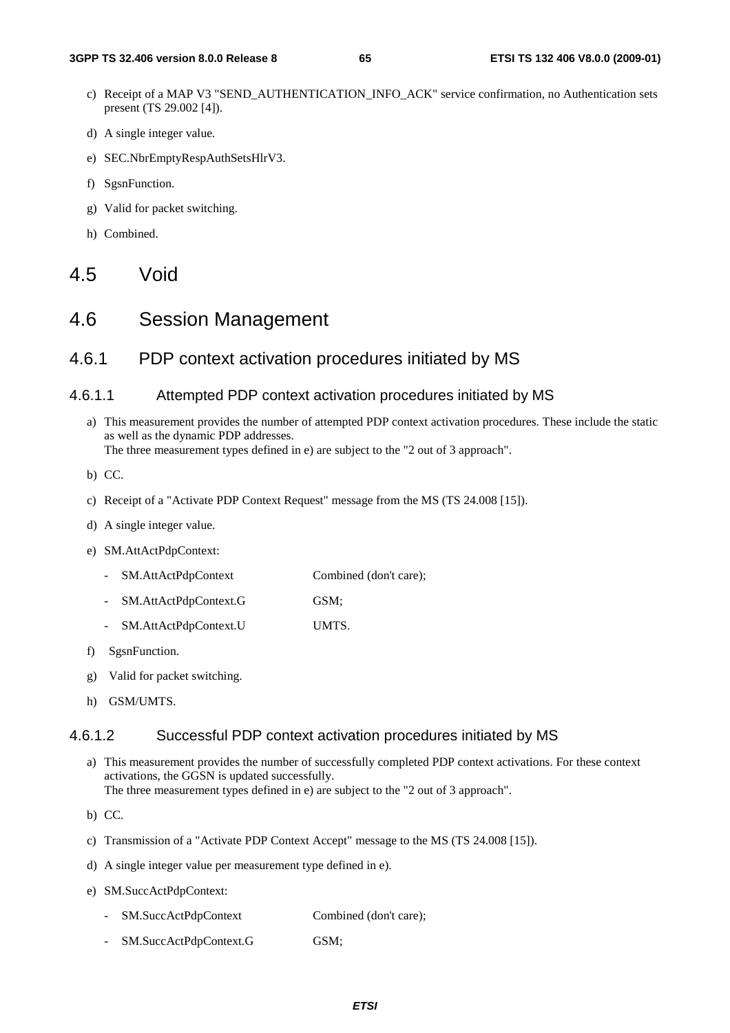c) Receipt of a MAP V3 "SEND_AUTHENTICATION_INFO_ACK" service confirmation, no Authentication sets present (TS 29.002 [4]).

d) A single integer value.

e) SEC.NbrEmptyRespAuthSetsHlrV3.

f) SgsnFunction.

g) Valid for packet switching.

h) Combined.

# 4.5 Void

# 4.6 Session Management

## 4.6.1 PDP context activation procedures initiated by MS

### 4.6.1.1 Attempted PDP context activation procedures initiated by MS

a) This measurement provides the number of attempted PDP context activation procedures. These include the static as well as the dynamic PDP addresses.
The three measurement types defined in e) are subject to the "2 out of 3 approach".

b) CC.

c) Receipt of a "Activate PDP Context Request" message from the MS (TS 24.008 [15]).

d) A single integer value.

e) SM.AttActPdpContext:

- SM.AttActPdpContext Combined (don't care);
- SM.AttActPdpContext.G GSM;
- SM.AttActPdpContext.U UMTS.

f) SgsnFunction.

g) Valid for packet switching.

h) GSM/UMTS.

### 4.6.1.2 Successful PDP context activation procedures initiated by MS

a) This measurement provides the number of successfully completed PDP context activations. For these context activations, the GGSN is updated successfully.
The three measurement types defined in e) are subject to the "2 out of 3 approach".

b) CC.

c) Transmission of a "Activate PDP Context Accept" message to the MS (TS 24.008 [15]).

d) A single integer value per measurement type defined in e).

e) SM.SuccActPdpContext:

- SM.SuccActPdpContext Combined (don't care);
- SM.SuccActPdpContext.G GSM;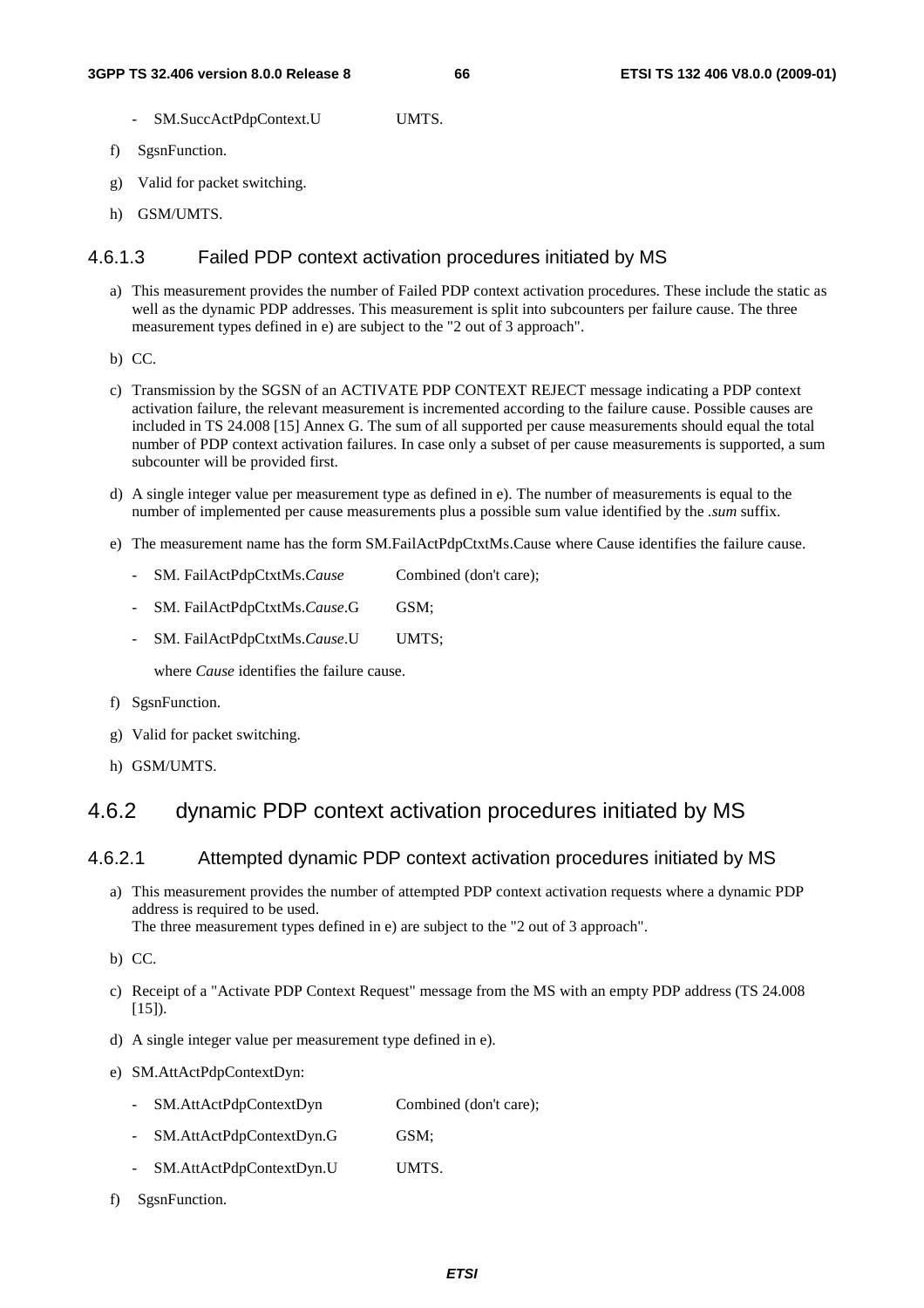- SM.SuccActPdpContext.U UMTS.

f) SgsnFunction.

g) Valid for packet switching.

h) GSM/UMTS.

#### 4.6.1.3 Failed PDP context activation procedures initiated by MS

a) This measurement provides the number of Failed PDP context activation procedures. These include the static as well as the dynamic PDP addresses. This measurement is split into subcounters per failure cause. The three measurement types defined in e) are subject to the "2 out of 3 approach".

b) CC.

c) Transmission by the SGSN of an ACTIVATE PDP CONTEXT REJECT message indicating a PDP context activation failure, the relevant measurement is incremented according to the failure cause. Possible causes are included in TS 24.008 [15] Annex G. The sum of all supported per cause measurements should equal the total number of PDP context activation failures. In case only a subset of per cause measurements is supported, a sum subcounter will be provided first.

d) A single integer value per measurement type as defined in e). The number of measurements is equal to the number of implemented per cause measurements plus a possible sum value identified by the *.sum* suffix.

e) The measurement name has the form SM.FailActPdpCtxtMs.Cause where Cause identifies the failure cause.

- SM. FailActPdpCtxtMs.*Cause* Combined (don't care);
- SM. FailActPdpCtxtMs.*Cause*.G GSM;
- SM. FailActPdpCtxtMs.*Cause*.U UMTS;

where *Cause* identifies the failure cause.

f) SgsnFunction.

g) Valid for packet switching.

h) GSM/UMTS.

### 4.6.2 dynamic PDP context activation procedures initiated by MS

#### 4.6.2.1 Attempted dynamic PDP context activation procedures initiated by MS

a) This measurement provides the number of attempted PDP context activation requests where a dynamic PDP address is required to be used.
The three measurement types defined in e) are subject to the "2 out of 3 approach".

b) CC.

c) Receipt of a "Activate PDP Context Request" message from the MS with an empty PDP address (TS 24.008 [15]).

d) A single integer value per measurement type defined in e).

e) SM.AttActPdpContextDyn:

- SM.AttActPdpContextDyn Combined (don't care);
- SM.AttActPdpContextDyn.G GSM;
- SM.AttActPdpContextDyn.U UMTS.

f) SgsnFunction.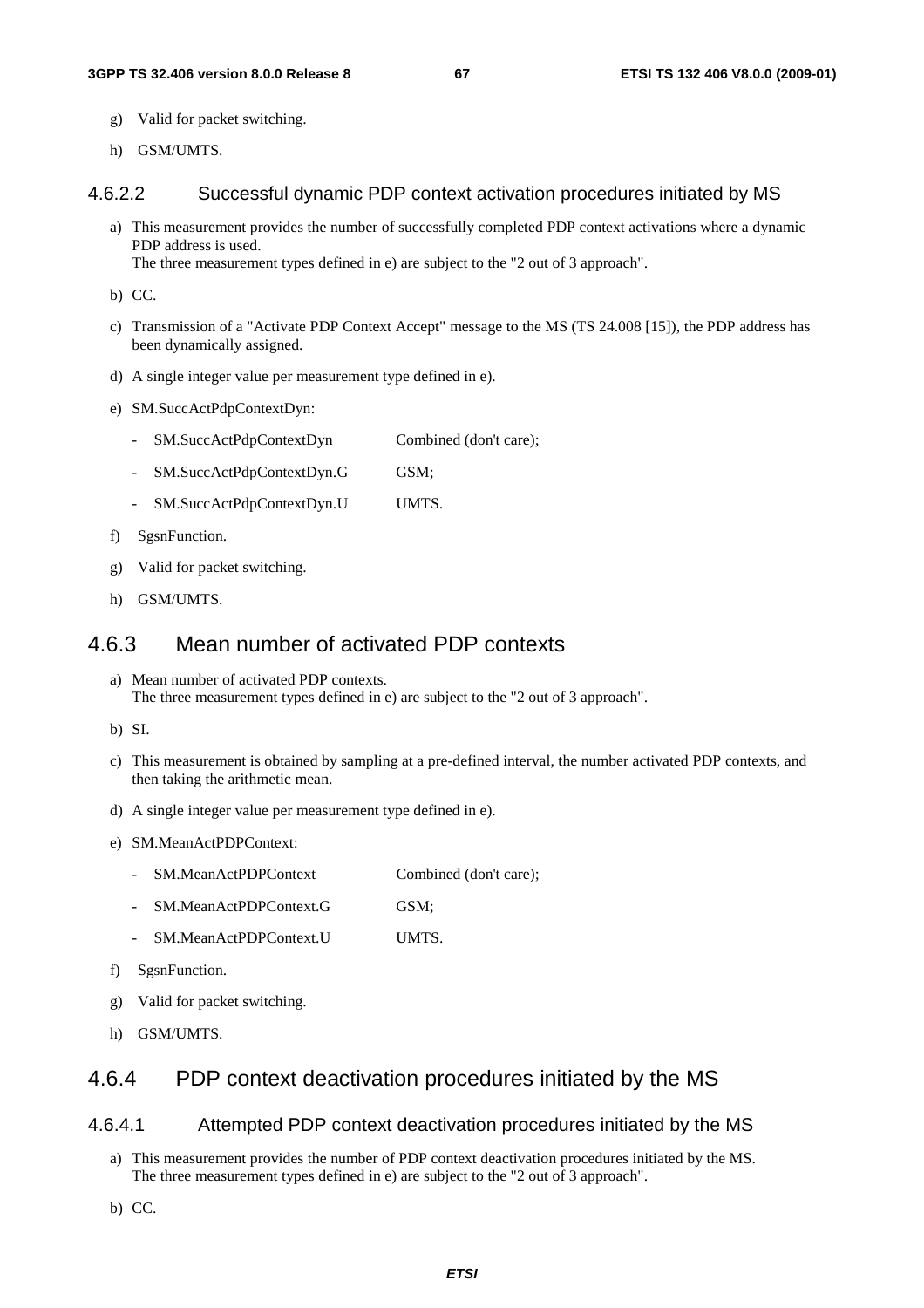g) Valid for packet switching.

h) GSM/UMTS.

### 4.6.2.2 Successful dynamic PDP context activation procedures initiated by MS

a) This measurement provides the number of successfully completed PDP context activations where a dynamic PDP address is used.
The three measurement types defined in e) are subject to the "2 out of 3 approach".

b) CC.

c) Transmission of a "Activate PDP Context Accept" message to the MS (TS 24.008 [15]), the PDP address has been dynamically assigned.

d) A single integer value per measurement type defined in e).

e) SM.SuccActPdpContextDyn:

- SM.SuccActPdpContextDyn Combined (don't care);
- SM.SuccActPdpContextDyn.G GSM;
- SM.SuccActPdpContextDyn.U UMTS.

f) SgsnFunction.

g) Valid for packet switching.

h) GSM/UMTS.

## 4.6.3 Mean number of activated PDP contexts

a) Mean number of activated PDP contexts.
The three measurement types defined in e) are subject to the "2 out of 3 approach".

b) SI.

c) This measurement is obtained by sampling at a pre-defined interval, the number activated PDP contexts, and then taking the arithmetic mean.

d) A single integer value per measurement type defined in e).

e) SM.MeanActPDPContext:

- SM.MeanActPDPContext Combined (don't care);
- SM.MeanActPDPContext.G GSM;
- SM.MeanActPDPContext.U UMTS.

f) SgsnFunction.

g) Valid for packet switching.

h) GSM/UMTS.

## 4.6.4 PDP context deactivation procedures initiated by the MS

### 4.6.4.1 Attempted PDP context deactivation procedures initiated by the MS

a) This measurement provides the number of PDP context deactivation procedures initiated by the MS.
The three measurement types defined in e) are subject to the "2 out of 3 approach".

b) CC.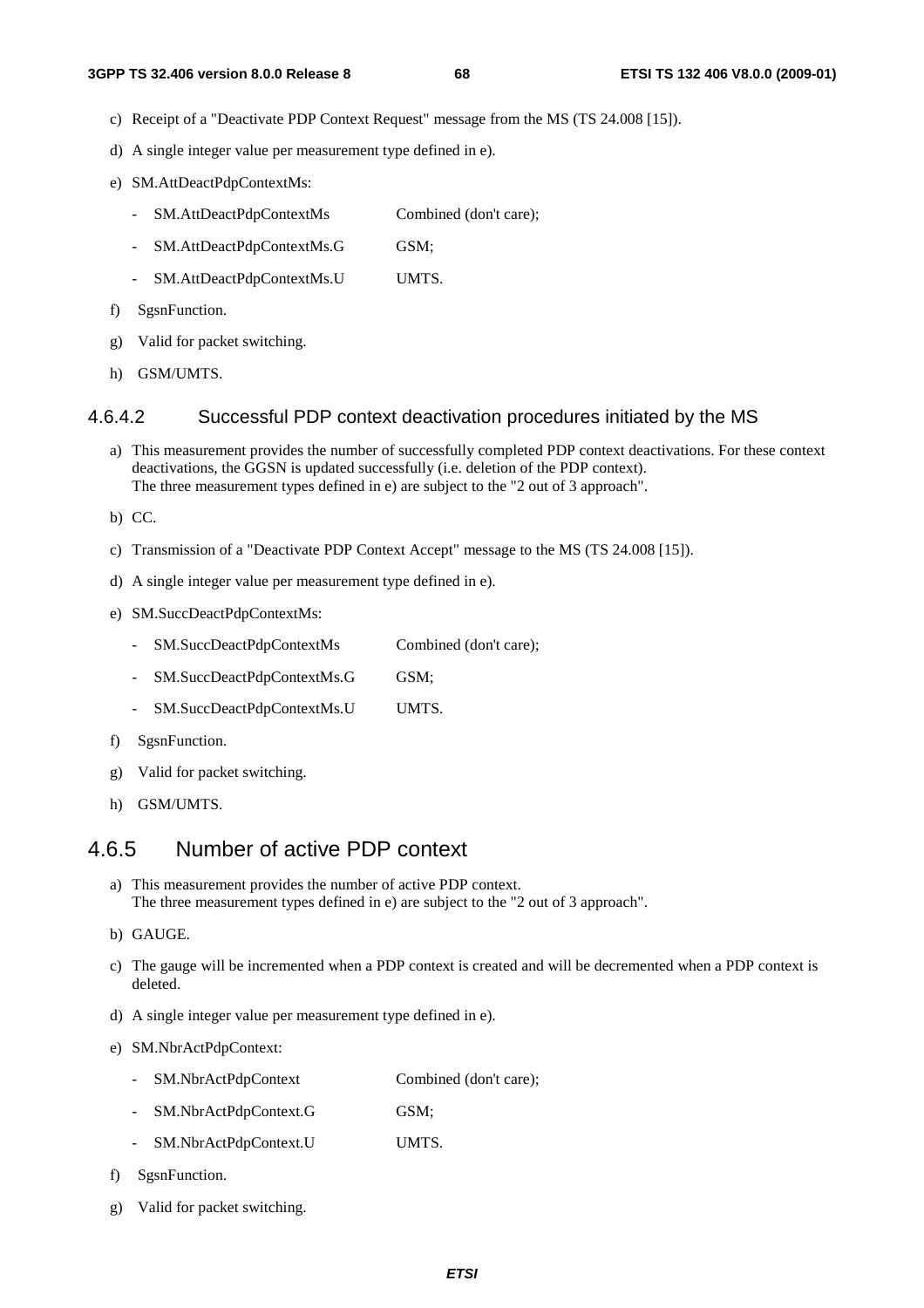c) Receipt of a "Deactivate PDP Context Request" message from the MS (TS 24.008 [15]).

d) A single integer value per measurement type defined in e).

e) SM.AttDeactPdpContextMs:

- SM.AttDeactPdpContextMs Combined (don't care);
- SM.AttDeactPdpContextMs.G GSM;
- SM.AttDeactPdpContextMs.U UMTS.

f) SgsnFunction.

g) Valid for packet switching.

h) GSM/UMTS.

#### 4.6.4.2 Successful PDP context deactivation procedures initiated by the MS

a) This measurement provides the number of successfully completed PDP context deactivations. For these context deactivations, the GGSN is updated successfully (i.e. deletion of the PDP context).
The three measurement types defined in e) are subject to the "2 out of 3 approach".

b) CC.

c) Transmission of a "Deactivate PDP Context Accept" message to the MS (TS 24.008 [15]).

d) A single integer value per measurement type defined in e).

e) SM.SuccDeactPdpContextMs:

- SM.SuccDeactPdpContextMs Combined (don't care);
- SM.SuccDeactPdpContextMs.G GSM;
- SM.SuccDeactPdpContextMs.U UMTS.

f) SgsnFunction.

g) Valid for packet switching.

h) GSM/UMTS.

### 4.6.5 Number of active PDP context

a) This measurement provides the number of active PDP context.
The three measurement types defined in e) are subject to the "2 out of 3 approach".

b) GAUGE.

c) The gauge will be incremented when a PDP context is created and will be decremented when a PDP context is deleted.

d) A single integer value per measurement type defined in e).

e) SM.NbrActPdpContext:

- SM.NbrActPdpContext Combined (don't care);
- SM.NbrActPdpContext.G GSM;
- SM.NbrActPdpContext.U UMTS.

f) SgsnFunction.

g) Valid for packet switching.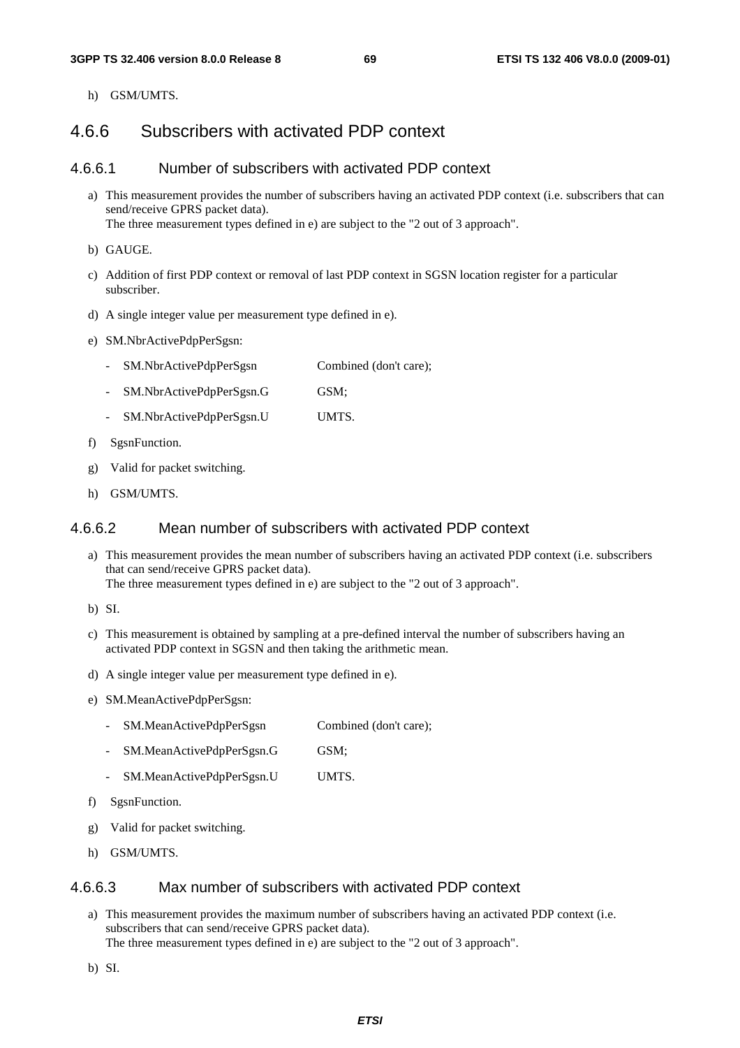h) GSM/UMTS.

## 4.6.6 Subscribers with activated PDP context

### 4.6.6.1 Number of subscribers with activated PDP context

a) This measurement provides the number of subscribers having an activated PDP context (i.e. subscribers that can send/receive GPRS packet data).
The three measurement types defined in e) are subject to the "2 out of 3 approach".

b) GAUGE.

c) Addition of first PDP context or removal of last PDP context in SGSN location register for a particular subscriber.

d) A single integer value per measurement type defined in e).

e) SM.NbrActivePdpPerSgsn:

- SM.NbrActivePdpPerSgsn Combined (don't care);
- SM.NbrActivePdpPerSgsn.G GSM;
- SM.NbrActivePdpPerSgsn.U UMTS.

f) SgsnFunction.

g) Valid for packet switching.

h) GSM/UMTS.

### 4.6.6.2 Mean number of subscribers with activated PDP context

a) This measurement provides the mean number of subscribers having an activated PDP context (i.e. subscribers that can send/receive GPRS packet data).
The three measurement types defined in e) are subject to the "2 out of 3 approach".

b) SI.

c) This measurement is obtained by sampling at a pre-defined interval the number of subscribers having an activated PDP context in SGSN and then taking the arithmetic mean.

d) A single integer value per measurement type defined in e).

e) SM.MeanActivePdpPerSgsn:

- SM.MeanActivePdpPerSgsn Combined (don't care);
- SM.MeanActivePdpPerSgsn.G GSM;
- SM.MeanActivePdpPerSgsn.U UMTS.

f) SgsnFunction.

g) Valid for packet switching.

h) GSM/UMTS.

### 4.6.6.3 Max number of subscribers with activated PDP context

a) This measurement provides the maximum number of subscribers having an activated PDP context (i.e. subscribers that can send/receive GPRS packet data).
The three measurement types defined in e) are subject to the "2 out of 3 approach".

b) SI.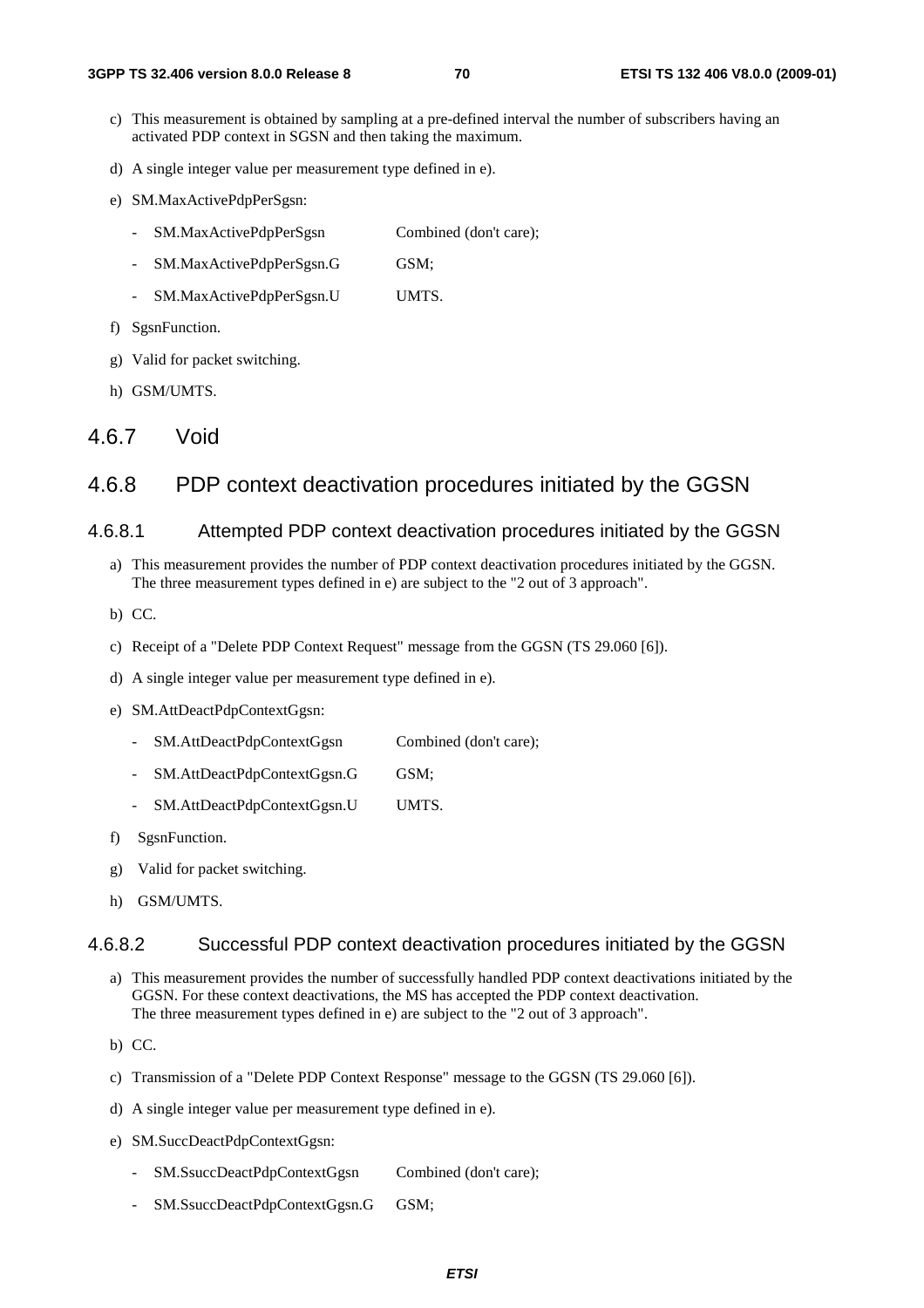c) This measurement is obtained by sampling at a pre-defined interval the number of subscribers having an activated PDP context in SGSN and then taking the maximum.

d) A single integer value per measurement type defined in e).

e) SM.MaxActivePdpPerSgsn:

- SM.MaxActivePdpPerSgsn Combined (don't care);
- SM.MaxActivePdpPerSgsn.G GSM;
- SM.MaxActivePdpPerSgsn.U UMTS.

f) SgsnFunction.

g) Valid for packet switching.

h) GSM/UMTS.

### 4.6.7 Void

### 4.6.8 PDP context deactivation procedures initiated by the GGSN

#### 4.6.8.1 Attempted PDP context deactivation procedures initiated by the GGSN

a) This measurement provides the number of PDP context deactivation procedures initiated by the GGSN. The three measurement types defined in e) are subject to the "2 out of 3 approach".

b) CC.

c) Receipt of a "Delete PDP Context Request" message from the GGSN (TS 29.060 [6]).

d) A single integer value per measurement type defined in e).

e) SM.AttDeactPdpContextGgsn:

- SM.AttDeactPdpContextGgsn Combined (don't care);
- SM.AttDeactPdpContextGgsn.G GSM;
- SM.AttDeactPdpContextGgsn.U UMTS.

f) SgsnFunction.

g) Valid for packet switching.

h) GSM/UMTS.

#### 4.6.8.2 Successful PDP context deactivation procedures initiated by the GGSN

a) This measurement provides the number of successfully handled PDP context deactivations initiated by the GGSN. For these context deactivations, the MS has accepted the PDP context deactivation.
The three measurement types defined in e) are subject to the "2 out of 3 approach".

b) CC.

c) Transmission of a "Delete PDP Context Response" message to the GGSN (TS 29.060 [6]).

d) A single integer value per measurement type defined in e).

e) SM.SuccDeactPdpContextGgsn:

- SM.SsuccDeactPdpContextGgsn Combined (don't care);
- SM.SsuccDeactPdpContextGgsn.G GSM;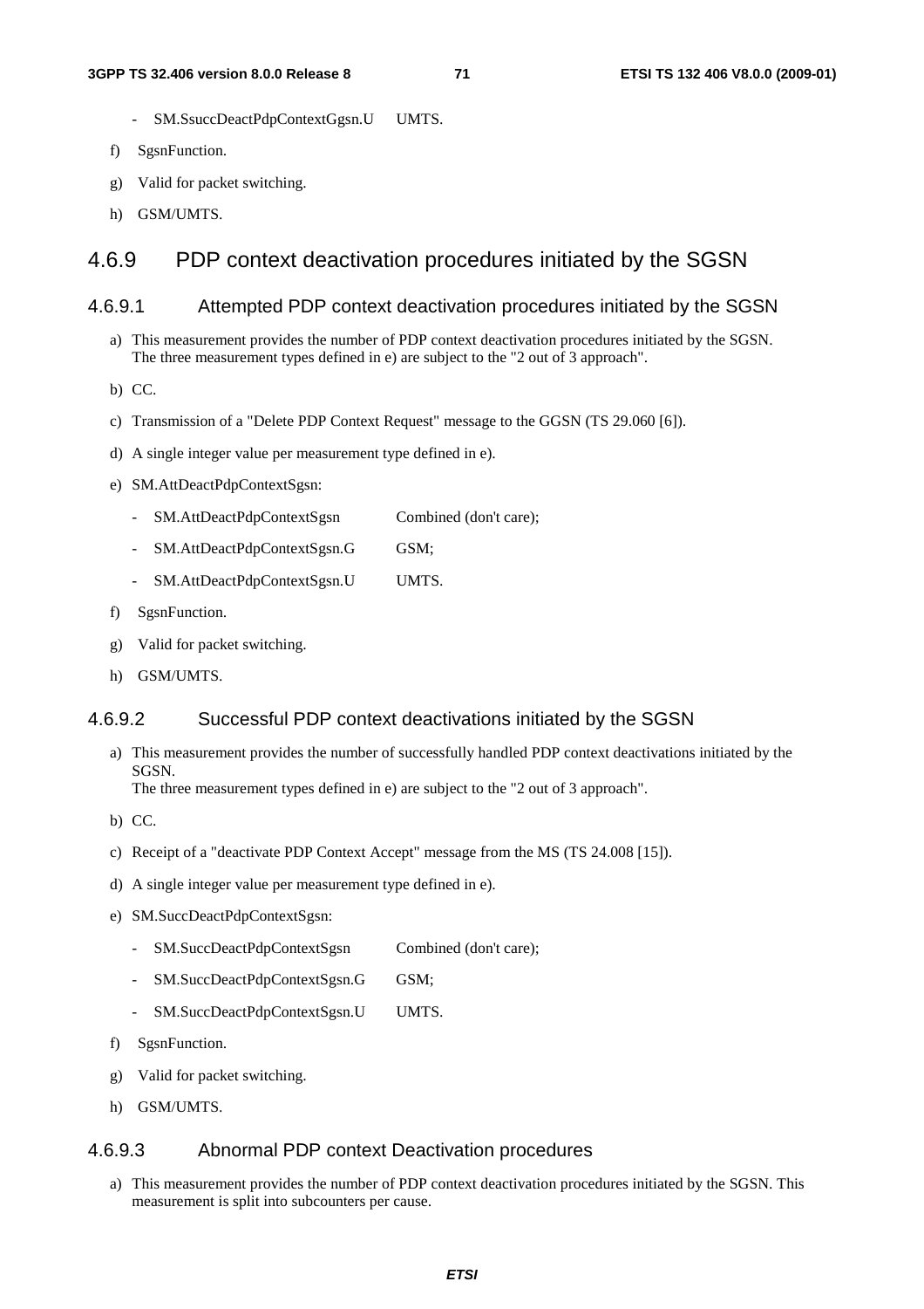- SM.SsuccDeactPdpContextGgsn.U UMTS.

f) SgsnFunction.

g) Valid for packet switching.

h) GSM/UMTS.

## 4.6.9 PDP context deactivation procedures initiated by the SGSN

### 4.6.9.1 Attempted PDP context deactivation procedures initiated by the SGSN

a) This measurement provides the number of PDP context deactivation procedures initiated by the SGSN. The three measurement types defined in e) are subject to the "2 out of 3 approach".

b) CC.

c) Transmission of a "Delete PDP Context Request" message to the GGSN (TS 29.060 [6]).

d) A single integer value per measurement type defined in e).

e) SM.AttDeactPdpContextSgsn:

- SM.AttDeactPdpContextSgsn Combined (don't care);
- SM.AttDeactPdpContextSgsn.G GSM;
- SM.AttDeactPdpContextSgsn.U UMTS.

f) SgsnFunction.

g) Valid for packet switching.

h) GSM/UMTS.

### 4.6.9.2 Successful PDP context deactivations initiated by the SGSN

a) This measurement provides the number of successfully handled PDP context deactivations initiated by the SGSN.
The three measurement types defined in e) are subject to the "2 out of 3 approach".

b) CC.

c) Receipt of a "deactivate PDP Context Accept" message from the MS (TS 24.008 [15]).

d) A single integer value per measurement type defined in e).

e) SM.SuccDeactPdpContextSgsn:

- SM.SuccDeactPdpContextSgsn Combined (don't care);
- SM.SuccDeactPdpContextSgsn.G GSM;
- SM.SuccDeactPdpContextSgsn.U UMTS.

f) SgsnFunction.

g) Valid for packet switching.

h) GSM/UMTS.

### 4.6.9.3 Abnormal PDP context Deactivation procedures

a) This measurement provides the number of PDP context deactivation procedures initiated by the SGSN. This measurement is split into subcounters per cause.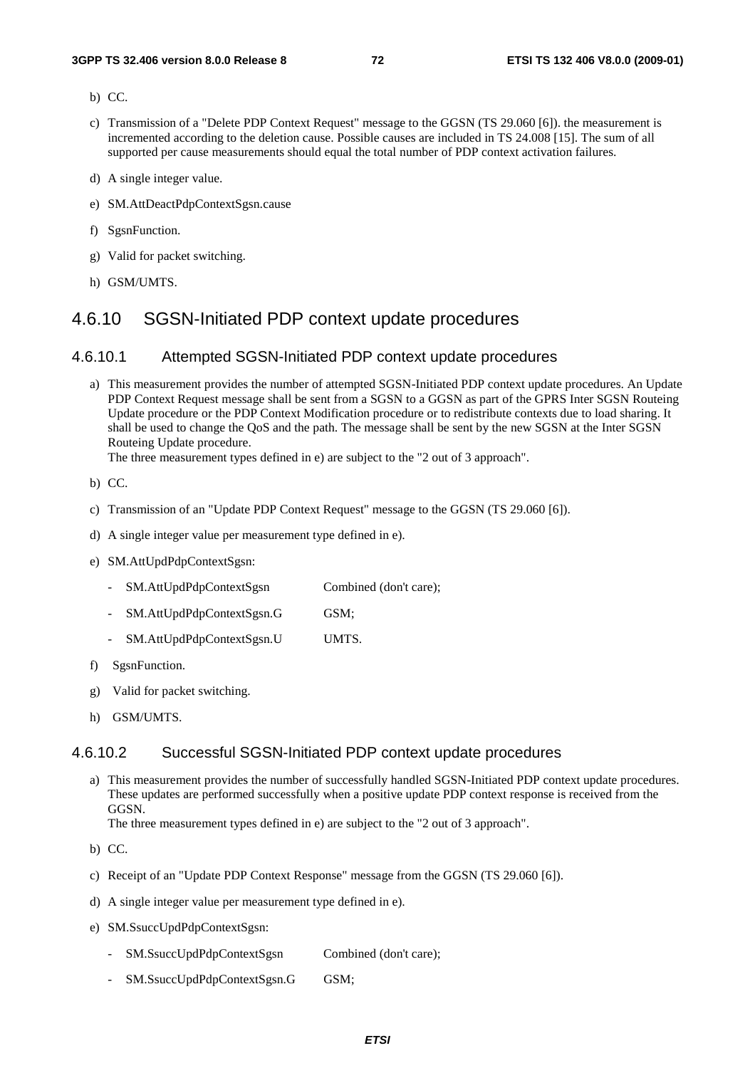b) CC.

c) Transmission of a "Delete PDP Context Request" message to the GGSN (TS 29.060 [6]). the measurement is incremented according to the deletion cause. Possible causes are included in TS 24.008 [15]. The sum of all supported per cause measurements should equal the total number of PDP context activation failures.

d) A single integer value.

e) SM.AttDeactPdpContextSgsn.cause

f) SgsnFunction.

g) Valid for packet switching.

h) GSM/UMTS.

## 4.6.10 SGSN-Initiated PDP context update procedures

### 4.6.10.1 Attempted SGSN-Initiated PDP context update procedures

a) This measurement provides the number of attempted SGSN-Initiated PDP context update procedures. An Update PDP Context Request message shall be sent from a SGSN to a GGSN as part of the GPRS Inter SGSN Routeing Update procedure or the PDP Context Modification procedure or to redistribute contexts due to load sharing. It shall be used to change the QoS and the path. The message shall be sent by the new SGSN at the Inter SGSN Routeing Update procedure.
The three measurement types defined in e) are subject to the "2 out of 3 approach".

b) CC.

c) Transmission of an "Update PDP Context Request" message to the GGSN (TS 29.060 [6]).

d) A single integer value per measurement type defined in e).

e) SM.AttUpdPdpContextSgsn:
   - SM.AttUpdPdpContextSgsn Combined (don't care);
   - SM.AttUpdPdpContextSgsn.G GSM;
   - SM.AttUpdPdpContextSgsn.U UMTS.

f) SgsnFunction.

g) Valid for packet switching.

h) GSM/UMTS.

### 4.6.10.2 Successful SGSN-Initiated PDP context update procedures

a) This measurement provides the number of successfully handled SGSN-Initiated PDP context update procedures. These updates are performed successfully when a positive update PDP context response is received from the GGSN.
The three measurement types defined in e) are subject to the "2 out of 3 approach".

b) CC.

c) Receipt of an "Update PDP Context Response" message from the GGSN (TS 29.060 [6]).

d) A single integer value per measurement type defined in e).

e) SM.SsuccUpdPdpContextSgsn:
   - SM.SsuccUpdPdpContextSgsn Combined (don't care);
   - SM.SsuccUpdPdpContextSgsn.G GSM;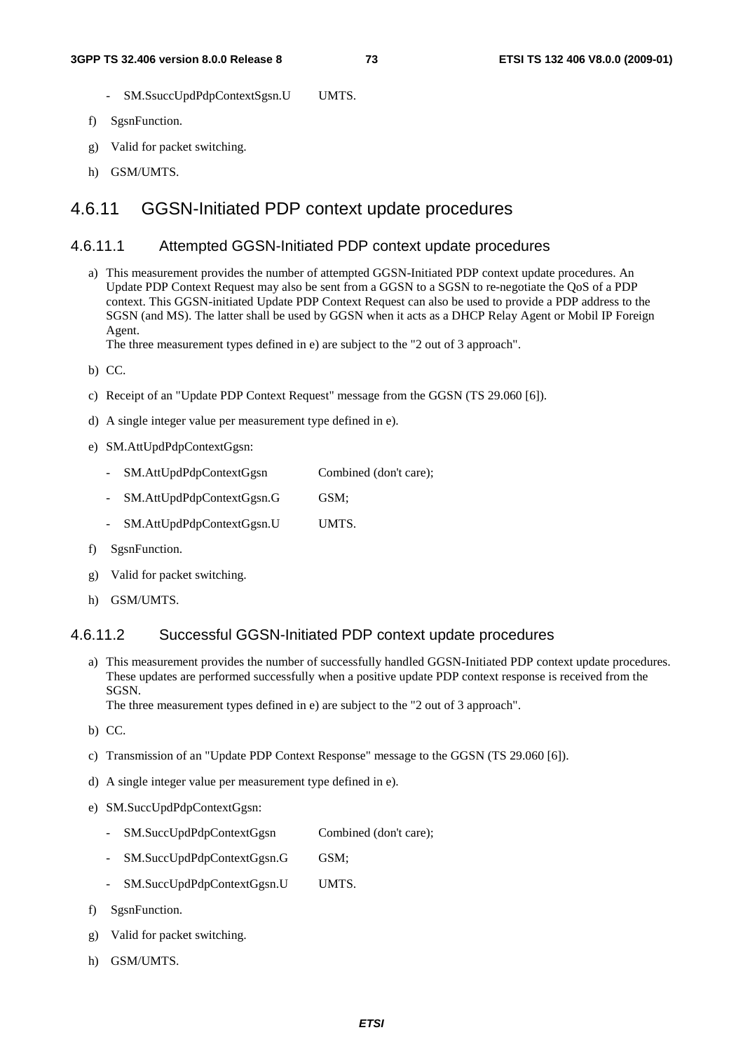- SM.SsuccUpdPdpContextSgsn.U UMTS.

f) SgsnFunction.

g) Valid for packet switching.

h) GSM/UMTS.

## 4.6.11 GGSN-Initiated PDP context update procedures

### 4.6.11.1 Attempted GGSN-Initiated PDP context update procedures

a) This measurement provides the number of attempted GGSN-Initiated PDP context update procedures. An Update PDP Context Request may also be sent from a GGSN to a SGSN to re-negotiate the QoS of a PDP context. This GGSN-initiated Update PDP Context Request can also be used to provide a PDP address to the SGSN (and MS). The latter shall be used by GGSN when it acts as a DHCP Relay Agent or Mobil IP Foreign Agent.
The three measurement types defined in e) are subject to the "2 out of 3 approach".

b) CC.

c) Receipt of an "Update PDP Context Request" message from the GGSN (TS 29.060 [6]).

d) A single integer value per measurement type defined in e).

e) SM.AttUpdPdpContextGgsn:

- SM.AttUpdPdpContextGgsn Combined (don't care);
- SM.AttUpdPdpContextGgsn.G GSM;
- SM.AttUpdPdpContextGgsn.U UMTS.

f) SgsnFunction.

g) Valid for packet switching.

h) GSM/UMTS.

### 4.6.11.2 Successful GGSN-Initiated PDP context update procedures

a) This measurement provides the number of successfully handled GGSN-Initiated PDP context update procedures. These updates are performed successfully when a positive update PDP context response is received from the SGSN.
The three measurement types defined in e) are subject to the "2 out of 3 approach".

b) CC.

c) Transmission of an "Update PDP Context Response" message to the GGSN (TS 29.060 [6]).

d) A single integer value per measurement type defined in e).

e) SM.SuccUpdPdpContextGgsn:

- SM.SuccUpdPdpContextGgsn Combined (don't care);
- SM.SuccUpdPdpContextGgsn.G GSM;
- SM.SuccUpdPdpContextGgsn.U UMTS.

f) SgsnFunction.

g) Valid for packet switching.

h) GSM/UMTS.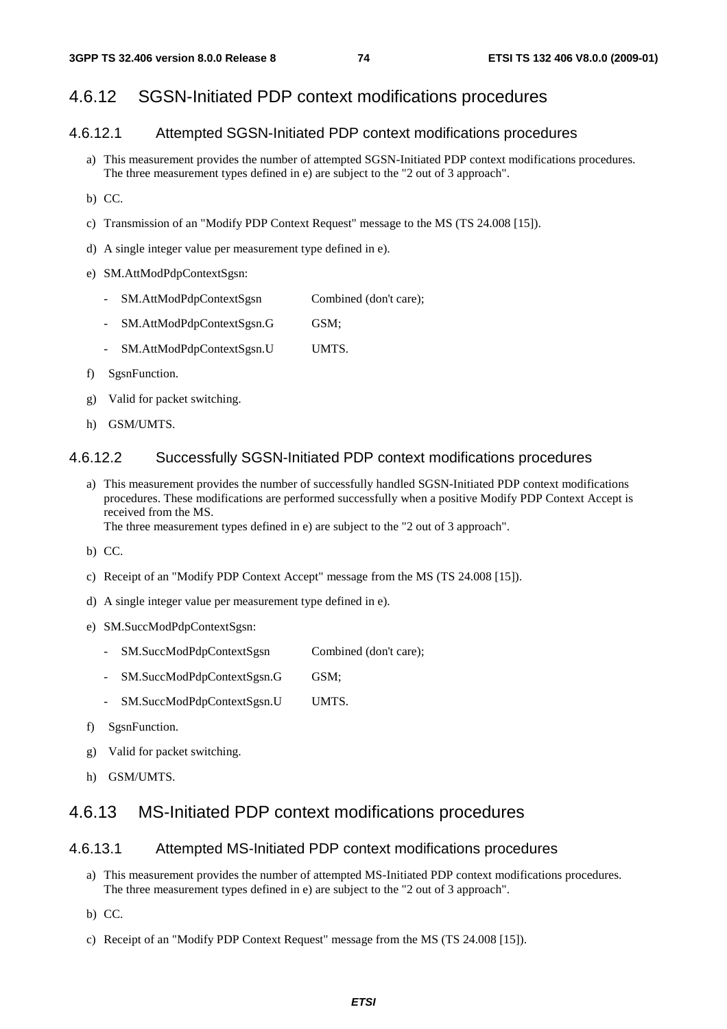### 4.6.12 SGSN-Initiated PDP context modifications procedures

#### 4.6.12.1 Attempted SGSN-Initiated PDP context modifications procedures

a) This measurement provides the number of attempted SGSN-Initiated PDP context modifications procedures. The three measurement types defined in e) are subject to the "2 out of 3 approach".

b) CC.

c) Transmission of an "Modify PDP Context Request" message to the MS (TS 24.008 [15]).

d) A single integer value per measurement type defined in e).

e) SM.AttModPdpContextSgsn:

- SM.AttModPdpContextSgsn Combined (don't care);
- SM.AttModPdpContextSgsn.G GSM;
- SM.AttModPdpContextSgsn.U UMTS.

f) SgsnFunction.

g) Valid for packet switching.

h) GSM/UMTS.

#### 4.6.12.2 Successfully SGSN-Initiated PDP context modifications procedures

a) This measurement provides the number of successfully handled SGSN-Initiated PDP context modifications procedures. These modifications are performed successfully when a positive Modify PDP Context Accept is received from the MS.
The three measurement types defined in e) are subject to the "2 out of 3 approach".

b) CC.

c) Receipt of an "Modify PDP Context Accept" message from the MS (TS 24.008 [15]).

d) A single integer value per measurement type defined in e).

e) SM.SuccModPdpContextSgsn:

- SM.SuccModPdpContextSgsn Combined (don't care);
- SM.SuccModPdpContextSgsn.G GSM;
- SM.SuccModPdpContextSgsn.U UMTS.

f) SgsnFunction.

g) Valid for packet switching.

h) GSM/UMTS.

### 4.6.13 MS-Initiated PDP context modifications procedures

#### 4.6.13.1 Attempted MS-Initiated PDP context modifications procedures

a) This measurement provides the number of attempted MS-Initiated PDP context modifications procedures. The three measurement types defined in e) are subject to the "2 out of 3 approach".

b) CC.

c) Receipt of an "Modify PDP Context Request" message from the MS (TS 24.008 [15]).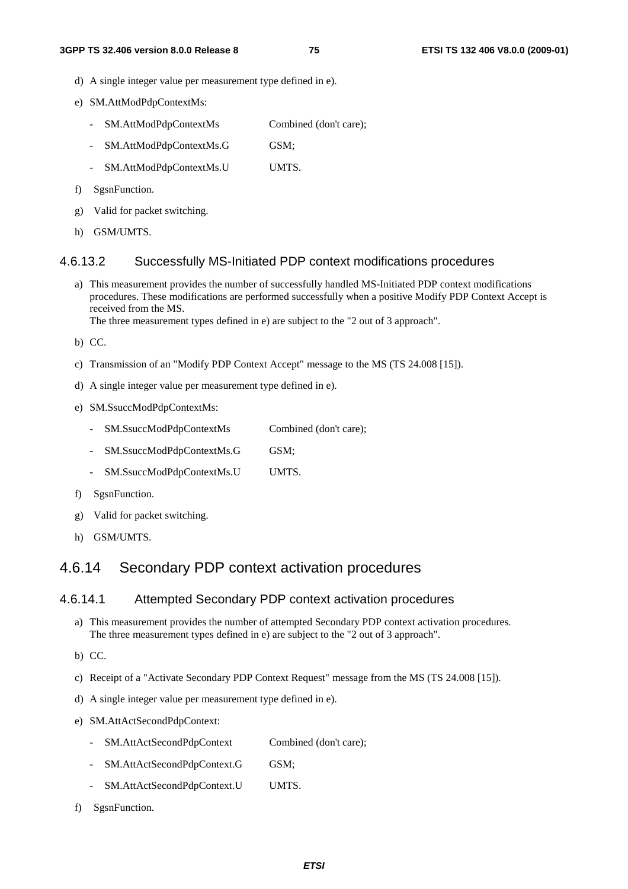d) A single integer value per measurement type defined in e).

e) SM.AttModPdpContextMs:

- SM.AttModPdpContextMs Combined (don't care);
- SM.AttModPdpContextMs.G GSM;
- SM.AttModPdpContextMs.U UMTS.

f) SgsnFunction.

g) Valid for packet switching.

h) GSM/UMTS.

#### 4.6.13.2 Successfully MS-Initiated PDP context modifications procedures

a) This measurement provides the number of successfully handled MS-Initiated PDP context modifications procedures. These modifications are performed successfully when a positive Modify PDP Context Accept is received from the MS.
The three measurement types defined in e) are subject to the "2 out of 3 approach".

b) CC.

c) Transmission of an "Modify PDP Context Accept" message to the MS (TS 24.008 [15]).

d) A single integer value per measurement type defined in e).

e) SM.SsuccModPdpContextMs:

- SM.SsuccModPdpContextMs Combined (don't care);
- SM.SsuccModPdpContextMs.G GSM;
- SM.SsuccModPdpContextMs.U UMTS.

f) SgsnFunction.

g) Valid for packet switching.

h) GSM/UMTS.

### 4.6.14 Secondary PDP context activation procedures

#### 4.6.14.1 Attempted Secondary PDP context activation procedures

a) This measurement provides the number of attempted Secondary PDP context activation procedures.
The three measurement types defined in e) are subject to the "2 out of 3 approach".

b) CC.

c) Receipt of a "Activate Secondary PDP Context Request" message from the MS (TS 24.008 [15]).

d) A single integer value per measurement type defined in e).

e) SM.AttActSecondPdpContext:

- SM.AttActSecondPdpContext Combined (don't care);
- SM.AttActSecondPdpContext.G GSM;
- SM.AttActSecondPdpContext.U UMTS.

f) SgsnFunction.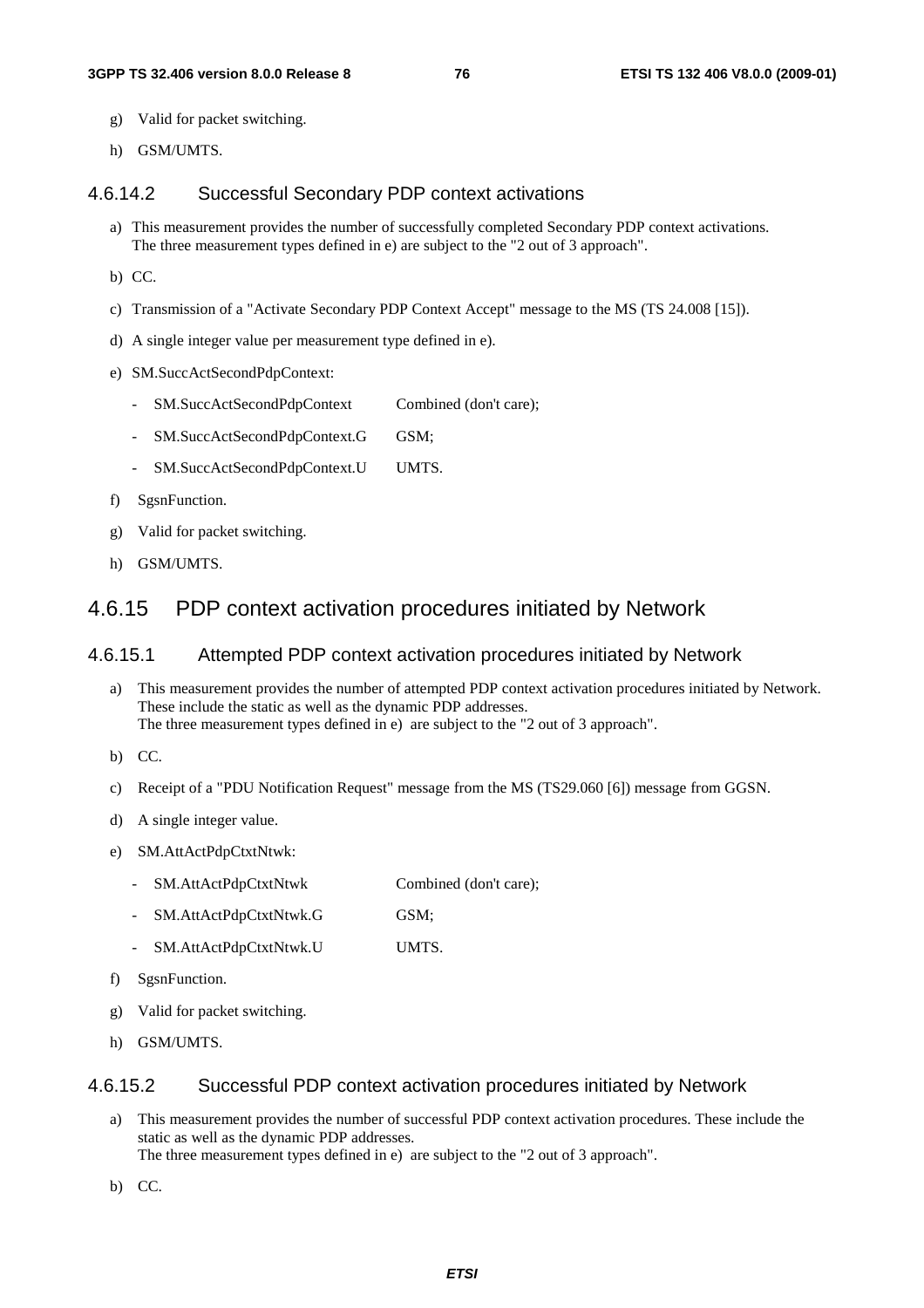g) Valid for packet switching.

h) GSM/UMTS.

### 4.6.14.2 Successful Secondary PDP context activations

a) This measurement provides the number of successfully completed Secondary PDP context activations. The three measurement types defined in e) are subject to the "2 out of 3 approach".

b) CC.

c) Transmission of a "Activate Secondary PDP Context Accept" message to the MS (TS 24.008 [15]).

d) A single integer value per measurement type defined in e).

e) SM.SuccActSecondPdpContext:

- SM.SuccActSecondPdpContext Combined (don't care);
- SM.SuccActSecondPdpContext.G GSM;
- SM.SuccActSecondPdpContext.U UMTS.

f) SgsnFunction.

g) Valid for packet switching.

h) GSM/UMTS.

## 4.6.15 PDP context activation procedures initiated by Network

### 4.6.15.1 Attempted PDP context activation procedures initiated by Network

a) This measurement provides the number of attempted PDP context activation procedures initiated by Network. These include the static as well as the dynamic PDP addresses.
The three measurement types defined in e) are subject to the "2 out of 3 approach".

b) CC.

c) Receipt of a "PDU Notification Request" message from the MS (TS29.060 [6]) message from GGSN.

d) A single integer value.

e) SM.AttActPdpCtxtNtwk:

- SM.AttActPdpCtxtNtwk Combined (don't care);
- SM.AttActPdpCtxtNtwk.G GSM;
- SM.AttActPdpCtxtNtwk.U UMTS.

f) SgsnFunction.

g) Valid for packet switching.

h) GSM/UMTS.

### 4.6.15.2 Successful PDP context activation procedures initiated by Network

a) This measurement provides the number of successful PDP context activation procedures. These include the static as well as the dynamic PDP addresses.
The three measurement types defined in e) are subject to the "2 out of 3 approach".

b) CC.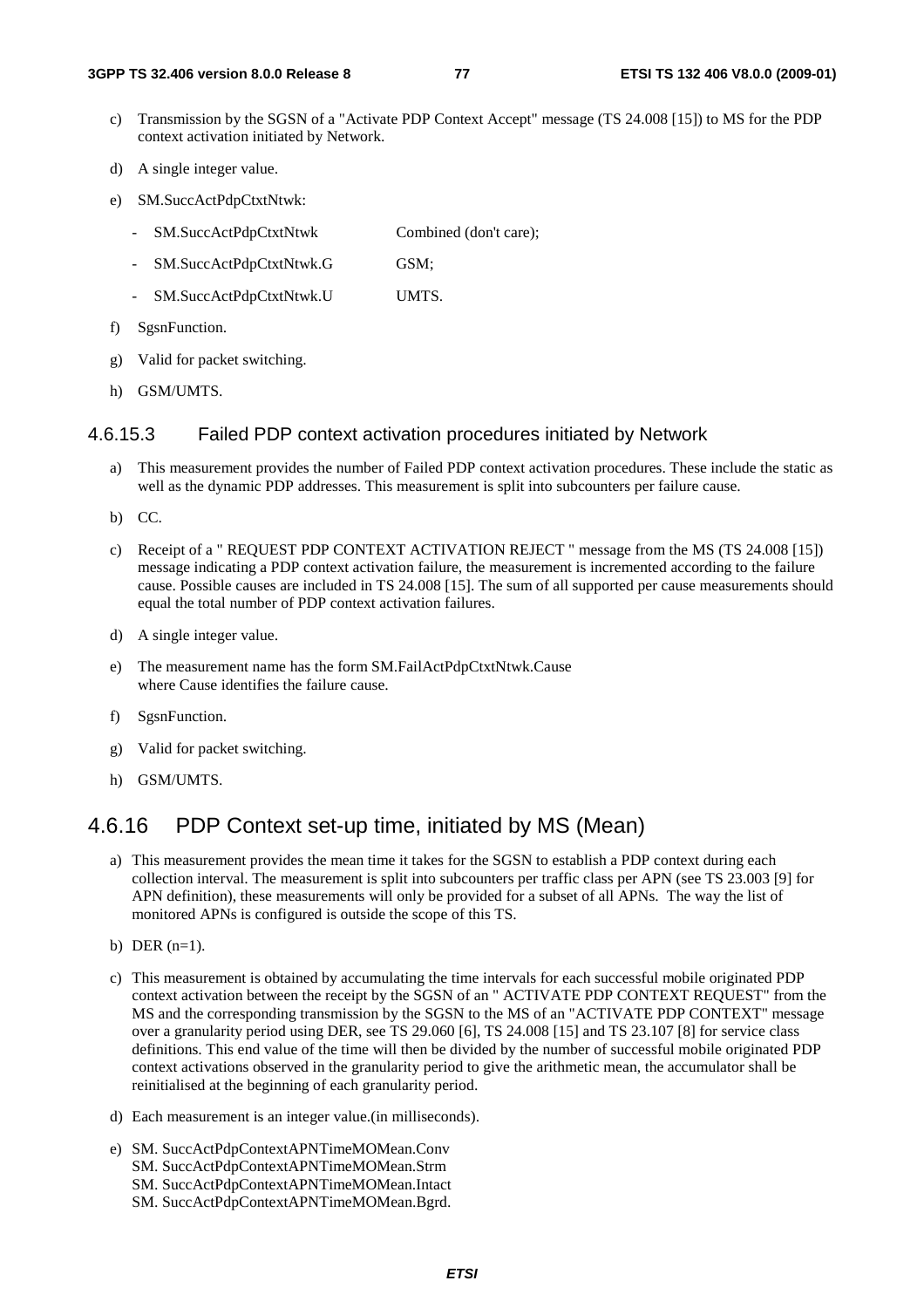c) Transmission by the SGSN of a "Activate PDP Context Accept" message (TS 24.008 [15]) to MS for the PDP context activation initiated by Network.

d) A single integer value.

e) SM.SuccActPdpCtxtNtwk:

   - SM.SuccActPdpCtxtNtwk Combined (don't care);
   - SM.SuccActPdpCtxtNtwk.G GSM;
   - SM.SuccActPdpCtxtNtwk.U UMTS.

f) SgsnFunction.

g) Valid for packet switching.

h) GSM/UMTS.

#### 4.6.15.3 Failed PDP context activation procedures initiated by Network

a) This measurement provides the number of Failed PDP context activation procedures. These include the static as well as the dynamic PDP addresses. This measurement is split into subcounters per failure cause.

b) CC.

c) Receipt of a " REQUEST PDP CONTEXT ACTIVATION REJECT " message from the MS (TS 24.008 [15]) message indicating a PDP context activation failure, the measurement is incremented according to the failure cause. Possible causes are included in TS 24.008 [15]. The sum of all supported per cause measurements should equal the total number of PDP context activation failures.

d) A single integer value.

e) The measurement name has the form SM.FailActPdpCtxtNtwk.Cause
   where Cause identifies the failure cause.

f) SgsnFunction.

g) Valid for packet switching.

h) GSM/UMTS.

### 4.6.16 PDP Context set-up time, initiated by MS (Mean)

a) This measurement provides the mean time it takes for the SGSN to establish a PDP context during each collection interval. The measurement is split into subcounters per traffic class per APN (see TS 23.003 [9] for APN definition), these measurements will only be provided for a subset of all APNs. The way the list of monitored APNs is configured is outside the scope of this TS.

b) DER (n=1).

c) This measurement is obtained by accumulating the time intervals for each successful mobile originated PDP context activation between the receipt by the SGSN of an " ACTIVATE PDP CONTEXT REQUEST" from the MS and the corresponding transmission by the SGSN to the MS of an "ACTIVATE PDP CONTEXT" message over a granularity period using DER, see TS 29.060 [6], TS 24.008 [15] and TS 23.107 [8] for service class definitions. This end value of the time will then be divided by the number of successful mobile originated PDP context activations observed in the granularity period to give the arithmetic mean, the accumulator shall be reinitialised at the beginning of each granularity period.

d) Each measurement is an integer value.(in milliseconds).

e) SM. SuccActPdpContextAPNTimeMOMean.Conv
   SM. SuccActPdpContextAPNTimeMOMean.Strm
   SM. SuccActPdpContextAPNTimeMOMean.Intact
   SM. SuccActPdpContextAPNTimeMOMean.Bgrd.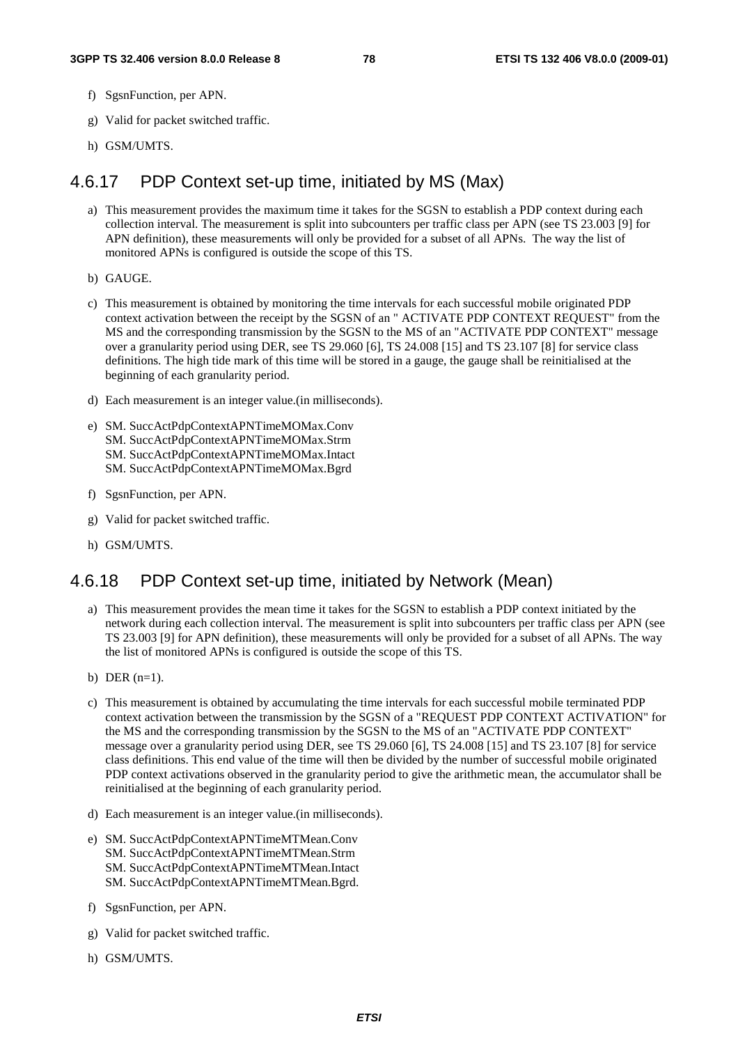f) SgsnFunction, per APN.

g) Valid for packet switched traffic.

h) GSM/UMTS.

### 4.6.17 PDP Context set-up time, initiated by MS (Max)

a) This measurement provides the maximum time it takes for the SGSN to establish a PDP context during each collection interval. The measurement is split into subcounters per traffic class per APN (see TS 23.003 [9] for APN definition), these measurements will only be provided for a subset of all APNs. The way the list of monitored APNs is configured is outside the scope of this TS.

b) GAUGE.

c) This measurement is obtained by monitoring the time intervals for each successful mobile originated PDP context activation between the receipt by the SGSN of an " ACTIVATE PDP CONTEXT REQUEST" from the MS and the corresponding transmission by the SGSN to the MS of an "ACTIVATE PDP CONTEXT" message over a granularity period using DER, see TS 29.060 [6], TS 24.008 [15] and TS 23.107 [8] for service class definitions. The high tide mark of this time will be stored in a gauge, the gauge shall be reinitialised at the beginning of each granularity period.

d) Each measurement is an integer value.(in milliseconds).

e) SM. SuccActPdpContextAPNTimeMOMax.Conv
SM. SuccActPdpContextAPNTimeMOMax.Strm
SM. SuccActPdpContextAPNTimeMOMax.Intact
SM. SuccActPdpContextAPNTimeMOMax.Bgrd

f) SgsnFunction, per APN.

g) Valid for packet switched traffic.

h) GSM/UMTS.

### 4.6.18 PDP Context set-up time, initiated by Network (Mean)

a) This measurement provides the mean time it takes for the SGSN to establish a PDP context initiated by the network during each collection interval. The measurement is split into subcounters per traffic class per APN (see TS 23.003 [9] for APN definition), these measurements will only be provided for a subset of all APNs. The way the list of monitored APNs is configured is outside the scope of this TS.

b) DER (n=1).

c) This measurement is obtained by accumulating the time intervals for each successful mobile terminated PDP context activation between the transmission by the SGSN of a "REQUEST PDP CONTEXT ACTIVATION" for the MS and the corresponding transmission by the SGSN to the MS of an "ACTIVATE PDP CONTEXT" message over a granularity period using DER, see TS 29.060 [6], TS 24.008 [15] and TS 23.107 [8] for service class definitions. This end value of the time will then be divided by the number of successful mobile originated PDP context activations observed in the granularity period to give the arithmetic mean, the accumulator shall be reinitialised at the beginning of each granularity period.

d) Each measurement is an integer value.(in milliseconds).

e) SM. SuccActPdpContextAPNTimeMTMean.Conv
SM. SuccActPdpContextAPNTimeMTMean.Strm
SM. SuccActPdpContextAPNTimeMTMean.Intact
SM. SuccActPdpContextAPNTimeMTMean.Bgrd.

f) SgsnFunction, per APN.

g) Valid for packet switched traffic.

h) GSM/UMTS.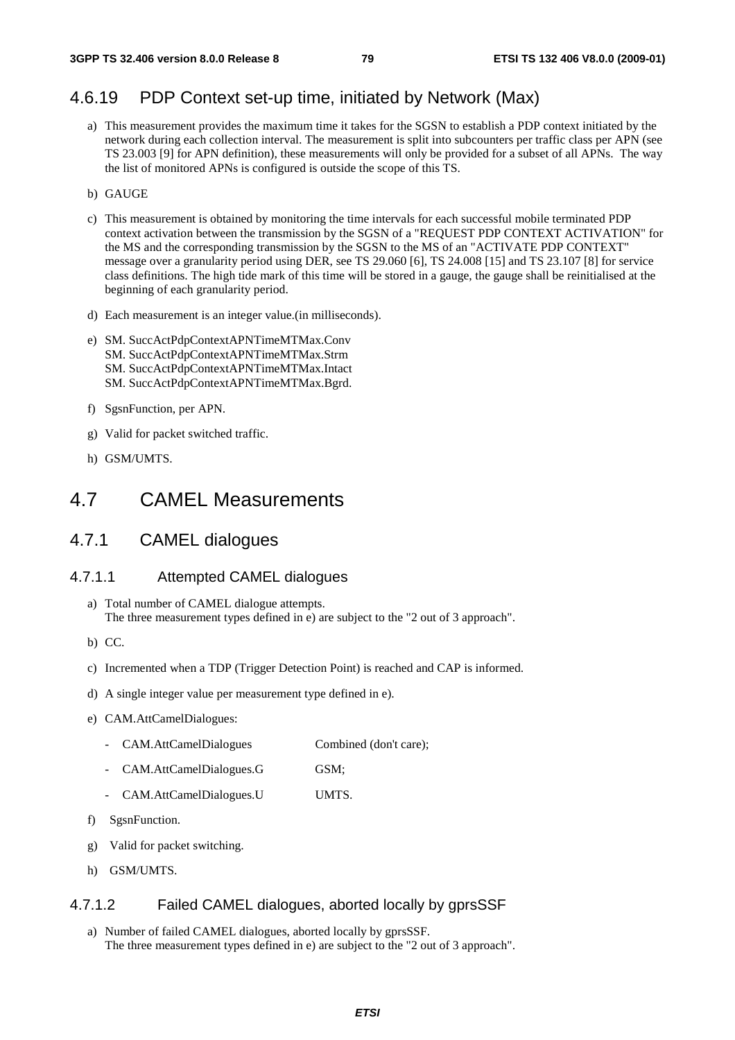## 4.6.19 PDP Context set-up time, initiated by Network (Max)

a) This measurement provides the maximum time it takes for the SGSN to establish a PDP context initiated by the network during each collection interval. The measurement is split into subcounters per traffic class per APN (see TS 23.003 [9] for APN definition), these measurements will only be provided for a subset of all APNs. The way the list of monitored APNs is configured is outside the scope of this TS.

b) GAUGE

c) This measurement is obtained by monitoring the time intervals for each successful mobile terminated PDP context activation between the transmission by the SGSN of a "REQUEST PDP CONTEXT ACTIVATION" for the MS and the corresponding transmission by the SGSN to the MS of an "ACTIVATE PDP CONTEXT" message over a granularity period using DER, see TS 29.060 [6], TS 24.008 [15] and TS 23.107 [8] for service class definitions. The high tide mark of this time will be stored in a gauge, the gauge shall be reinitialised at the beginning of each granularity period.

d) Each measurement is an integer value.(in milliseconds).

e) SM. SuccActPdpContextAPNTimeMTMax.Conv
SM. SuccActPdpContextAPNTimeMTMax.Strm
SM. SuccActPdpContextAPNTimeMTMax.Intact
SM. SuccActPdpContextAPNTimeMTMax.Bgrd.

f) SgsnFunction, per APN.

g) Valid for packet switched traffic.

h) GSM/UMTS.

# 4.7 CAMEL Measurements

## 4.7.1 CAMEL dialogues

### 4.7.1.1 Attempted CAMEL dialogues

a) Total number of CAMEL dialogue attempts.
The three measurement types defined in e) are subject to the "2 out of 3 approach".

b) CC.

c) Incremented when a TDP (Trigger Detection Point) is reached and CAP is informed.

d) A single integer value per measurement type defined in e).

e) CAM.AttCamelDialogues:

- CAM.AttCamelDialogues Combined (don't care);
- CAM.AttCamelDialogues.G GSM;
- CAM.AttCamelDialogues.U UMTS.

f) SgsnFunction.

g) Valid for packet switching.

h) GSM/UMTS.

### 4.7.1.2 Failed CAMEL dialogues, aborted locally by gprsSSF

a) Number of failed CAMEL dialogues, aborted locally by gprsSSF.
The three measurement types defined in e) are subject to the "2 out of 3 approach".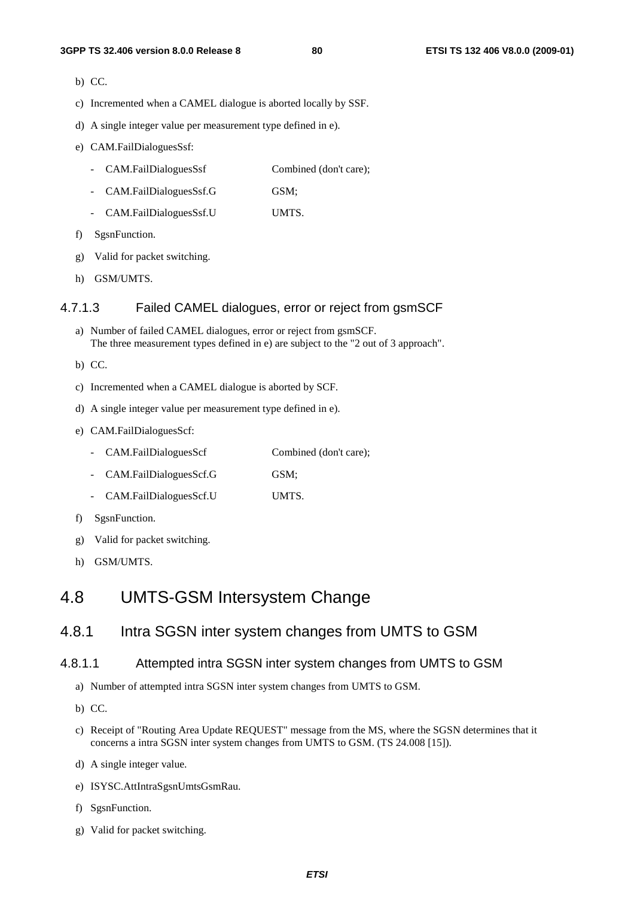b) CC.

c) Incremented when a CAMEL dialogue is aborted locally by SSF.

d) A single integer value per measurement type defined in e).

e) CAM.FailDialoguesSsf:

- CAM.FailDialoguesSsf Combined (don't care);
- CAM.FailDialoguesSsf.G GSM;
- CAM.FailDialoguesSsf.U UMTS.

f) SgsnFunction.

g) Valid for packet switching.

h) GSM/UMTS.

#### 4.7.1.3 Failed CAMEL dialogues, error or reject from gsmSCF

a) Number of failed CAMEL dialogues, error or reject from gsmSCF.
The three measurement types defined in e) are subject to the "2 out of 3 approach".

b) CC.

c) Incremented when a CAMEL dialogue is aborted by SCF.

d) A single integer value per measurement type defined in e).

e) CAM.FailDialoguesScf:

- CAM.FailDialoguesScf Combined (don't care);
- CAM.FailDialoguesScf.G GSM;
- CAM.FailDialoguesScf.U UMTS.

f) SgsnFunction.

g) Valid for packet switching.

h) GSM/UMTS.

## 4.8 UMTS-GSM Intersystem Change

### 4.8.1 Intra SGSN inter system changes from UMTS to GSM

#### 4.8.1.1 Attempted intra SGSN inter system changes from UMTS to GSM

a) Number of attempted intra SGSN inter system changes from UMTS to GSM.

b) CC.

c) Receipt of "Routing Area Update REQUEST" message from the MS, where the SGSN determines that it concerns a intra SGSN inter system changes from UMTS to GSM. (TS 24.008 [15]).

d) A single integer value.

e) ISYSC.AttIntraSgsnUmtsGsmRau.

f) SgsnFunction.

g) Valid for packet switching.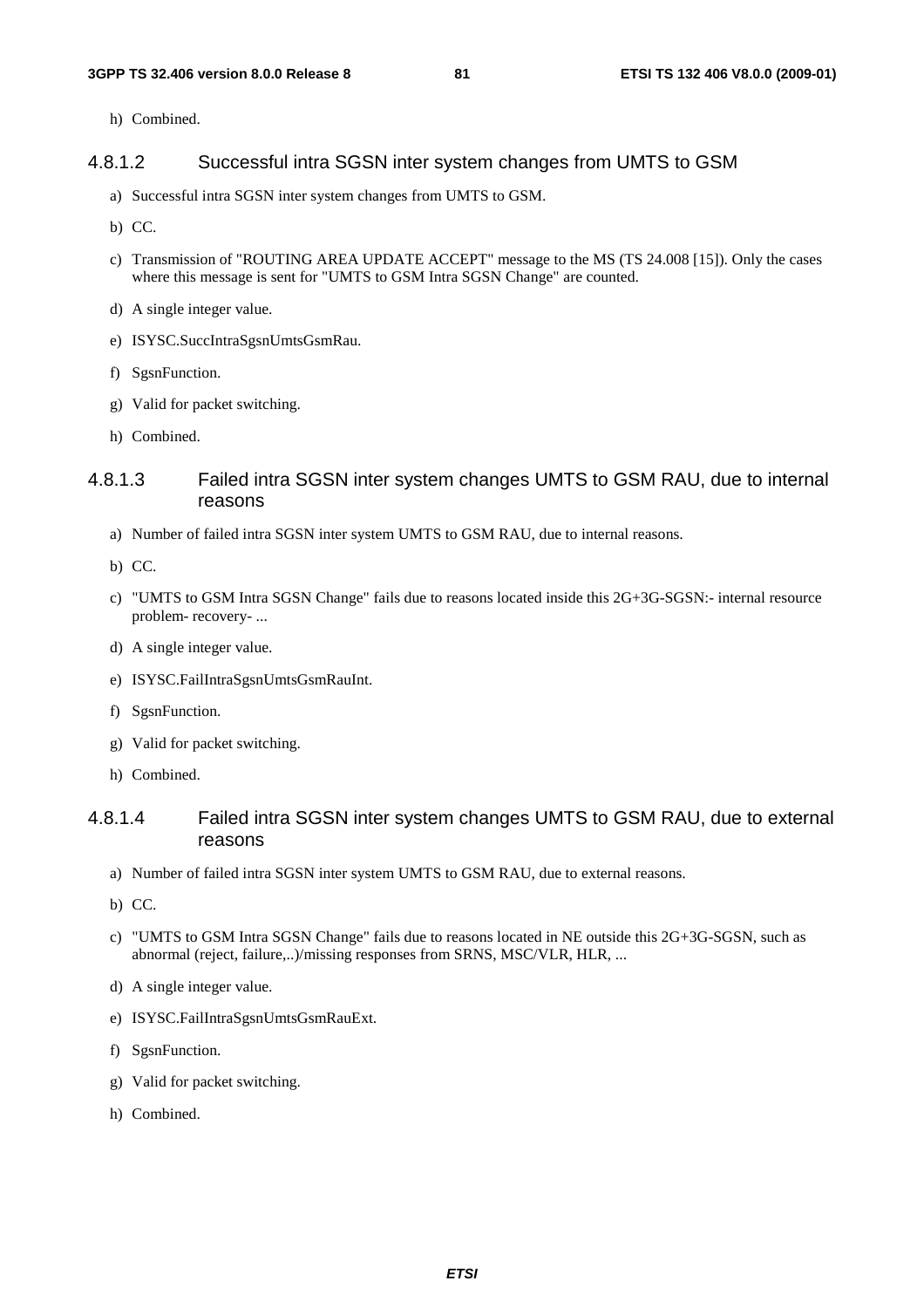h) Combined.

#### 4.8.1.2 Successful intra SGSN inter system changes from UMTS to GSM

a) Successful intra SGSN inter system changes from UMTS to GSM.

b) CC.

c) Transmission of "ROUTING AREA UPDATE ACCEPT" message to the MS (TS 24.008 [15]). Only the cases where this message is sent for "UMTS to GSM Intra SGSN Change" are counted.

d) A single integer value.

e) ISYSC.SuccIntraSgsnUmtsGsmRau.

f) SgsnFunction.

g) Valid for packet switching.

h) Combined.

#### 4.8.1.3 Failed intra SGSN inter system changes UMTS to GSM RAU, due to internal reasons

a) Number of failed intra SGSN inter system UMTS to GSM RAU, due to internal reasons.

b) CC.

c) "UMTS to GSM Intra SGSN Change" fails due to reasons located inside this 2G+3G-SGSN:- internal resource problem- recovery- ...

d) A single integer value.

e) ISYSC.FailIntraSgsnUmtsGsmRauInt.

f) SgsnFunction.

g) Valid for packet switching.

h) Combined.

#### 4.8.1.4 Failed intra SGSN inter system changes UMTS to GSM RAU, due to external reasons

a) Number of failed intra SGSN inter system UMTS to GSM RAU, due to external reasons.

b) CC.

c) "UMTS to GSM Intra SGSN Change" fails due to reasons located in NE outside this 2G+3G-SGSN, such as abnormal (reject, failure,..)/missing responses from SRNS, MSC/VLR, HLR, ...

d) A single integer value.

e) ISYSC.FailIntraSgsnUmtsGsmRauExt.

f) SgsnFunction.

g) Valid for packet switching.

h) Combined.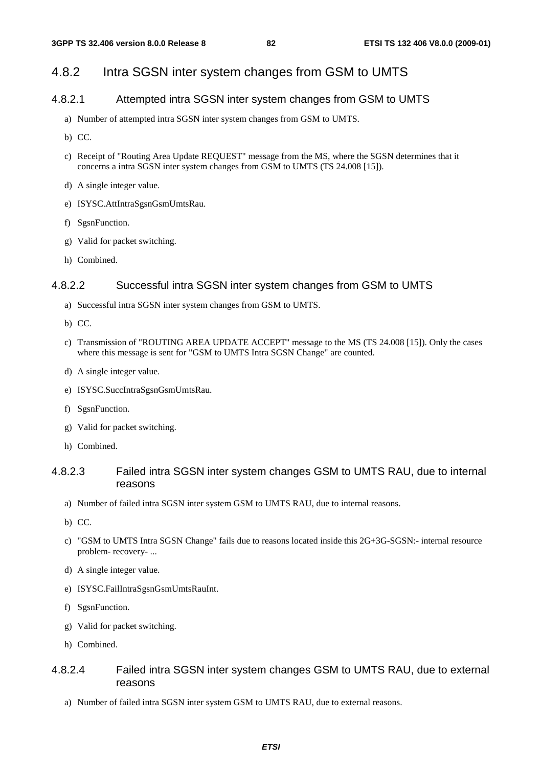## 4.8.2 Intra SGSN inter system changes from GSM to UMTS

### 4.8.2.1 Attempted intra SGSN inter system changes from GSM to UMTS

a) Number of attempted intra SGSN inter system changes from GSM to UMTS.

b) CC.

c) Receipt of "Routing Area Update REQUEST" message from the MS, where the SGSN determines that it concerns a intra SGSN inter system changes from GSM to UMTS (TS 24.008 [15]).

d) A single integer value.

e) ISYSC.AttIntraSgsnGsmUmtsRau.

f) SgsnFunction.

g) Valid for packet switching.

h) Combined.

### 4.8.2.2 Successful intra SGSN inter system changes from GSM to UMTS

a) Successful intra SGSN inter system changes from GSM to UMTS.

b) CC.

c) Transmission of "ROUTING AREA UPDATE ACCEPT" message to the MS (TS 24.008 [15]). Only the cases where this message is sent for "GSM to UMTS Intra SGSN Change" are counted.

d) A single integer value.

e) ISYSC.SuccIntraSgsnGsmUmtsRau.

f) SgsnFunction.

g) Valid for packet switching.

h) Combined.

### 4.8.2.3 Failed intra SGSN inter system changes GSM to UMTS RAU, due to internal reasons

a) Number of failed intra SGSN inter system GSM to UMTS RAU, due to internal reasons.

b) CC.

c) "GSM to UMTS Intra SGSN Change" fails due to reasons located inside this 2G+3G-SGSN:- internal resource problem- recovery- ...

d) A single integer value.

e) ISYSC.FailIntraSgsnGsmUmtsRauInt.

f) SgsnFunction.

g) Valid for packet switching.

h) Combined.

### 4.8.2.4 Failed intra SGSN inter system changes GSM to UMTS RAU, due to external reasons

a) Number of failed intra SGSN inter system GSM to UMTS RAU, due to external reasons.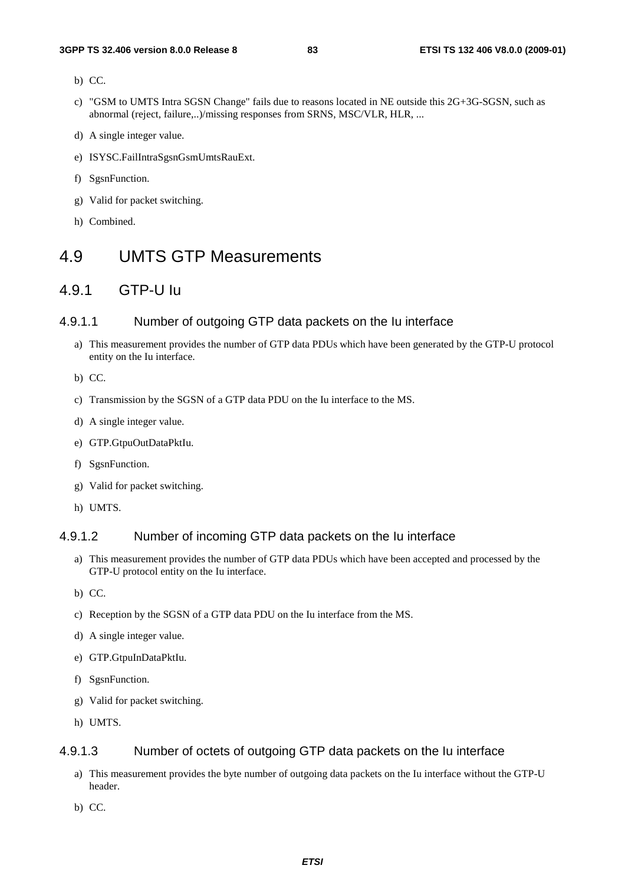b) CC.

c) "GSM to UMTS Intra SGSN Change" fails due to reasons located in NE outside this 2G+3G-SGSN, such as abnormal (reject, failure,..)/missing responses from SRNS, MSC/VLR, HLR, ...

d) A single integer value.

e) ISYSC.FailIntraSgsnGsmUmtsRauExt.

f) SgsnFunction.

g) Valid for packet switching.

h) Combined.

# 4.9 UMTS GTP Measurements

## 4.9.1 GTP-U Iu

### 4.9.1.1 Number of outgoing GTP data packets on the Iu interface

a) This measurement provides the number of GTP data PDUs which have been generated by the GTP-U protocol entity on the Iu interface.

b) CC.

c) Transmission by the SGSN of a GTP data PDU on the Iu interface to the MS.

d) A single integer value.

e) GTP.GtpuOutDataPktIu.

f) SgsnFunction.

g) Valid for packet switching.

h) UMTS.

### 4.9.1.2 Number of incoming GTP data packets on the Iu interface

a) This measurement provides the number of GTP data PDUs which have been accepted and processed by the GTP-U protocol entity on the Iu interface.

b) CC.

c) Reception by the SGSN of a GTP data PDU on the Iu interface from the MS.

d) A single integer value.

e) GTP.GtpuInDataPktIu.

f) SgsnFunction.

g) Valid for packet switching.

h) UMTS.

### 4.9.1.3 Number of octets of outgoing GTP data packets on the Iu interface

a) This measurement provides the byte number of outgoing data packets on the Iu interface without the GTP-U header.

b) CC.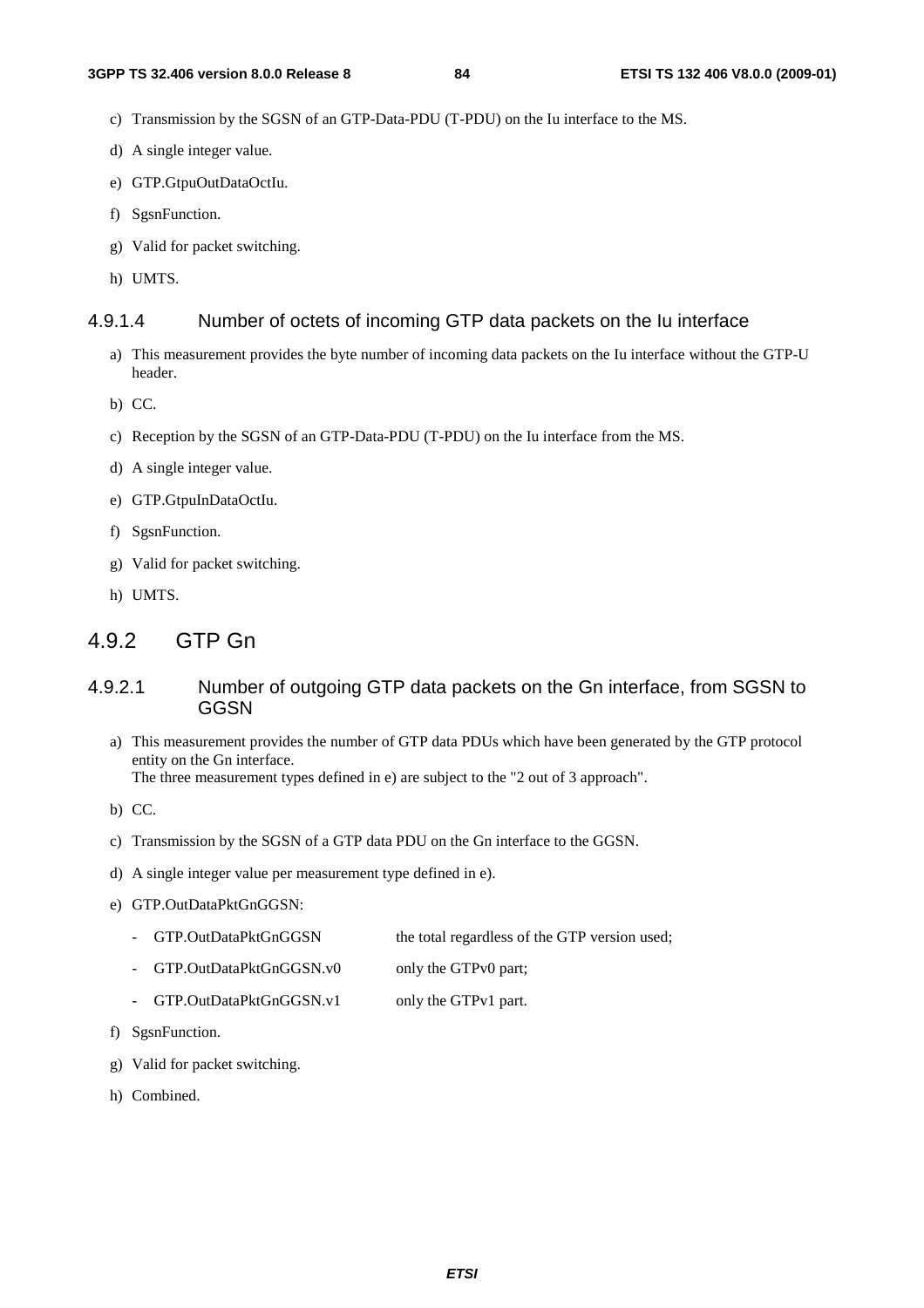c) Transmission by the SGSN of an GTP-Data-PDU (T-PDU) on the Iu interface to the MS.

d) A single integer value.

e) GTP.GtpuOutDataOctIu.

f) SgsnFunction.

g) Valid for packet switching.

h) UMTS.

#### 4.9.1.4 Number of octets of incoming GTP data packets on the Iu interface

a) This measurement provides the byte number of incoming data packets on the Iu interface without the GTP-U header.

b) CC.

c) Reception by the SGSN of an GTP-Data-PDU (T-PDU) on the Iu interface from the MS.

d) A single integer value.

e) GTP.GtpuInDataOctIu.

f) SgsnFunction.

g) Valid for packet switching.

h) UMTS.

### 4.9.2 GTP Gn

#### 4.9.2.1 Number of outgoing GTP data packets on the Gn interface, from SGSN to GGSN

a) This measurement provides the number of GTP data PDUs which have been generated by the GTP protocol entity on the Gn interface.
The three measurement types defined in e) are subject to the "2 out of 3 approach".

b) CC.

c) Transmission by the SGSN of a GTP data PDU on the Gn interface to the GGSN.

d) A single integer value per measurement type defined in e).

e) GTP.OutDataPktGnGGSN:

- GTP.OutDataPktGnGGSN the total regardless of the GTP version used;
- GTP.OutDataPktGnGGSN.v0 only the GTPv0 part;
- GTP.OutDataPktGnGGSN.v1 only the GTPv1 part.

f) SgsnFunction.

g) Valid for packet switching.

h) Combined.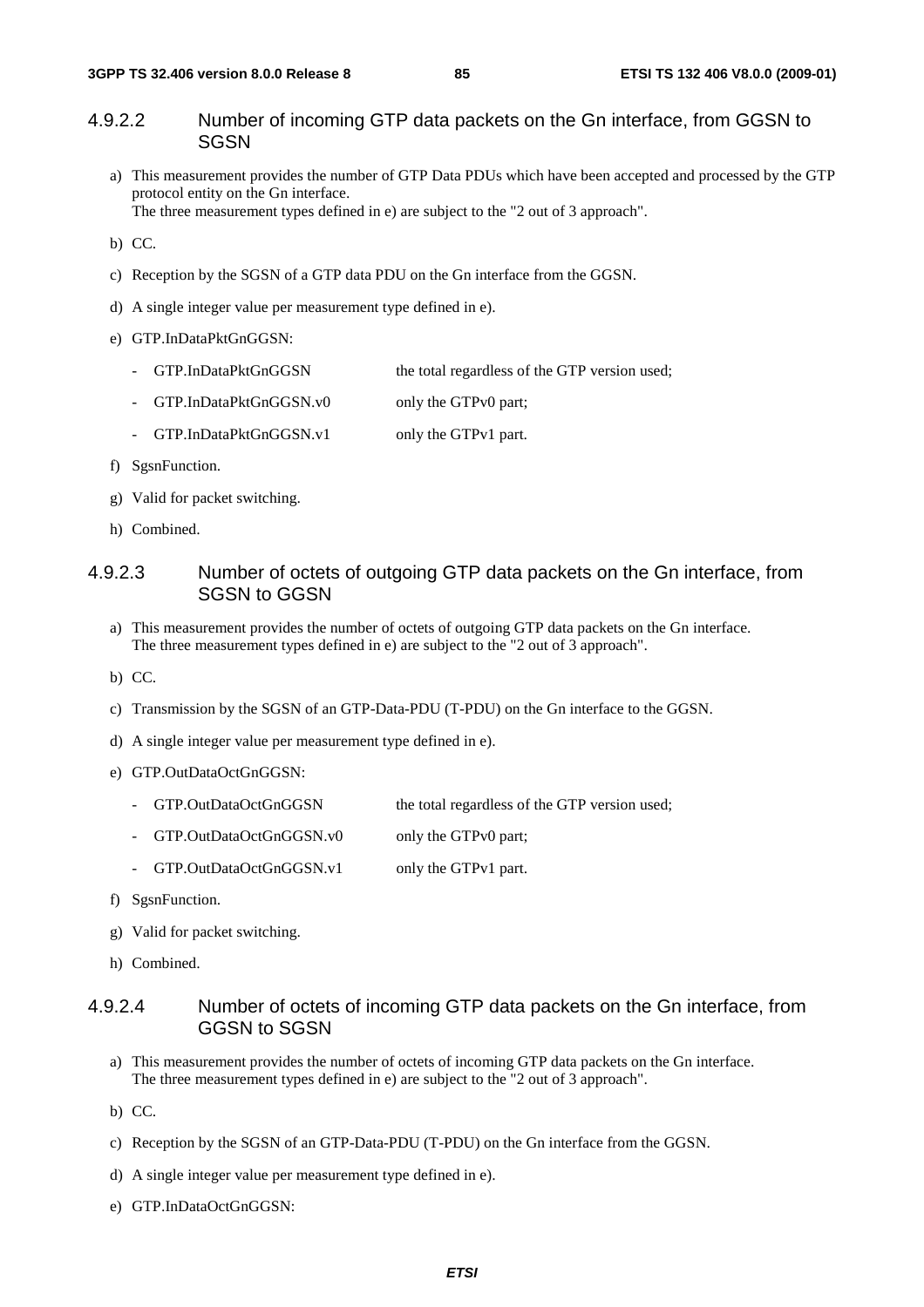#### 4.9.2.2 Number of incoming GTP data packets on the Gn interface, from GGSN to SGSN

a) This measurement provides the number of GTP Data PDUs which have been accepted and processed by the GTP protocol entity on the Gn interface.
   The three measurement types defined in e) are subject to the "2 out of 3 approach".

b) CC.

c) Reception by the SGSN of a GTP data PDU on the Gn interface from the GGSN.

d) A single integer value per measurement type defined in e).

e) GTP.InDataPktGnGGSN:

   - GTP.InDataPktGnGGSN the total regardless of the GTP version used;
   - GTP.InDataPktGnGGSN.v0 only the GTPv0 part;
   - GTP.InDataPktGnGGSN.v1 only the GTPv1 part.

f) SgsnFunction.

g) Valid for packet switching.

h) Combined.

#### 4.9.2.3 Number of octets of outgoing GTP data packets on the Gn interface, from SGSN to GGSN

a) This measurement provides the number of octets of outgoing GTP data packets on the Gn interface.
   The three measurement types defined in e) are subject to the "2 out of 3 approach".

b) CC.

c) Transmission by the SGSN of an GTP-Data-PDU (T-PDU) on the Gn interface to the GGSN.

d) A single integer value per measurement type defined in e).

e) GTP.OutDataOctGnGGSN:

   - GTP.OutDataOctGnGGSN the total regardless of the GTP version used;
   - GTP.OutDataOctGnGGSN.v0 only the GTPv0 part;
   - GTP.OutDataOctGnGGSN.v1 only the GTPv1 part.

f) SgsnFunction.

g) Valid for packet switching.

h) Combined.

#### 4.9.2.4 Number of octets of incoming GTP data packets on the Gn interface, from GGSN to SGSN

a) This measurement provides the number of octets of incoming GTP data packets on the Gn interface.
   The three measurement types defined in e) are subject to the "2 out of 3 approach".

b) CC.

c) Reception by the SGSN of an GTP-Data-PDU (T-PDU) on the Gn interface from the GGSN.

d) A single integer value per measurement type defined in e).

e) GTP.InDataOctGnGGSN: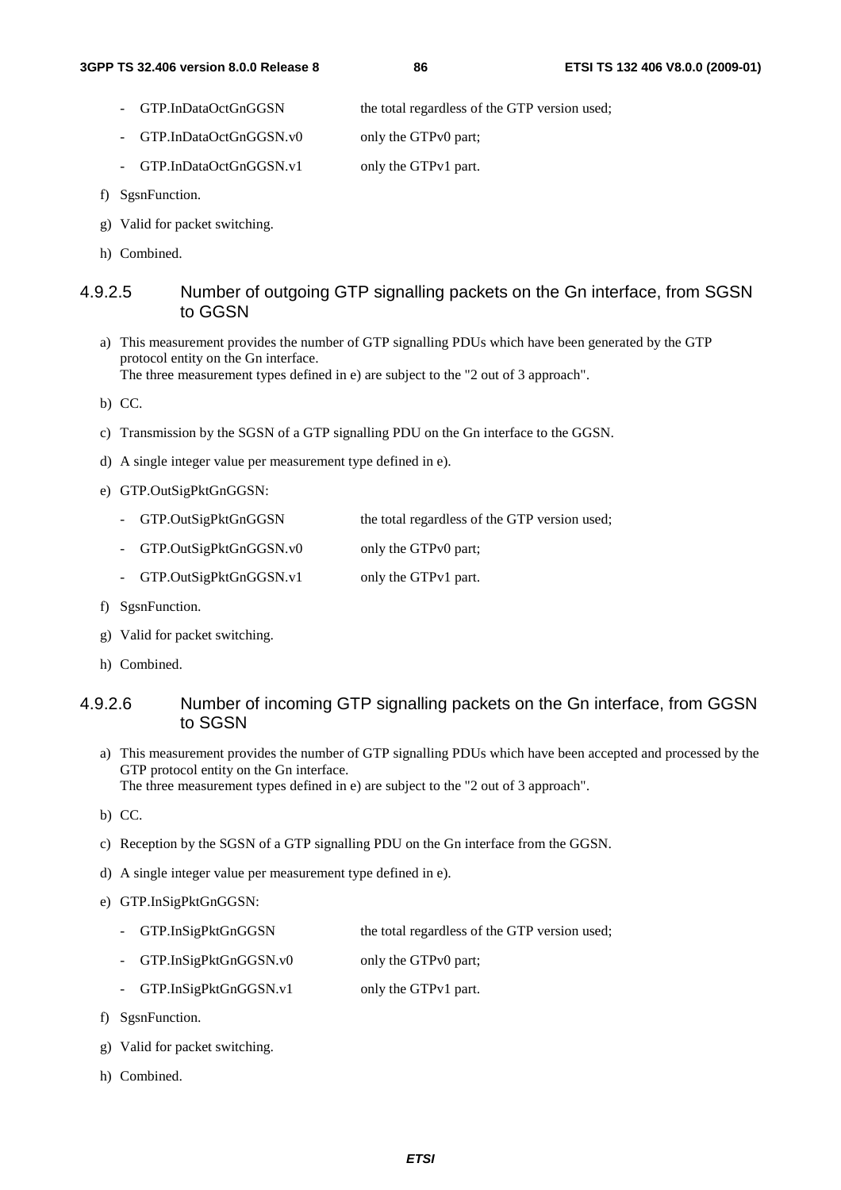- GTP.InDataOctGnGGSN the total regardless of the GTP version used;
- GTP.InDataOctGnGGSN.v0 only the GTPv0 part;
- GTP.InDataOctGnGGSN.v1 only the GTPv1 part.

f) SgsnFunction.

g) Valid for packet switching.

h) Combined.

#### 4.9.2.5 Number of outgoing GTP signalling packets on the Gn interface, from SGSN to GGSN

a) This measurement provides the number of GTP signalling PDUs which have been generated by the GTP protocol entity on the Gn interface.
The three measurement types defined in e) are subject to the "2 out of 3 approach".

b) CC.

c) Transmission by the SGSN of a GTP signalling PDU on the Gn interface to the GGSN.

d) A single integer value per measurement type defined in e).

e) GTP.OutSigPktGnGGSN:

- GTP.OutSigPktGnGGSN the total regardless of the GTP version used;
- GTP.OutSigPktGnGGSN.v0 only the GTPv0 part;
- GTP.OutSigPktGnGGSN.v1 only the GTPv1 part.

f) SgsnFunction.

g) Valid for packet switching.

h) Combined.

#### 4.9.2.6 Number of incoming GTP signalling packets on the Gn interface, from GGSN to SGSN

a) This measurement provides the number of GTP signalling PDUs which have been accepted and processed by the GTP protocol entity on the Gn interface.
The three measurement types defined in e) are subject to the "2 out of 3 approach".

b) CC.

c) Reception by the SGSN of a GTP signalling PDU on the Gn interface from the GGSN.

d) A single integer value per measurement type defined in e).

e) GTP.InSigPktGnGGSN:

- GTP.InSigPktGnGGSN the total regardless of the GTP version used;
- GTP.InSigPktGnGGSN.v0 only the GTPv0 part;
- GTP.InSigPktGnGGSN.v1 only the GTPv1 part.

f) SgsnFunction.

g) Valid for packet switching.

h) Combined.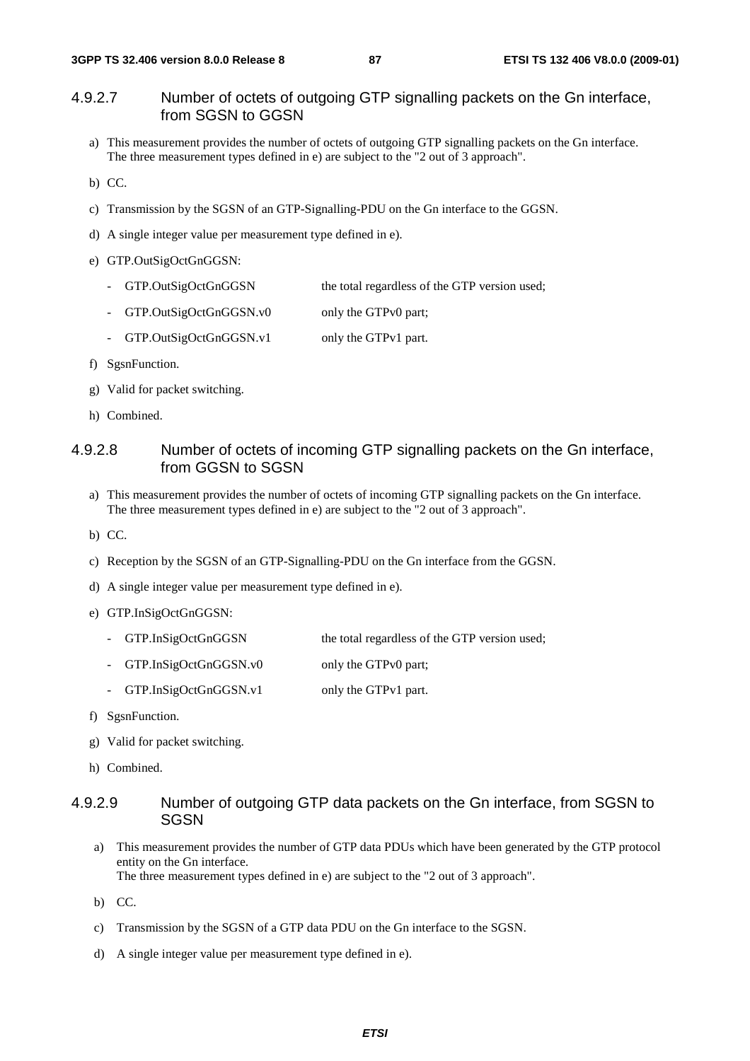#### 4.9.2.7 Number of octets of outgoing GTP signalling packets on the Gn interface, from SGSN to GGSN

a) This measurement provides the number of octets of outgoing GTP signalling packets on the Gn interface. The three measurement types defined in e) are subject to the "2 out of 3 approach".

b) CC.

c) Transmission by the SGSN of an GTP-Signalling-PDU on the Gn interface to the GGSN.

d) A single integer value per measurement type defined in e).

e) GTP.OutSigOctGnGGSN:

- GTP.OutSigOctGnGGSN the total regardless of the GTP version used;
- GTP.OutSigOctGnGGSN.v0 only the GTPv0 part;
- GTP.OutSigOctGnGGSN.v1 only the GTPv1 part.

f) SgsnFunction.

g) Valid for packet switching.

h) Combined.

#### 4.9.2.8 Number of octets of incoming GTP signalling packets on the Gn interface, from GGSN to SGSN

a) This measurement provides the number of octets of incoming GTP signalling packets on the Gn interface. The three measurement types defined in e) are subject to the "2 out of 3 approach".

b) CC.

c) Reception by the SGSN of an GTP-Signalling-PDU on the Gn interface from the GGSN.

d) A single integer value per measurement type defined in e).

e) GTP.InSigOctGnGGSN:

- GTP.InSigOctGnGGSN the total regardless of the GTP version used;
- GTP.InSigOctGnGGSN.v0 only the GTPv0 part;
- GTP.InSigOctGnGGSN.v1 only the GTPv1 part.

f) SgsnFunction.

g) Valid for packet switching.

h) Combined.

#### 4.9.2.9 Number of outgoing GTP data packets on the Gn interface, from SGSN to SGSN

a) This measurement provides the number of GTP data PDUs which have been generated by the GTP protocol entity on the Gn interface.
The three measurement types defined in e) are subject to the "2 out of 3 approach".

b) CC.

c) Transmission by the SGSN of a GTP data PDU on the Gn interface to the SGSN.

d) A single integer value per measurement type defined in e).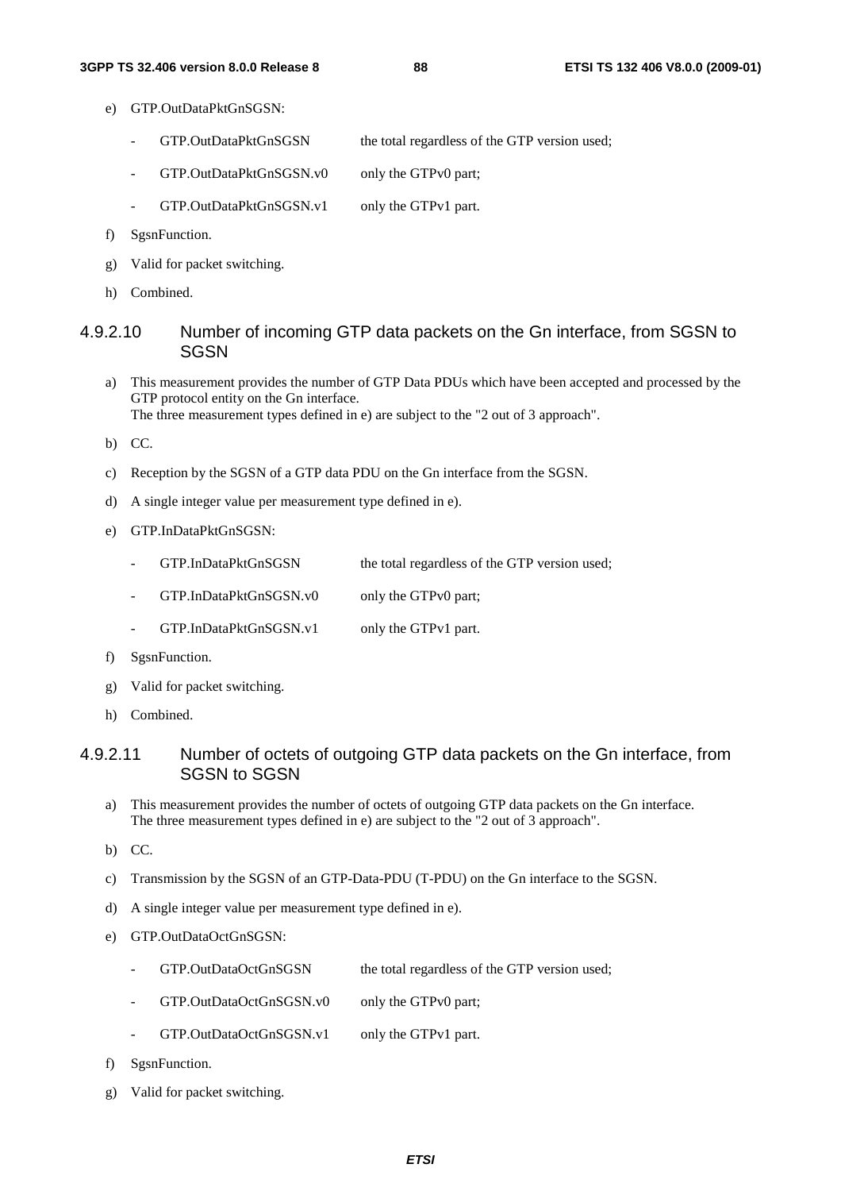e) GTP.OutDataPktGnSGSN:

   - GTP.OutDataPktGnSGSN the total regardless of the GTP version used;
   - GTP.OutDataPktGnSGSN.v0 only the GTPv0 part;
   - GTP.OutDataPktGnSGSN.v1 only the GTPv1 part.

f) SgsnFunction.

g) Valid for packet switching.

h) Combined.

#### 4.9.2.10 Number of incoming GTP data packets on the Gn interface, from SGSN to SGSN

a) This measurement provides the number of GTP Data PDUs which have been accepted and processed by the GTP protocol entity on the Gn interface.
   The three measurement types defined in e) are subject to the "2 out of 3 approach".

b) CC.

c) Reception by the SGSN of a GTP data PDU on the Gn interface from the SGSN.

d) A single integer value per measurement type defined in e).

e) GTP.InDataPktGnSGSN:

   - GTP.InDataPktGnSGSN the total regardless of the GTP version used;
   - GTP.InDataPktGnSGSN.v0 only the GTPv0 part;
   - GTP.InDataPktGnSGSN.v1 only the GTPv1 part.

f) SgsnFunction.

g) Valid for packet switching.

h) Combined.

#### 4.9.2.11 Number of octets of outgoing GTP data packets on the Gn interface, from SGSN to SGSN

a) This measurement provides the number of octets of outgoing GTP data packets on the Gn interface.
   The three measurement types defined in e) are subject to the "2 out of 3 approach".

b) CC.

c) Transmission by the SGSN of an GTP-Data-PDU (T-PDU) on the Gn interface to the SGSN.

d) A single integer value per measurement type defined in e).

e) GTP.OutDataOctGnSGSN:

   - GTP.OutDataOctGnSGSN the total regardless of the GTP version used;
   - GTP.OutDataOctGnSGSN.v0 only the GTPv0 part;
   - GTP.OutDataOctGnSGSN.v1 only the GTPv1 part.

f) SgsnFunction.

g) Valid for packet switching.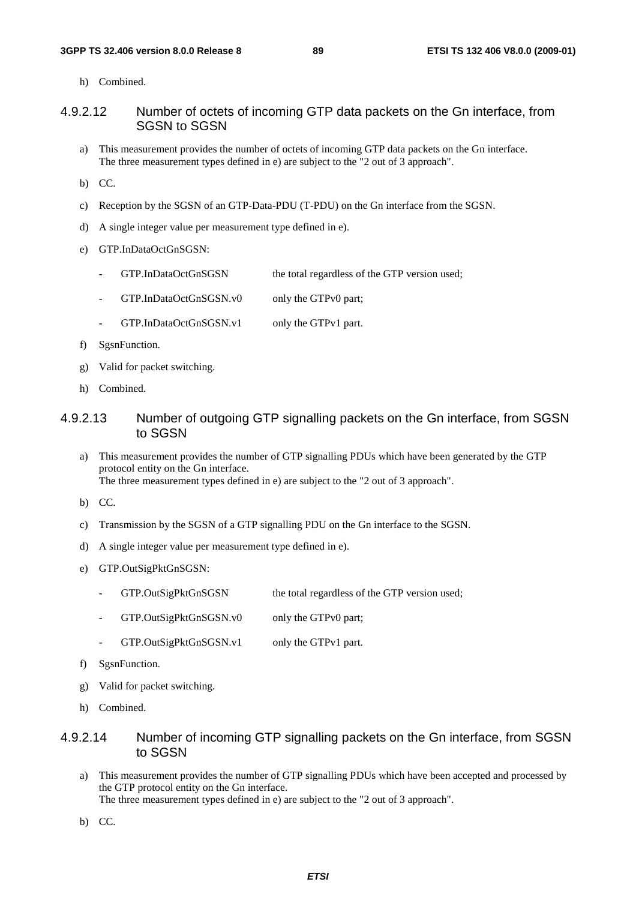h) Combined.

#### 4.9.2.12 Number of octets of incoming GTP data packets on the Gn interface, from SGSN to SGSN

a) This measurement provides the number of octets of incoming GTP data packets on the Gn interface. The three measurement types defined in e) are subject to the "2 out of 3 approach".

b) CC.

c) Reception by the SGSN of an GTP-Data-PDU (T-PDU) on the Gn interface from the SGSN.

d) A single integer value per measurement type defined in e).

e) GTP.InDataOctGnSGSN:

- GTP.InDataOctGnSGSN the total regardless of the GTP version used;
- GTP.InDataOctGnSGSN.v0 only the GTPv0 part;
- GTP.InDataOctGnSGSN.v1 only the GTPv1 part.

f) SgsnFunction.

g) Valid for packet switching.

h) Combined.

#### 4.9.2.13 Number of outgoing GTP signalling packets on the Gn interface, from SGSN to SGSN

a) This measurement provides the number of GTP signalling PDUs which have been generated by the GTP protocol entity on the Gn interface.
The three measurement types defined in e) are subject to the "2 out of 3 approach".

b) CC.

c) Transmission by the SGSN of a GTP signalling PDU on the Gn interface to the SGSN.

d) A single integer value per measurement type defined in e).

e) GTP.OutSigPktGnSGSN:

- GTP.OutSigPktGnSGSN the total regardless of the GTP version used;
- GTP.OutSigPktGnSGSN.v0 only the GTPv0 part;
- GTP.OutSigPktGnSGSN.v1 only the GTPv1 part.

f) SgsnFunction.

g) Valid for packet switching.

h) Combined.

#### 4.9.2.14 Number of incoming GTP signalling packets on the Gn interface, from SGSN to SGSN

a) This measurement provides the number of GTP signalling PDUs which have been accepted and processed by the GTP protocol entity on the Gn interface.
The three measurement types defined in e) are subject to the "2 out of 3 approach".

b) CC.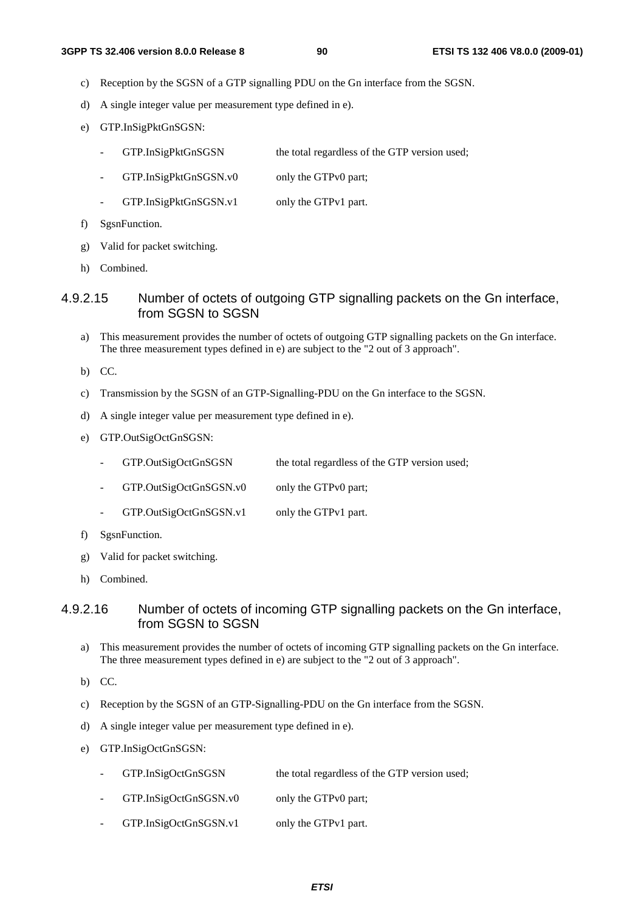c) Reception by the SGSN of a GTP signalling PDU on the Gn interface from the SGSN.

d) A single integer value per measurement type defined in e).

e) GTP.InSigPktGnSGSN:

- GTP.InSigPktGnSGSN the total regardless of the GTP version used;
- GTP.InSigPktGnSGSN.v0 only the GTPv0 part;
- GTP.InSigPktGnSGSN.v1 only the GTPv1 part.

f) SgsnFunction.

g) Valid for packet switching.

h) Combined.

#### 4.9.2.15 Number of octets of outgoing GTP signalling packets on the Gn interface, from SGSN to SGSN

a) This measurement provides the number of octets of outgoing GTP signalling packets on the Gn interface. The three measurement types defined in e) are subject to the "2 out of 3 approach".

b) CC.

c) Transmission by the SGSN of an GTP-Signalling-PDU on the Gn interface to the SGSN.

d) A single integer value per measurement type defined in e).

e) GTP.OutSigOctGnSGSN:

- GTP.OutSigOctGnSGSN the total regardless of the GTP version used;
- GTP.OutSigOctGnSGSN.v0 only the GTPv0 part;
- GTP.OutSigOctGnSGSN.v1 only the GTPv1 part.

f) SgsnFunction.

g) Valid for packet switching.

h) Combined.

#### 4.9.2.16 Number of octets of incoming GTP signalling packets on the Gn interface, from SGSN to SGSN

a) This measurement provides the number of octets of incoming GTP signalling packets on the Gn interface. The three measurement types defined in e) are subject to the "2 out of 3 approach".

b) CC.

c) Reception by the SGSN of an GTP-Signalling-PDU on the Gn interface from the SGSN.

d) A single integer value per measurement type defined in e).

e) GTP.InSigOctGnSGSN:

- GTP.InSigOctGnSGSN the total regardless of the GTP version used;
- GTP.InSigOctGnSGSN.v0 only the GTPv0 part;
- GTP.InSigOctGnSGSN.v1 only the GTPv1 part.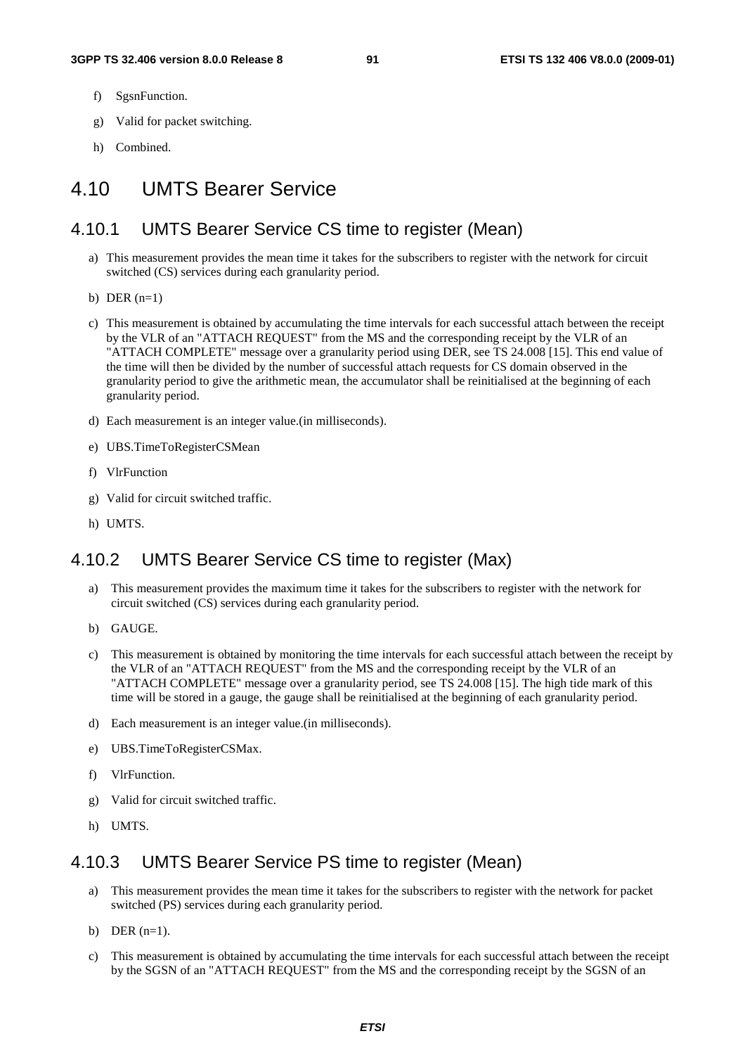f) SgsnFunction.

g) Valid for packet switching.

h) Combined.

## 4.10 UMTS Bearer Service

### 4.10.1 UMTS Bearer Service CS time to register (Mean)

a) This measurement provides the mean time it takes for the subscribers to register with the network for circuit switched (CS) services during each granularity period.

b) DER (n=1)

c) This measurement is obtained by accumulating the time intervals for each successful attach between the receipt by the VLR of an "ATTACH REQUEST" from the MS and the corresponding receipt by the VLR of an "ATTACH COMPLETE" message over a granularity period using DER, see TS 24.008 [15]. This end value of the time will then be divided by the number of successful attach requests for CS domain observed in the granularity period to give the arithmetic mean, the accumulator shall be reinitialised at the beginning of each granularity period.

d) Each measurement is an integer value.(in milliseconds).

e) UBS.TimeToRegisterCSMean

f) VlrFunction

g) Valid for circuit switched traffic.

h) UMTS.

### 4.10.2 UMTS Bearer Service CS time to register (Max)

a) This measurement provides the maximum time it takes for the subscribers to register with the network for circuit switched (CS) services during each granularity period.

b) GAUGE.

c) This measurement is obtained by monitoring the time intervals for each successful attach between the receipt by the VLR of an "ATTACH REQUEST" from the MS and the corresponding receipt by the VLR of an "ATTACH COMPLETE" message over a granularity period, see TS 24.008 [15]. The high tide mark of this time will be stored in a gauge, the gauge shall be reinitialised at the beginning of each granularity period.

d) Each measurement is an integer value.(in milliseconds).

e) UBS.TimeToRegisterCSMax.

f) VlrFunction.

g) Valid for circuit switched traffic.

h) UMTS.

### 4.10.3 UMTS Bearer Service PS time to register (Mean)

a) This measurement provides the mean time it takes for the subscribers to register with the network for packet switched (PS) services during each granularity period.

b) DER (n=1).

c) This measurement is obtained by accumulating the time intervals for each successful attach between the receipt by the SGSN of an "ATTACH REQUEST" from the MS and the corresponding receipt by the SGSN of an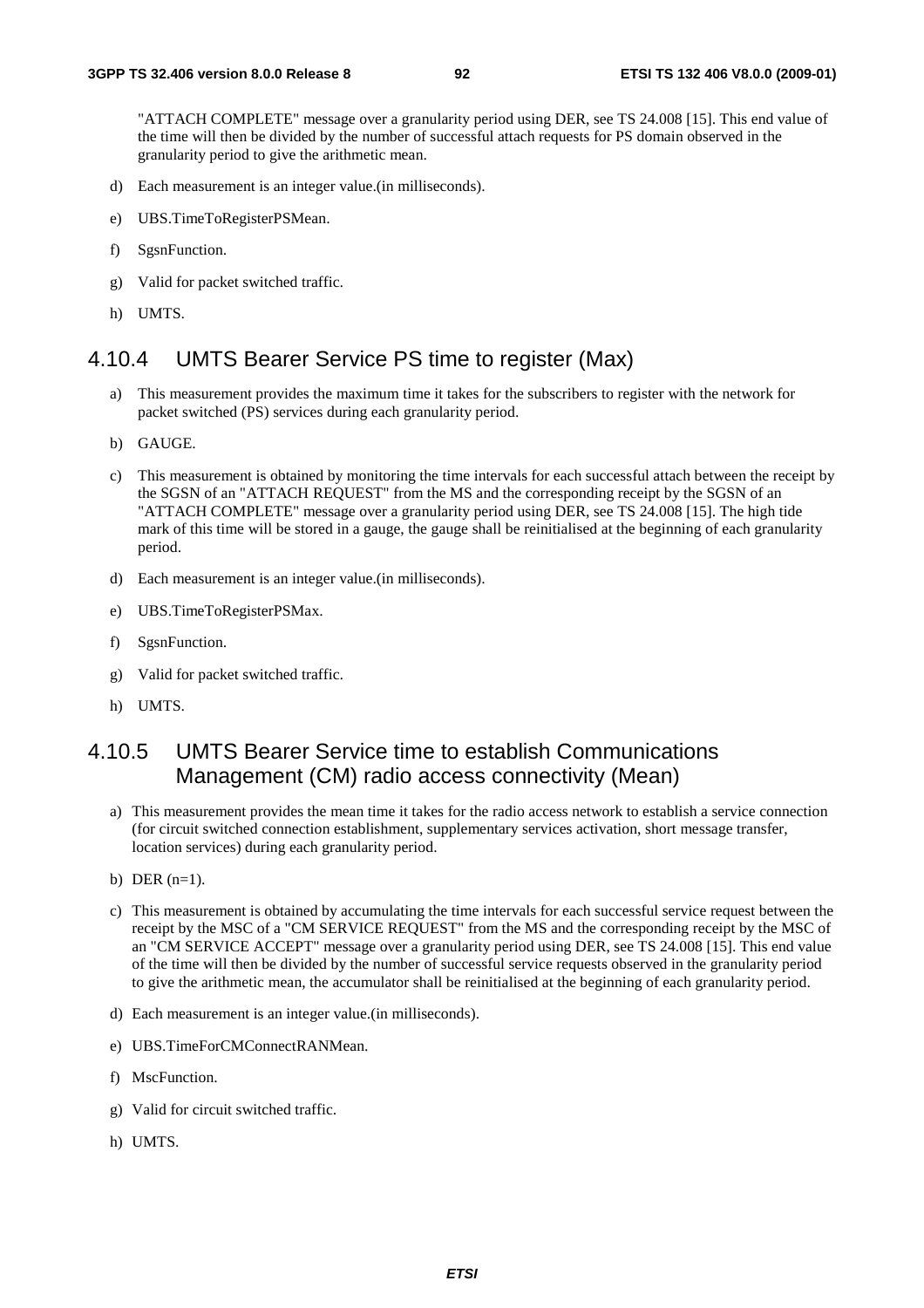"ATTACH COMPLETE" message over a granularity period using DER, see TS 24.008 [15]. This end value of the time will then be divided by the number of successful attach requests for PS domain observed in the granularity period to give the arithmetic mean.

d) Each measurement is an integer value.(in milliseconds).

e) UBS.TimeToRegisterPSMean.

f) SgsnFunction.

g) Valid for packet switched traffic.

h) UMTS.

### 4.10.4 UMTS Bearer Service PS time to register (Max)

a) This measurement provides the maximum time it takes for the subscribers to register with the network for packet switched (PS) services during each granularity period.

b) GAUGE.

c) This measurement is obtained by monitoring the time intervals for each successful attach between the receipt by the SGSN of an "ATTACH REQUEST" from the MS and the corresponding receipt by the SGSN of an "ATTACH COMPLETE" message over a granularity period using DER, see TS 24.008 [15]. The high tide mark of this time will be stored in a gauge, the gauge shall be reinitialised at the beginning of each granularity period.

d) Each measurement is an integer value.(in milliseconds).

e) UBS.TimeToRegisterPSMax.

f) SgsnFunction.

g) Valid for packet switched traffic.

h) UMTS.

### 4.10.5 UMTS Bearer Service time to establish Communications Management (CM) radio access connectivity (Mean)

a) This measurement provides the mean time it takes for the radio access network to establish a service connection (for circuit switched connection establishment, supplementary services activation, short message transfer, location services) during each granularity period.

b) DER (n=1).

c) This measurement is obtained by accumulating the time intervals for each successful service request between the receipt by the MSC of a "CM SERVICE REQUEST" from the MS and the corresponding receipt by the MSC of an "CM SERVICE ACCEPT" message over a granularity period using DER, see TS 24.008 [15]. This end value of the time will then be divided by the number of successful service requests observed in the granularity period to give the arithmetic mean, the accumulator shall be reinitialised at the beginning of each granularity period.

d) Each measurement is an integer value.(in milliseconds).

e) UBS.TimeForCMConnectRANMean.

f) MscFunction.

g) Valid for circuit switched traffic.

h) UMTS.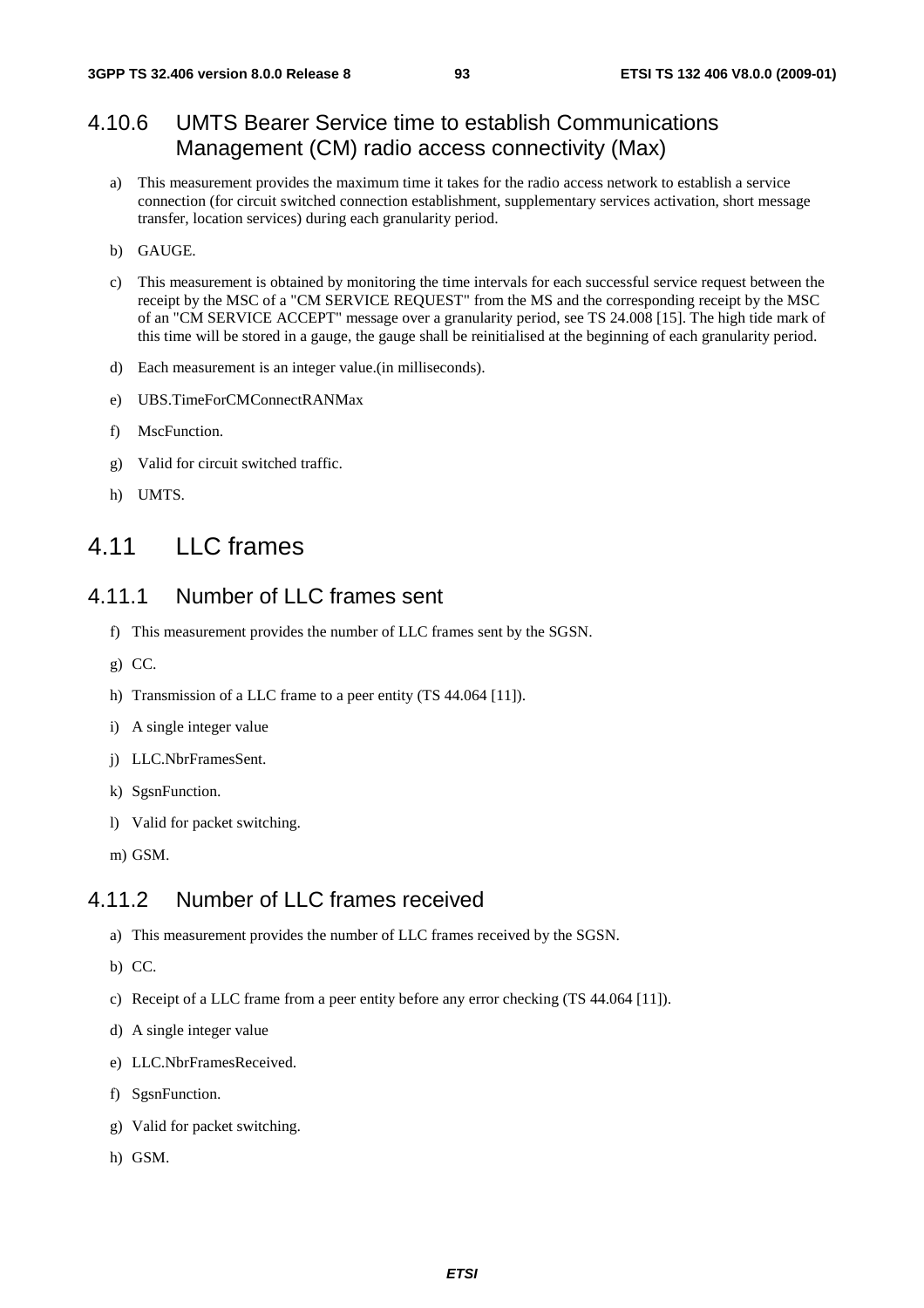### 4.10.6 UMTS Bearer Service time to establish Communications Management (CM) radio access connectivity (Max)

a) This measurement provides the maximum time it takes for the radio access network to establish a service connection (for circuit switched connection establishment, supplementary services activation, short message transfer, location services) during each granularity period.

b) GAUGE.

c) This measurement is obtained by monitoring the time intervals for each successful service request between the receipt by the MSC of a "CM SERVICE REQUEST" from the MS and the corresponding receipt by the MSC of an "CM SERVICE ACCEPT" message over a granularity period, see TS 24.008 [15]. The high tide mark of this time will be stored in a gauge, the gauge shall be reinitialised at the beginning of each granularity period.

d) Each measurement is an integer value.(in milliseconds).

e) UBS.TimeForCMConnectRANMax

f) MscFunction.

g) Valid for circuit switched traffic.

h) UMTS.

## 4.11 LLC frames

### 4.11.1 Number of LLC frames sent

f) This measurement provides the number of LLC frames sent by the SGSN.

g) CC.

h) Transmission of a LLC frame to a peer entity (TS 44.064 [11]).

i) A single integer value

j) LLC.NbrFramesSent.

k) SgsnFunction.

l) Valid for packet switching.

m) GSM.

### 4.11.2 Number of LLC frames received

a) This measurement provides the number of LLC frames received by the SGSN.

b) CC.

c) Receipt of a LLC frame from a peer entity before any error checking (TS 44.064 [11]).

d) A single integer value

e) LLC.NbrFramesReceived.

f) SgsnFunction.

g) Valid for packet switching.

h) GSM.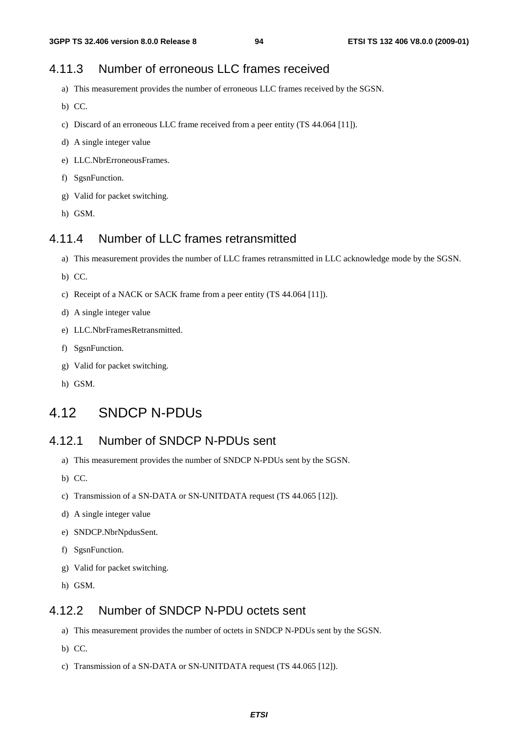### 4.11.3 Number of erroneous LLC frames received

a) This measurement provides the number of erroneous LLC frames received by the SGSN.

b) CC.

c) Discard of an erroneous LLC frame received from a peer entity (TS 44.064 [11]).

d) A single integer value

e) LLC.NbrErroneousFrames.

f) SgsnFunction.

g) Valid for packet switching.

h) GSM.

### 4.11.4 Number of LLC frames retransmitted

a) This measurement provides the number of LLC frames retransmitted in LLC acknowledge mode by the SGSN.

b) CC.

c) Receipt of a NACK or SACK frame from a peer entity (TS 44.064 [11]).

d) A single integer value

e) LLC.NbrFramesRetransmitted.

f) SgsnFunction.

g) Valid for packet switching.

h) GSM.

## 4.12 SNDCP N-PDUs

### 4.12.1 Number of SNDCP N-PDUs sent

a) This measurement provides the number of SNDCP N-PDUs sent by the SGSN.

b) CC.

c) Transmission of a SN-DATA or SN-UNITDATA request (TS 44.065 [12]).

d) A single integer value

e) SNDCP.NbrNpdusSent.

f) SgsnFunction.

g) Valid for packet switching.

h) GSM.

### 4.12.2 Number of SNDCP N-PDU octets sent

a) This measurement provides the number of octets in SNDCP N-PDUs sent by the SGSN.

b) CC.

c) Transmission of a SN-DATA or SN-UNITDATA request (TS 44.065 [12]).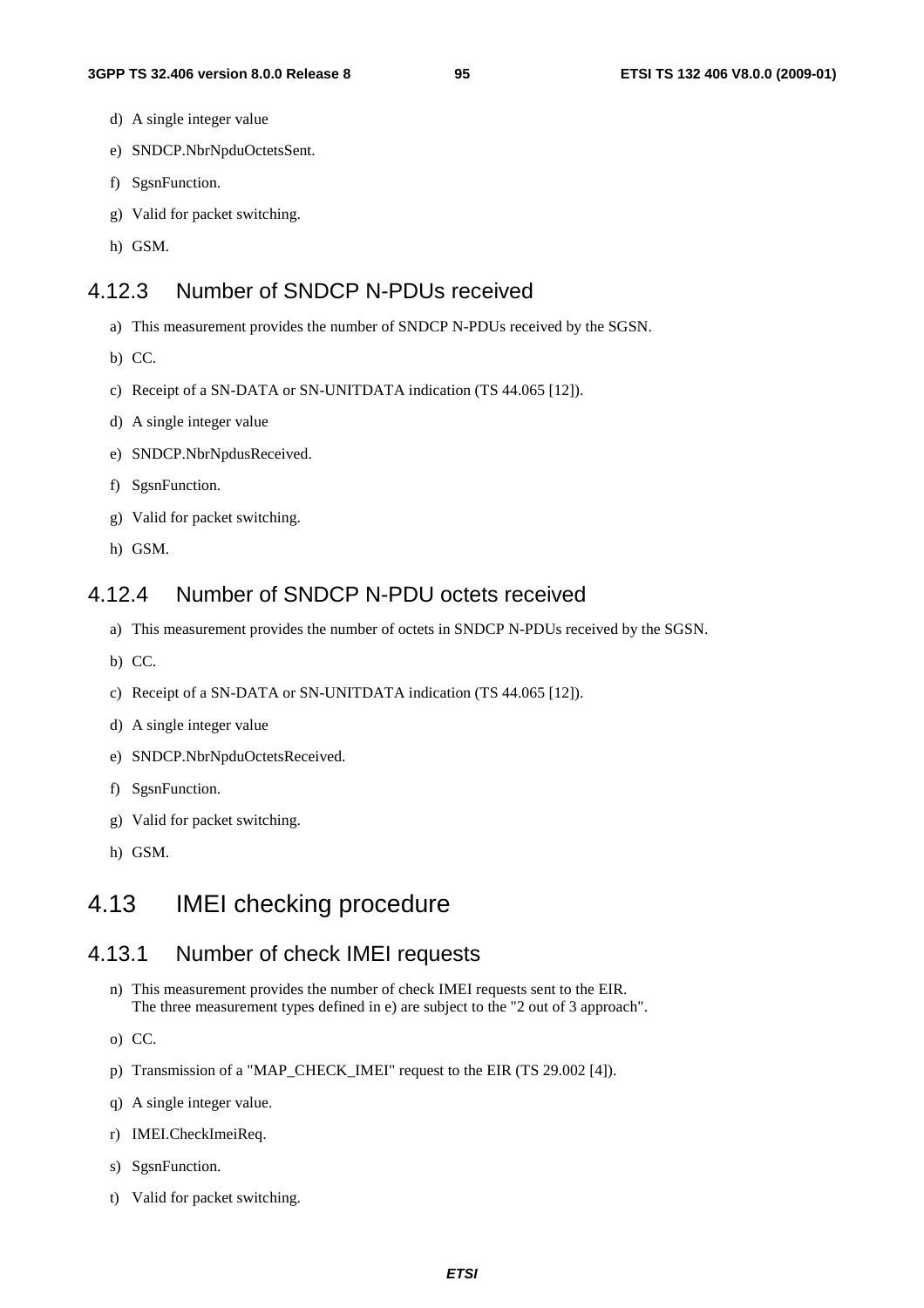d) A single integer value

e) SNDCP.NbrNpduOctetsSent.

f) SgsnFunction.

g) Valid for packet switching.

h) GSM.

### 4.12.3 Number of SNDCP N-PDUs received

a) This measurement provides the number of SNDCP N-PDUs received by the SGSN.

b) CC.

c) Receipt of a SN-DATA or SN-UNITDATA indication (TS 44.065 [12]).

d) A single integer value

e) SNDCP.NbrNpdusReceived.

f) SgsnFunction.

g) Valid for packet switching.

h) GSM.

### 4.12.4 Number of SNDCP N-PDU octets received

a) This measurement provides the number of octets in SNDCP N-PDUs received by the SGSN.

b) CC.

c) Receipt of a SN-DATA or SN-UNITDATA indication (TS 44.065 [12]).

d) A single integer value

e) SNDCP.NbrNpduOctetsReceived.

f) SgsnFunction.

g) Valid for packet switching.

h) GSM.

## 4.13 IMEI checking procedure

### 4.13.1 Number of check IMEI requests

n) This measurement provides the number of check IMEI requests sent to the EIR.
The three measurement types defined in e) are subject to the "2 out of 3 approach".

o) CC.

p) Transmission of a "MAP_CHECK_IMEI" request to the EIR (TS 29.002 [4]).

q) A single integer value.

r) IMEI.CheckImeiReq.

s) SgsnFunction.

t) Valid for packet switching.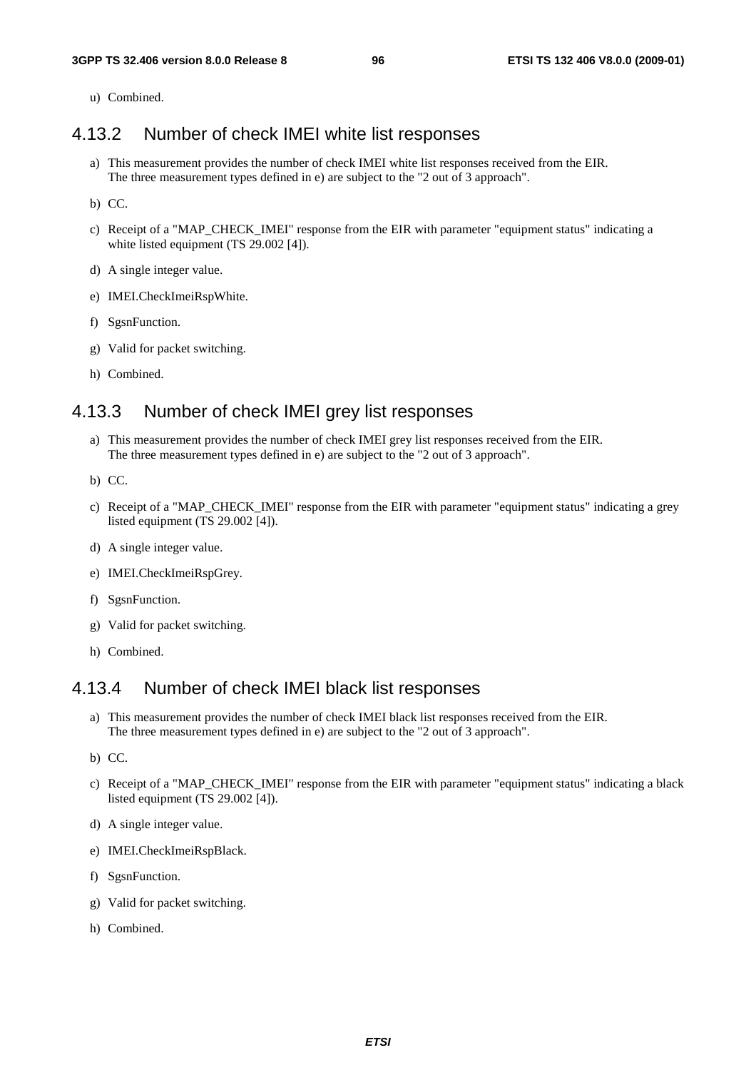u) Combined.

### 4.13.2 Number of check IMEI white list responses

a) This measurement provides the number of check IMEI white list responses received from the EIR. The three measurement types defined in e) are subject to the "2 out of 3 approach".

b) CC.

c) Receipt of a "MAP_CHECK_IMEI" response from the EIR with parameter "equipment status" indicating a white listed equipment (TS 29.002 [4]).

d) A single integer value.

e) IMEI.CheckImeiRspWhite.

f) SgsnFunction.

g) Valid for packet switching.

h) Combined.

### 4.13.3 Number of check IMEI grey list responses

a) This measurement provides the number of check IMEI grey list responses received from the EIR. The three measurement types defined in e) are subject to the "2 out of 3 approach".

b) CC.

c) Receipt of a "MAP_CHECK_IMEI" response from the EIR with parameter "equipment status" indicating a grey listed equipment (TS 29.002 [4]).

d) A single integer value.

e) IMEI.CheckImeiRspGrey.

f) SgsnFunction.

g) Valid for packet switching.

h) Combined.

### 4.13.4 Number of check IMEI black list responses

a) This measurement provides the number of check IMEI black list responses received from the EIR. The three measurement types defined in e) are subject to the "2 out of 3 approach".

b) CC.

c) Receipt of a "MAP_CHECK_IMEI" response from the EIR with parameter "equipment status" indicating a black listed equipment (TS 29.002 [4]).

d) A single integer value.

e) IMEI.CheckImeiRspBlack.

f) SgsnFunction.

g) Valid for packet switching.

h) Combined.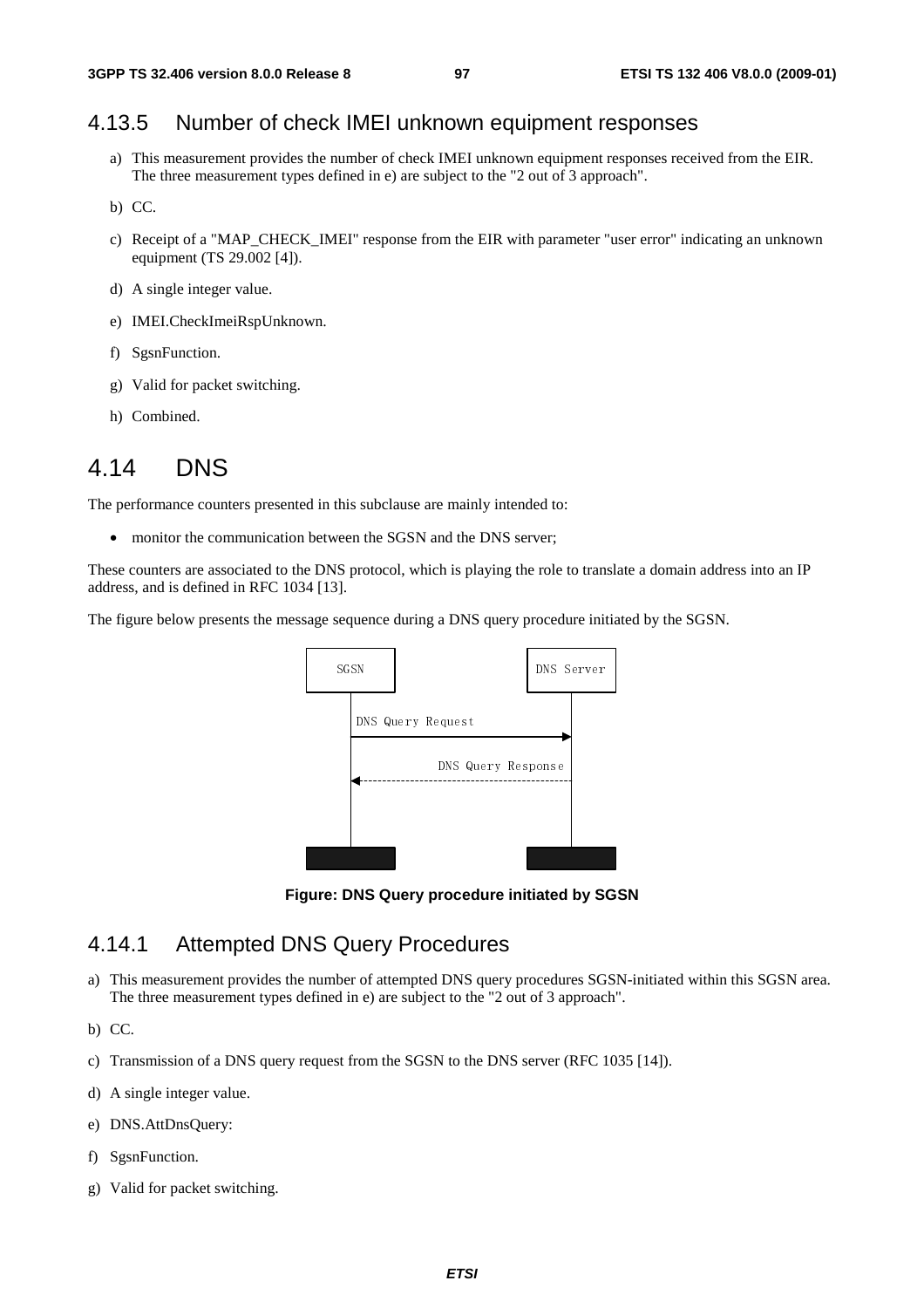## 4.13.5 Number of check IMEI unknown equipment responses

a) This measurement provides the number of check IMEI unknown equipment responses received from the EIR. The three measurement types defined in e) are subject to the "2 out of 3 approach".

b) CC.

c) Receipt of a "MAP_CHECK_IMEI" response from the EIR with parameter "user error" indicating an unknown equipment (TS 29.002 [4]).

d) A single integer value.

e) IMEI.CheckImeiRspUnknown.

f) SgsnFunction.

g) Valid for packet switching.

h) Combined.

# 4.14 DNS

The performance counters presented in this subclause are mainly intended to:

- monitor the communication between the SGSN and the DNS server;

These counters are associated to the DNS protocol, which is playing the role to translate a domain address into an IP address, and is defined in RFC 1034 [13].

The figure below presents the message sequence during a DNS query procedure initiated by the SGSN.

SGSN — DNS Server

DNS Query Request

DNS Query Response

**Figure: DNS Query procedure initiated by SGSN**

## 4.14.1 Attempted DNS Query Procedures

a) This measurement provides the number of attempted DNS query procedures SGSN-initiated within this SGSN area. The three measurement types defined in e) are subject to the "2 out of 3 approach".

b) CC.

c) Transmission of a DNS query request from the SGSN to the DNS server (RFC 1035 [14]).

d) A single integer value.

e) DNS.AttDnsQuery:

f) SgsnFunction.

g) Valid for packet switching.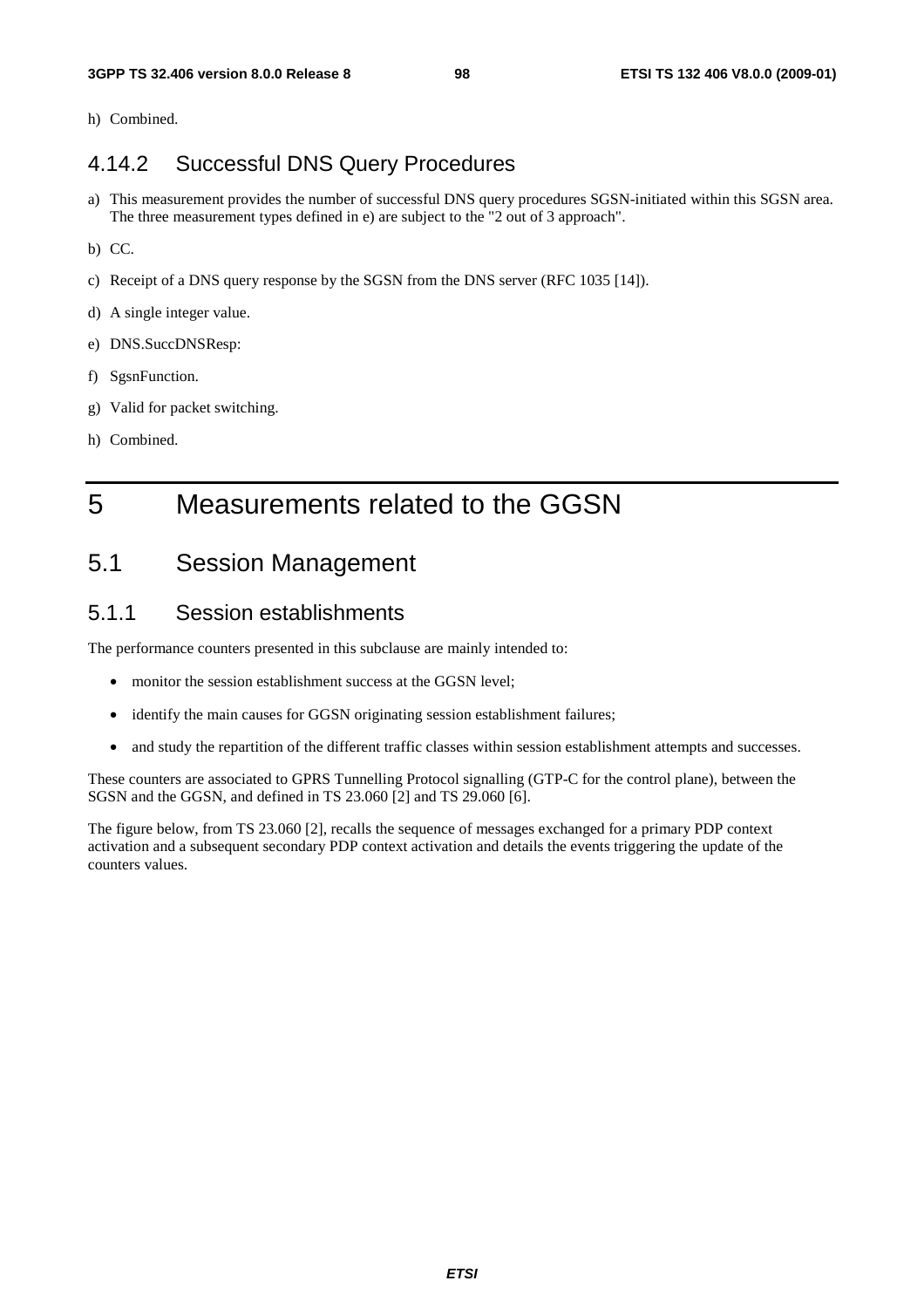h) Combined.

### 4.14.2 Successful DNS Query Procedures

a) This measurement provides the number of successful DNS query procedures SGSN-initiated within this SGSN area. The three measurement types defined in e) are subject to the "2 out of 3 approach".

b) CC.

c) Receipt of a DNS query response by the SGSN from the DNS server (RFC 1035 [14]).

d) A single integer value.

e) DNS.SuccDNSResp:

f) SgsnFunction.

g) Valid for packet switching.

h) Combined.

# 5 Measurements related to the GGSN

## 5.1 Session Management

### 5.1.1 Session establishments

The performance counters presented in this subclause are mainly intended to:

- monitor the session establishment success at the GGSN level;
- identify the main causes for GGSN originating session establishment failures;
- and study the repartition of the different traffic classes within session establishment attempts and successes.

These counters are associated to GPRS Tunnelling Protocol signalling (GTP-C for the control plane), between the SGSN and the GGSN, and defined in TS 23.060 [2] and TS 29.060 [6].

The figure below, from TS 23.060 [2], recalls the sequence of messages exchanged for a primary PDP context activation and a subsequent secondary PDP context activation and details the events triggering the update of the counters values.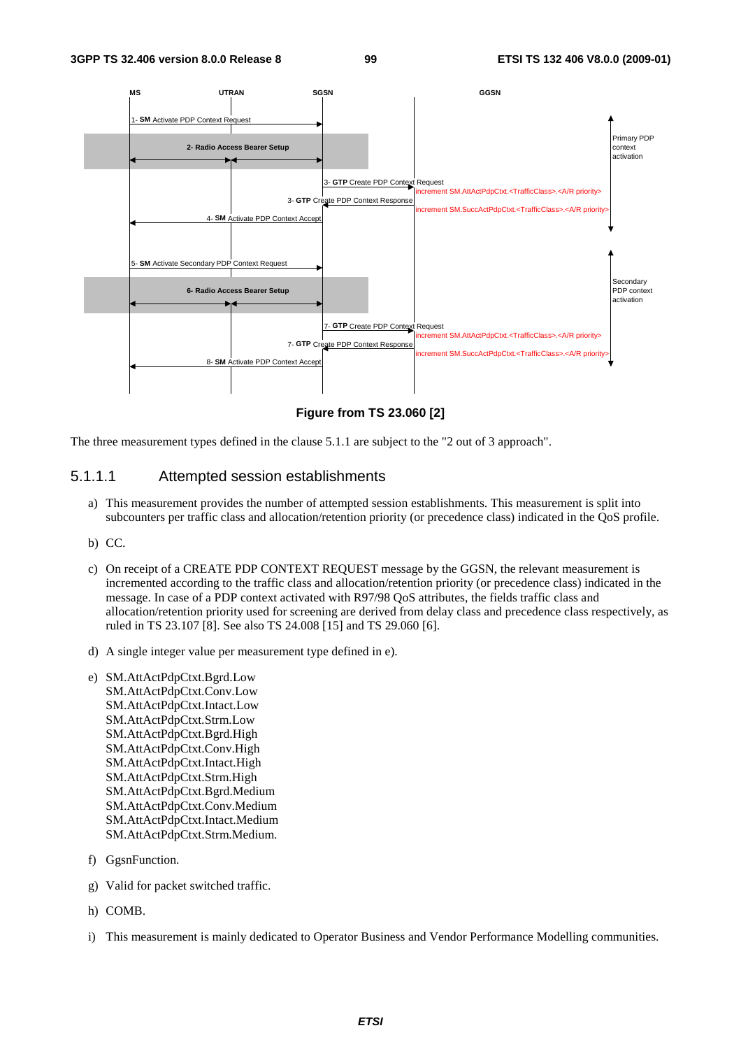| MS | UTRAN | SGSN | GGSN | |
|---|---|---|---|---|
| 1- **SM** Activate PDP Context Request | | | | Primary PDP context activation |
| 2- Radio Access Bearer Setup | | | | |
| | | 3- **GTP** Create PDP Context Request | increment SM.AttActPdpCtxt.<TrafficClass>.<A/R priority> | |
| | | 3- **GTP** Create PDP Context Response | increment SM.SuccActPdpCtxt.<TrafficClass>.<A/R priority> | |
| 4- **SM** Activate PDP Context Accept | | | | |
| 5- **SM** Activate Secondary PDP Context Request | | | | Secondary PDP context activation |
| 6- Radio Access Bearer Setup | | | | |
| | | 7- **GTP** Create PDP Context Request | increment SM.AttActPdpCtxt.<TrafficClass>.<A/R priority> | |
| | | 7- **GTP** Create PDP Context Response | increment SM.SuccActPdpCtxt.<TrafficClass>.<A/R priority> | |
| 8- **SM** Activate PDP Context Accept | | | | |

**Figure from TS 23.060 [2]**

The three measurement types defined in the clause 5.1.1 are subject to the "2 out of 3 approach".

### 5.1.1.1 Attempted session establishments

a) This measurement provides the number of attempted session establishments. This measurement is split into subcounters per traffic class and allocation/retention priority (or precedence class) indicated in the QoS profile.

b) CC.

c) On receipt of a CREATE PDP CONTEXT REQUEST message by the GGSN, the relevant measurement is incremented according to the traffic class and allocation/retention priority (or precedence class) indicated in the message. In case of a PDP context activated with R97/98 QoS attributes, the fields traffic class and allocation/retention priority used for screening are derived from delay class and precedence class respectively, as ruled in TS 23.107 [8]. See also TS 24.008 [15] and TS 29.060 [6].

d) A single integer value per measurement type defined in e).

e) SM.AttActPdpCtxt.Bgrd.Low
SM.AttActPdpCtxt.Conv.Low
SM.AttActPdpCtxt.Intact.Low
SM.AttActPdpCtxt.Strm.Low
SM.AttActPdpCtxt.Bgrd.High
SM.AttActPdpCtxt.Conv.High
SM.AttActPdpCtxt.Intact.High
SM.AttActPdpCtxt.Strm.High
SM.AttActPdpCtxt.Bgrd.Medium
SM.AttActPdpCtxt.Conv.Medium
SM.AttActPdpCtxt.Intact.Medium
SM.AttActPdpCtxt.Strm.Medium.

f) GgsnFunction.

g) Valid for packet switched traffic.

h) COMB.

i) This measurement is mainly dedicated to Operator Business and Vendor Performance Modelling communities.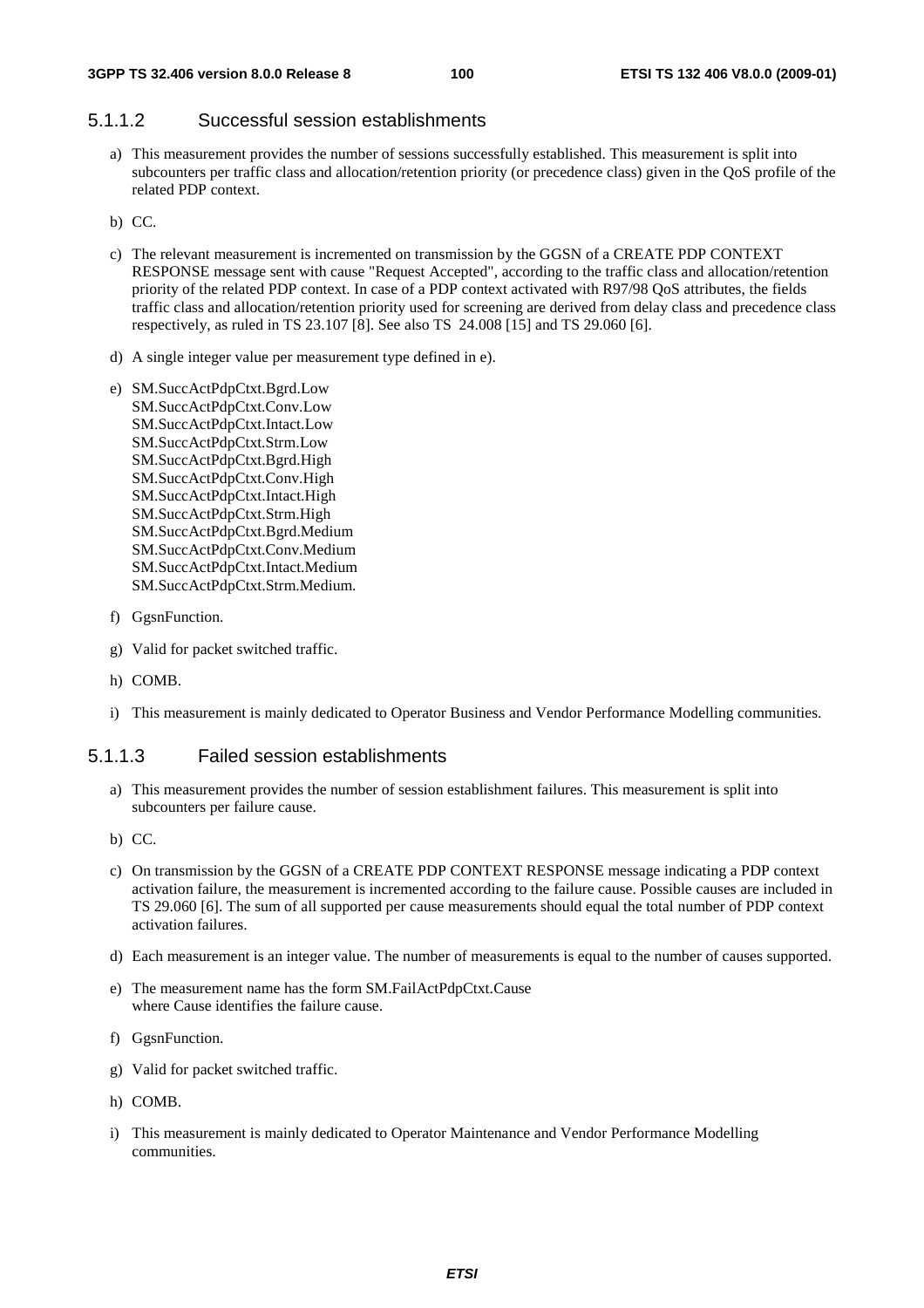### 5.1.1.2 Successful session establishments

a) This measurement provides the number of sessions successfully established. This measurement is split into subcounters per traffic class and allocation/retention priority (or precedence class) given in the QoS profile of the related PDP context.

b) CC.

c) The relevant measurement is incremented on transmission by the GGSN of a CREATE PDP CONTEXT RESPONSE message sent with cause "Request Accepted", according to the traffic class and allocation/retention priority of the related PDP context. In case of a PDP context activated with R97/98 QoS attributes, the fields traffic class and allocation/retention priority used for screening are derived from delay class and precedence class respectively, as ruled in TS 23.107 [8]. See also TS 24.008 [15] and TS 29.060 [6].

d) A single integer value per measurement type defined in e).

e) SM.SuccActPdpCtxt.Bgrd.Low
SM.SuccActPdpCtxt.Conv.Low
SM.SuccActPdpCtxt.Intact.Low
SM.SuccActPdpCtxt.Strm.Low
SM.SuccActPdpCtxt.Bgrd.High
SM.SuccActPdpCtxt.Conv.High
SM.SuccActPdpCtxt.Intact.High
SM.SuccActPdpCtxt.Strm.High
SM.SuccActPdpCtxt.Bgrd.Medium
SM.SuccActPdpCtxt.Conv.Medium
SM.SuccActPdpCtxt.Intact.Medium
SM.SuccActPdpCtxt.Strm.Medium.

f) GgsnFunction.

g) Valid for packet switched traffic.

h) COMB.

i) This measurement is mainly dedicated to Operator Business and Vendor Performance Modelling communities.

### 5.1.1.3 Failed session establishments

a) This measurement provides the number of session establishment failures. This measurement is split into subcounters per failure cause.

b) CC.

c) On transmission by the GGSN of a CREATE PDP CONTEXT RESPONSE message indicating a PDP context activation failure, the measurement is incremented according to the failure cause. Possible causes are included in TS 29.060 [6]. The sum of all supported per cause measurements should equal the total number of PDP context activation failures.

d) Each measurement is an integer value. The number of measurements is equal to the number of causes supported.

e) The measurement name has the form SM.FailActPdpCtxt.Cause
where Cause identifies the failure cause.

f) GgsnFunction.

g) Valid for packet switched traffic.

h) COMB.

i) This measurement is mainly dedicated to Operator Maintenance and Vendor Performance Modelling communities.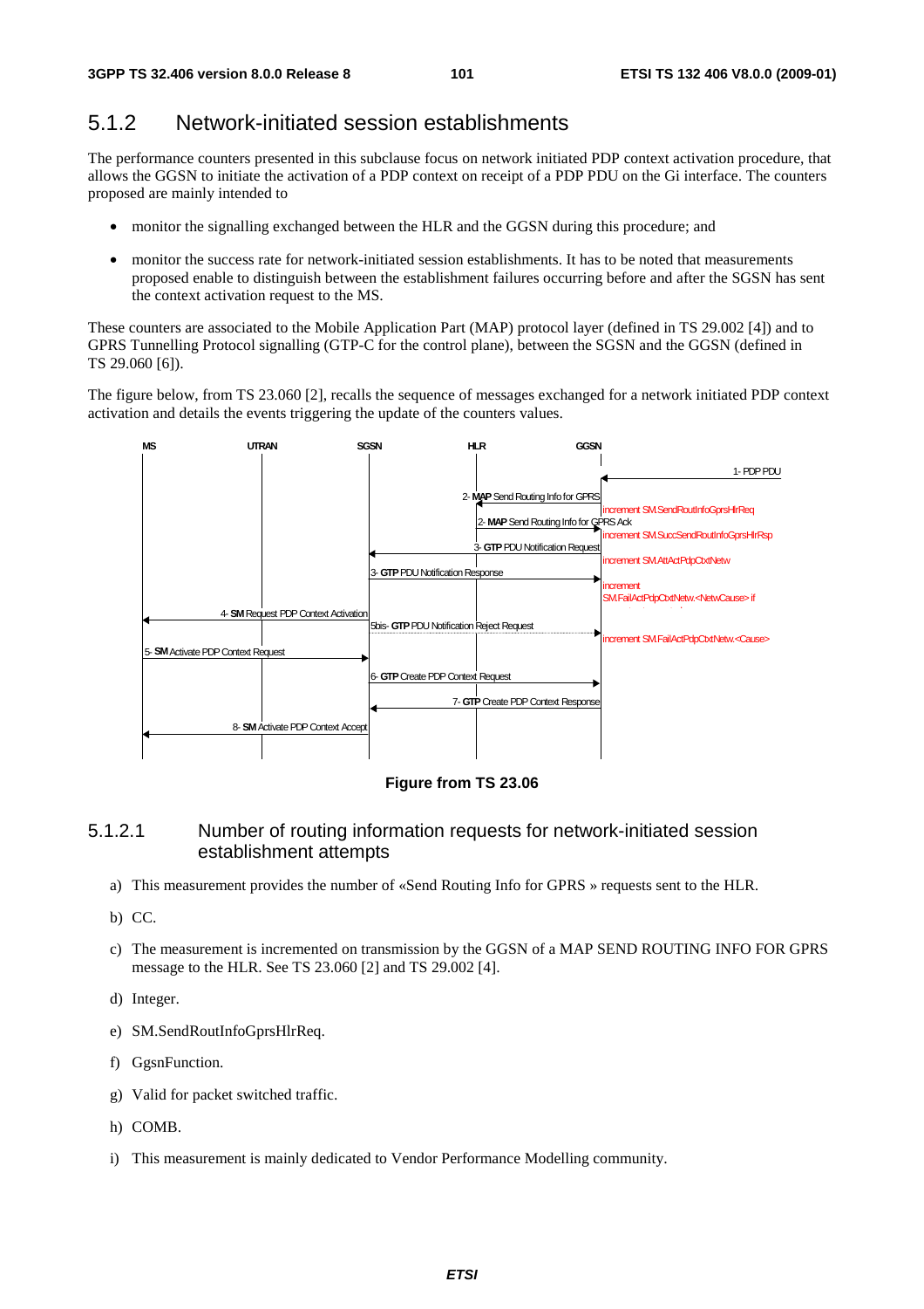## 5.1.2 Network-initiated session establishments

The performance counters presented in this subclause focus on network initiated PDP context activation procedure, that allows the GGSN to initiate the activation of a PDP context on receipt of a PDP PDU on the Gi interface. The counters proposed are mainly intended to

- monitor the signalling exchanged between the HLR and the GGSN during this procedure; and
- monitor the success rate for network-initiated session establishments. It has to be noted that measurements proposed enable to distinguish between the establishment failures occurring before and after the SGSN has sent the context activation request to the MS.

These counters are associated to the Mobile Application Part (MAP) protocol layer (defined in TS 29.002 [4]) and to GPRS Tunnelling Protocol signalling (GTP-C for the control plane), between the SGSN and the GGSN (defined in TS 29.060 [6]).

The figure below, from TS 23.060 [2], recalls the sequence of messages exchanged for a network initiated PDP context activation and details the events triggering the update of the counters values.

MS UTRAN SGSN HLR GGSN

1- PDP PDU

2- **MAP** Send Routing Info for GPRS

increment SM.SendRoutInfoGprsHlrReq

2- **MAP** Send Routing Info for GPRS Ack

increment SM.SuccSendRoutInfoGprsHlrRsp

3- **GTP** PDU Notification Request

increment SM.AttActPdpCtxNetw

3- **GTP** PDU Notification Response

increment SM.FailActPdpCtxNetw.<NetwCause> if

4- **SM** Request PDP Context Activation

5bis- **GTP** PDU Notification Reject Request

increment SM.FailActPdpCtxNetw.<Cause>

5- **SM** Activate PDP Context Request

6- **GTP** Create PDP Context Request

7- **GTP** Create PDP Context Response

8- **SM** Activate PDP Context Accept

**Figure from TS 23.06**

### 5.1.2.1 Number of routing information requests for network-initiated session establishment attempts

a) This measurement provides the number of «Send Routing Info for GPRS » requests sent to the HLR.

b) CC.

c) The measurement is incremented on transmission by the GGSN of a MAP SEND ROUTING INFO FOR GPRS message to the HLR. See TS 23.060 [2] and TS 29.002 [4].

d) Integer.

e) SM.SendRoutInfoGprsHlrReq.

f) GgsnFunction.

g) Valid for packet switched traffic.

h) COMB.

i) This measurement is mainly dedicated to Vendor Performance Modelling community.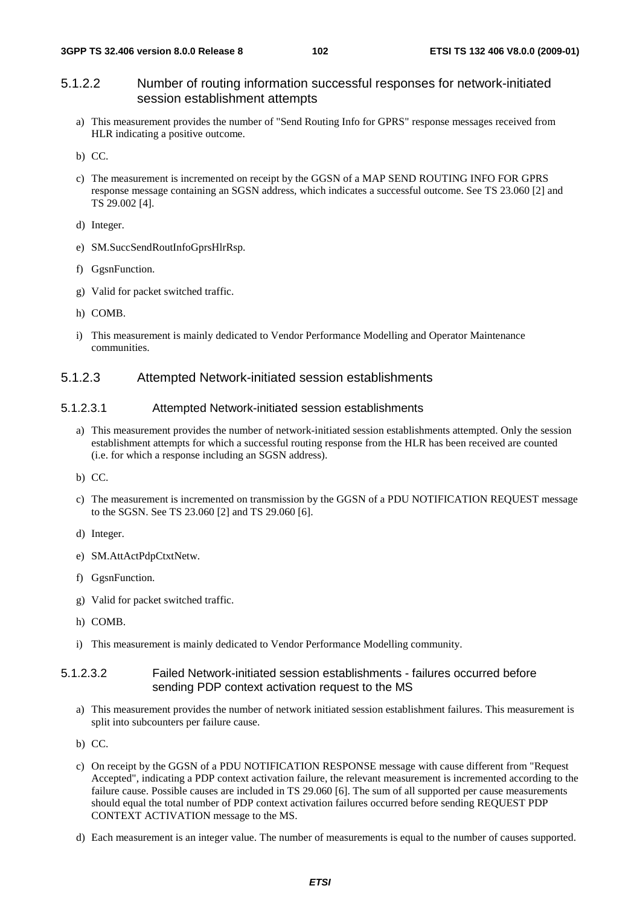#### 5.1.2.2 Number of routing information successful responses for network-initiated session establishment attempts

a) This measurement provides the number of "Send Routing Info for GPRS" response messages received from HLR indicating a positive outcome.

b) CC.

c) The measurement is incremented on receipt by the GGSN of a MAP SEND ROUTING INFO FOR GPRS response message containing an SGSN address, which indicates a successful outcome. See TS 23.060 [2] and TS 29.002 [4].

d) Integer.

e) SM.SuccSendRoutInfoGprsHlrRsp.

f) GgsnFunction.

g) Valid for packet switched traffic.

h) COMB.

i) This measurement is mainly dedicated to Vendor Performance Modelling and Operator Maintenance communities.

#### 5.1.2.3 Attempted Network-initiated session establishments

##### 5.1.2.3.1 Attempted Network-initiated session establishments

a) This measurement provides the number of network-initiated session establishments attempted. Only the session establishment attempts for which a successful routing response from the HLR has been received are counted (i.e. for which a response including an SGSN address).

b) CC.

c) The measurement is incremented on transmission by the GGSN of a PDU NOTIFICATION REQUEST message to the SGSN. See TS 23.060 [2] and TS 29.060 [6].

d) Integer.

e) SM.AttActPdpCtxtNetw.

f) GgsnFunction.

g) Valid for packet switched traffic.

h) COMB.

i) This measurement is mainly dedicated to Vendor Performance Modelling community.

##### 5.1.2.3.2 Failed Network-initiated session establishments - failures occurred before sending PDP context activation request to the MS

a) This measurement provides the number of network initiated session establishment failures. This measurement is split into subcounters per failure cause.

b) CC.

c) On receipt by the GGSN of a PDU NOTIFICATION RESPONSE message with cause different from "Request Accepted", indicating a PDP context activation failure, the relevant measurement is incremented according to the failure cause. Possible causes are included in TS 29.060 [6]. The sum of all supported per cause measurements should equal the total number of PDP context activation failures occurred before sending REQUEST PDP CONTEXT ACTIVATION message to the MS.

d) Each measurement is an integer value. The number of measurements is equal to the number of causes supported.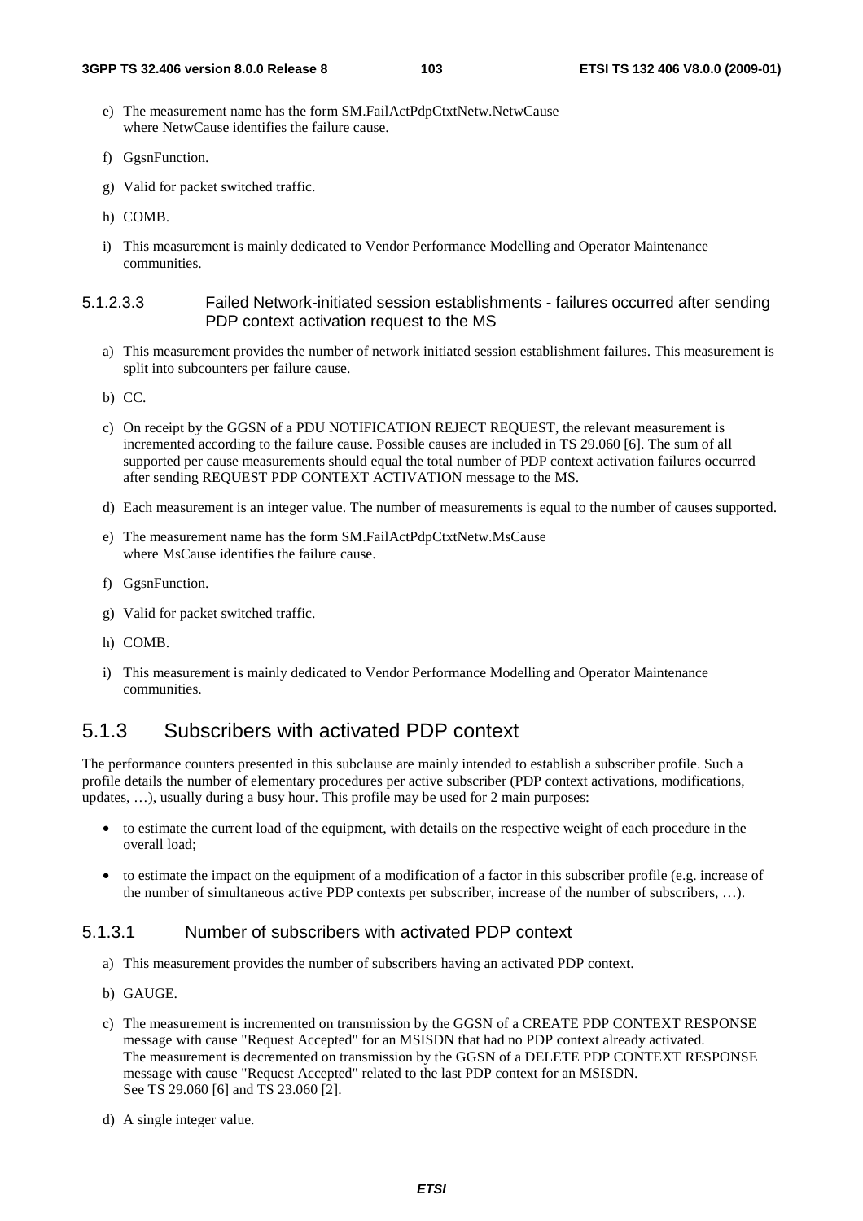e) The measurement name has the form SM.FailActPdpCtxtNetw.NetwCause
   where NetwCause identifies the failure cause.

f) GgsnFunction.

g) Valid for packet switched traffic.

h) COMB.

i) This measurement is mainly dedicated to Vendor Performance Modelling and Operator Maintenance communities.

#### 5.1.2.3.3 Failed Network-initiated session establishments - failures occurred after sending PDP context activation request to the MS

a) This measurement provides the number of network initiated session establishment failures. This measurement is split into subcounters per failure cause.

b) CC.

c) On receipt by the GGSN of a PDU NOTIFICATION REJECT REQUEST, the relevant measurement is incremented according to the failure cause. Possible causes are included in TS 29.060 [6]. The sum of all supported per cause measurements should equal the total number of PDP context activation failures occurred after sending REQUEST PDP CONTEXT ACTIVATION message to the MS.

d) Each measurement is an integer value. The number of measurements is equal to the number of causes supported.

e) The measurement name has the form SM.FailActPdpCtxtNetw.MsCause
   where MsCause identifies the failure cause.

f) GgsnFunction.

g) Valid for packet switched traffic.

h) COMB.

i) This measurement is mainly dedicated to Vendor Performance Modelling and Operator Maintenance communities.

## 5.1.3 Subscribers with activated PDP context

The performance counters presented in this subclause are mainly intended to establish a subscriber profile. Such a profile details the number of elementary procedures per active subscriber (PDP context activations, modifications, updates, …), usually during a busy hour. This profile may be used for 2 main purposes:

- to estimate the current load of the equipment, with details on the respective weight of each procedure in the overall load;
- to estimate the impact on the equipment of a modification of a factor in this subscriber profile (e.g. increase of the number of simultaneous active PDP contexts per subscriber, increase of the number of subscribers, …).

### 5.1.3.1 Number of subscribers with activated PDP context

a) This measurement provides the number of subscribers having an activated PDP context.

b) GAUGE.

c) The measurement is incremented on transmission by the GGSN of a CREATE PDP CONTEXT RESPONSE message with cause "Request Accepted" for an MSISDN that had no PDP context already activated.
   The measurement is decremented on transmission by the GGSN of a DELETE PDP CONTEXT RESPONSE message with cause "Request Accepted" related to the last PDP context for an MSISDN.
   See TS 29.060 [6] and TS 23.060 [2].

d) A single integer value.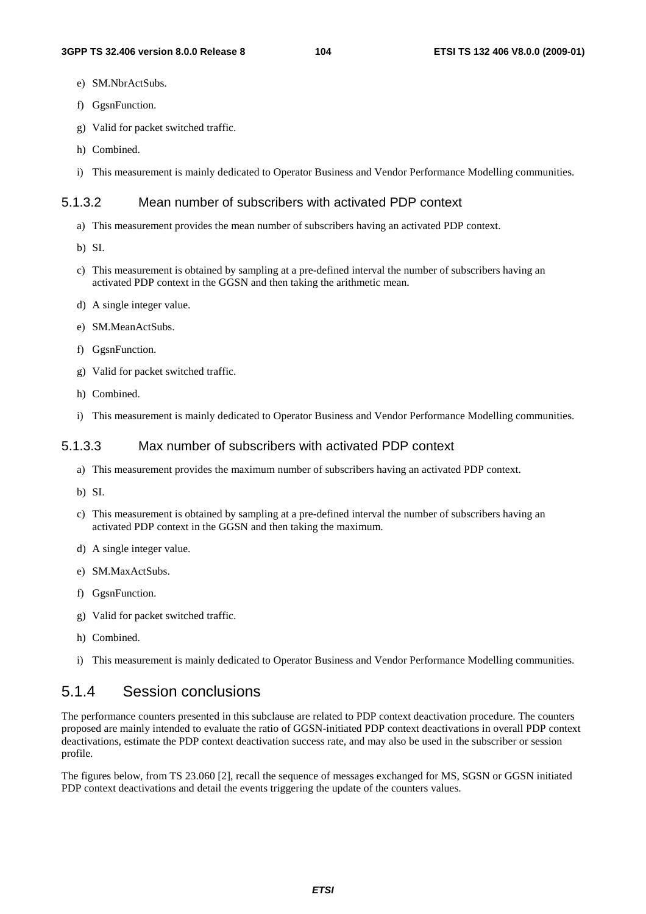e) SM.NbrActSubs.

f) GgsnFunction.

g) Valid for packet switched traffic.

h) Combined.

i) This measurement is mainly dedicated to Operator Business and Vendor Performance Modelling communities.

#### 5.1.3.2 Mean number of subscribers with activated PDP context

a) This measurement provides the mean number of subscribers having an activated PDP context.

b) SI.

c) This measurement is obtained by sampling at a pre-defined interval the number of subscribers having an activated PDP context in the GGSN and then taking the arithmetic mean.

d) A single integer value.

e) SM.MeanActSubs.

f) GgsnFunction.

g) Valid for packet switched traffic.

h) Combined.

i) This measurement is mainly dedicated to Operator Business and Vendor Performance Modelling communities.

#### 5.1.3.3 Max number of subscribers with activated PDP context

a) This measurement provides the maximum number of subscribers having an activated PDP context.

b) SI.

c) This measurement is obtained by sampling at a pre-defined interval the number of subscribers having an activated PDP context in the GGSN and then taking the maximum.

d) A single integer value.

e) SM.MaxActSubs.

f) GgsnFunction.

g) Valid for packet switched traffic.

h) Combined.

i) This measurement is mainly dedicated to Operator Business and Vendor Performance Modelling communities.

### 5.1.4 Session conclusions

The performance counters presented in this subclause are related to PDP context deactivation procedure. The counters proposed are mainly intended to evaluate the ratio of GGSN-initiated PDP context deactivations in overall PDP context deactivations, estimate the PDP context deactivation success rate, and may also be used in the subscriber or session profile.

The figures below, from TS 23.060 [2], recall the sequence of messages exchanged for MS, SGSN or GGSN initiated PDP context deactivations and detail the events triggering the update of the counters values.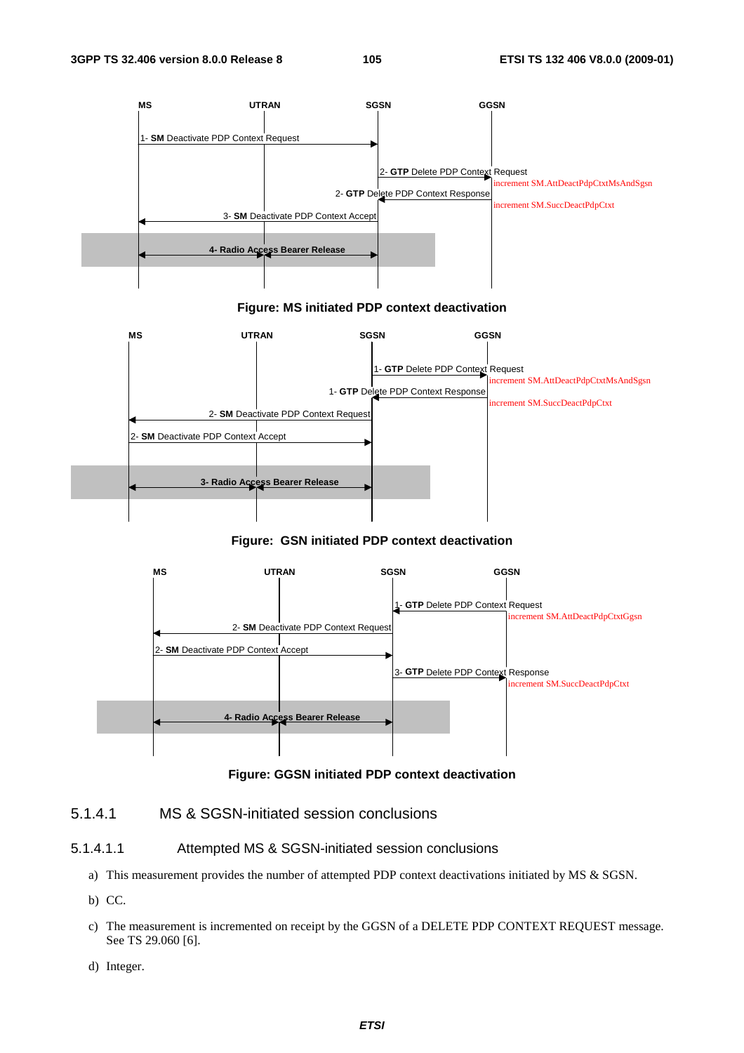MS UTRAN SGSN GGSN

1- **SM** Deactivate PDP Context Request

2- **GTP** Delete PDP Context Request

increment SM.AttDeactPdpCtxtMsAndSgsn

2- **GTP** Delete PDP Context Response

increment SM.SuccDeactPdpCtxt

3- **SM** Deactivate PDP Context Accept

4- Radio Access Bearer Release

**Figure: MS initiated PDP context deactivation**

MS UTRAN SGSN GGSN

1- **GTP** Delete PDP Context Request

increment SM.AttDeactPdpCtxtMsAndSgsn

1- **GTP** Delete PDP Context Response

increment SM.SuccDeactPdpCtxt

2- **SM** Deactivate PDP Context Request

2- **SM** Deactivate PDP Context Accept

3- Radio Access Bearer Release

**Figure: GSN initiated PDP context deactivation**

MS UTRAN SGSN GGSN

1- **GTP** Delete PDP Context Request

increment SM.AttDeactPdpCtxtGgsn

2- **SM** Deactivate PDP Context Request

2- **SM** Deactivate PDP Context Accept

3- **GTP** Delete PDP Context Response

increment SM.SuccDeactPdpCtxt

4- Radio Access Bearer Release

**Figure: GGSN initiated PDP context deactivation**

### 5.1.4.1 MS & SGSN-initiated session conclusions

#### 5.1.4.1.1 Attempted MS & SGSN-initiated session conclusions

a) This measurement provides the number of attempted PDP context deactivations initiated by MS & SGSN.

b) CC.

c) The measurement is incremented on receipt by the GGSN of a DELETE PDP CONTEXT REQUEST message. See TS 29.060 [6].

d) Integer.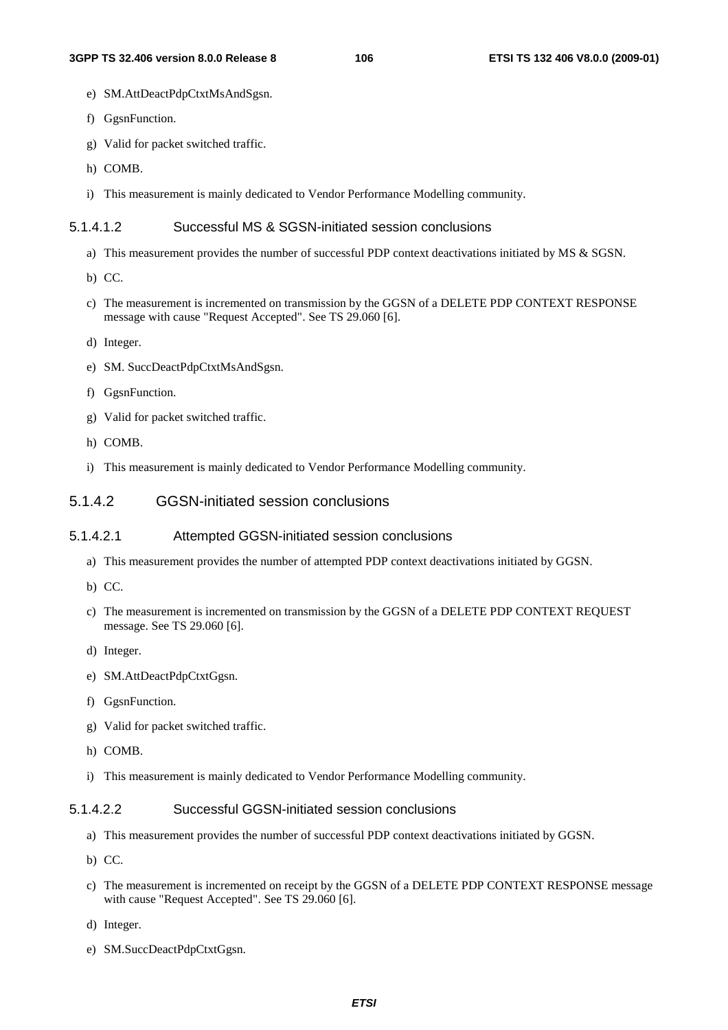e) SM.AttDeactPdpCtxtMsAndSgsn.

f) GgsnFunction.

g) Valid for packet switched traffic.

h) COMB.

i) This measurement is mainly dedicated to Vendor Performance Modelling community.

##### 5.1.4.1.2 Successful MS & SGSN-initiated session conclusions

a) This measurement provides the number of successful PDP context deactivations initiated by MS & SGSN.

b) CC.

c) The measurement is incremented on transmission by the GGSN of a DELETE PDP CONTEXT RESPONSE message with cause "Request Accepted". See TS 29.060 [6].

d) Integer.

e) SM. SuccDeactPdpCtxtMsAndSgsn.

f) GgsnFunction.

g) Valid for packet switched traffic.

h) COMB.

i) This measurement is mainly dedicated to Vendor Performance Modelling community.

#### 5.1.4.2 GGSN-initiated session conclusions

##### 5.1.4.2.1 Attempted GGSN-initiated session conclusions

a) This measurement provides the number of attempted PDP context deactivations initiated by GGSN.

b) CC.

c) The measurement is incremented on transmission by the GGSN of a DELETE PDP CONTEXT REQUEST message. See TS 29.060 [6].

d) Integer.

e) SM.AttDeactPdpCtxtGgsn.

f) GgsnFunction.

g) Valid for packet switched traffic.

h) COMB.

i) This measurement is mainly dedicated to Vendor Performance Modelling community.

##### 5.1.4.2.2 Successful GGSN-initiated session conclusions

a) This measurement provides the number of successful PDP context deactivations initiated by GGSN.

b) CC.

c) The measurement is incremented on receipt by the GGSN of a DELETE PDP CONTEXT RESPONSE message with cause "Request Accepted". See TS 29.060 [6].

d) Integer.

e) SM.SuccDeactPdpCtxtGgsn.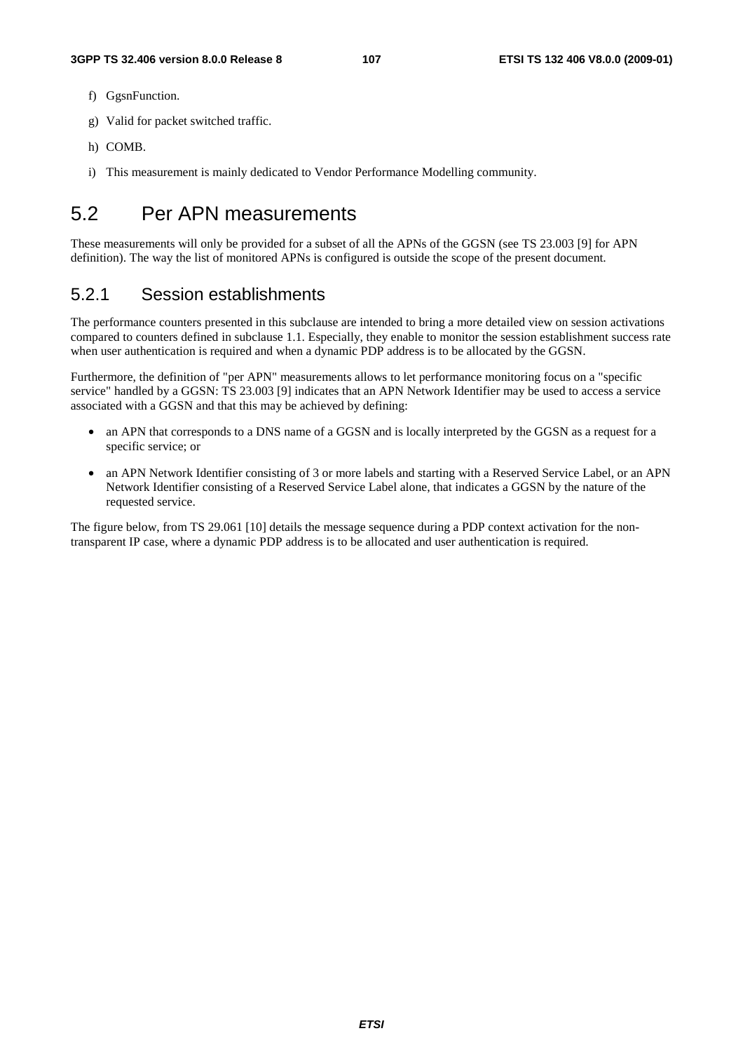f) GgsnFunction.

g) Valid for packet switched traffic.

h) COMB.

i) This measurement is mainly dedicated to Vendor Performance Modelling community.

## 5.2 Per APN measurements

These measurements will only be provided for a subset of all the APNs of the GGSN (see TS 23.003 [9] for APN definition). The way the list of monitored APNs is configured is outside the scope of the present document.

### 5.2.1 Session establishments

The performance counters presented in this subclause are intended to bring a more detailed view on session activations compared to counters defined in subclause 1.1. Especially, they enable to monitor the session establishment success rate when user authentication is required and when a dynamic PDP address is to be allocated by the GGSN.

Furthermore, the definition of "per APN" measurements allows to let performance monitoring focus on a "specific service" handled by a GGSN: TS 23.003 [9] indicates that an APN Network Identifier may be used to access a service associated with a GGSN and that this may be achieved by defining:

- an APN that corresponds to a DNS name of a GGSN and is locally interpreted by the GGSN as a request for a specific service; or
- an APN Network Identifier consisting of 3 or more labels and starting with a Reserved Service Label, or an APN Network Identifier consisting of a Reserved Service Label alone, that indicates a GGSN by the nature of the requested service.

The figure below, from TS 29.061 [10] details the message sequence during a PDP context activation for the non-transparent IP case, where a dynamic PDP address is to be allocated and user authentication is required.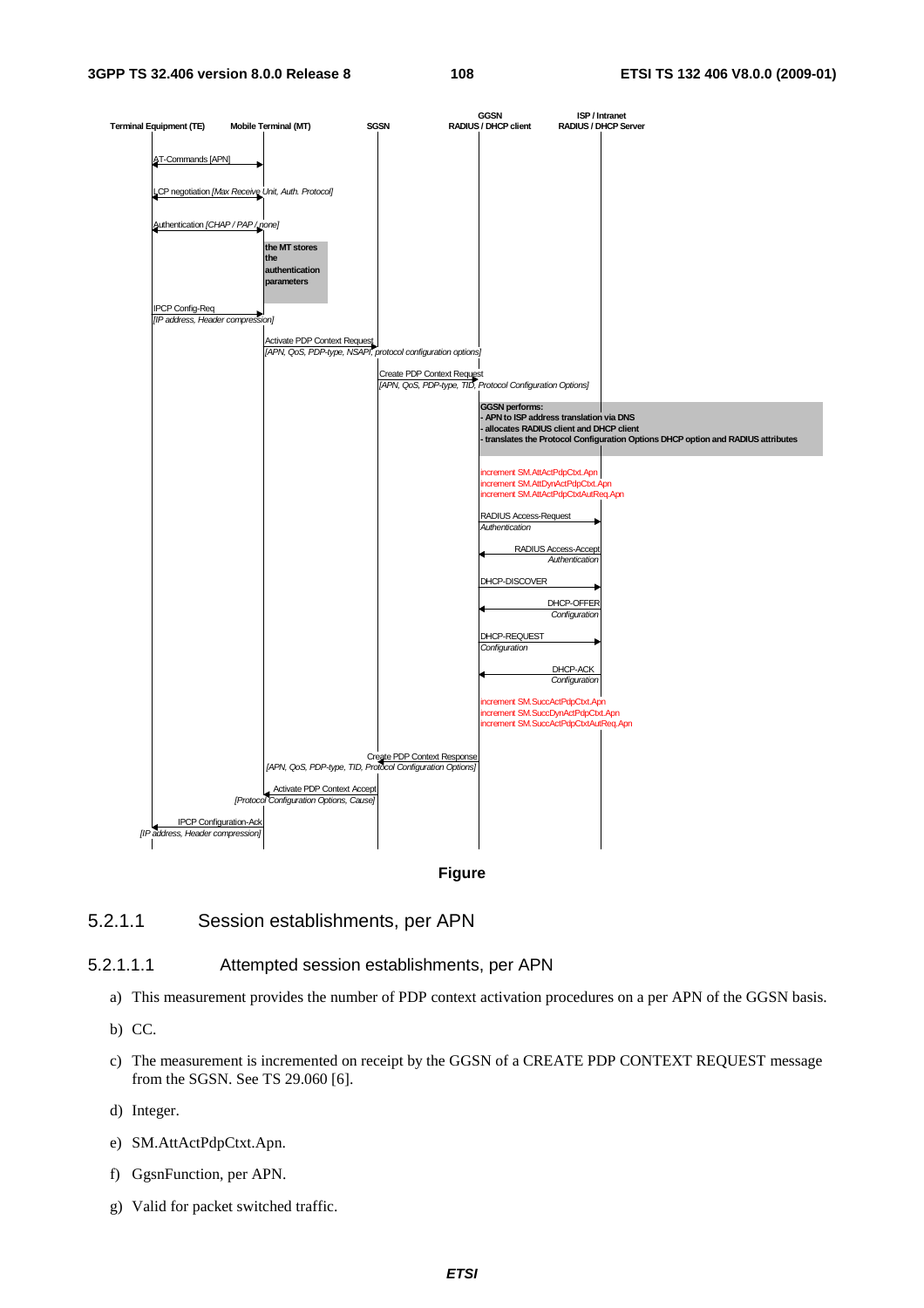Terminal Equipment (TE) | Mobile Terminal (MT) | SGSN | GGSN RADIUS / DHCP client | ISP / Intranet RADIUS / DHCP Server

AT-Commands [APN]

LCP negotiation *[Max Receive Unit, Auth. Protocol]*

Authentication *[CHAP / PAP / none]*

**the MT stores the authentication parameters**

IPCP Config-Req
*[IP address, Header compression]*

Activate PDP Context Request
*[APN, QoS, PDP-type, NSAPI, protocol configuration options]*

Create PDP Context Request
*[APN, QoS, PDP-type, TID, Protocol Configuration Options]*

**GGSN performs:**
**- APN to ISP address translation via DNS**
**- allocates RADIUS client and DHCP client**
**- translates the Protocol Configuration Options DHCP option and RADIUS attributes**

increment SM.AttActPdpCtxt.Apn
increment SM.AttDynActPdpCtxt.Apn
increment SM.AttActPdpCtxtAutReq.Apn

RADIUS Access-Request
*Authentication*

RADIUS Access-Accept
*Authentication*

DHCP-DISCOVER

DHCP-OFFER
*Configuration*

DHCP-REQUEST
*Configuration*

DHCP-ACK
*Configuration*

increment SM.SuccActPdpCtxt.Apn
increment SM.SuccDynActPdpCtxt.Apn
increment SM.SuccActPdpCtxtAutReq.Apn

Create PDP Context Response
*[APN, QoS, PDP-type, TID, Protocol Configuration Options]*

Activate PDP Context Accept
*[Protocol Configuration Options, Cause]*

IPCP Configuration-Ack
*[IP address, Header compression]*

**Figure**

### 5.2.1.1 Session establishments, per APN

#### 5.2.1.1.1 Attempted session establishments, per APN

a) This measurement provides the number of PDP context activation procedures on a per APN of the GGSN basis.

b) CC.

c) The measurement is incremented on receipt by the GGSN of a CREATE PDP CONTEXT REQUEST message from the SGSN. See TS 29.060 [6].

d) Integer.

e) SM.AttActPdpCtxt.Apn.

f) GgsnFunction, per APN.

g) Valid for packet switched traffic.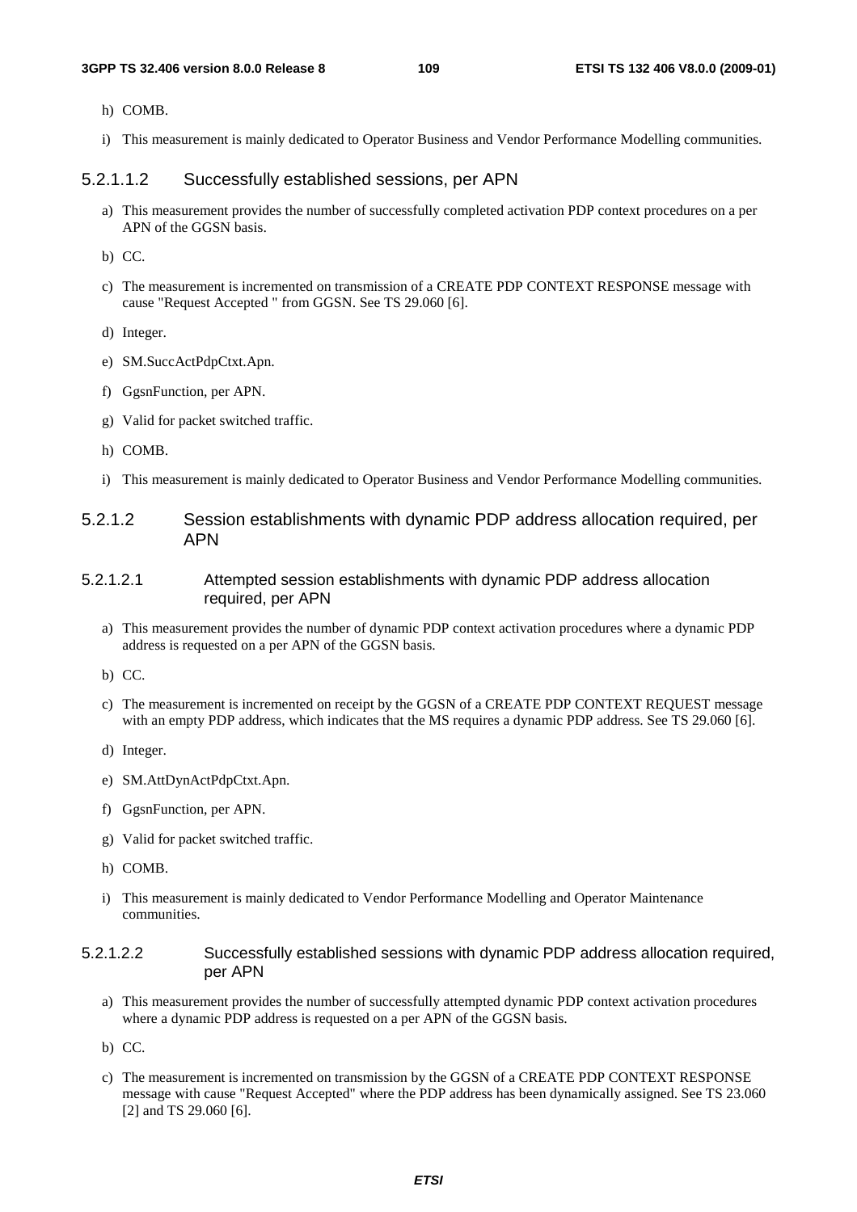h) COMB.

i) This measurement is mainly dedicated to Operator Business and Vendor Performance Modelling communities.

##### 5.2.1.1.2 Successfully established sessions, per APN

a) This measurement provides the number of successfully completed activation PDP context procedures on a per APN of the GGSN basis.

b) CC.

c) The measurement is incremented on transmission of a CREATE PDP CONTEXT RESPONSE message with cause "Request Accepted " from GGSN. See TS 29.060 [6].

d) Integer.

e) SM.SuccActPdpCtxt.Apn.

f) GgsnFunction, per APN.

g) Valid for packet switched traffic.

h) COMB.

i) This measurement is mainly dedicated to Operator Business and Vendor Performance Modelling communities.

#### 5.2.1.2 Session establishments with dynamic PDP address allocation required, per APN

##### 5.2.1.2.1 Attempted session establishments with dynamic PDP address allocation required, per APN

a) This measurement provides the number of dynamic PDP context activation procedures where a dynamic PDP address is requested on a per APN of the GGSN basis.

b) CC.

c) The measurement is incremented on receipt by the GGSN of a CREATE PDP CONTEXT REQUEST message with an empty PDP address, which indicates that the MS requires a dynamic PDP address. See TS 29.060 [6].

d) Integer.

e) SM.AttDynActPdpCtxt.Apn.

f) GgsnFunction, per APN.

g) Valid for packet switched traffic.

h) COMB.

i) This measurement is mainly dedicated to Vendor Performance Modelling and Operator Maintenance communities.

##### 5.2.1.2.2 Successfully established sessions with dynamic PDP address allocation required, per APN

a) This measurement provides the number of successfully attempted dynamic PDP context activation procedures where a dynamic PDP address is requested on a per APN of the GGSN basis.

b) CC.

c) The measurement is incremented on transmission by the GGSN of a CREATE PDP CONTEXT RESPONSE message with cause "Request Accepted" where the PDP address has been dynamically assigned. See TS 23.060 [2] and TS 29.060 [6].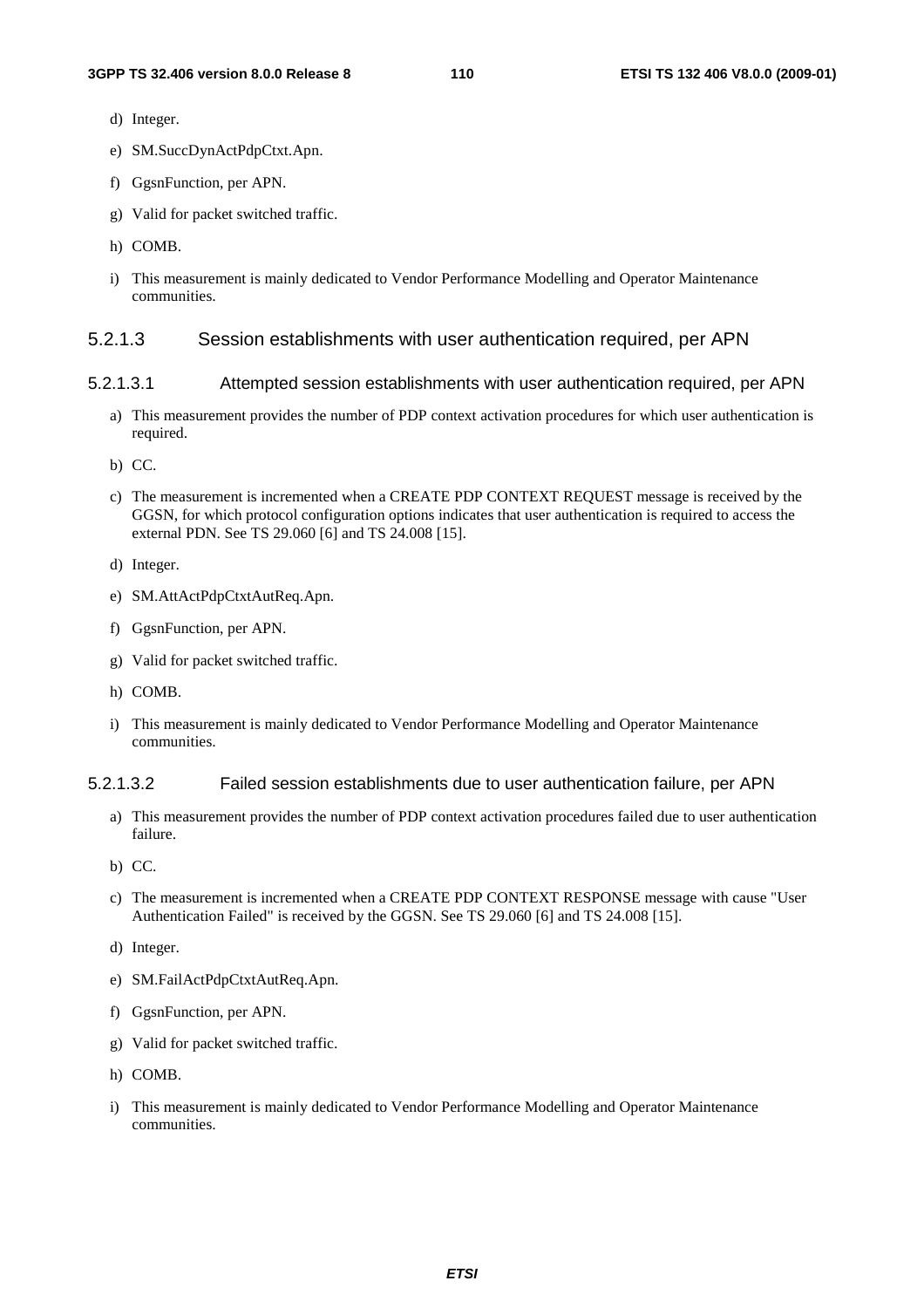d) Integer.

e) SM.SuccDynActPdpCtxt.Apn.

f) GgsnFunction, per APN.

g) Valid for packet switched traffic.

h) COMB.

i) This measurement is mainly dedicated to Vendor Performance Modelling and Operator Maintenance communities.

#### 5.2.1.3 Session establishments with user authentication required, per APN

##### 5.2.1.3.1 Attempted session establishments with user authentication required, per APN

a) This measurement provides the number of PDP context activation procedures for which user authentication is required.

b) CC.

c) The measurement is incremented when a CREATE PDP CONTEXT REQUEST message is received by the GGSN, for which protocol configuration options indicates that user authentication is required to access the external PDN. See TS 29.060 [6] and TS 24.008 [15].

d) Integer.

e) SM.AttActPdpCtxtAutReq.Apn.

f) GgsnFunction, per APN.

g) Valid for packet switched traffic.

h) COMB.

i) This measurement is mainly dedicated to Vendor Performance Modelling and Operator Maintenance communities.

##### 5.2.1.3.2 Failed session establishments due to user authentication failure, per APN

a) This measurement provides the number of PDP context activation procedures failed due to user authentication failure.

b) CC.

c) The measurement is incremented when a CREATE PDP CONTEXT RESPONSE message with cause "User Authentication Failed" is received by the GGSN. See TS 29.060 [6] and TS 24.008 [15].

d) Integer.

e) SM.FailActPdpCtxtAutReq.Apn.

f) GgsnFunction, per APN.

g) Valid for packet switched traffic.

h) COMB.

i) This measurement is mainly dedicated to Vendor Performance Modelling and Operator Maintenance communities.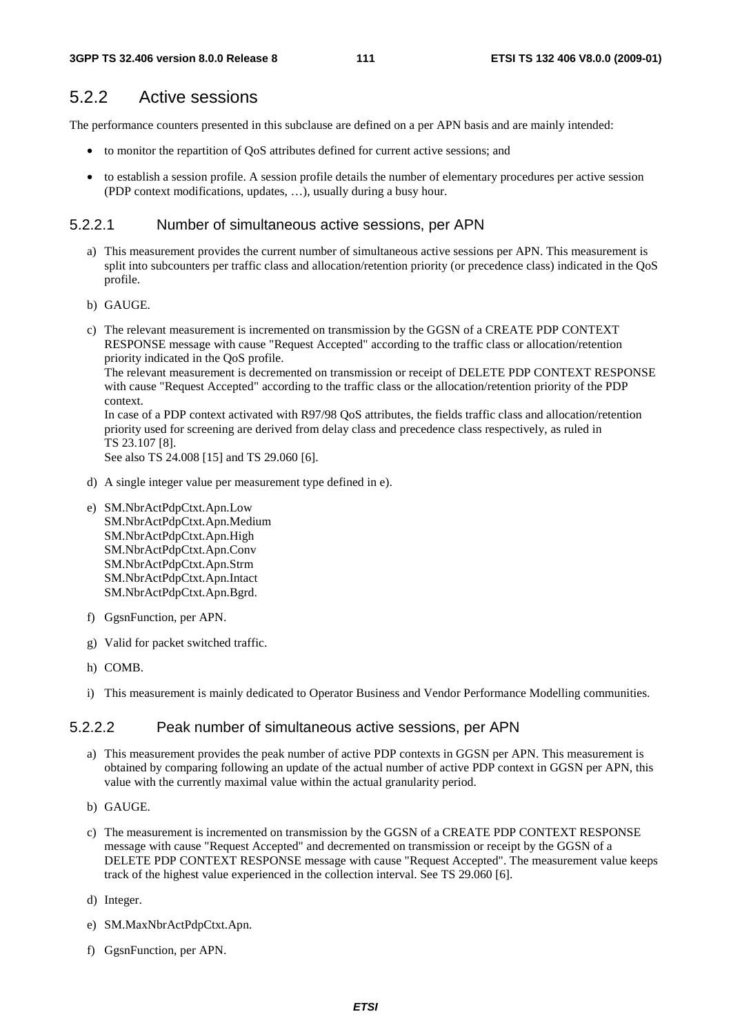## 5.2.2 Active sessions

The performance counters presented in this subclause are defined on a per APN basis and are mainly intended:

- to monitor the repartition of QoS attributes defined for current active sessions; and
- to establish a session profile. A session profile details the number of elementary procedures per active session (PDP context modifications, updates, …), usually during a busy hour.

### 5.2.2.1 Number of simultaneous active sessions, per APN

a) This measurement provides the current number of simultaneous active sessions per APN. This measurement is split into subcounters per traffic class and allocation/retention priority (or precedence class) indicated in the QoS profile.

b) GAUGE.

c) The relevant measurement is incremented on transmission by the GGSN of a CREATE PDP CONTEXT RESPONSE message with cause "Request Accepted" according to the traffic class or allocation/retention priority indicated in the QoS profile.
The relevant measurement is decremented on transmission or receipt of DELETE PDP CONTEXT RESPONSE with cause "Request Accepted" according to the traffic class or the allocation/retention priority of the PDP context.
In case of a PDP context activated with R97/98 QoS attributes, the fields traffic class and allocation/retention priority used for screening are derived from delay class and precedence class respectively, as ruled in TS 23.107 [8].
See also TS 24.008 [15] and TS 29.060 [6].

d) A single integer value per measurement type defined in e).

e) SM.NbrActPdpCtxt.Apn.Low
SM.NbrActPdpCtxt.Apn.Medium
SM.NbrActPdpCtxt.Apn.High
SM.NbrActPdpCtxt.Apn.Conv
SM.NbrActPdpCtxt.Apn.Strm
SM.NbrActPdpCtxt.Apn.Intact
SM.NbrActPdpCtxt.Apn.Bgrd.

f) GgsnFunction, per APN.

g) Valid for packet switched traffic.

h) COMB.

i) This measurement is mainly dedicated to Operator Business and Vendor Performance Modelling communities.

### 5.2.2.2 Peak number of simultaneous active sessions, per APN

a) This measurement provides the peak number of active PDP contexts in GGSN per APN. This measurement is obtained by comparing following an update of the actual number of active PDP context in GGSN per APN, this value with the currently maximal value within the actual granularity period.

b) GAUGE.

c) The measurement is incremented on transmission by the GGSN of a CREATE PDP CONTEXT RESPONSE message with cause "Request Accepted" and decremented on transmission or receipt by the GGSN of a DELETE PDP CONTEXT RESPONSE message with cause "Request Accepted". The measurement value keeps track of the highest value experienced in the collection interval. See TS 29.060 [6].

d) Integer.

e) SM.MaxNbrActPdpCtxt.Apn.

f) GgsnFunction, per APN.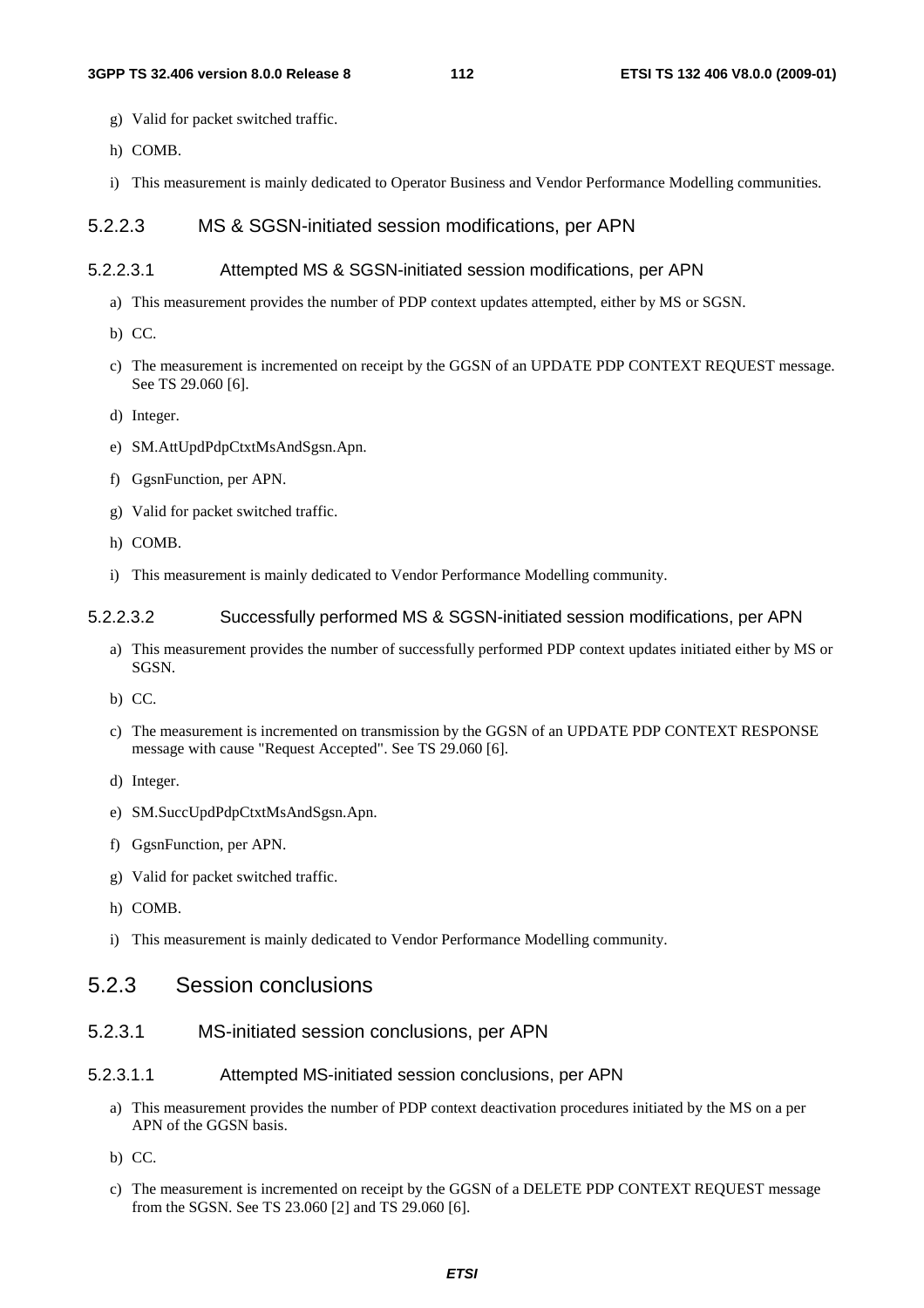g) Valid for packet switched traffic.

h) COMB.

i) This measurement is mainly dedicated to Operator Business and Vendor Performance Modelling communities.

#### 5.2.2.3 MS & SGSN-initiated session modifications, per APN

##### 5.2.2.3.1 Attempted MS & SGSN-initiated session modifications, per APN

a) This measurement provides the number of PDP context updates attempted, either by MS or SGSN.

b) CC.

c) The measurement is incremented on receipt by the GGSN of an UPDATE PDP CONTEXT REQUEST message. See TS 29.060 [6].

d) Integer.

e) SM.AttUpdPdpCtxtMsAndSgsn.Apn.

f) GgsnFunction, per APN.

g) Valid for packet switched traffic.

h) COMB.

i) This measurement is mainly dedicated to Vendor Performance Modelling community.

##### 5.2.2.3.2 Successfully performed MS & SGSN-initiated session modifications, per APN

a) This measurement provides the number of successfully performed PDP context updates initiated either by MS or SGSN.

b) CC.

c) The measurement is incremented on transmission by the GGSN of an UPDATE PDP CONTEXT RESPONSE message with cause "Request Accepted". See TS 29.060 [6].

d) Integer.

e) SM.SuccUpdPdpCtxtMsAndSgsn.Apn.

f) GgsnFunction, per APN.

g) Valid for packet switched traffic.

h) COMB.

i) This measurement is mainly dedicated to Vendor Performance Modelling community.

### 5.2.3 Session conclusions

#### 5.2.3.1 MS-initiated session conclusions, per APN

##### 5.2.3.1.1 Attempted MS-initiated session conclusions, per APN

a) This measurement provides the number of PDP context deactivation procedures initiated by the MS on a per APN of the GGSN basis.

b) CC.

c) The measurement is incremented on receipt by the GGSN of a DELETE PDP CONTEXT REQUEST message from the SGSN. See TS 23.060 [2] and TS 29.060 [6].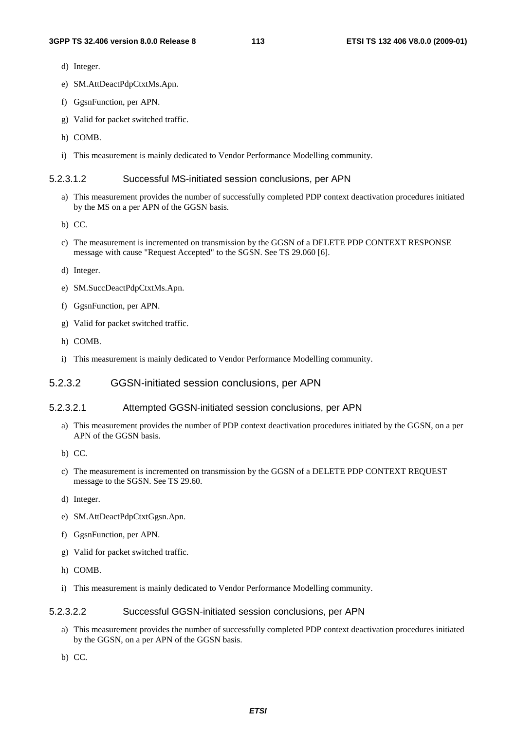d) Integer.

e) SM.AttDeactPdpCtxtMs.Apn.

f) GgsnFunction, per APN.

g) Valid for packet switched traffic.

h) COMB.

i) This measurement is mainly dedicated to Vendor Performance Modelling community.

#### 5.2.3.1.2 Successful MS-initiated session conclusions, per APN

a) This measurement provides the number of successfully completed PDP context deactivation procedures initiated by the MS on a per APN of the GGSN basis.

b) CC.

c) The measurement is incremented on transmission by the GGSN of a DELETE PDP CONTEXT RESPONSE message with cause "Request Accepted" to the SGSN. See TS 29.060 [6].

d) Integer.

e) SM.SuccDeactPdpCtxtMs.Apn.

f) GgsnFunction, per APN.

g) Valid for packet switched traffic.

h) COMB.

i) This measurement is mainly dedicated to Vendor Performance Modelling community.

### 5.2.3.2 GGSN-initiated session conclusions, per APN

#### 5.2.3.2.1 Attempted GGSN-initiated session conclusions, per APN

a) This measurement provides the number of PDP context deactivation procedures initiated by the GGSN, on a per APN of the GGSN basis.

b) CC.

c) The measurement is incremented on transmission by the GGSN of a DELETE PDP CONTEXT REQUEST message to the SGSN. See TS 29.60.

d) Integer.

e) SM.AttDeactPdpCtxtGgsn.Apn.

f) GgsnFunction, per APN.

g) Valid for packet switched traffic.

h) COMB.

i) This measurement is mainly dedicated to Vendor Performance Modelling community.

#### 5.2.3.2.2 Successful GGSN-initiated session conclusions, per APN

a) This measurement provides the number of successfully completed PDP context deactivation procedures initiated by the GGSN, on a per APN of the GGSN basis.

b) CC.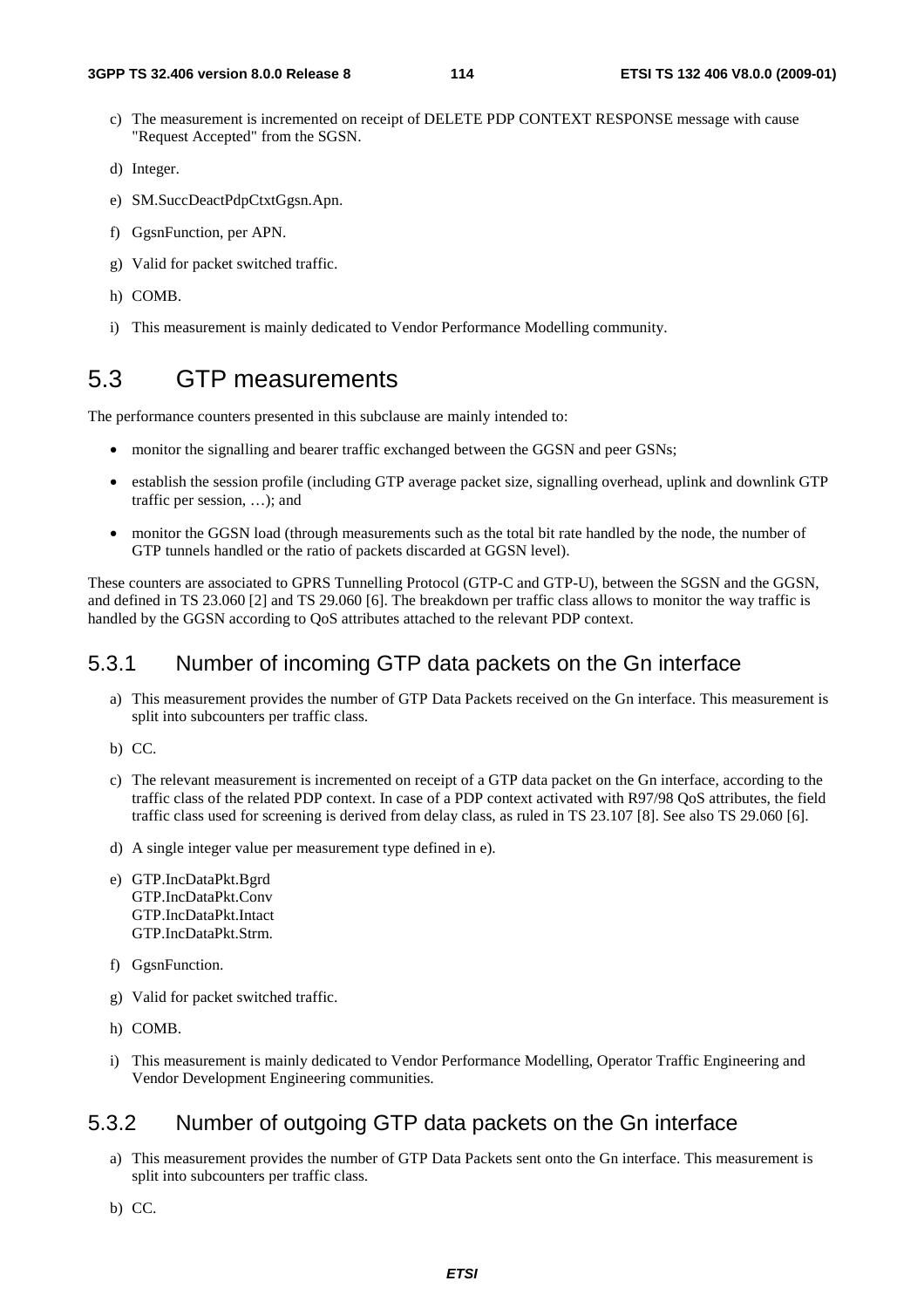c) The measurement is incremented on receipt of DELETE PDP CONTEXT RESPONSE message with cause "Request Accepted" from the SGSN.

d) Integer.

e) SM.SuccDeactPdpCtxtGgsn.Apn.

f) GgsnFunction, per APN.

g) Valid for packet switched traffic.

h) COMB.

i) This measurement is mainly dedicated to Vendor Performance Modelling community.

## 5.3 GTP measurements

The performance counters presented in this subclause are mainly intended to:

- monitor the signalling and bearer traffic exchanged between the GGSN and peer GSNs;
- establish the session profile (including GTP average packet size, signalling overhead, uplink and downlink GTP traffic per session, …); and
- monitor the GGSN load (through measurements such as the total bit rate handled by the node, the number of GTP tunnels handled or the ratio of packets discarded at GGSN level).

These counters are associated to GPRS Tunnelling Protocol (GTP-C and GTP-U), between the SGSN and the GGSN, and defined in TS 23.060 [2] and TS 29.060 [6]. The breakdown per traffic class allows to monitor the way traffic is handled by the GGSN according to QoS attributes attached to the relevant PDP context.

### 5.3.1 Number of incoming GTP data packets on the Gn interface

a) This measurement provides the number of GTP Data Packets received on the Gn interface. This measurement is split into subcounters per traffic class.

b) CC.

c) The relevant measurement is incremented on receipt of a GTP data packet on the Gn interface, according to the traffic class of the related PDP context. In case of a PDP context activated with R97/98 QoS attributes, the field traffic class used for screening is derived from delay class, as ruled in TS 23.107 [8]. See also TS 29.060 [6].

d) A single integer value per measurement type defined in e).

e) GTP.IncDataPkt.Bgrd
GTP.IncDataPkt.Conv
GTP.IncDataPkt.Intact
GTP.IncDataPkt.Strm.

f) GgsnFunction.

g) Valid for packet switched traffic.

h) COMB.

i) This measurement is mainly dedicated to Vendor Performance Modelling, Operator Traffic Engineering and Vendor Development Engineering communities.

### 5.3.2 Number of outgoing GTP data packets on the Gn interface

a) This measurement provides the number of GTP Data Packets sent onto the Gn interface. This measurement is split into subcounters per traffic class.

b) CC.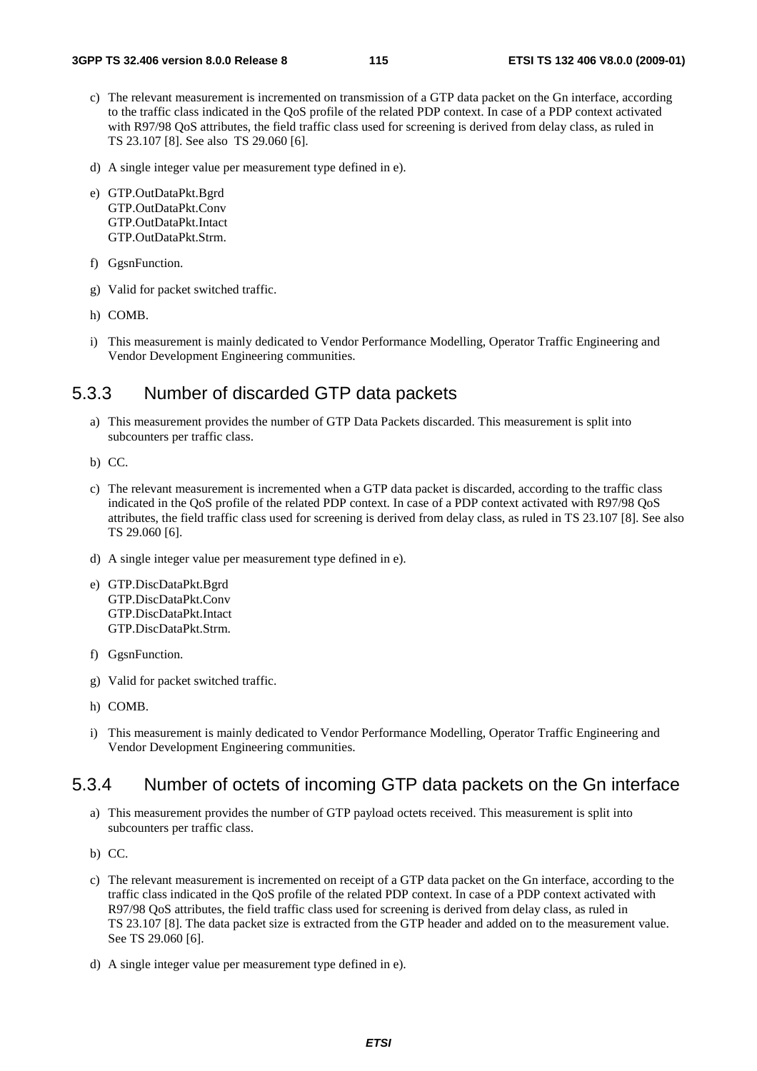c) The relevant measurement is incremented on transmission of a GTP data packet on the Gn interface, according to the traffic class indicated in the QoS profile of the related PDP context. In case of a PDP context activated with R97/98 QoS attributes, the field traffic class used for screening is derived from delay class, as ruled in TS 23.107 [8]. See also TS 29.060 [6].

d) A single integer value per measurement type defined in e).

e) GTP.OutDataPkt.Bgrd
GTP.OutDataPkt.Conv
GTP.OutDataPkt.Intact
GTP.OutDataPkt.Strm.

f) GgsnFunction.

g) Valid for packet switched traffic.

h) COMB.

i) This measurement is mainly dedicated to Vendor Performance Modelling, Operator Traffic Engineering and Vendor Development Engineering communities.

### 5.3.3 Number of discarded GTP data packets

a) This measurement provides the number of GTP Data Packets discarded. This measurement is split into subcounters per traffic class.

b) CC.

c) The relevant measurement is incremented when a GTP data packet is discarded, according to the traffic class indicated in the QoS profile of the related PDP context. In case of a PDP context activated with R97/98 QoS attributes, the field traffic class used for screening is derived from delay class, as ruled in TS 23.107 [8]. See also TS 29.060 [6].

d) A single integer value per measurement type defined in e).

e) GTP.DiscDataPkt.Bgrd
GTP.DiscDataPkt.Conv
GTP.DiscDataPkt.Intact
GTP.DiscDataPkt.Strm.

f) GgsnFunction.

g) Valid for packet switched traffic.

h) COMB.

i) This measurement is mainly dedicated to Vendor Performance Modelling, Operator Traffic Engineering and Vendor Development Engineering communities.

### 5.3.4 Number of octets of incoming GTP data packets on the Gn interface

a) This measurement provides the number of GTP payload octets received. This measurement is split into subcounters per traffic class.

b) CC.

c) The relevant measurement is incremented on receipt of a GTP data packet on the Gn interface, according to the traffic class indicated in the QoS profile of the related PDP context. In case of a PDP context activated with R97/98 QoS attributes, the field traffic class used for screening is derived from delay class, as ruled in TS 23.107 [8]. The data packet size is extracted from the GTP header and added on to the measurement value. See TS 29.060 [6].

d) A single integer value per measurement type defined in e).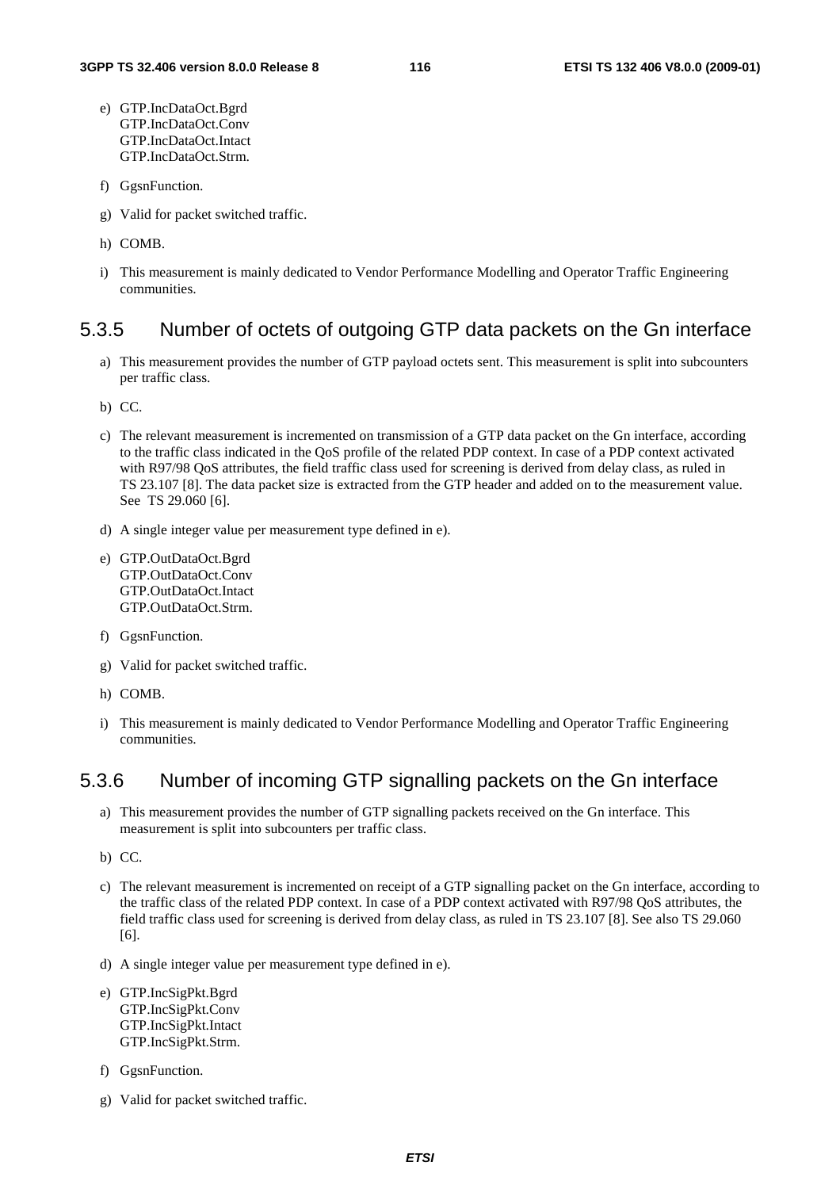e) GTP.IncDataOct.Bgrd
   GTP.IncDataOct.Conv
   GTP.IncDataOct.Intact
   GTP.IncDataOct.Strm.

f) GgsnFunction.

g) Valid for packet switched traffic.

h) COMB.

i) This measurement is mainly dedicated to Vendor Performance Modelling and Operator Traffic Engineering communities.

### 5.3.5 Number of octets of outgoing GTP data packets on the Gn interface

a) This measurement provides the number of GTP payload octets sent. This measurement is split into subcounters per traffic class.

b) CC.

c) The relevant measurement is incremented on transmission of a GTP data packet on the Gn interface, according to the traffic class indicated in the QoS profile of the related PDP context. In case of a PDP context activated with R97/98 QoS attributes, the field traffic class used for screening is derived from delay class, as ruled in TS 23.107 [8]. The data packet size is extracted from the GTP header and added on to the measurement value. See TS 29.060 [6].

d) A single integer value per measurement type defined in e).

e) GTP.OutDataOct.Bgrd
   GTP.OutDataOct.Conv
   GTP.OutDataOct.Intact
   GTP.OutDataOct.Strm.

f) GgsnFunction.

g) Valid for packet switched traffic.

h) COMB.

i) This measurement is mainly dedicated to Vendor Performance Modelling and Operator Traffic Engineering communities.

### 5.3.6 Number of incoming GTP signalling packets on the Gn interface

a) This measurement provides the number of GTP signalling packets received on the Gn interface. This measurement is split into subcounters per traffic class.

b) CC.

c) The relevant measurement is incremented on receipt of a GTP signalling packet on the Gn interface, according to the traffic class of the related PDP context. In case of a PDP context activated with R97/98 QoS attributes, the field traffic class used for screening is derived from delay class, as ruled in TS 23.107 [8]. See also TS 29.060 [6].

d) A single integer value per measurement type defined in e).

e) GTP.IncSigPkt.Bgrd
   GTP.IncSigPkt.Conv
   GTP.IncSigPkt.Intact
   GTP.IncSigPkt.Strm.

f) GgsnFunction.

g) Valid for packet switched traffic.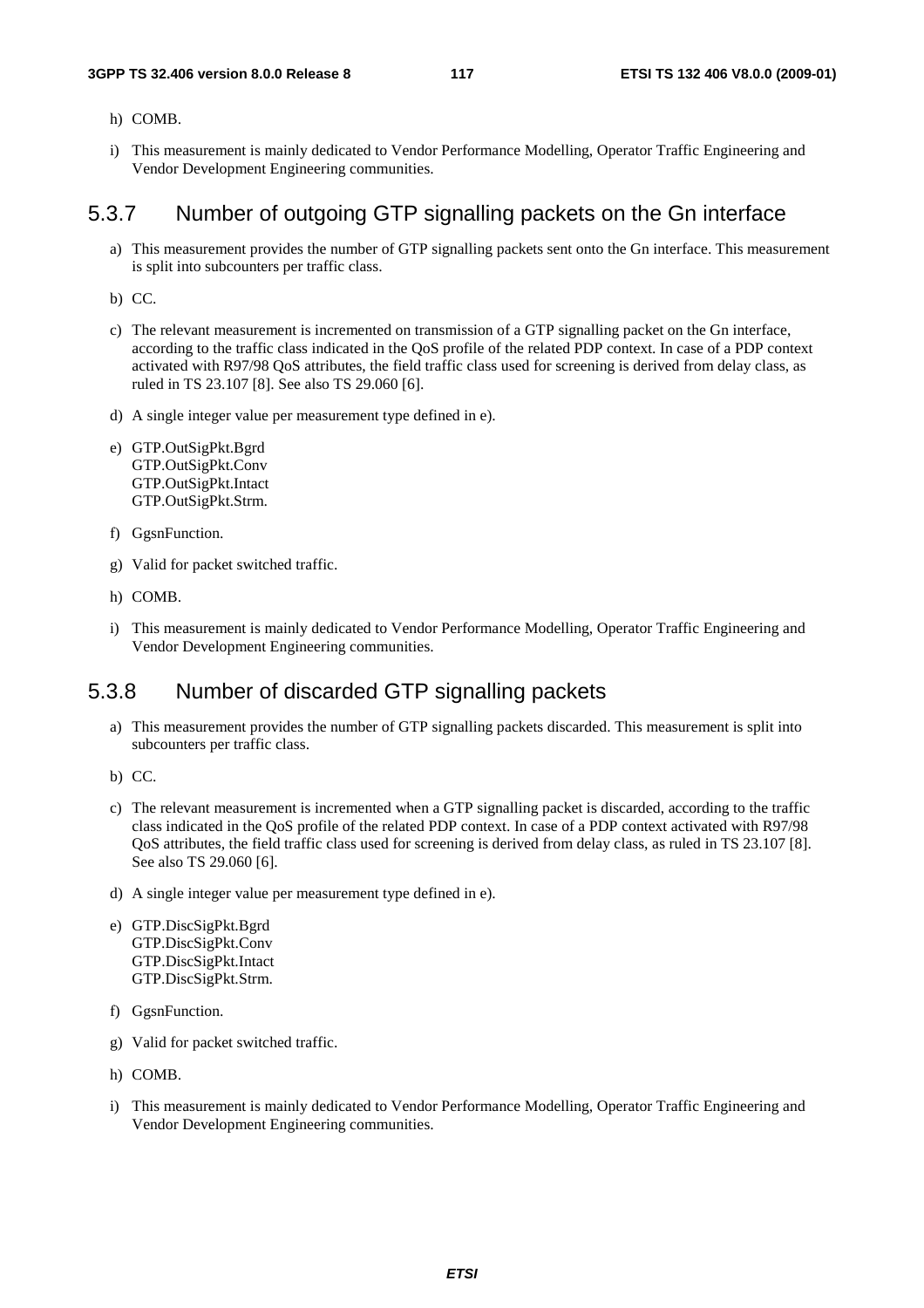h) COMB.

i) This measurement is mainly dedicated to Vendor Performance Modelling, Operator Traffic Engineering and Vendor Development Engineering communities.

### 5.3.7 Number of outgoing GTP signalling packets on the Gn interface

a) This measurement provides the number of GTP signalling packets sent onto the Gn interface. This measurement is split into subcounters per traffic class.

b) CC.

c) The relevant measurement is incremented on transmission of a GTP signalling packet on the Gn interface, according to the traffic class indicated in the QoS profile of the related PDP context. In case of a PDP context activated with R97/98 QoS attributes, the field traffic class used for screening is derived from delay class, as ruled in TS 23.107 [8]. See also TS 29.060 [6].

d) A single integer value per measurement type defined in e).

e) GTP.OutSigPkt.Bgrd
GTP.OutSigPkt.Conv
GTP.OutSigPkt.Intact
GTP.OutSigPkt.Strm.

f) GgsnFunction.

g) Valid for packet switched traffic.

h) COMB.

i) This measurement is mainly dedicated to Vendor Performance Modelling, Operator Traffic Engineering and Vendor Development Engineering communities.

### 5.3.8 Number of discarded GTP signalling packets

a) This measurement provides the number of GTP signalling packets discarded. This measurement is split into subcounters per traffic class.

b) CC.

c) The relevant measurement is incremented when a GTP signalling packet is discarded, according to the traffic class indicated in the QoS profile of the related PDP context. In case of a PDP context activated with R97/98 QoS attributes, the field traffic class used for screening is derived from delay class, as ruled in TS 23.107 [8]. See also TS 29.060 [6].

d) A single integer value per measurement type defined in e).

e) GTP.DiscSigPkt.Bgrd
GTP.DiscSigPkt.Conv
GTP.DiscSigPkt.Intact
GTP.DiscSigPkt.Strm.

f) GgsnFunction.

g) Valid for packet switched traffic.

h) COMB.

i) This measurement is mainly dedicated to Vendor Performance Modelling, Operator Traffic Engineering and Vendor Development Engineering communities.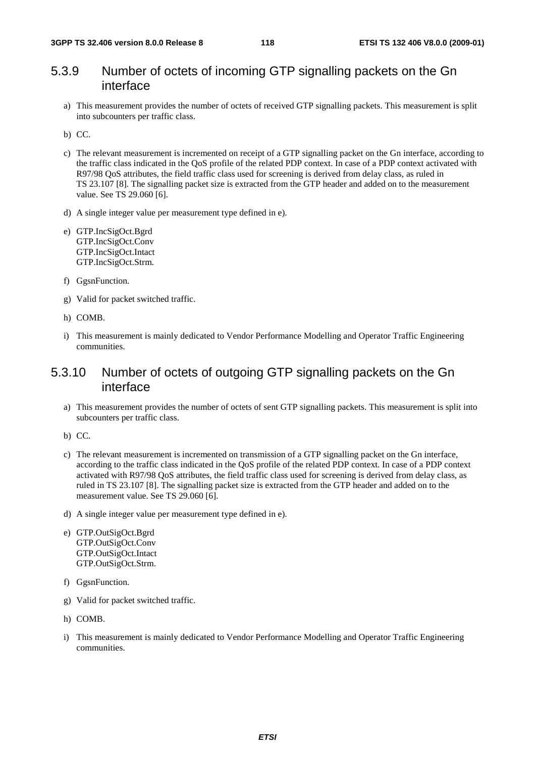### 5.3.9 Number of octets of incoming GTP signalling packets on the Gn interface

a) This measurement provides the number of octets of received GTP signalling packets. This measurement is split into subcounters per traffic class.

b) CC.

c) The relevant measurement is incremented on receipt of a GTP signalling packet on the Gn interface, according to the traffic class indicated in the QoS profile of the related PDP context. In case of a PDP context activated with R97/98 QoS attributes, the field traffic class used for screening is derived from delay class, as ruled in TS 23.107 [8]. The signalling packet size is extracted from the GTP header and added on to the measurement value. See TS 29.060 [6].

d) A single integer value per measurement type defined in e).

e) GTP.IncSigOct.Bgrd
GTP.IncSigOct.Conv
GTP.IncSigOct.Intact
GTP.IncSigOct.Strm.

f) GgsnFunction.

g) Valid for packet switched traffic.

h) COMB.

i) This measurement is mainly dedicated to Vendor Performance Modelling and Operator Traffic Engineering communities.

### 5.3.10 Number of octets of outgoing GTP signalling packets on the Gn interface

a) This measurement provides the number of octets of sent GTP signalling packets. This measurement is split into subcounters per traffic class.

b) CC.

c) The relevant measurement is incremented on transmission of a GTP signalling packet on the Gn interface, according to the traffic class indicated in the QoS profile of the related PDP context. In case of a PDP context activated with R97/98 QoS attributes, the field traffic class used for screening is derived from delay class, as ruled in TS 23.107 [8]. The signalling packet size is extracted from the GTP header and added on to the measurement value. See TS 29.060 [6].

d) A single integer value per measurement type defined in e).

e) GTP.OutSigOct.Bgrd
GTP.OutSigOct.Conv
GTP.OutSigOct.Intact
GTP.OutSigOct.Strm.

f) GgsnFunction.

g) Valid for packet switched traffic.

h) COMB.

i) This measurement is mainly dedicated to Vendor Performance Modelling and Operator Traffic Engineering communities.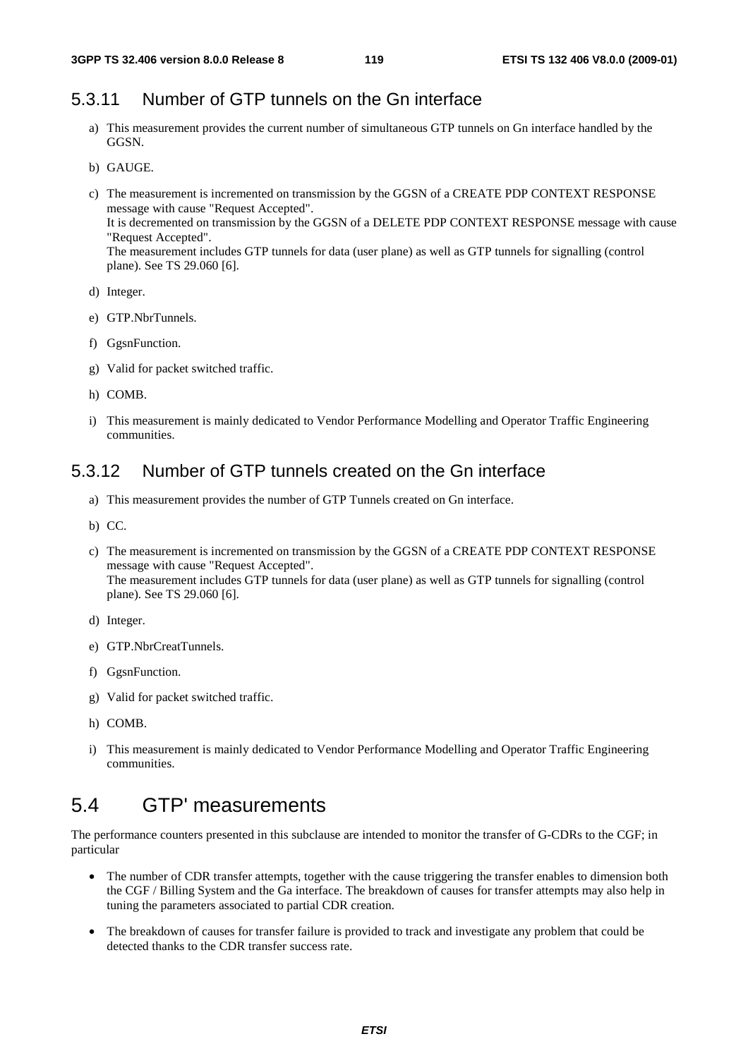### 5.3.11 Number of GTP tunnels on the Gn interface

a) This measurement provides the current number of simultaneous GTP tunnels on Gn interface handled by the GGSN.

b) GAUGE.

c) The measurement is incremented on transmission by the GGSN of a CREATE PDP CONTEXT RESPONSE message with cause "Request Accepted".
It is decremented on transmission by the GGSN of a DELETE PDP CONTEXT RESPONSE message with cause "Request Accepted".
The measurement includes GTP tunnels for data (user plane) as well as GTP tunnels for signalling (control plane). See TS 29.060 [6].

d) Integer.

e) GTP.NbrTunnels.

f) GgsnFunction.

g) Valid for packet switched traffic.

h) COMB.

i) This measurement is mainly dedicated to Vendor Performance Modelling and Operator Traffic Engineering communities.

### 5.3.12 Number of GTP tunnels created on the Gn interface

a) This measurement provides the number of GTP Tunnels created on Gn interface.

b) CC.

c) The measurement is incremented on transmission by the GGSN of a CREATE PDP CONTEXT RESPONSE message with cause "Request Accepted".
The measurement includes GTP tunnels for data (user plane) as well as GTP tunnels for signalling (control plane). See TS 29.060 [6].

d) Integer.

e) GTP.NbrCreatTunnels.

f) GgsnFunction.

g) Valid for packet switched traffic.

h) COMB.

i) This measurement is mainly dedicated to Vendor Performance Modelling and Operator Traffic Engineering communities.

## 5.4 GTP' measurements

The performance counters presented in this subclause are intended to monitor the transfer of G-CDRs to the CGF; in particular

- The number of CDR transfer attempts, together with the cause triggering the transfer enables to dimension both the CGF / Billing System and the Ga interface. The breakdown of causes for transfer attempts may also help in tuning the parameters associated to partial CDR creation.
- The breakdown of causes for transfer failure is provided to track and investigate any problem that could be detected thanks to the CDR transfer success rate.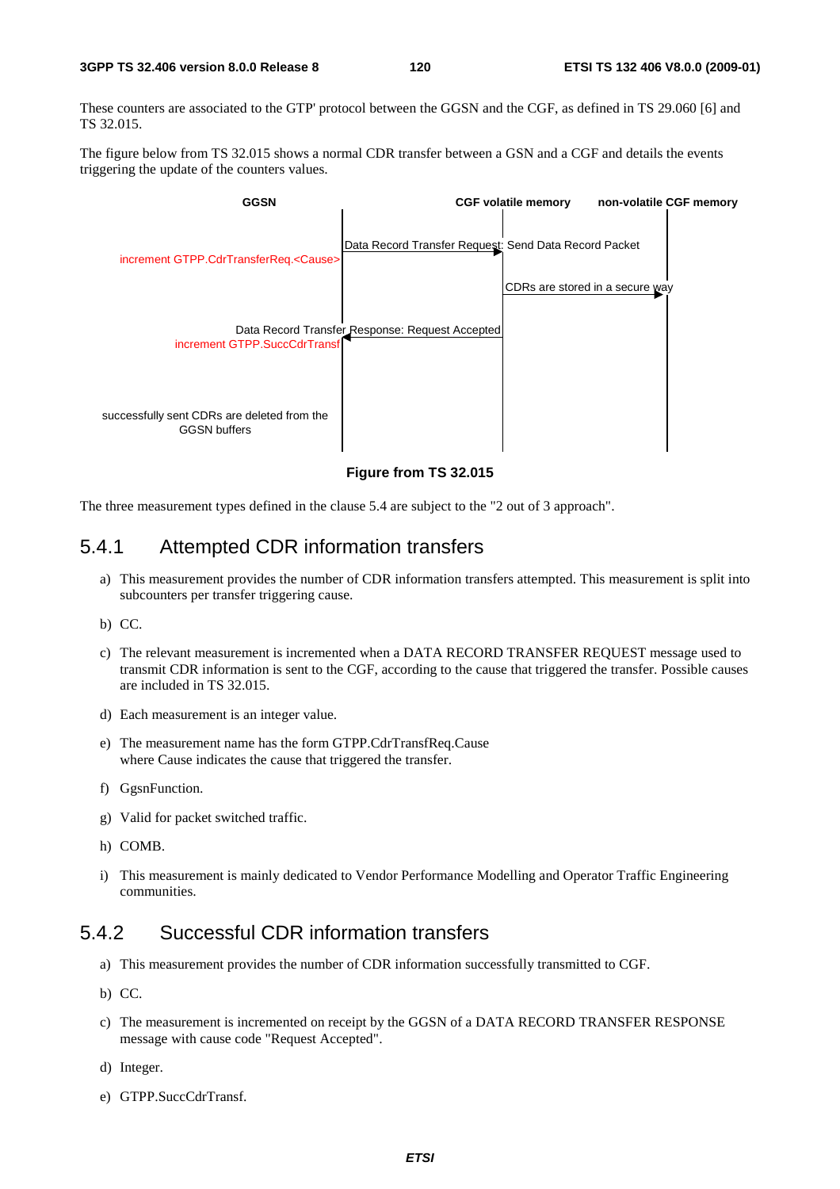These counters are associated to the GTP' protocol between the GGSN and the CGF, as defined in TS 29.060 [6] and TS 32.015.

The figure below from TS 32.015 shows a normal CDR transfer between a GSN and a CGF and details the events triggering the update of the counters values.

GGSN | CGF volatile memory | non-volatile CGF memory

increment GTPP.CdrTransferReq.<Cause>

Data Record Transfer Request: Send Data Record Packet

CDRs are stored in a secure way

Data Record Transfer Response: Request Accepted

increment GTPP.SuccCdrTransf

successfully sent CDRs are deleted from the GGSN buffers

**Figure from TS 32.015**

The three measurement types defined in the clause 5.4 are subject to the "2 out of 3 approach".

## 5.4.1 Attempted CDR information transfers

a) This measurement provides the number of CDR information transfers attempted. This measurement is split into subcounters per transfer triggering cause.

b) CC.

c) The relevant measurement is incremented when a DATA RECORD TRANSFER REQUEST message used to transmit CDR information is sent to the CGF, according to the cause that triggered the transfer. Possible causes are included in TS 32.015.

d) Each measurement is an integer value.

e) The measurement name has the form GTPP.CdrTransfReq.Cause
where Cause indicates the cause that triggered the transfer.

f) GgsnFunction.

g) Valid for packet switched traffic.

h) COMB.

i) This measurement is mainly dedicated to Vendor Performance Modelling and Operator Traffic Engineering communities.

## 5.4.2 Successful CDR information transfers

a) This measurement provides the number of CDR information successfully transmitted to CGF.

b) CC.

c) The measurement is incremented on receipt by the GGSN of a DATA RECORD TRANSFER RESPONSE message with cause code "Request Accepted".

d) Integer.

e) GTPP.SuccCdrTransf.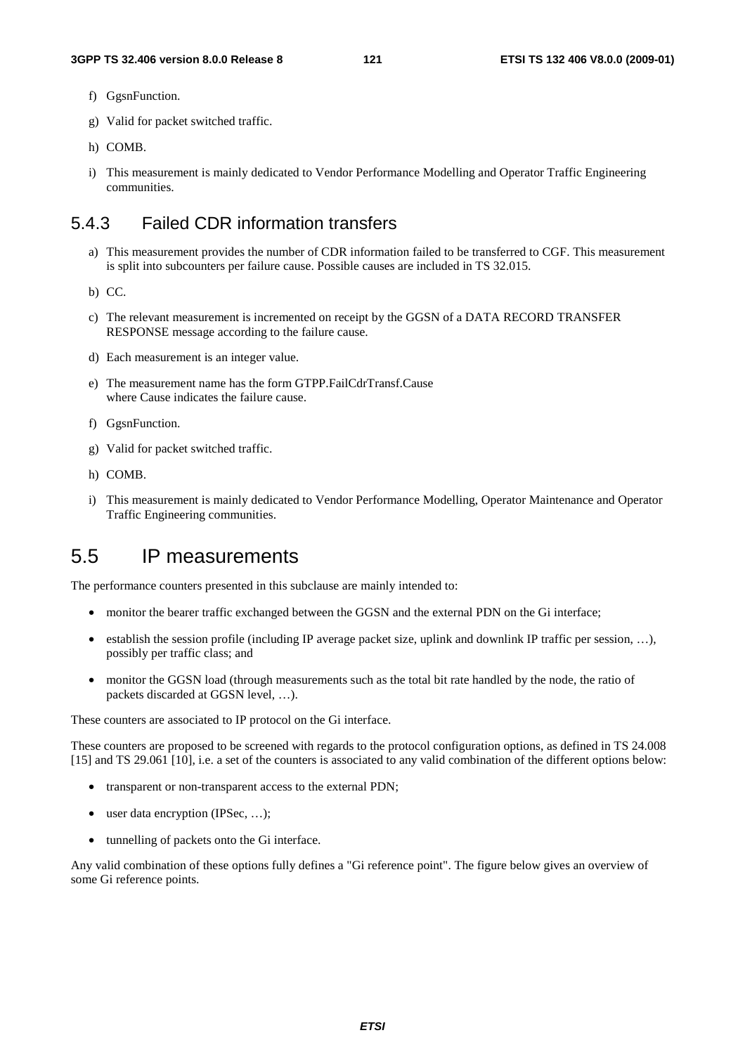f) GgsnFunction.

g) Valid for packet switched traffic.

h) COMB.

i) This measurement is mainly dedicated to Vendor Performance Modelling and Operator Traffic Engineering communities.

### 5.4.3 Failed CDR information transfers

a) This measurement provides the number of CDR information failed to be transferred to CGF. This measurement is split into subcounters per failure cause. Possible causes are included in TS 32.015.

b) CC.

c) The relevant measurement is incremented on receipt by the GGSN of a DATA RECORD TRANSFER RESPONSE message according to the failure cause.

d) Each measurement is an integer value.

e) The measurement name has the form GTPP.FailCdrTransf.Cause
where Cause indicates the failure cause.

f) GgsnFunction.

g) Valid for packet switched traffic.

h) COMB.

i) This measurement is mainly dedicated to Vendor Performance Modelling, Operator Maintenance and Operator Traffic Engineering communities.

## 5.5 IP measurements

The performance counters presented in this subclause are mainly intended to:

- monitor the bearer traffic exchanged between the GGSN and the external PDN on the Gi interface;
- establish the session profile (including IP average packet size, uplink and downlink IP traffic per session, …), possibly per traffic class; and
- monitor the GGSN load (through measurements such as the total bit rate handled by the node, the ratio of packets discarded at GGSN level, …).

These counters are associated to IP protocol on the Gi interface.

These counters are proposed to be screened with regards to the protocol configuration options, as defined in TS 24.008 [15] and TS 29.061 [10], i.e. a set of the counters is associated to any valid combination of the different options below:

- transparent or non-transparent access to the external PDN;
- user data encryption (IPSec, …);
- tunnelling of packets onto the Gi interface.

Any valid combination of these options fully defines a "Gi reference point". The figure below gives an overview of some Gi reference points.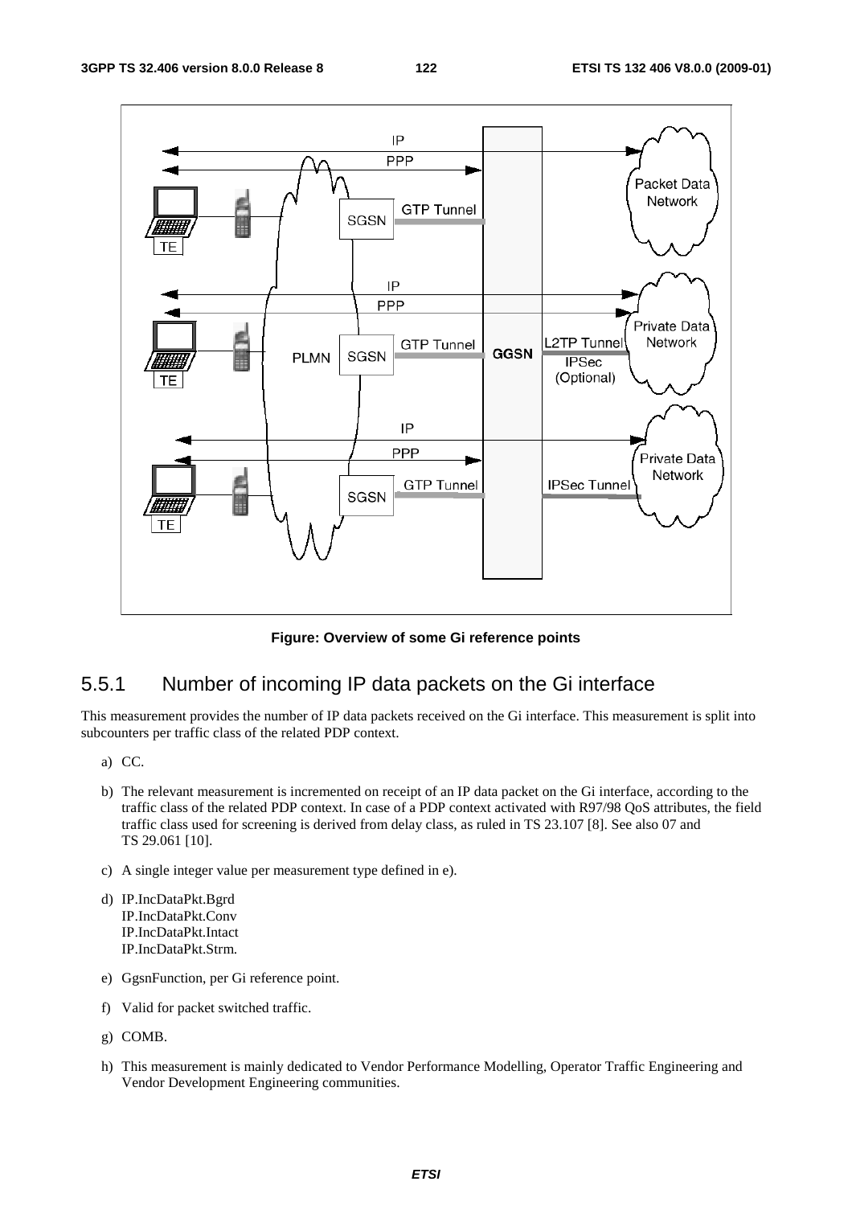Figure: Overview of some Gi reference points

## 5.5.1 Number of incoming IP data packets on the Gi interface

This measurement provides the number of IP data packets received on the Gi interface. This measurement is split into subcounters per traffic class of the related PDP context.

a) CC.

b) The relevant measurement is incremented on receipt of an IP data packet on the Gi interface, according to the traffic class of the related PDP context. In case of a PDP context activated with R97/98 QoS attributes, the field traffic class used for screening is derived from delay class, as ruled in TS 23.107 [8]. See also 07 and TS 29.061 [10].

c) A single integer value per measurement type defined in e).

d) IP.IncDataPkt.Bgrd
IP.IncDataPkt.Conv
IP.IncDataPkt.Intact
IP.IncDataPkt.Strm.

e) GgsnFunction, per Gi reference point.

f) Valid for packet switched traffic.

g) COMB.

h) This measurement is mainly dedicated to Vendor Performance Modelling, Operator Traffic Engineering and Vendor Development Engineering communities.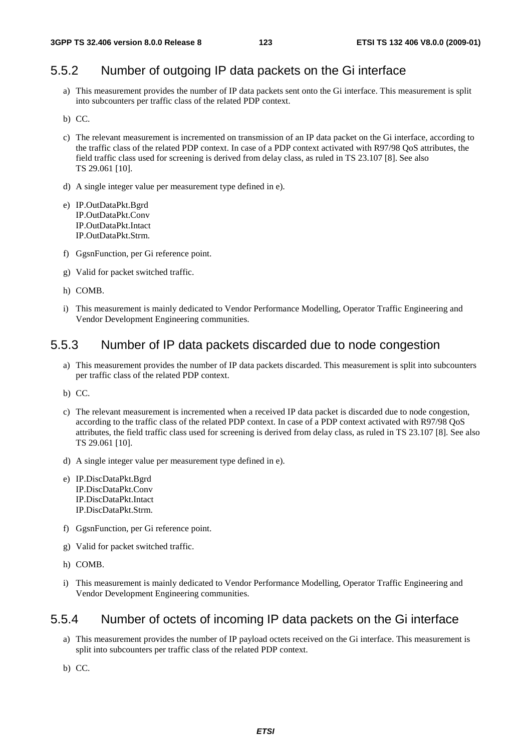### 5.5.2 Number of outgoing IP data packets on the Gi interface

a) This measurement provides the number of IP data packets sent onto the Gi interface. This measurement is split into subcounters per traffic class of the related PDP context.

b) CC.

c) The relevant measurement is incremented on transmission of an IP data packet on the Gi interface, according to the traffic class of the related PDP context. In case of a PDP context activated with R97/98 QoS attributes, the field traffic class used for screening is derived from delay class, as ruled in TS 23.107 [8]. See also TS 29.061 [10].

d) A single integer value per measurement type defined in e).

e) IP.OutDataPkt.Bgrd
IP.OutDataPkt.Conv
IP.OutDataPkt.Intact
IP.OutDataPkt.Strm.

f) GgsnFunction, per Gi reference point.

g) Valid for packet switched traffic.

h) COMB.

i) This measurement is mainly dedicated to Vendor Performance Modelling, Operator Traffic Engineering and Vendor Development Engineering communities.

### 5.5.3 Number of IP data packets discarded due to node congestion

a) This measurement provides the number of IP data packets discarded. This measurement is split into subcounters per traffic class of the related PDP context.

b) CC.

c) The relevant measurement is incremented when a received IP data packet is discarded due to node congestion, according to the traffic class of the related PDP context. In case of a PDP context activated with R97/98 QoS attributes, the field traffic class used for screening is derived from delay class, as ruled in TS 23.107 [8]. See also TS 29.061 [10].

d) A single integer value per measurement type defined in e).

e) IP.DiscDataPkt.Bgrd
IP.DiscDataPkt.Conv
IP.DiscDataPkt.Intact
IP.DiscDataPkt.Strm.

f) GgsnFunction, per Gi reference point.

g) Valid for packet switched traffic.

h) COMB.

i) This measurement is mainly dedicated to Vendor Performance Modelling, Operator Traffic Engineering and Vendor Development Engineering communities.

### 5.5.4 Number of octets of incoming IP data packets on the Gi interface

a) This measurement provides the number of IP payload octets received on the Gi interface. This measurement is split into subcounters per traffic class of the related PDP context.

b) CC.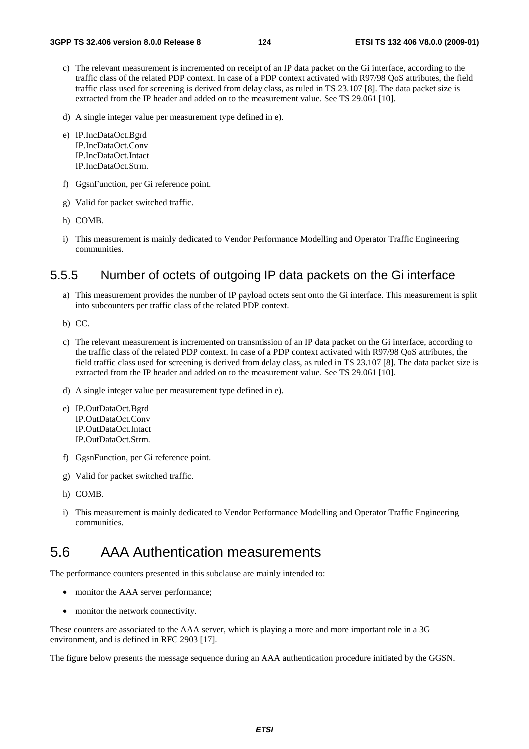c) The relevant measurement is incremented on receipt of an IP data packet on the Gi interface, according to the traffic class of the related PDP context. In case of a PDP context activated with R97/98 QoS attributes, the field traffic class used for screening is derived from delay class, as ruled in TS 23.107 [8]. The data packet size is extracted from the IP header and added on to the measurement value. See TS 29.061 [10].

d) A single integer value per measurement type defined in e).

e) IP.IncDataOct.Bgrd
IP.IncDataOct.Conv
IP.IncDataOct.Intact
IP.IncDataOct.Strm.

f) GgsnFunction, per Gi reference point.

g) Valid for packet switched traffic.

h) COMB.

i) This measurement is mainly dedicated to Vendor Performance Modelling and Operator Traffic Engineering communities.

### 5.5.5 Number of octets of outgoing IP data packets on the Gi interface

a) This measurement provides the number of IP payload octets sent onto the Gi interface. This measurement is split into subcounters per traffic class of the related PDP context.

b) CC.

c) The relevant measurement is incremented on transmission of an IP data packet on the Gi interface, according to the traffic class of the related PDP context. In case of a PDP context activated with R97/98 QoS attributes, the field traffic class used for screening is derived from delay class, as ruled in TS 23.107 [8]. The data packet size is extracted from the IP header and added on to the measurement value. See TS 29.061 [10].

d) A single integer value per measurement type defined in e).

e) IP.OutDataOct.Bgrd
IP.OutDataOct.Conv
IP.OutDataOct.Intact
IP.OutDataOct.Strm.

f) GgsnFunction, per Gi reference point.

g) Valid for packet switched traffic.

h) COMB.

i) This measurement is mainly dedicated to Vendor Performance Modelling and Operator Traffic Engineering communities.

## 5.6 AAA Authentication measurements

The performance counters presented in this subclause are mainly intended to:

- monitor the AAA server performance;
- monitor the network connectivity.

These counters are associated to the AAA server, which is playing a more and more important role in a 3G environment, and is defined in RFC 2903 [17].

The figure below presents the message sequence during an AAA authentication procedure initiated by the GGSN.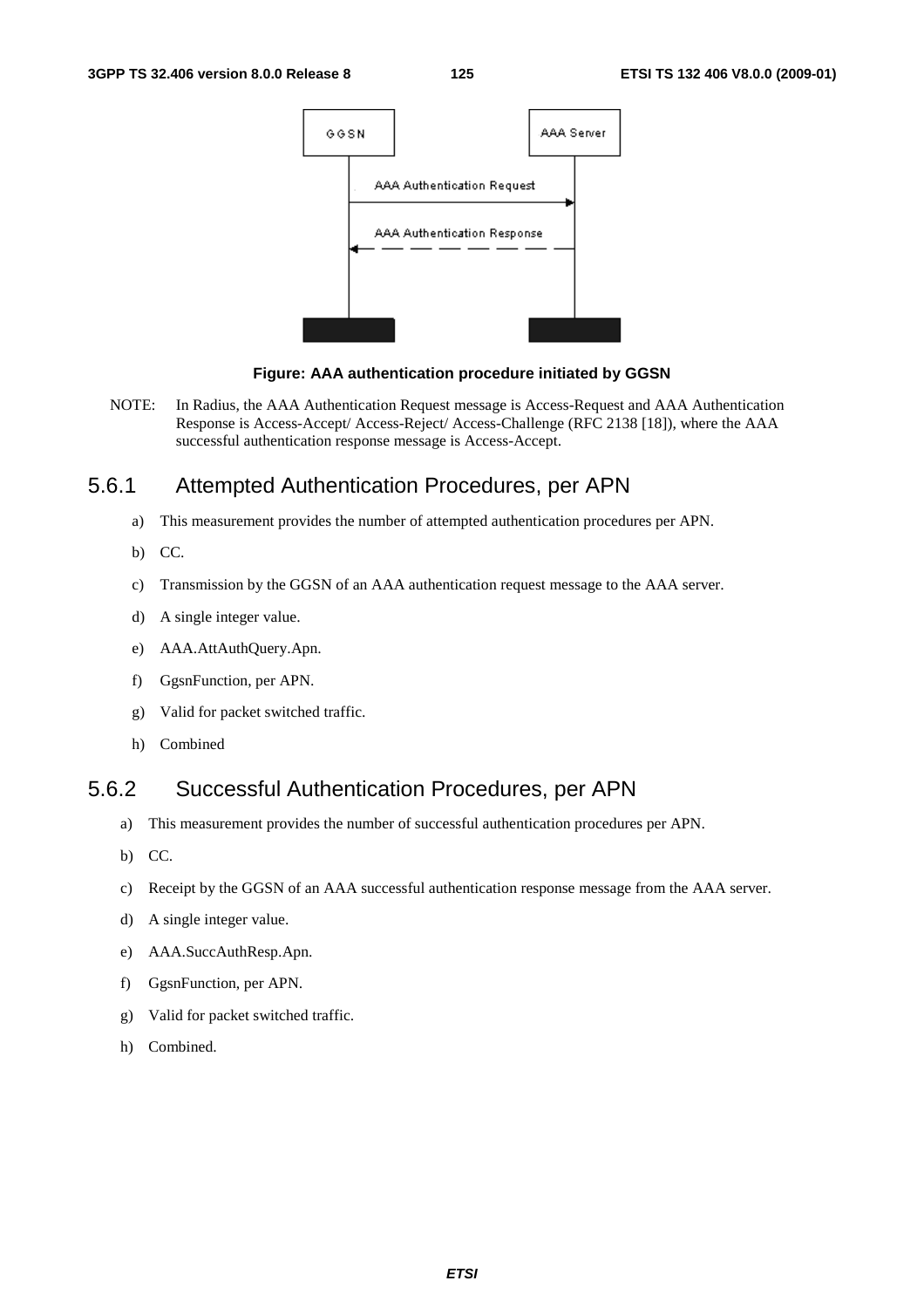**Figure: AAA authentication procedure initiated by GGSN**

NOTE: In Radius, the AAA Authentication Request message is Access-Request and AAA Authentication Response is Access-Accept/ Access-Reject/ Access-Challenge (RFC 2138 [18]), where the AAA successful authentication response message is Access-Accept.

## 5.6.1 Attempted Authentication Procedures, per APN

a) This measurement provides the number of attempted authentication procedures per APN.

b) CC.

c) Transmission by the GGSN of an AAA authentication request message to the AAA server.

d) A single integer value.

e) AAA.AttAuthQuery.Apn.

f) GgsnFunction, per APN.

g) Valid for packet switched traffic.

h) Combined

## 5.6.2 Successful Authentication Procedures, per APN

a) This measurement provides the number of successful authentication procedures per APN.

b) CC.

c) Receipt by the GGSN of an AAA successful authentication response message from the AAA server.

d) A single integer value.

e) AAA.SuccAuthResp.Apn.

f) GgsnFunction, per APN.

g) Valid for packet switched traffic.

h) Combined.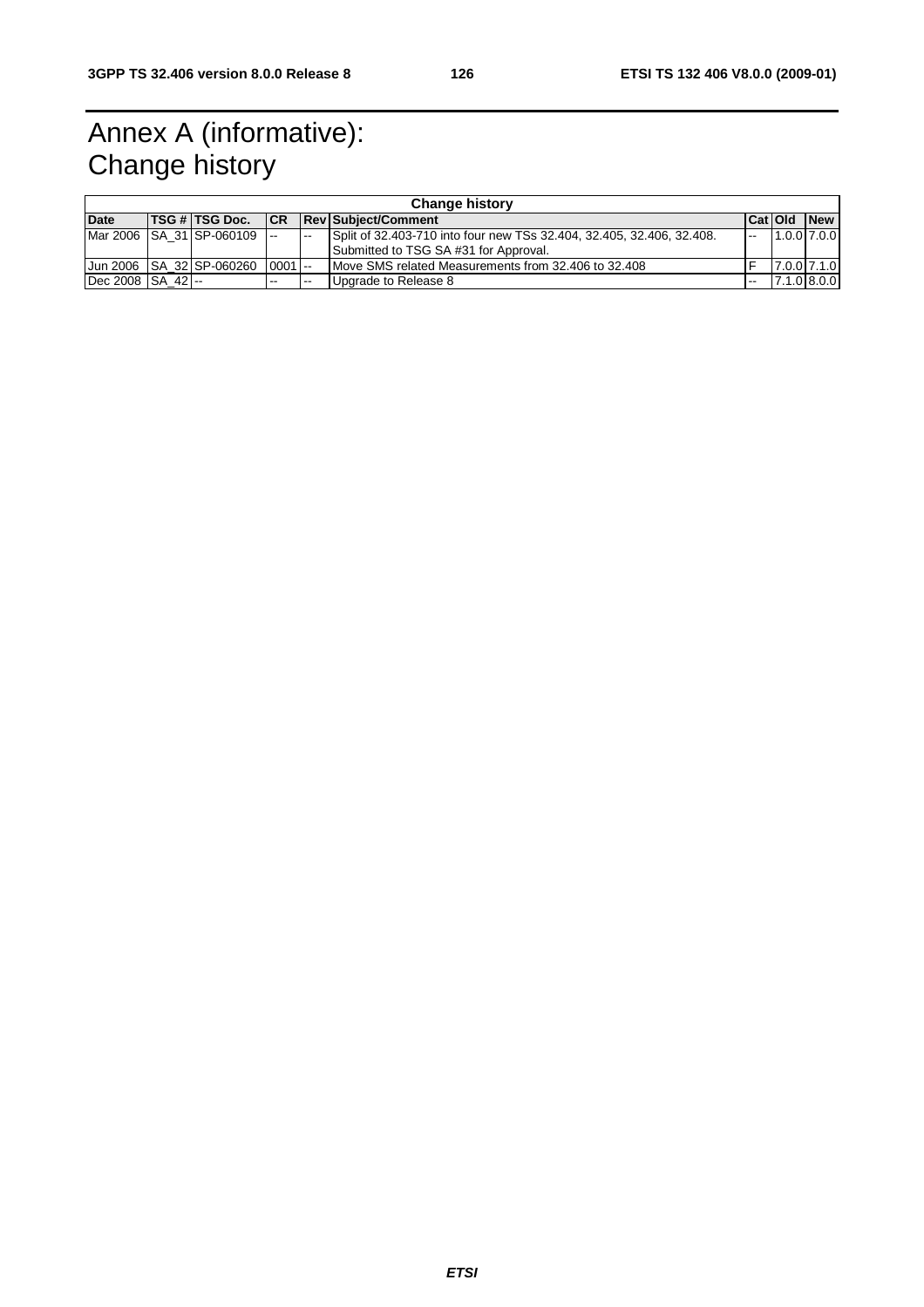# Annex A (informative): Change history

| Change history | | | | | | | | |
|---|---|---|---|---|---|---|---|---|
| **Date** | **TSG #** | **TSG Doc.** | **CR** | **Rev** | **Subject/Comment** | **Cat** | **Old** | **New** |
| Mar 2006 | SA_31 | SP-060109 | -- | -- | Split of 32.403-710 into four new TSs 32.404, 32.405, 32.406, 32.408. Submitted to TSG SA #31 for Approval. | -- | 1.0.0 | 7.0.0 |
| Jun 2006 | SA_32 | SP-060260 | 0001 | -- | Move SMS related Measurements from 32.406 to 32.408 | F | 7.0.0 | 7.1.0 |
| Dec 2008 | SA_42 | -- | -- | -- | Upgrade to Release 8 | -- | 7.1.0 | 8.0.0 |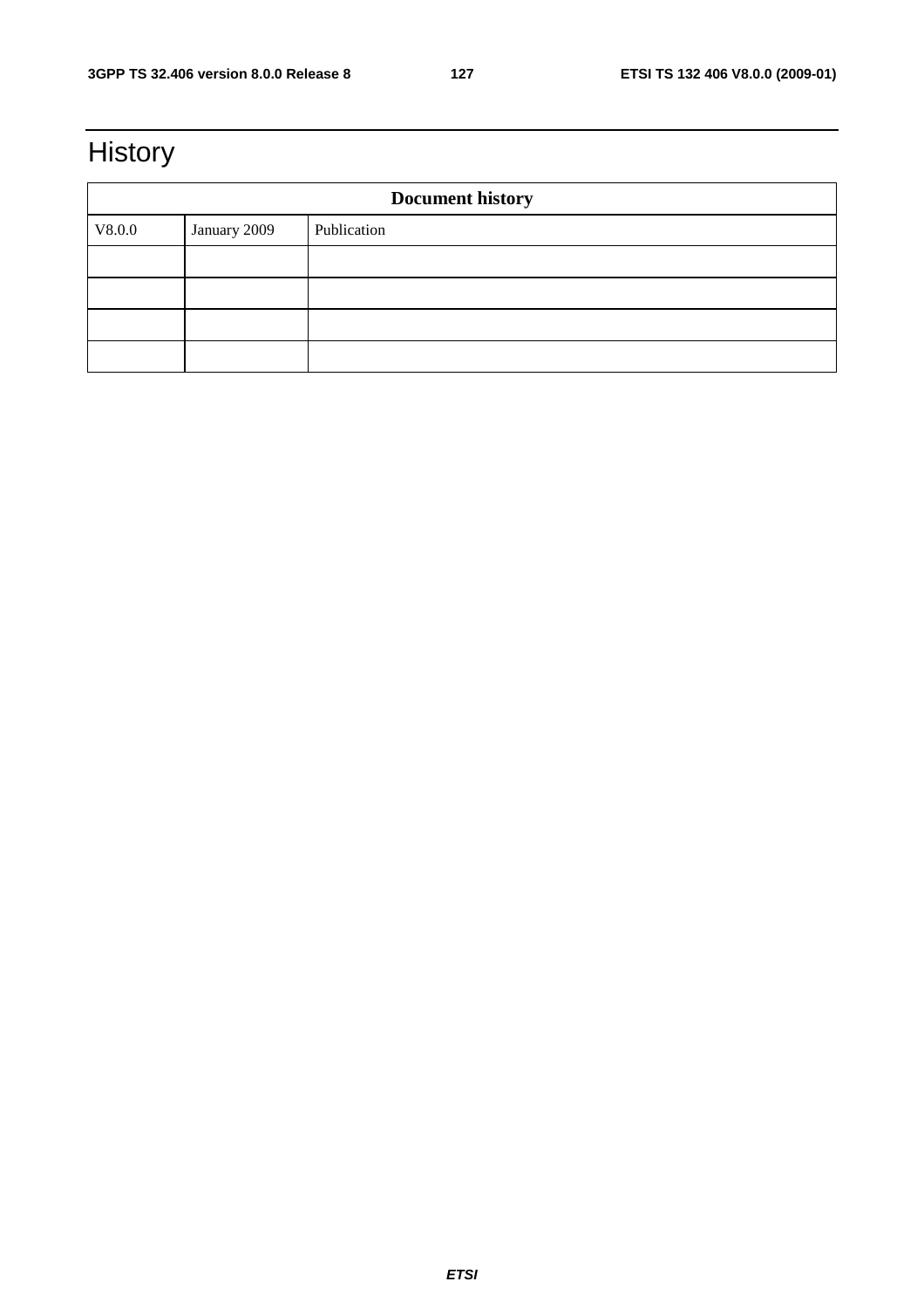# History

| Document history | | |
|---|---|---|
| V8.0.0 | January 2009 | Publication |
| | | |
| | | |
| | | |
| | | |